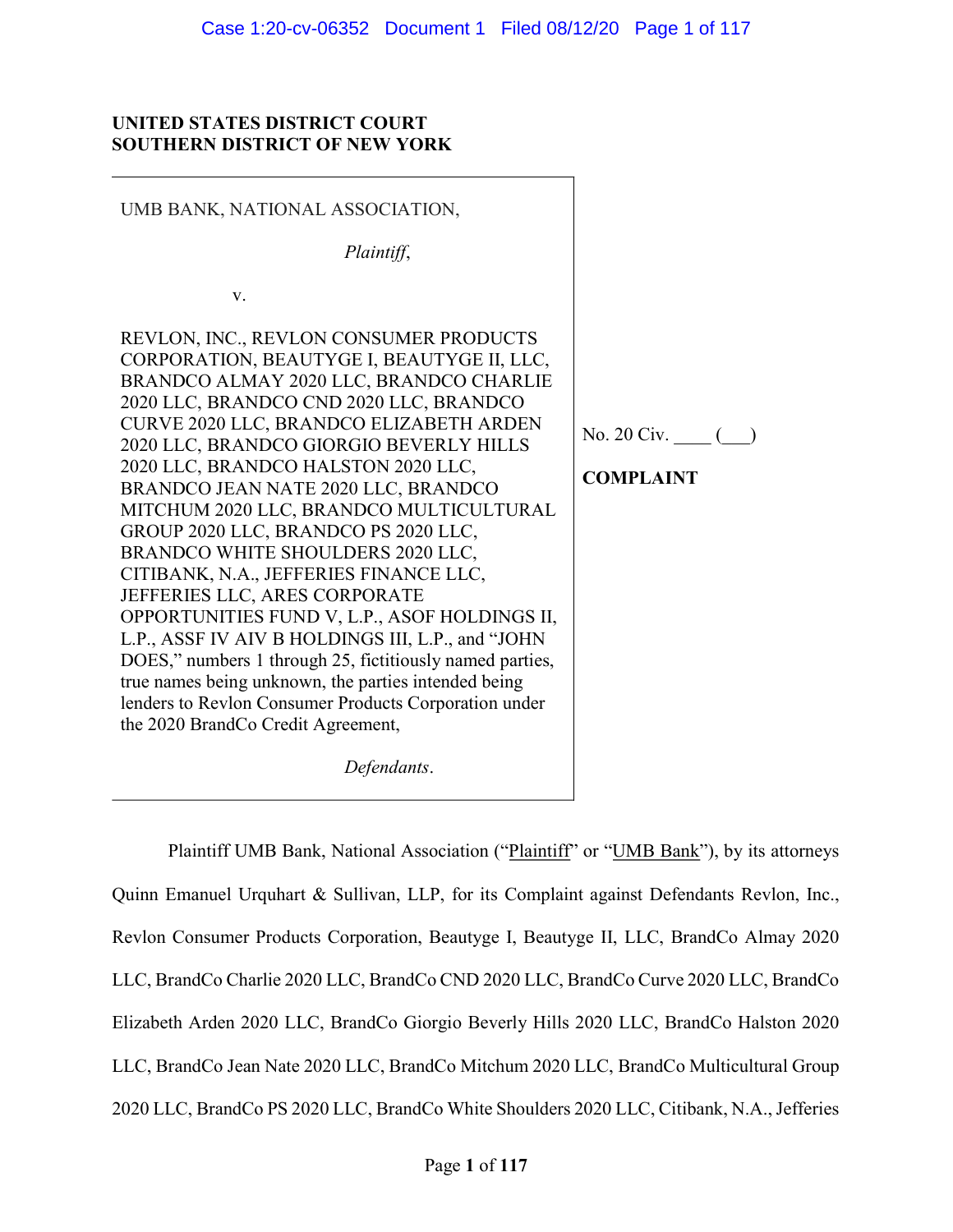**UNITED STATES DISTRICT COURT**
**SOUTHERN DISTRICT OF NEW YORK**

UMB BANK, NATIONAL ASSOCIATION,

*Plaintiff*,

v.

REVLON, INC., REVLON CONSUMER PRODUCTS CORPORATION, BEAUTYGE I, BEAUTYGE II, LLC, BRANDCO ALMAY 2020 LLC, BRANDCO CHARLIE 2020 LLC, BRANDCO CND 2020 LLC, BRANDCO CURVE 2020 LLC, BRANDCO ELIZABETH ARDEN 2020 LLC, BRANDCO GIORGIO BEVERLY HILLS 2020 LLC, BRANDCO HALSTON 2020 LLC, BRANDCO JEAN NATE 2020 LLC, BRANDCO MITCHUM 2020 LLC, BRANDCO MULTICULTURAL GROUP 2020 LLC, BRANDCO PS 2020 LLC, BRANDCO WHITE SHOULDERS 2020 LLC, CITIBANK, N.A., JEFFERIES FINANCE LLC, JEFFERIES LLC, ARES CORPORATE OPPORTUNITIES FUND V, L.P., ASOF HOLDINGS II, L.P., ASSF IV AIV B HOLDINGS III, L.P., and "JOHN DOES," numbers 1 through 25, fictitiously named parties, true names being unknown, the parties intended being lenders to Revlon Consumer Products Corporation under the 2020 BrandCo Credit Agreement,

*Defendants*.

No. 20 Civ. ____ (___)

**COMPLAINT**

Plaintiff UMB Bank, National Association ("Plaintiff" or "UMB Bank"), by its attorneys Quinn Emanuel Urquhart & Sullivan, LLP, for its Complaint against Defendants Revlon, Inc., Revlon Consumer Products Corporation, Beautyge I, Beautyge II, LLC, BrandCo Almay 2020 LLC, BrandCo Charlie 2020 LLC, BrandCo CND 2020 LLC, BrandCo Curve 2020 LLC, BrandCo Elizabeth Arden 2020 LLC, BrandCo Giorgio Beverly Hills 2020 LLC, BrandCo Halston 2020 LLC, BrandCo Jean Nate 2020 LLC, BrandCo Mitchum 2020 LLC, BrandCo Multicultural Group 2020 LLC, BrandCo PS 2020 LLC, BrandCo White Shoulders 2020 LLC, Citibank, N.A., Jefferies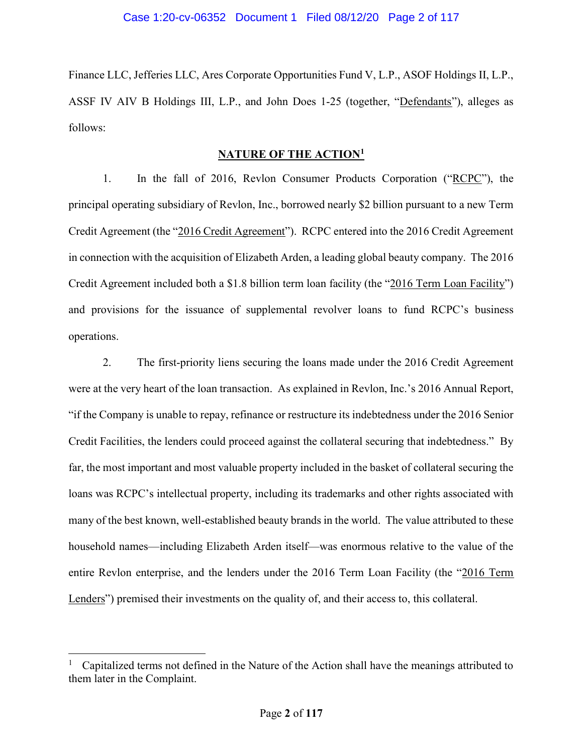Finance LLC, Jefferies LLC, Ares Corporate Opportunities Fund V, L.P., ASOF Holdings II, L.P., ASSF IV AIV B Holdings III, L.P., and John Does 1-25 (together, "Defendants"), alleges as follows:

## NATURE OF THE ACTION[1]

1. In the fall of 2016, Revlon Consumer Products Corporation ("RCPC"), the principal operating subsidiary of Revlon, Inc., borrowed nearly $2 billion pursuant to a new Term Credit Agreement (the "2016 Credit Agreement"). RCPC entered into the 2016 Credit Agreement in connection with the acquisition of Elizabeth Arden, a leading global beauty company. The 2016 Credit Agreement included both a $1.8 billion term loan facility (the "2016 Term Loan Facility") and provisions for the issuance of supplemental revolver loans to fund RCPC's business operations.

2. The first-priority liens securing the loans made under the 2016 Credit Agreement were at the very heart of the loan transaction. As explained in Revlon, Inc.'s 2016 Annual Report, "if the Company is unable to repay, refinance or restructure its indebtedness under the 2016 Senior Credit Facilities, the lenders could proceed against the collateral securing that indebtedness." By far, the most important and most valuable property included in the basket of collateral securing the loans was RCPC's intellectual property, including its trademarks and other rights associated with many of the best known, well-established beauty brands in the world. The value attributed to these household names—including Elizabeth Arden itself—was enormous relative to the value of the entire Revlon enterprise, and the lenders under the 2016 Term Loan Facility (the "2016 Term Lenders") premised their investments on the quality of, and their access to, this collateral.

[1] Capitalized terms not defined in the Nature of the Action shall have the meanings attributed to them later in the Complaint.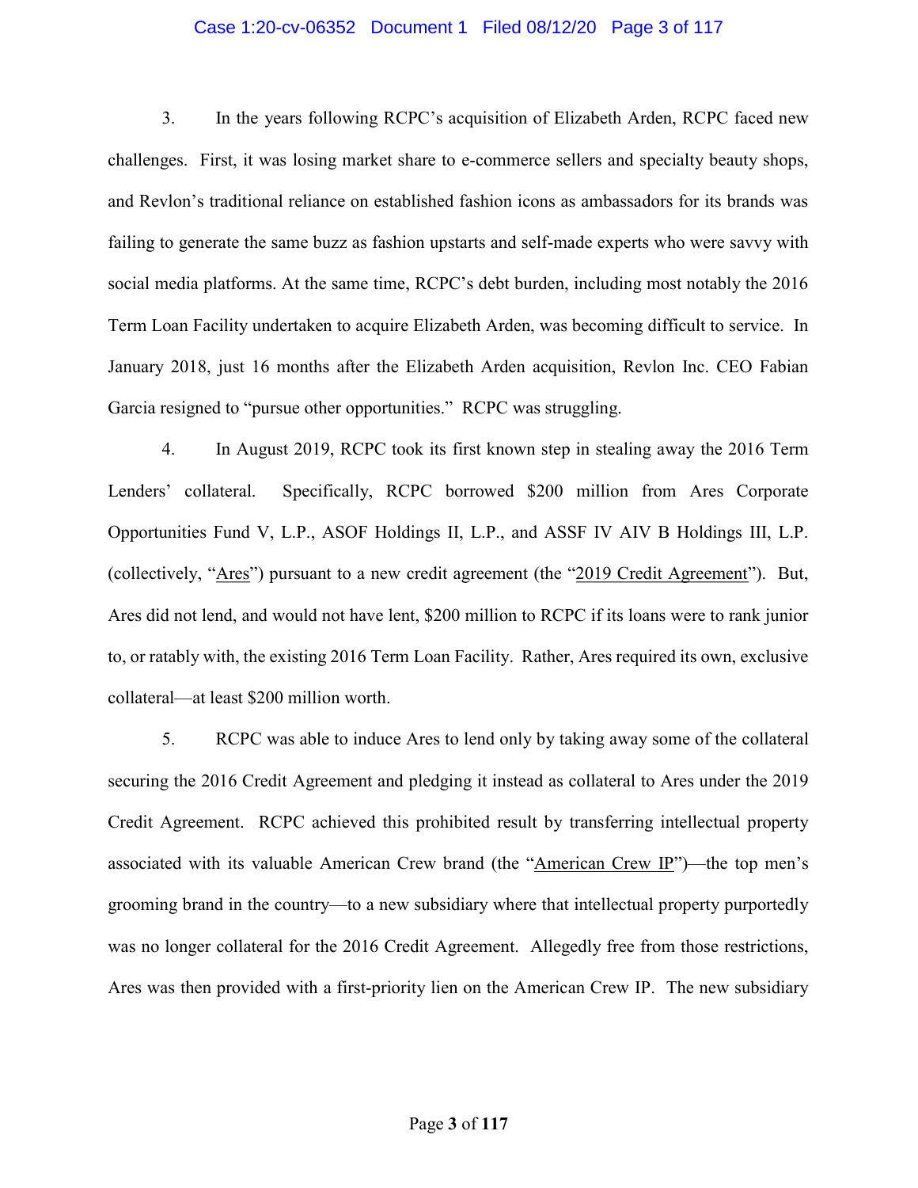3. In the years following RCPC's acquisition of Elizabeth Arden, RCPC faced new challenges. First, it was losing market share to e-commerce sellers and specialty beauty shops, and Revlon's traditional reliance on established fashion icons as ambassadors for its brands was failing to generate the same buzz as fashion upstarts and self-made experts who were savvy with social media platforms. At the same time, RCPC's debt burden, including most notably the 2016 Term Loan Facility undertaken to acquire Elizabeth Arden, was becoming difficult to service. In January 2018, just 16 months after the Elizabeth Arden acquisition, Revlon Inc. CEO Fabian Garcia resigned to "pursue other opportunities." RCPC was struggling.

4. In August 2019, RCPC took its first known step in stealing away the 2016 Term Lenders' collateral. Specifically, RCPC borrowed $200 million from Ares Corporate Opportunities Fund V, L.P., ASOF Holdings II, L.P., and ASSF IV AIV B Holdings III, L.P. (collectively, "Ares") pursuant to a new credit agreement (the "2019 Credit Agreement"). But, Ares did not lend, and would not have lent, $200 million to RCPC if its loans were to rank junior to, or ratably with, the existing 2016 Term Loan Facility. Rather, Ares required its own, exclusive collateral—at least $200 million worth.

5. RCPC was able to induce Ares to lend only by taking away some of the collateral securing the 2016 Credit Agreement and pledging it instead as collateral to Ares under the 2019 Credit Agreement. RCPC achieved this prohibited result by transferring intellectual property associated with its valuable American Crew brand (the "American Crew IP")—the top men's grooming brand in the country—to a new subsidiary where that intellectual property purportedly was no longer collateral for the 2016 Credit Agreement. Allegedly free from those restrictions, Ares was then provided with a first-priority lien on the American Crew IP. The new subsidiary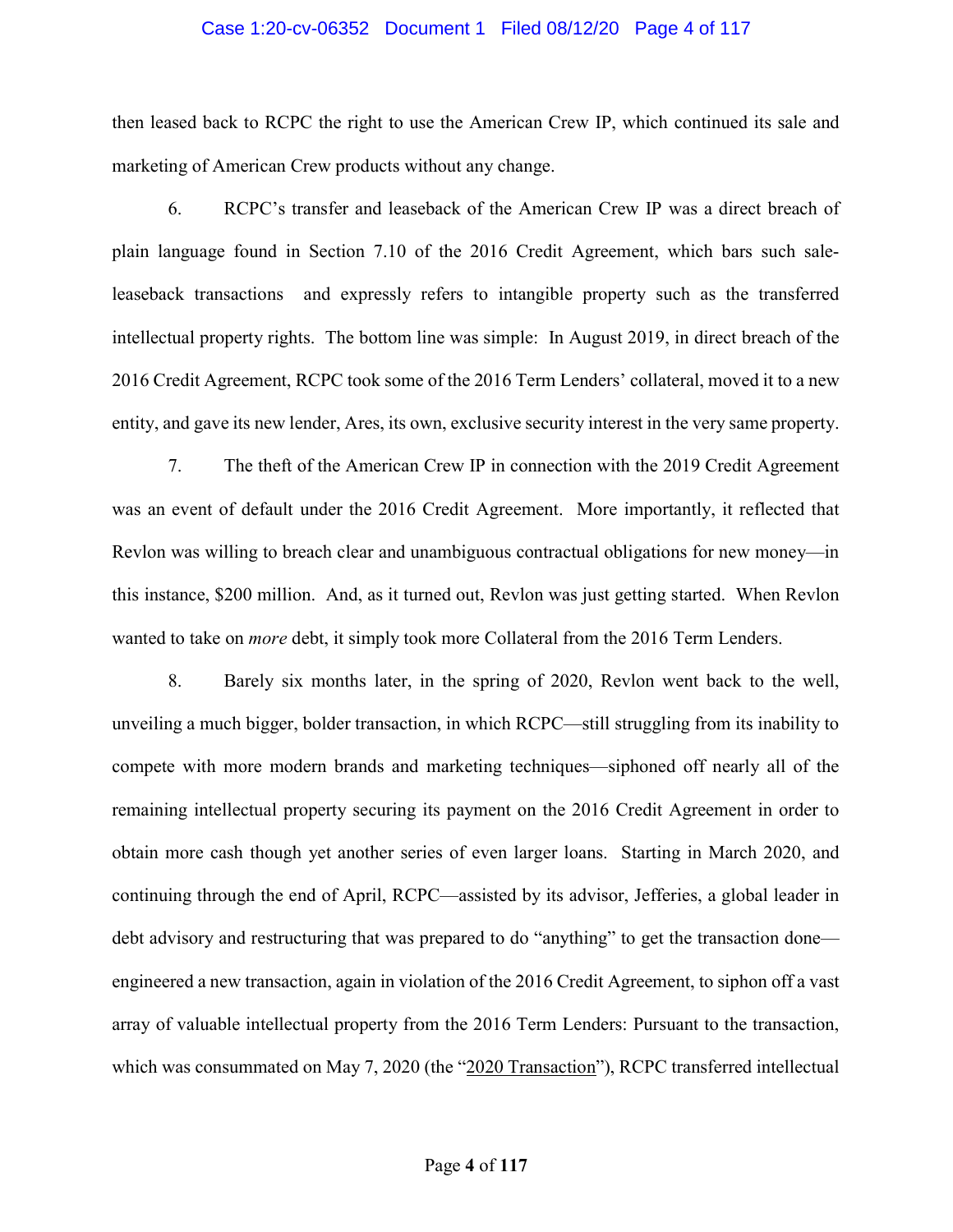then leased back to RCPC the right to use the American Crew IP, which continued its sale and marketing of American Crew products without any change.

6. RCPC's transfer and leaseback of the American Crew IP was a direct breach of plain language found in Section 7.10 of the 2016 Credit Agreement, which bars such sale-leaseback transactions and expressly refers to intangible property such as the transferred intellectual property rights. The bottom line was simple: In August 2019, in direct breach of the 2016 Credit Agreement, RCPC took some of the 2016 Term Lenders' collateral, moved it to a new entity, and gave its new lender, Ares, its own, exclusive security interest in the very same property.

7. The theft of the American Crew IP in connection with the 2019 Credit Agreement was an event of default under the 2016 Credit Agreement. More importantly, it reflected that Revlon was willing to breach clear and unambiguous contractual obligations for new money—in this instance, $200 million. And, as it turned out, Revlon was just getting started. When Revlon wanted to take on *more* debt, it simply took more Collateral from the 2016 Term Lenders.

8. Barely six months later, in the spring of 2020, Revlon went back to the well, unveiling a much bigger, bolder transaction, in which RCPC—still struggling from its inability to compete with more modern brands and marketing techniques—siphoned off nearly all of the remaining intellectual property securing its payment on the 2016 Credit Agreement in order to obtain more cash though yet another series of even larger loans. Starting in March 2020, and continuing through the end of April, RCPC—assisted by its advisor, Jefferies, a global leader in debt advisory and restructuring that was prepared to do "anything" to get the transaction done—engineered a new transaction, again in violation of the 2016 Credit Agreement, to siphon off a vast array of valuable intellectual property from the 2016 Term Lenders: Pursuant to the transaction, which was consummated on May 7, 2020 (the "2020 Transaction"), RCPC transferred intellectual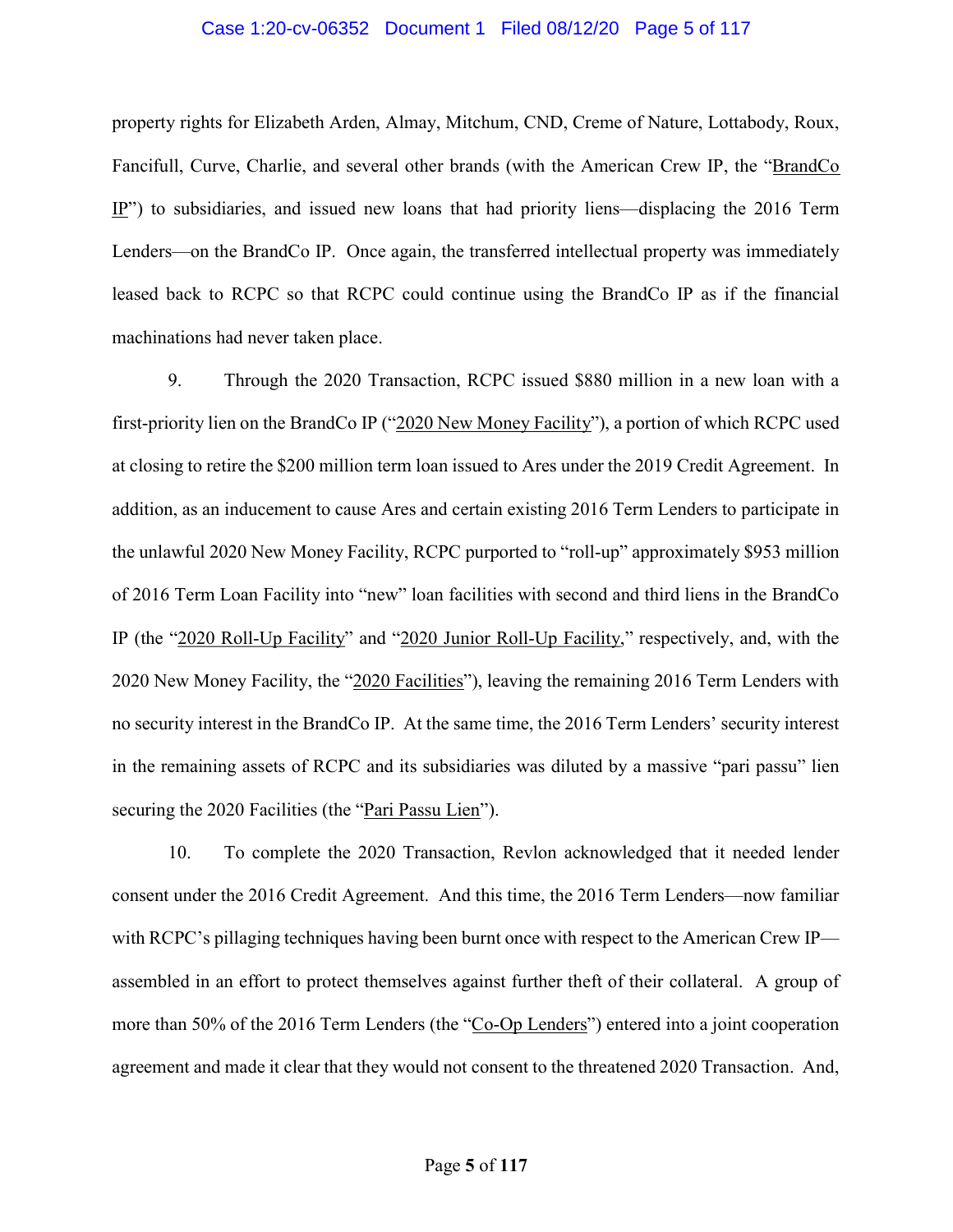property rights for Elizabeth Arden, Almay, Mitchum, CND, Creme of Nature, Lottabody, Roux, Fancifull, Curve, Charlie, and several other brands (with the American Crew IP, the "BrandCo IP") to subsidiaries, and issued new loans that had priority liens—displacing the 2016 Term Lenders—on the BrandCo IP. Once again, the transferred intellectual property was immediately leased back to RCPC so that RCPC could continue using the BrandCo IP as if the financial machinations had never taken place.

9. Through the 2020 Transaction, RCPC issued $880 million in a new loan with a first-priority lien on the BrandCo IP ("2020 New Money Facility"), a portion of which RCPC used at closing to retire the $200 million term loan issued to Ares under the 2019 Credit Agreement. In addition, as an inducement to cause Ares and certain existing 2016 Term Lenders to participate in the unlawful 2020 New Money Facility, RCPC purported to "roll-up" approximately $953 million of 2016 Term Loan Facility into "new" loan facilities with second and third liens in the BrandCo IP (the "2020 Roll-Up Facility" and "2020 Junior Roll-Up Facility," respectively, and, with the 2020 New Money Facility, the "2020 Facilities"), leaving the remaining 2016 Term Lenders with no security interest in the BrandCo IP. At the same time, the 2016 Term Lenders' security interest in the remaining assets of RCPC and its subsidiaries was diluted by a massive "pari passu" lien securing the 2020 Facilities (the "Pari Passu Lien").

10. To complete the 2020 Transaction, Revlon acknowledged that it needed lender consent under the 2016 Credit Agreement. And this time, the 2016 Term Lenders—now familiar with RCPC's pillaging techniques having been burnt once with respect to the American Crew IP—assembled in an effort to protect themselves against further theft of their collateral. A group of more than 50% of the 2016 Term Lenders (the "Co-Op Lenders") entered into a joint cooperation agreement and made it clear that they would not consent to the threatened 2020 Transaction. And,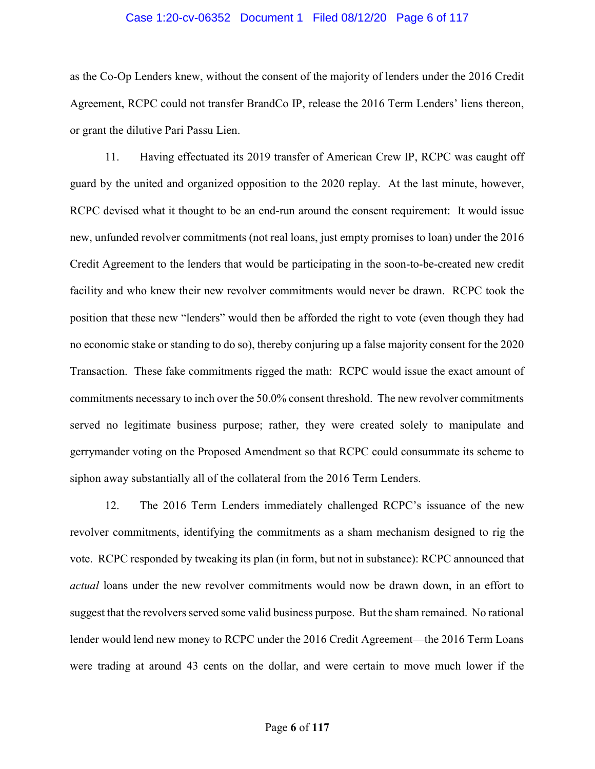as the Co-Op Lenders knew, without the consent of the majority of lenders under the 2016 Credit Agreement, RCPC could not transfer BrandCo IP, release the 2016 Term Lenders' liens thereon, or grant the dilutive Pari Passu Lien.

11. Having effectuated its 2019 transfer of American Crew IP, RCPC was caught off guard by the united and organized opposition to the 2020 replay. At the last minute, however, RCPC devised what it thought to be an end-run around the consent requirement: It would issue new, unfunded revolver commitments (not real loans, just empty promises to loan) under the 2016 Credit Agreement to the lenders that would be participating in the soon-to-be-created new credit facility and who knew their new revolver commitments would never be drawn. RCPC took the position that these new "lenders" would then be afforded the right to vote (even though they had no economic stake or standing to do so), thereby conjuring up a false majority consent for the 2020 Transaction. These fake commitments rigged the math: RCPC would issue the exact amount of commitments necessary to inch over the 50.0% consent threshold. The new revolver commitments served no legitimate business purpose; rather, they were created solely to manipulate and gerrymander voting on the Proposed Amendment so that RCPC could consummate its scheme to siphon away substantially all of the collateral from the 2016 Term Lenders.

12. The 2016 Term Lenders immediately challenged RCPC's issuance of the new revolver commitments, identifying the commitments as a sham mechanism designed to rig the vote. RCPC responded by tweaking its plan (in form, but not in substance): RCPC announced that *actual* loans under the new revolver commitments would now be drawn down, in an effort to suggest that the revolvers served some valid business purpose. But the sham remained. No rational lender would lend new money to RCPC under the 2016 Credit Agreement—the 2016 Term Loans were trading at around 43 cents on the dollar, and were certain to move much lower if the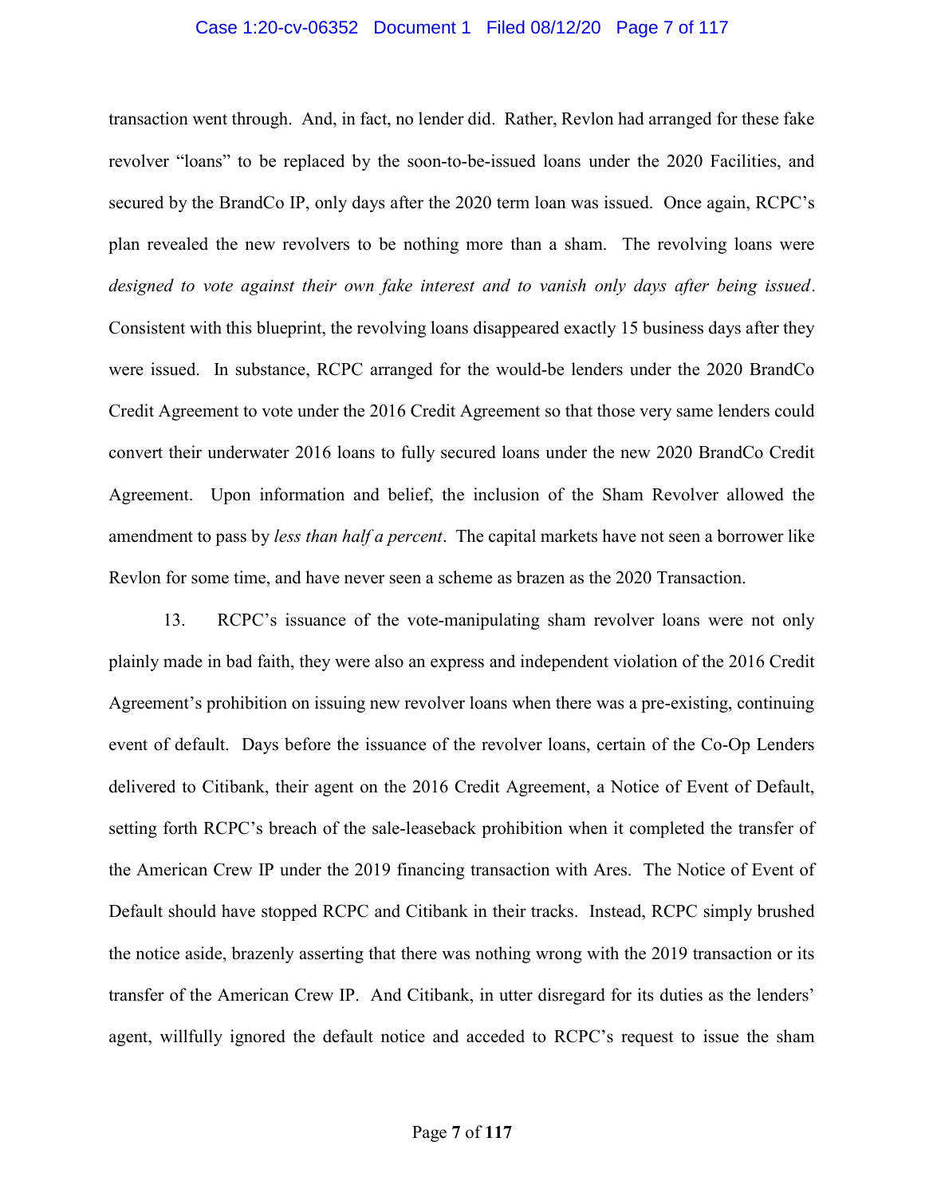transaction went through. And, in fact, no lender did. Rather, Revlon had arranged for these fake revolver "loans" to be replaced by the soon-to-be-issued loans under the 2020 Facilities, and secured by the BrandCo IP, only days after the 2020 term loan was issued. Once again, RCPC's plan revealed the new revolvers to be nothing more than a sham. The revolving loans were *designed to vote against their own fake interest and to vanish only days after being issued*. Consistent with this blueprint, the revolving loans disappeared exactly 15 business days after they were issued. In substance, RCPC arranged for the would-be lenders under the 2020 BrandCo Credit Agreement to vote under the 2016 Credit Agreement so that those very same lenders could convert their underwater 2016 loans to fully secured loans under the new 2020 BrandCo Credit Agreement. Upon information and belief, the inclusion of the Sham Revolver allowed the amendment to pass by *less than half a percent*. The capital markets have not seen a borrower like Revlon for some time, and have never seen a scheme as brazen as the 2020 Transaction.

13. RCPC's issuance of the vote-manipulating sham revolver loans were not only plainly made in bad faith, they were also an express and independent violation of the 2016 Credit Agreement's prohibition on issuing new revolver loans when there was a pre-existing, continuing event of default. Days before the issuance of the revolver loans, certain of the Co-Op Lenders delivered to Citibank, their agent on the 2016 Credit Agreement, a Notice of Event of Default, setting forth RCPC's breach of the sale-leaseback prohibition when it completed the transfer of the American Crew IP under the 2019 financing transaction with Ares. The Notice of Event of Default should have stopped RCPC and Citibank in their tracks. Instead, RCPC simply brushed the notice aside, brazenly asserting that there was nothing wrong with the 2019 transaction or its transfer of the American Crew IP. And Citibank, in utter disregard for its duties as the lenders' agent, willfully ignored the default notice and acceded to RCPC's request to issue the sham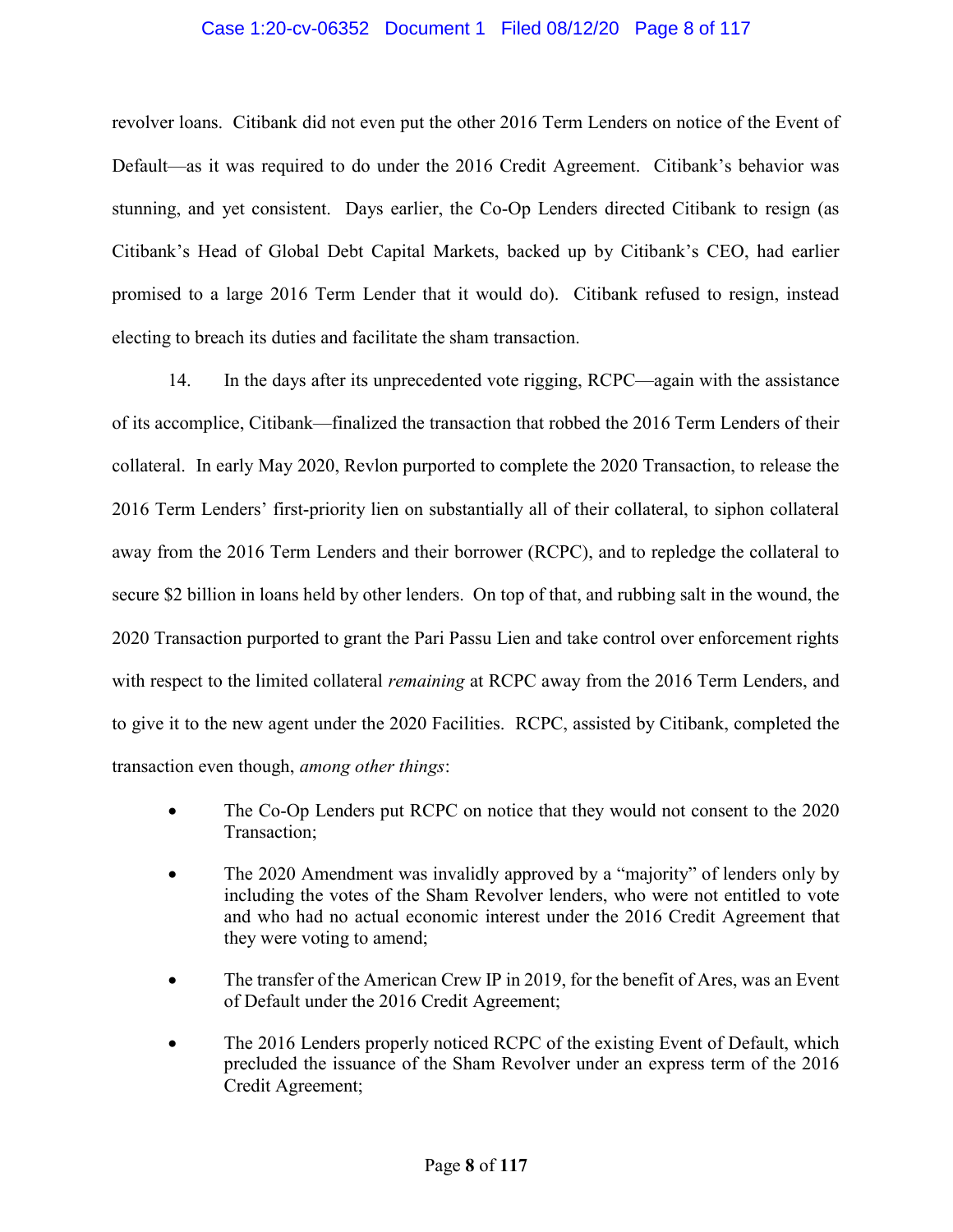revolver loans. Citibank did not even put the other 2016 Term Lenders on notice of the Event of Default—as it was required to do under the 2016 Credit Agreement. Citibank's behavior was stunning, and yet consistent. Days earlier, the Co-Op Lenders directed Citibank to resign (as Citibank's Head of Global Debt Capital Markets, backed up by Citibank's CEO, had earlier promised to a large 2016 Term Lender that it would do). Citibank refused to resign, instead electing to breach its duties and facilitate the sham transaction.

14. In the days after its unprecedented vote rigging, RCPC—again with the assistance of its accomplice, Citibank—finalized the transaction that robbed the 2016 Term Lenders of their collateral. In early May 2020, Revlon purported to complete the 2020 Transaction, to release the 2016 Term Lenders' first-priority lien on substantially all of their collateral, to siphon collateral away from the 2016 Term Lenders and their borrower (RCPC), and to repledge the collateral to secure $2 billion in loans held by other lenders. On top of that, and rubbing salt in the wound, the 2020 Transaction purported to grant the Pari Passu Lien and take control over enforcement rights with respect to the limited collateral *remaining* at RCPC away from the 2016 Term Lenders, and to give it to the new agent under the 2020 Facilities. RCPC, assisted by Citibank, completed the transaction even though, *among other things*:

- The Co-Op Lenders put RCPC on notice that they would not consent to the 2020 Transaction;
- The 2020 Amendment was invalidly approved by a "majority" of lenders only by including the votes of the Sham Revolver lenders, who were not entitled to vote and who had no actual economic interest under the 2016 Credit Agreement that they were voting to amend;
- The transfer of the American Crew IP in 2019, for the benefit of Ares, was an Event of Default under the 2016 Credit Agreement;
- The 2016 Lenders properly noticed RCPC of the existing Event of Default, which precluded the issuance of the Sham Revolver under an express term of the 2016 Credit Agreement;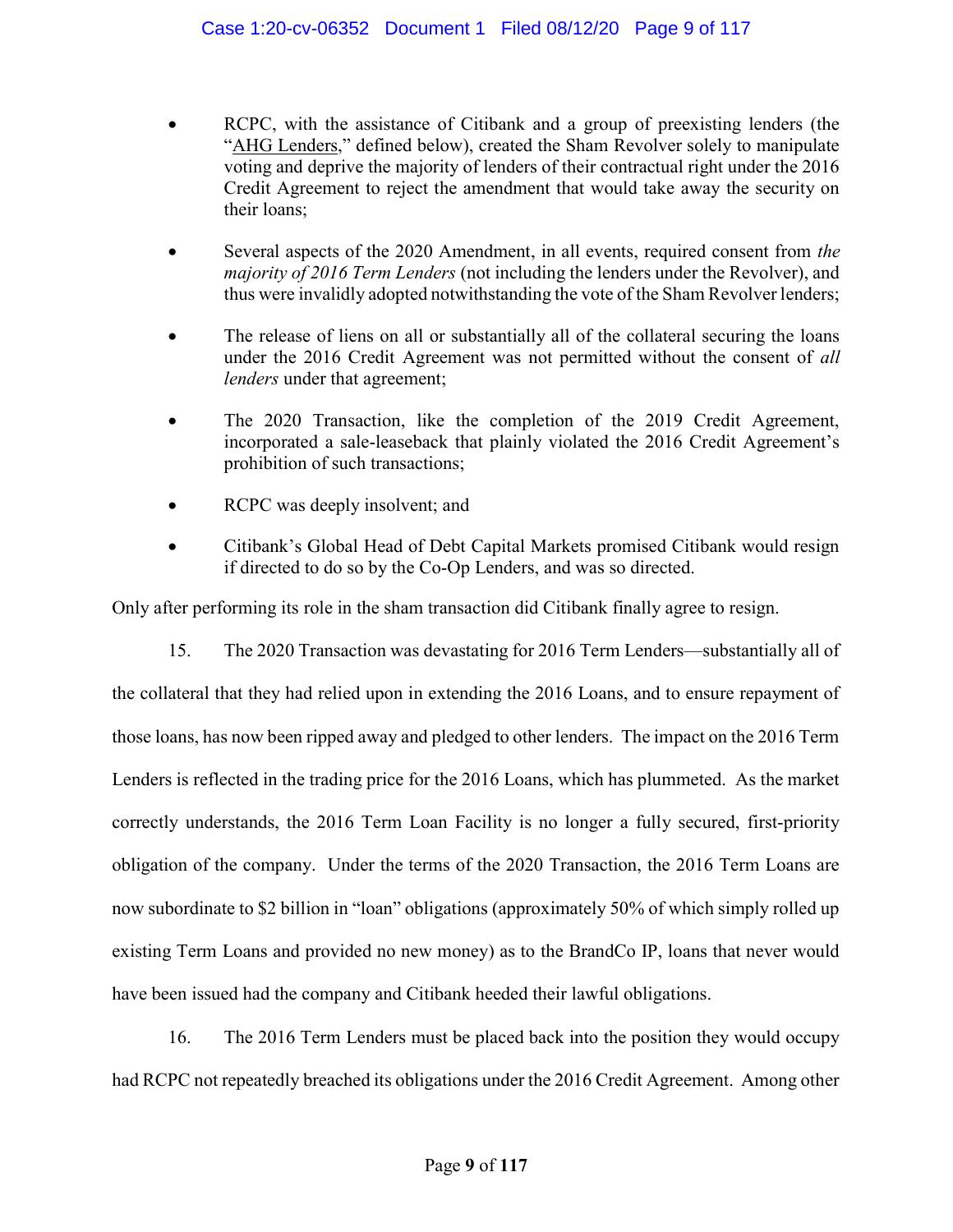- RCPC, with the assistance of Citibank and a group of preexisting lenders (the "AHG Lenders," defined below), created the Sham Revolver solely to manipulate voting and deprive the majority of lenders of their contractual right under the 2016 Credit Agreement to reject the amendment that would take away the security on their loans;

- Several aspects of the 2020 Amendment, in all events, required consent from *the majority of 2016 Term Lenders* (not including the lenders under the Revolver), and thus were invalidly adopted notwithstanding the vote of the Sham Revolver lenders;

- The release of liens on all or substantially all of the collateral securing the loans under the 2016 Credit Agreement was not permitted without the consent of *all lenders* under that agreement;

- The 2020 Transaction, like the completion of the 2019 Credit Agreement, incorporated a sale-leaseback that plainly violated the 2016 Credit Agreement's prohibition of such transactions;

- RCPC was deeply insolvent; and

- Citibank's Global Head of Debt Capital Markets promised Citibank would resign if directed to do so by the Co-Op Lenders, and was so directed.

Only after performing its role in the sham transaction did Citibank finally agree to resign.

15. The 2020 Transaction was devastating for 2016 Term Lenders—substantially all of the collateral that they had relied upon in extending the 2016 Loans, and to ensure repayment of those loans, has now been ripped away and pledged to other lenders. The impact on the 2016 Term Lenders is reflected in the trading price for the 2016 Loans, which has plummeted. As the market correctly understands, the 2016 Term Loan Facility is no longer a fully secured, first-priority obligation of the company. Under the terms of the 2020 Transaction, the 2016 Term Loans are now subordinate to $2 billion in "loan" obligations (approximately 50% of which simply rolled up existing Term Loans and provided no new money) as to the BrandCo IP, loans that never would have been issued had the company and Citibank heeded their lawful obligations.

16. The 2016 Term Lenders must be placed back into the position they would occupy had RCPC not repeatedly breached its obligations under the 2016 Credit Agreement. Among other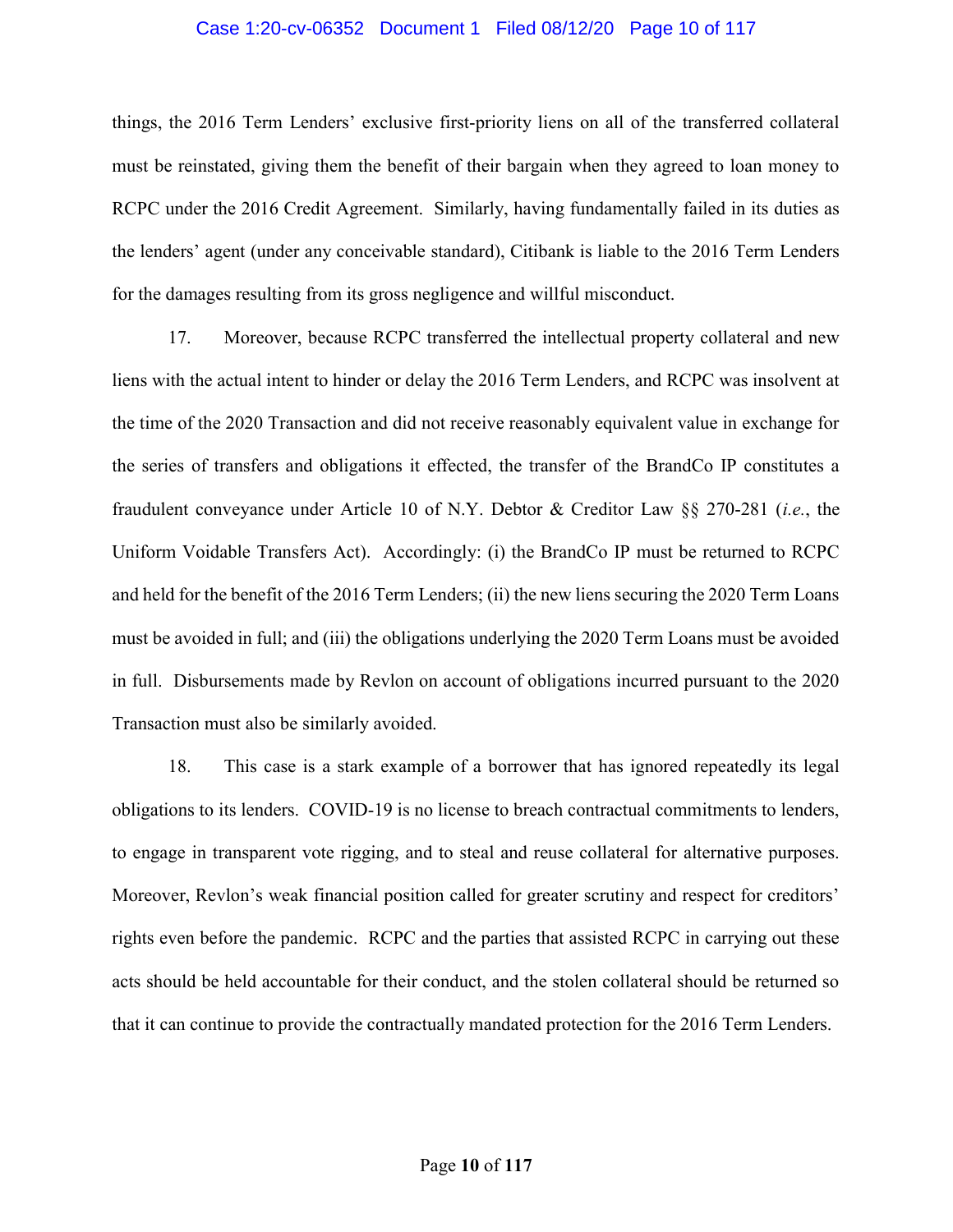things, the 2016 Term Lenders' exclusive first-priority liens on all of the transferred collateral must be reinstated, giving them the benefit of their bargain when they agreed to loan money to RCPC under the 2016 Credit Agreement. Similarly, having fundamentally failed in its duties as the lenders' agent (under any conceivable standard), Citibank is liable to the 2016 Term Lenders for the damages resulting from its gross negligence and willful misconduct.

17. Moreover, because RCPC transferred the intellectual property collateral and new liens with the actual intent to hinder or delay the 2016 Term Lenders, and RCPC was insolvent at the time of the 2020 Transaction and did not receive reasonably equivalent value in exchange for the series of transfers and obligations it effected, the transfer of the BrandCo IP constitutes a fraudulent conveyance under Article 10 of N.Y. Debtor & Creditor Law §§ 270-281 (*i.e.*, the Uniform Voidable Transfers Act). Accordingly: (i) the BrandCo IP must be returned to RCPC and held for the benefit of the 2016 Term Lenders; (ii) the new liens securing the 2020 Term Loans must be avoided in full; and (iii) the obligations underlying the 2020 Term Loans must be avoided in full. Disbursements made by Revlon on account of obligations incurred pursuant to the 2020 Transaction must also be similarly avoided.

18. This case is a stark example of a borrower that has ignored repeatedly its legal obligations to its lenders. COVID-19 is no license to breach contractual commitments to lenders, to engage in transparent vote rigging, and to steal and reuse collateral for alternative purposes. Moreover, Revlon's weak financial position called for greater scrutiny and respect for creditors' rights even before the pandemic. RCPC and the parties that assisted RCPC in carrying out these acts should be held accountable for their conduct, and the stolen collateral should be returned so that it can continue to provide the contractually mandated protection for the 2016 Term Lenders.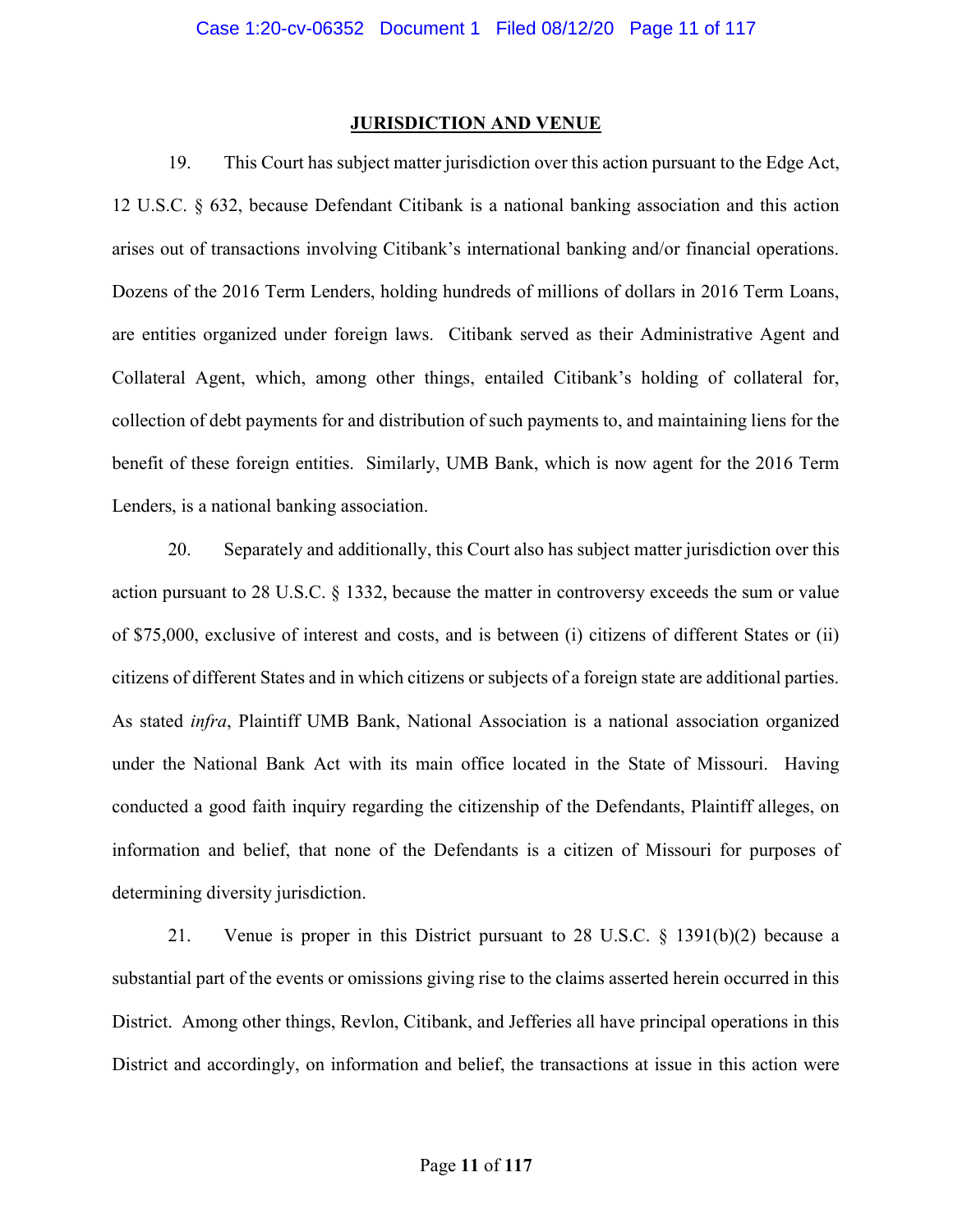## JURISDICTION AND VENUE

19. This Court has subject matter jurisdiction over this action pursuant to the Edge Act, 12 U.S.C. § 632, because Defendant Citibank is a national banking association and this action arises out of transactions involving Citibank's international banking and/or financial operations. Dozens of the 2016 Term Lenders, holding hundreds of millions of dollars in 2016 Term Loans, are entities organized under foreign laws. Citibank served as their Administrative Agent and Collateral Agent, which, among other things, entailed Citibank's holding of collateral for, collection of debt payments for and distribution of such payments to, and maintaining liens for the benefit of these foreign entities. Similarly, UMB Bank, which is now agent for the 2016 Term Lenders, is a national banking association.

20. Separately and additionally, this Court also has subject matter jurisdiction over this action pursuant to 28 U.S.C. § 1332, because the matter in controversy exceeds the sum or value of $75,000, exclusive of interest and costs, and is between (i) citizens of different States or (ii) citizens of different States and in which citizens or subjects of a foreign state are additional parties. As stated *infra*, Plaintiff UMB Bank, National Association is a national association organized under the National Bank Act with its main office located in the State of Missouri. Having conducted a good faith inquiry regarding the citizenship of the Defendants, Plaintiff alleges, on information and belief, that none of the Defendants is a citizen of Missouri for purposes of determining diversity jurisdiction.

21. Venue is proper in this District pursuant to 28 U.S.C. § 1391(b)(2) because a substantial part of the events or omissions giving rise to the claims asserted herein occurred in this District. Among other things, Revlon, Citibank, and Jefferies all have principal operations in this District and accordingly, on information and belief, the transactions at issue in this action were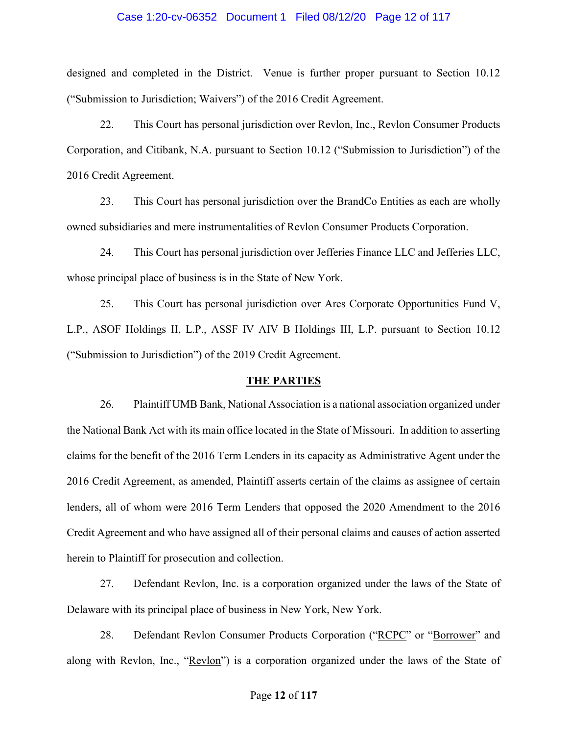designed and completed in the District. Venue is further proper pursuant to Section 10.12 ("Submission to Jurisdiction; Waivers") of the 2016 Credit Agreement.

22. This Court has personal jurisdiction over Revlon, Inc., Revlon Consumer Products Corporation, and Citibank, N.A. pursuant to Section 10.12 ("Submission to Jurisdiction") of the 2016 Credit Agreement.

23. This Court has personal jurisdiction over the BrandCo Entities as each are wholly owned subsidiaries and mere instrumentalities of Revlon Consumer Products Corporation.

24. This Court has personal jurisdiction over Jefferies Finance LLC and Jefferies LLC, whose principal place of business is in the State of New York.

25. This Court has personal jurisdiction over Ares Corporate Opportunities Fund V, L.P., ASOF Holdings II, L.P., ASSF IV AIV B Holdings III, L.P. pursuant to Section 10.12 ("Submission to Jurisdiction") of the 2019 Credit Agreement.

## THE PARTIES

26. Plaintiff UMB Bank, National Association is a national association organized under the National Bank Act with its main office located in the State of Missouri. In addition to asserting claims for the benefit of the 2016 Term Lenders in its capacity as Administrative Agent under the 2016 Credit Agreement, as amended, Plaintiff asserts certain of the claims as assignee of certain lenders, all of whom were 2016 Term Lenders that opposed the 2020 Amendment to the 2016 Credit Agreement and who have assigned all of their personal claims and causes of action asserted herein to Plaintiff for prosecution and collection.

27. Defendant Revlon, Inc. is a corporation organized under the laws of the State of Delaware with its principal place of business in New York, New York.

28. Defendant Revlon Consumer Products Corporation ("RCPC" or "Borrower" and along with Revlon, Inc., "Revlon") is a corporation organized under the laws of the State of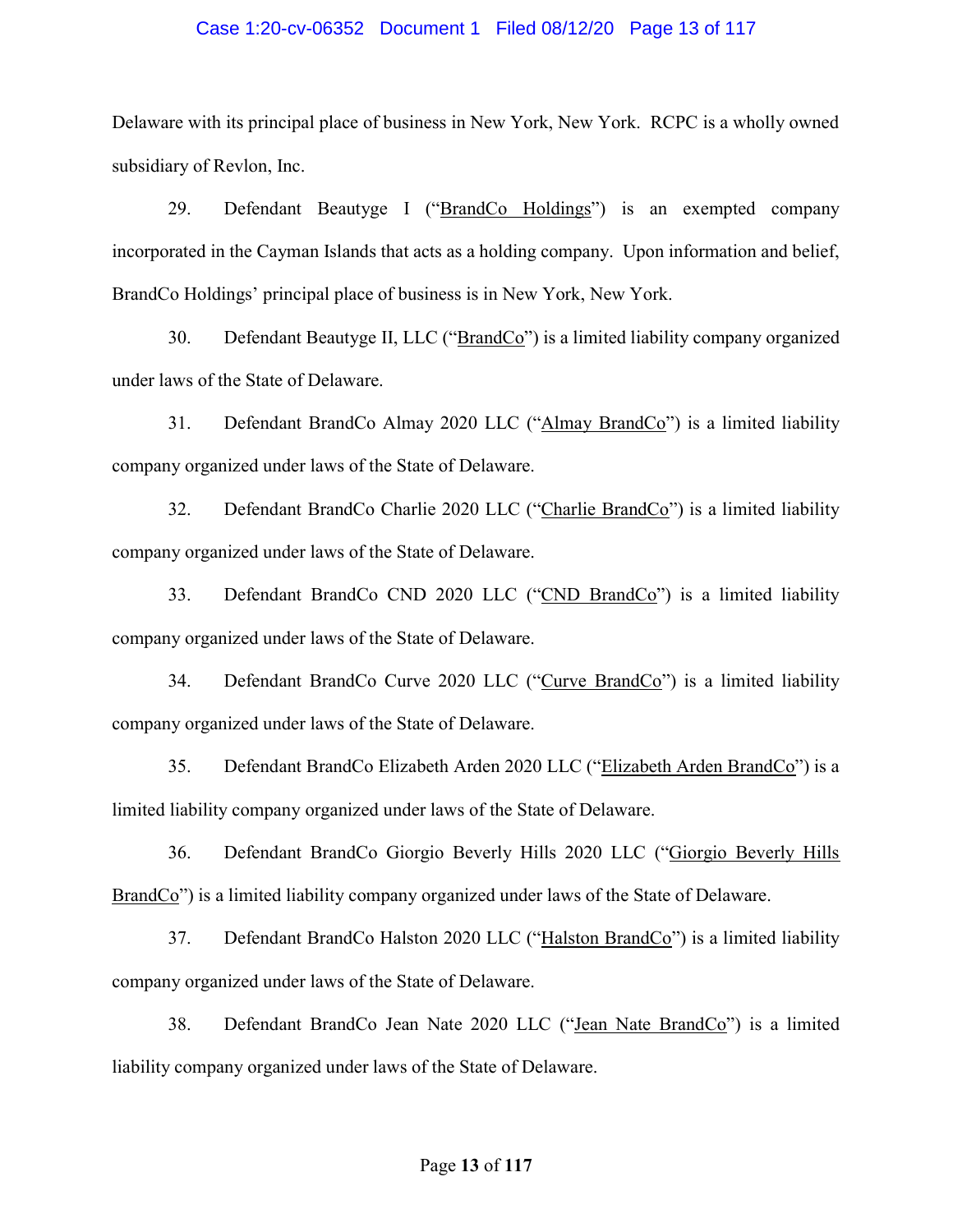Delaware with its principal place of business in New York, New York. RCPC is a wholly owned subsidiary of Revlon, Inc.

29. Defendant Beautyge I ("BrandCo Holdings") is an exempted company incorporated in the Cayman Islands that acts as a holding company. Upon information and belief, BrandCo Holdings' principal place of business is in New York, New York.

30. Defendant Beautyge II, LLC ("BrandCo") is a limited liability company organized under laws of the State of Delaware.

31. Defendant BrandCo Almay 2020 LLC ("Almay BrandCo") is a limited liability company organized under laws of the State of Delaware.

32. Defendant BrandCo Charlie 2020 LLC ("Charlie BrandCo") is a limited liability company organized under laws of the State of Delaware.

33. Defendant BrandCo CND 2020 LLC ("CND BrandCo") is a limited liability company organized under laws of the State of Delaware.

34. Defendant BrandCo Curve 2020 LLC ("Curve BrandCo") is a limited liability company organized under laws of the State of Delaware.

35. Defendant BrandCo Elizabeth Arden 2020 LLC ("Elizabeth Arden BrandCo") is a limited liability company organized under laws of the State of Delaware.

36. Defendant BrandCo Giorgio Beverly Hills 2020 LLC ("Giorgio Beverly Hills BrandCo") is a limited liability company organized under laws of the State of Delaware.

37. Defendant BrandCo Halston 2020 LLC ("Halston BrandCo") is a limited liability company organized under laws of the State of Delaware.

38. Defendant BrandCo Jean Nate 2020 LLC ("Jean Nate BrandCo") is a limited liability company organized under laws of the State of Delaware.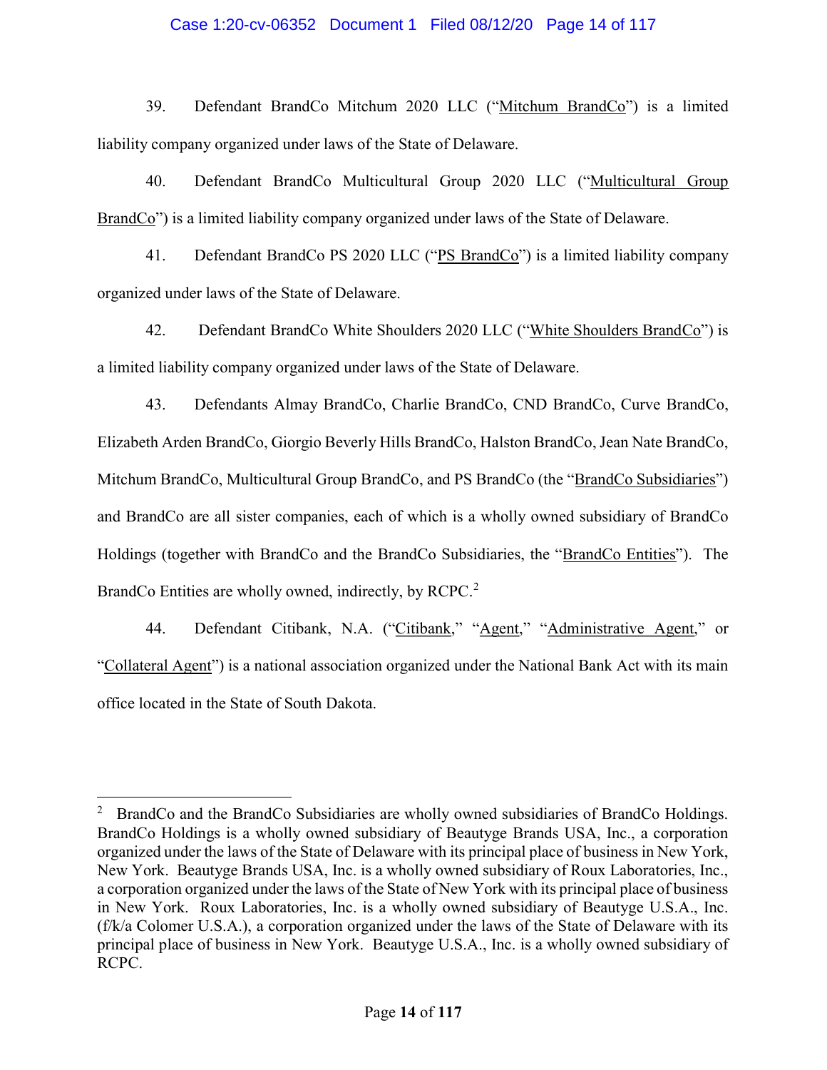39. Defendant BrandCo Mitchum 2020 LLC ("Mitchum BrandCo") is a limited liability company organized under laws of the State of Delaware.

40. Defendant BrandCo Multicultural Group 2020 LLC ("Multicultural Group BrandCo") is a limited liability company organized under laws of the State of Delaware.

41. Defendant BrandCo PS 2020 LLC ("PS BrandCo") is a limited liability company organized under laws of the State of Delaware.

42. Defendant BrandCo White Shoulders 2020 LLC ("White Shoulders BrandCo") is a limited liability company organized under laws of the State of Delaware.

43. Defendants Almay BrandCo, Charlie BrandCo, CND BrandCo, Curve BrandCo, Elizabeth Arden BrandCo, Giorgio Beverly Hills BrandCo, Halston BrandCo, Jean Nate BrandCo, Mitchum BrandCo, Multicultural Group BrandCo, and PS BrandCo (the "BrandCo Subsidiaries") and BrandCo are all sister companies, each of which is a wholly owned subsidiary of BrandCo Holdings (together with BrandCo and the BrandCo Subsidiaries, the "BrandCo Entities"). The BrandCo Entities are wholly owned, indirectly, by RCPC.[2]

44. Defendant Citibank, N.A. ("Citibank," "Agent," "Administrative Agent," or "Collateral Agent") is a national association organized under the National Bank Act with its main office located in the State of South Dakota.

---

[2] BrandCo and the BrandCo Subsidiaries are wholly owned subsidiaries of BrandCo Holdings. BrandCo Holdings is a wholly owned subsidiary of Beautyge Brands USA, Inc., a corporation organized under the laws of the State of Delaware with its principal place of business in New York, New York. Beautyge Brands USA, Inc. is a wholly owned subsidiary of Roux Laboratories, Inc., a corporation organized under the laws of the State of New York with its principal place of business in New York. Roux Laboratories, Inc. is a wholly owned subsidiary of Beautyge U.S.A., Inc. (f/k/a Colomer U.S.A.), a corporation organized under the laws of the State of Delaware with its principal place of business in New York. Beautyge U.S.A., Inc. is a wholly owned subsidiary of RCPC.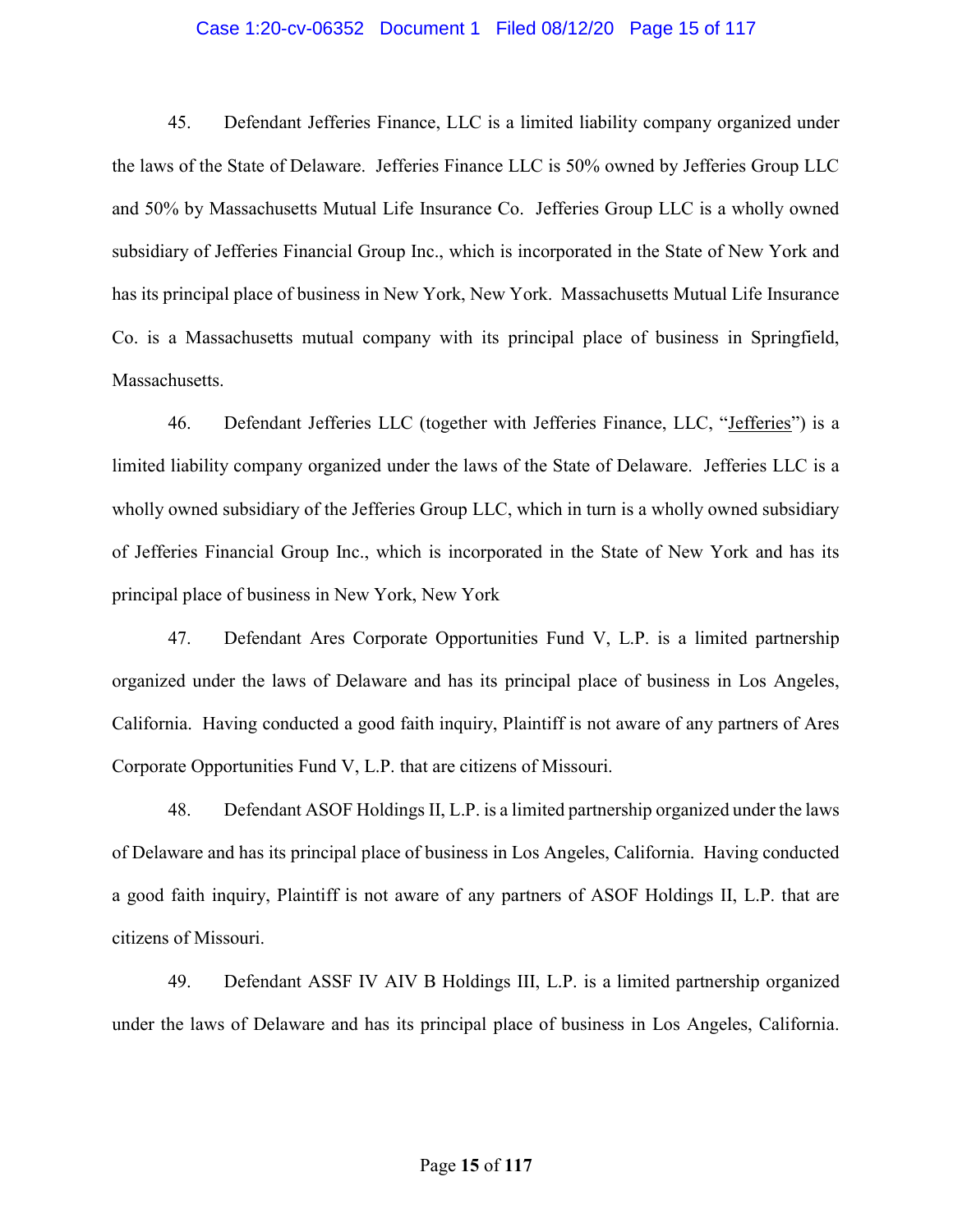45. Defendant Jefferies Finance, LLC is a limited liability company organized under the laws of the State of Delaware. Jefferies Finance LLC is 50% owned by Jefferies Group LLC and 50% by Massachusetts Mutual Life Insurance Co. Jefferies Group LLC is a wholly owned subsidiary of Jefferies Financial Group Inc., which is incorporated in the State of New York and has its principal place of business in New York, New York. Massachusetts Mutual Life Insurance Co. is a Massachusetts mutual company with its principal place of business in Springfield, Massachusetts.

46. Defendant Jefferies LLC (together with Jefferies Finance, LLC, "Jefferies") is a limited liability company organized under the laws of the State of Delaware. Jefferies LLC is a wholly owned subsidiary of the Jefferies Group LLC, which in turn is a wholly owned subsidiary of Jefferies Financial Group Inc., which is incorporated in the State of New York and has its principal place of business in New York, New York

47. Defendant Ares Corporate Opportunities Fund V, L.P. is a limited partnership organized under the laws of Delaware and has its principal place of business in Los Angeles, California. Having conducted a good faith inquiry, Plaintiff is not aware of any partners of Ares Corporate Opportunities Fund V, L.P. that are citizens of Missouri.

48. Defendant ASOF Holdings II, L.P. is a limited partnership organized under the laws of Delaware and has its principal place of business in Los Angeles, California. Having conducted a good faith inquiry, Plaintiff is not aware of any partners of ASOF Holdings II, L.P. that are citizens of Missouri.

49. Defendant ASSF IV AIV B Holdings III, L.P. is a limited partnership organized under the laws of Delaware and has its principal place of business in Los Angeles, California.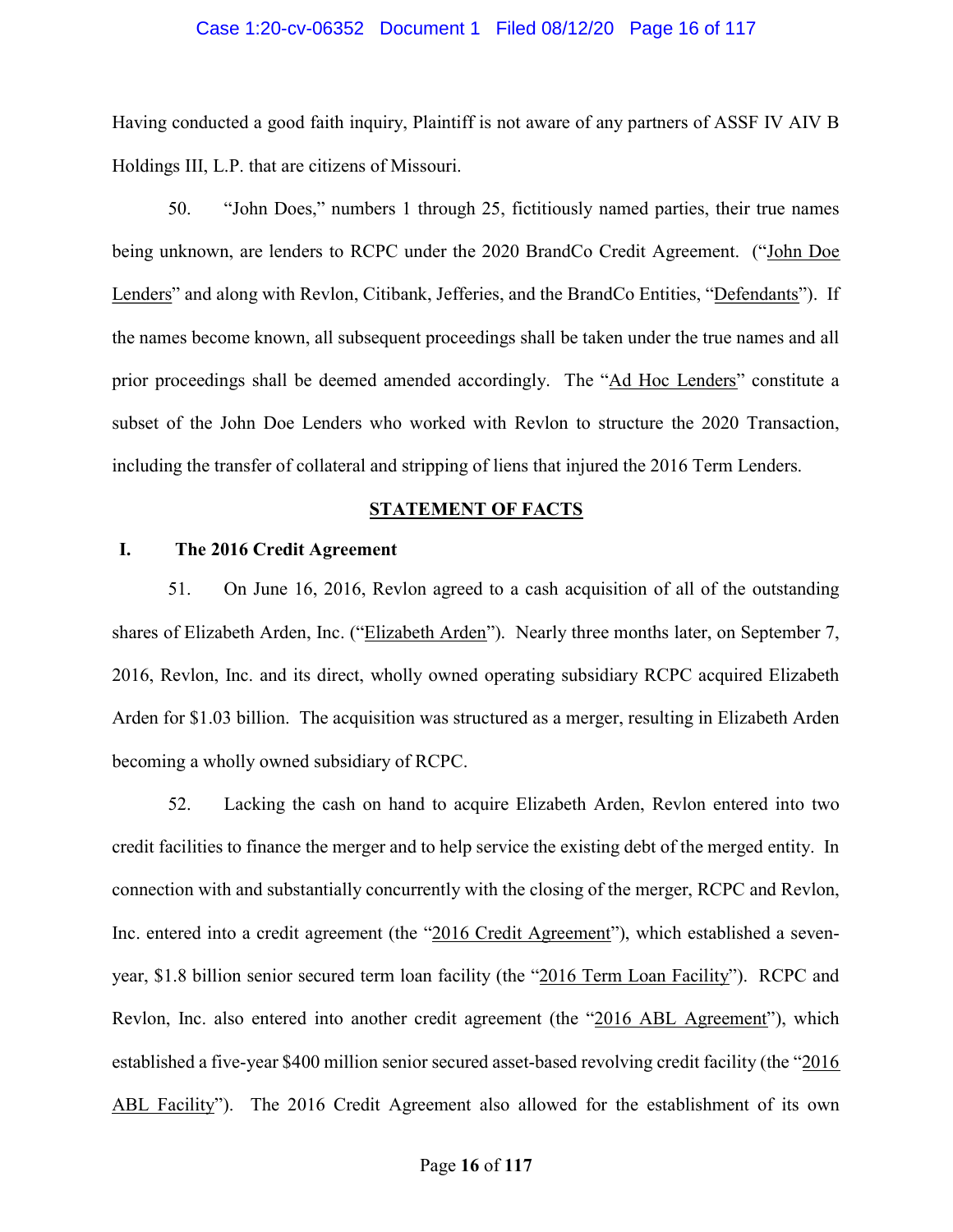Having conducted a good faith inquiry, Plaintiff is not aware of any partners of ASSF IV AIV B Holdings III, L.P. that are citizens of Missouri.

50. "John Does," numbers 1 through 25, fictitiously named parties, their true names being unknown, are lenders to RCPC under the 2020 BrandCo Credit Agreement. ("John Doe Lenders" and along with Revlon, Citibank, Jefferies, and the BrandCo Entities, "Defendants"). If the names become known, all subsequent proceedings shall be taken under the true names and all prior proceedings shall be deemed amended accordingly. The "Ad Hoc Lenders" constitute a subset of the John Doe Lenders who worked with Revlon to structure the 2020 Transaction, including the transfer of collateral and stripping of liens that injured the 2016 Term Lenders.

## STATEMENT OF FACTS

### I. The 2016 Credit Agreement

51. On June 16, 2016, Revlon agreed to a cash acquisition of all of the outstanding shares of Elizabeth Arden, Inc. ("Elizabeth Arden"). Nearly three months later, on September 7, 2016, Revlon, Inc. and its direct, wholly owned operating subsidiary RCPC acquired Elizabeth Arden for $1.03 billion. The acquisition was structured as a merger, resulting in Elizabeth Arden becoming a wholly owned subsidiary of RCPC.

52. Lacking the cash on hand to acquire Elizabeth Arden, Revlon entered into two credit facilities to finance the merger and to help service the existing debt of the merged entity. In connection with and substantially concurrently with the closing of the merger, RCPC and Revlon, Inc. entered into a credit agreement (the "2016 Credit Agreement"), which established a seven-year, $1.8 billion senior secured term loan facility (the "2016 Term Loan Facility"). RCPC and Revlon, Inc. also entered into another credit agreement (the "2016 ABL Agreement"), which established a five-year $400 million senior secured asset-based revolving credit facility (the "2016 ABL Facility"). The 2016 Credit Agreement also allowed for the establishment of its own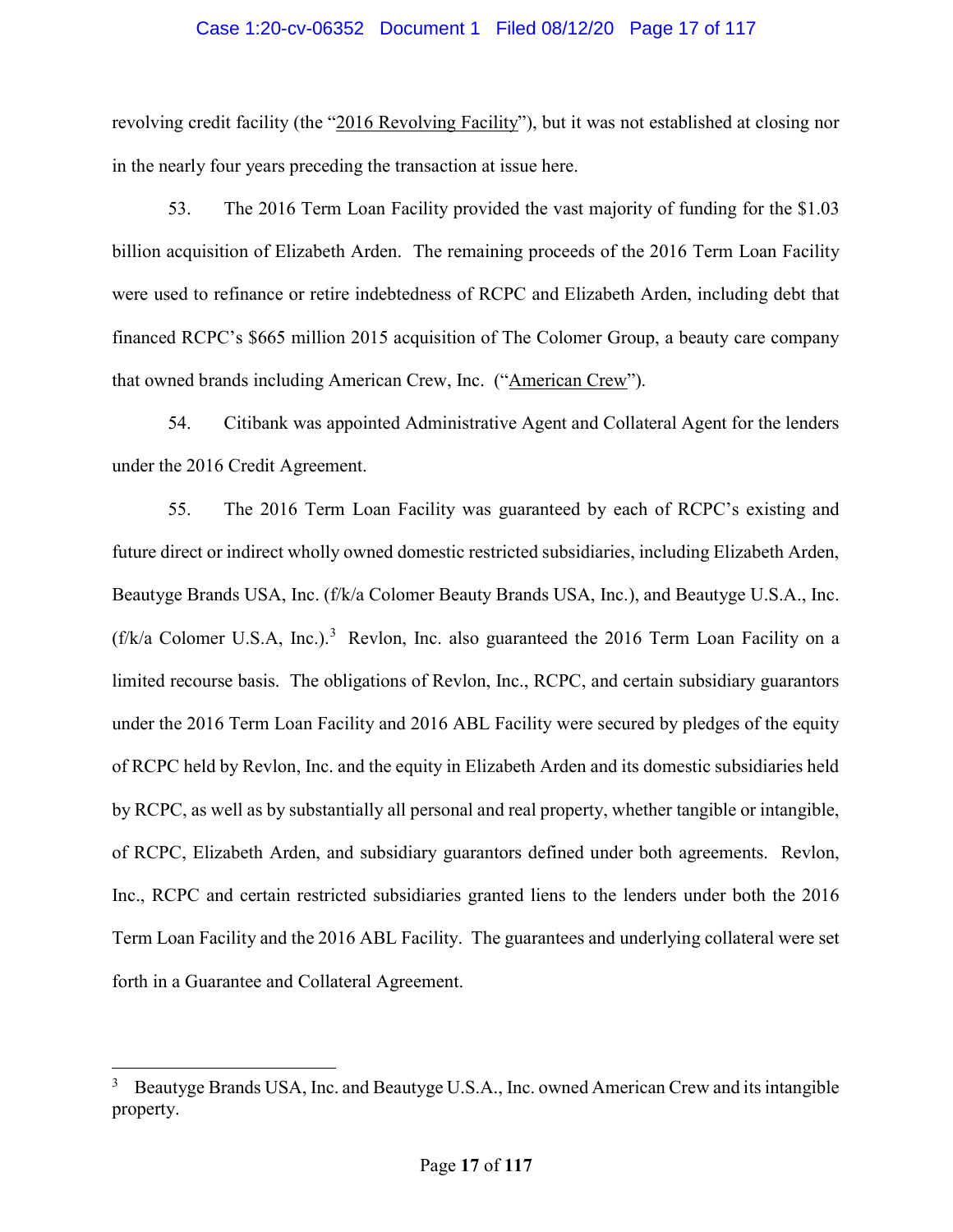revolving credit facility (the "2016 Revolving Facility"), but it was not established at closing nor in the nearly four years preceding the transaction at issue here.

53. The 2016 Term Loan Facility provided the vast majority of funding for the $1.03 billion acquisition of Elizabeth Arden. The remaining proceeds of the 2016 Term Loan Facility were used to refinance or retire indebtedness of RCPC and Elizabeth Arden, including debt that financed RCPC's $665 million 2015 acquisition of The Colomer Group, a beauty care company that owned brands including American Crew, Inc. ("American Crew").

54. Citibank was appointed Administrative Agent and Collateral Agent for the lenders under the 2016 Credit Agreement.

55. The 2016 Term Loan Facility was guaranteed by each of RCPC's existing and future direct or indirect wholly owned domestic restricted subsidiaries, including Elizabeth Arden, Beautyge Brands USA, Inc. (f/k/a Colomer Beauty Brands USA, Inc.), and Beautyge U.S.A., Inc. (f/k/a Colomer U.S.A, Inc.).[3] Revlon, Inc. also guaranteed the 2016 Term Loan Facility on a limited recourse basis. The obligations of Revlon, Inc., RCPC, and certain subsidiary guarantors under the 2016 Term Loan Facility and 2016 ABL Facility were secured by pledges of the equity of RCPC held by Revlon, Inc. and the equity in Elizabeth Arden and its domestic subsidiaries held by RCPC, as well as by substantially all personal and real property, whether tangible or intangible, of RCPC, Elizabeth Arden, and subsidiary guarantors defined under both agreements. Revlon, Inc., RCPC and certain restricted subsidiaries granted liens to the lenders under both the 2016 Term Loan Facility and the 2016 ABL Facility. The guarantees and underlying collateral were set forth in a Guarantee and Collateral Agreement.

---

[3] Beautyge Brands USA, Inc. and Beautyge U.S.A., Inc. owned American Crew and its intangible property.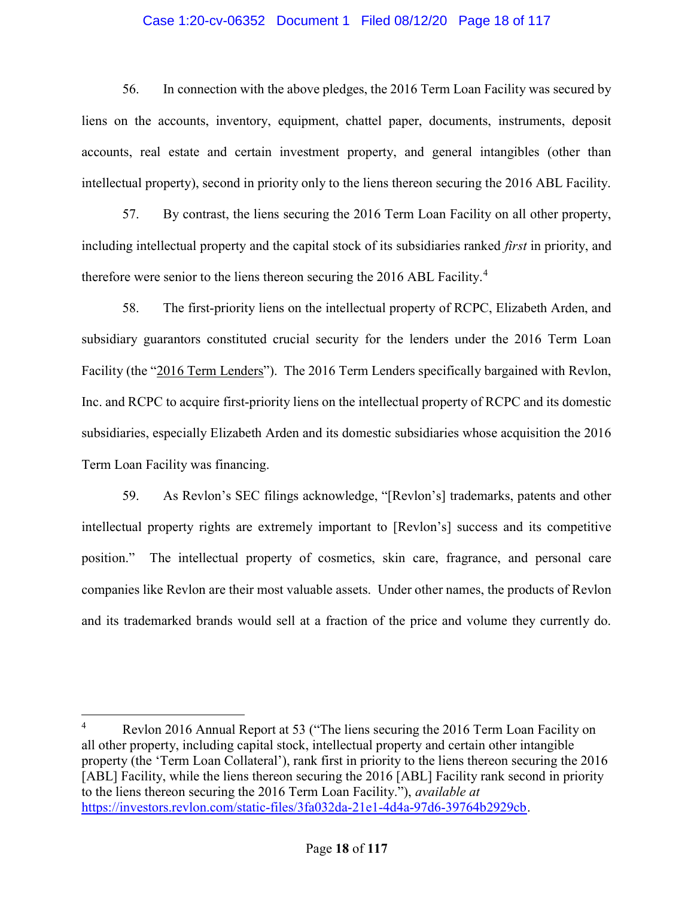56. In connection with the above pledges, the 2016 Term Loan Facility was secured by liens on the accounts, inventory, equipment, chattel paper, documents, instruments, deposit accounts, real estate and certain investment property, and general intangibles (other than intellectual property), second in priority only to the liens thereon securing the 2016 ABL Facility.

57. By contrast, the liens securing the 2016 Term Loan Facility on all other property, including intellectual property and the capital stock of its subsidiaries ranked *first* in priority, and therefore were senior to the liens thereon securing the 2016 ABL Facility.[4]

58. The first-priority liens on the intellectual property of RCPC, Elizabeth Arden, and subsidiary guarantors constituted crucial security for the lenders under the 2016 Term Loan Facility (the "2016 Term Lenders"). The 2016 Term Lenders specifically bargained with Revlon, Inc. and RCPC to acquire first-priority liens on the intellectual property of RCPC and its domestic subsidiaries, especially Elizabeth Arden and its domestic subsidiaries whose acquisition the 2016 Term Loan Facility was financing.

59. As Revlon's SEC filings acknowledge, "[Revlon's] trademarks, patents and other intellectual property rights are extremely important to [Revlon's] success and its competitive position." The intellectual property of cosmetics, skin care, fragrance, and personal care companies like Revlon are their most valuable assets. Under other names, the products of Revlon and its trademarked brands would sell at a fraction of the price and volume they currently do.

---

[4] Revlon 2016 Annual Report at 53 ("The liens securing the 2016 Term Loan Facility on all other property, including capital stock, intellectual property and certain other intangible property (the 'Term Loan Collateral'), rank first in priority to the liens thereon securing the 2016 [ABL] Facility, while the liens thereon securing the 2016 [ABL] Facility rank second in priority to the liens thereon securing the 2016 Term Loan Facility."), *available at* https://investors.revlon.com/static-files/3fa032da-21e1-4d4a-97d6-39764b2929cb.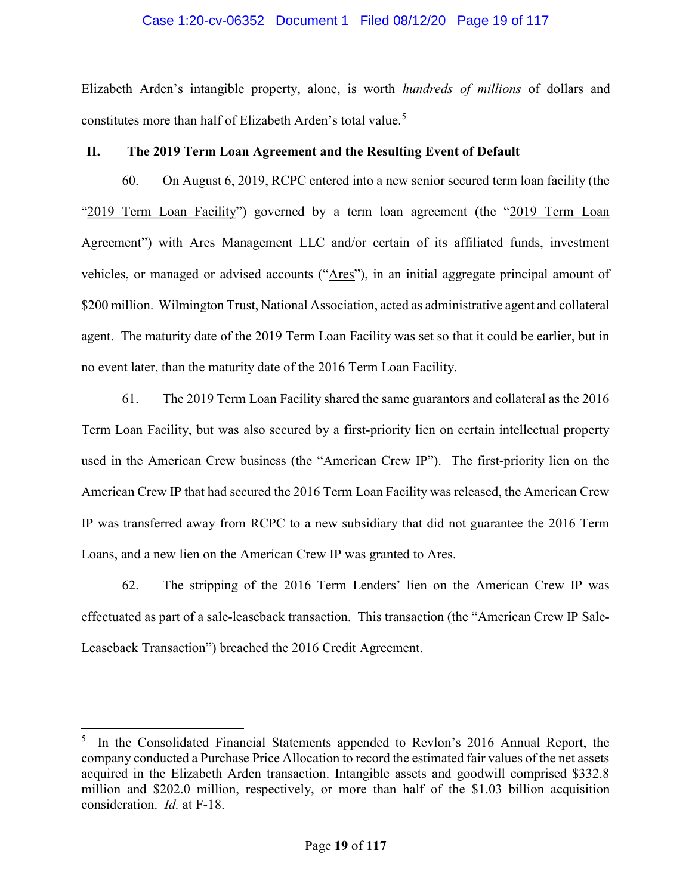Elizabeth Arden's intangible property, alone, is worth *hundreds of millions* of dollars and constitutes more than half of Elizabeth Arden's total value.[5]

## II. The 2019 Term Loan Agreement and the Resulting Event of Default

60. On August 6, 2019, RCPC entered into a new senior secured term loan facility (the "2019 Term Loan Facility") governed by a term loan agreement (the "2019 Term Loan Agreement") with Ares Management LLC and/or certain of its affiliated funds, investment vehicles, or managed or advised accounts ("Ares"), in an initial aggregate principal amount of $200 million. Wilmington Trust, National Association, acted as administrative agent and collateral agent. The maturity date of the 2019 Term Loan Facility was set so that it could be earlier, but in no event later, than the maturity date of the 2016 Term Loan Facility.

61. The 2019 Term Loan Facility shared the same guarantors and collateral as the 2016 Term Loan Facility, but was also secured by a first-priority lien on certain intellectual property used in the American Crew business (the "American Crew IP"). The first-priority lien on the American Crew IP that had secured the 2016 Term Loan Facility was released, the American Crew IP was transferred away from RCPC to a new subsidiary that did not guarantee the 2016 Term Loans, and a new lien on the American Crew IP was granted to Ares.

62. The stripping of the 2016 Term Lenders' lien on the American Crew IP was effectuated as part of a sale-leaseback transaction. This transaction (the "American Crew IP Sale-Leaseback Transaction") breached the 2016 Credit Agreement.

---

[5] In the Consolidated Financial Statements appended to Revlon's 2016 Annual Report, the company conducted a Purchase Price Allocation to record the estimated fair values of the net assets acquired in the Elizabeth Arden transaction. Intangible assets and goodwill comprised $332.8 million and $202.0 million, respectively, or more than half of the $1.03 billion acquisition consideration. *Id.* at F-18.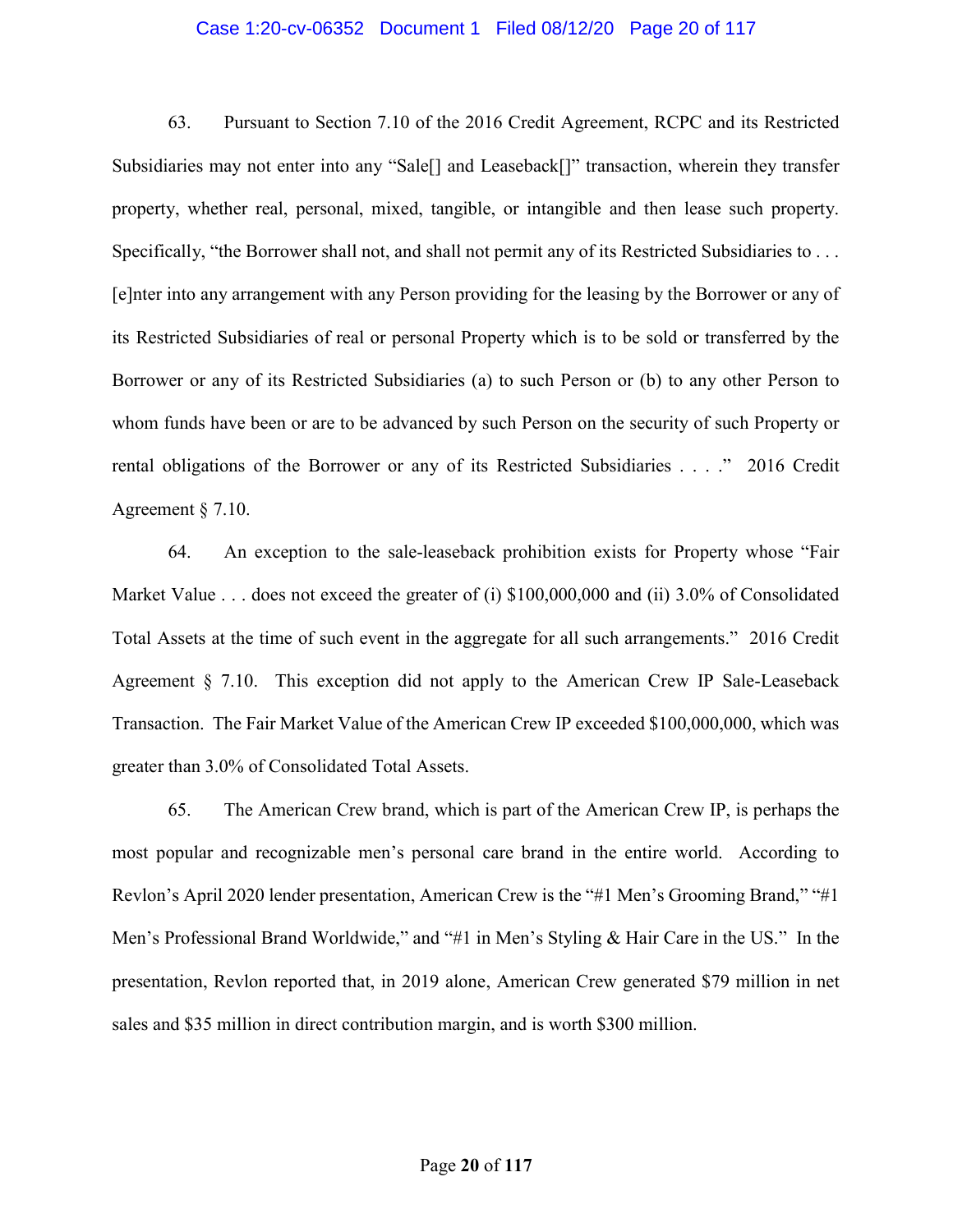63. Pursuant to Section 7.10 of the 2016 Credit Agreement, RCPC and its Restricted Subsidiaries may not enter into any "Sale[] and Leaseback[]" transaction, wherein they transfer property, whether real, personal, mixed, tangible, or intangible and then lease such property. Specifically, "the Borrower shall not, and shall not permit any of its Restricted Subsidiaries to . . . [e]nter into any arrangement with any Person providing for the leasing by the Borrower or any of its Restricted Subsidiaries of real or personal Property which is to be sold or transferred by the Borrower or any of its Restricted Subsidiaries (a) to such Person or (b) to any other Person to whom funds have been or are to be advanced by such Person on the security of such Property or rental obligations of the Borrower or any of its Restricted Subsidiaries . . . ." 2016 Credit Agreement § 7.10.

64. An exception to the sale-leaseback prohibition exists for Property whose "Fair Market Value . . . does not exceed the greater of (i) $100,000,000 and (ii) 3.0% of Consolidated Total Assets at the time of such event in the aggregate for all such arrangements." 2016 Credit Agreement § 7.10. This exception did not apply to the American Crew IP Sale-Leaseback Transaction. The Fair Market Value of the American Crew IP exceeded $100,000,000, which was greater than 3.0% of Consolidated Total Assets.

65. The American Crew brand, which is part of the American Crew IP, is perhaps the most popular and recognizable men's personal care brand in the entire world. According to Revlon's April 2020 lender presentation, American Crew is the "#1 Men's Grooming Brand," "#1 Men's Professional Brand Worldwide," and "#1 in Men's Styling & Hair Care in the US." In the presentation, Revlon reported that, in 2019 alone, American Crew generated $79 million in net sales and $35 million in direct contribution margin, and is worth $300 million.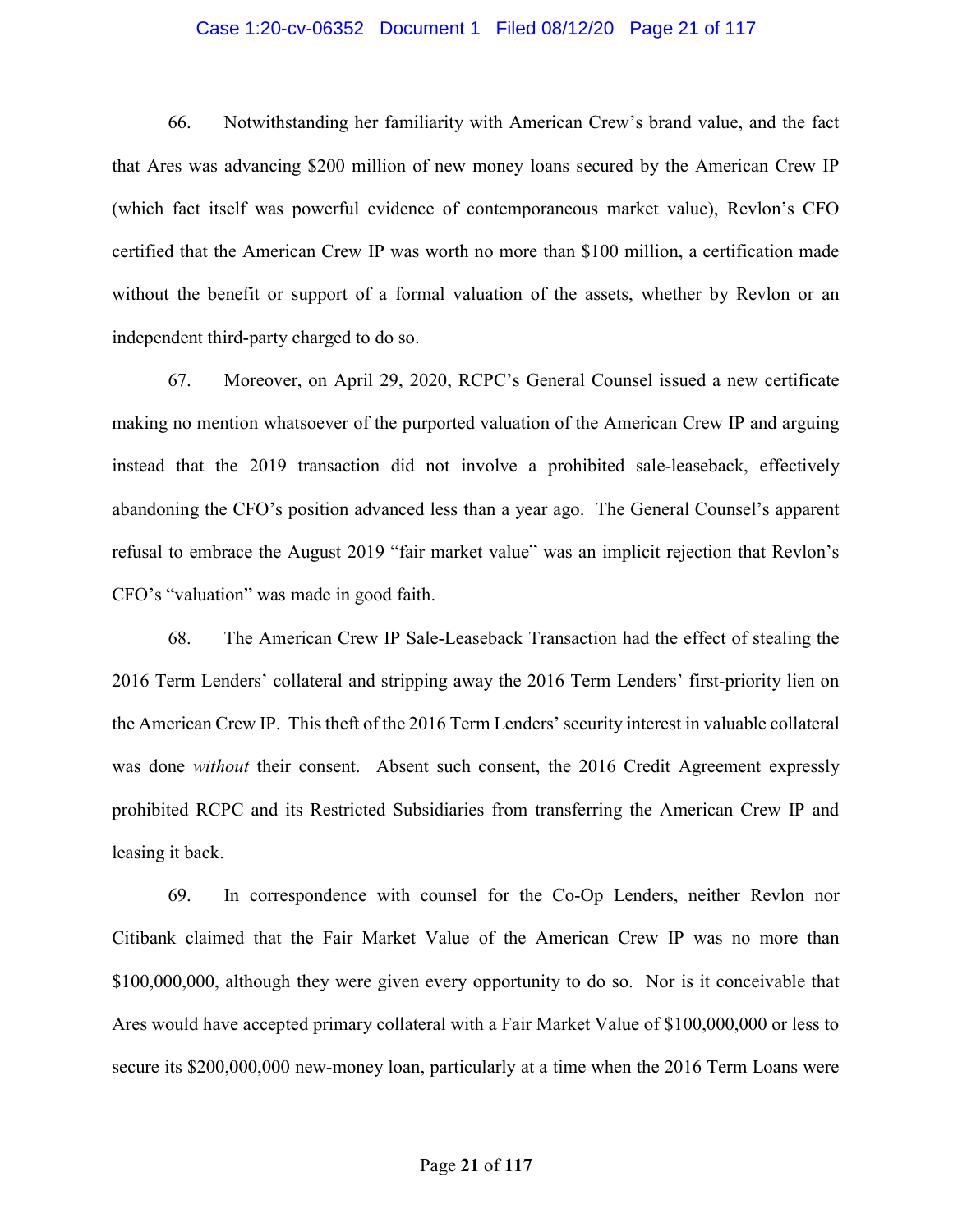66. Notwithstanding her familiarity with American Crew's brand value, and the fact that Ares was advancing $200 million of new money loans secured by the American Crew IP (which fact itself was powerful evidence of contemporaneous market value), Revlon's CFO certified that the American Crew IP was worth no more than $100 million, a certification made without the benefit or support of a formal valuation of the assets, whether by Revlon or an independent third-party charged to do so.

67. Moreover, on April 29, 2020, RCPC's General Counsel issued a new certificate making no mention whatsoever of the purported valuation of the American Crew IP and arguing instead that the 2019 transaction did not involve a prohibited sale-leaseback, effectively abandoning the CFO's position advanced less than a year ago. The General Counsel's apparent refusal to embrace the August 2019 "fair market value" was an implicit rejection that Revlon's CFO's "valuation" was made in good faith.

68. The American Crew IP Sale-Leaseback Transaction had the effect of stealing the 2016 Term Lenders' collateral and stripping away the 2016 Term Lenders' first-priority lien on the American Crew IP. This theft of the 2016 Term Lenders' security interest in valuable collateral was done *without* their consent. Absent such consent, the 2016 Credit Agreement expressly prohibited RCPC and its Restricted Subsidiaries from transferring the American Crew IP and leasing it back.

69. In correspondence with counsel for the Co-Op Lenders, neither Revlon nor Citibank claimed that the Fair Market Value of the American Crew IP was no more than $100,000,000, although they were given every opportunity to do so. Nor is it conceivable that Ares would have accepted primary collateral with a Fair Market Value of $100,000,000 or less to secure its $200,000,000 new-money loan, particularly at a time when the 2016 Term Loans were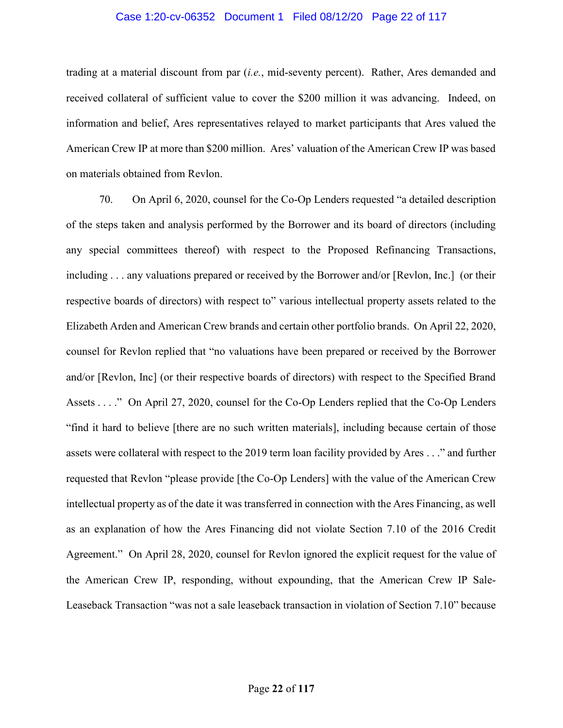trading at a material discount from par (*i.e.*, mid-seventy percent). Rather, Ares demanded and received collateral of sufficient value to cover the $200 million it was advancing. Indeed, on information and belief, Ares representatives relayed to market participants that Ares valued the American Crew IP at more than $200 million. Ares' valuation of the American Crew IP was based on materials obtained from Revlon.

70. On April 6, 2020, counsel for the Co-Op Lenders requested "a detailed description of the steps taken and analysis performed by the Borrower and its board of directors (including any special committees thereof) with respect to the Proposed Refinancing Transactions, including . . . any valuations prepared or received by the Borrower and/or [Revlon, Inc.] (or their respective boards of directors) with respect to" various intellectual property assets related to the Elizabeth Arden and American Crew brands and certain other portfolio brands. On April 22, 2020, counsel for Revlon replied that "no valuations have been prepared or received by the Borrower and/or [Revlon, Inc] (or their respective boards of directors) with respect to the Specified Brand Assets . . . ." On April 27, 2020, counsel for the Co-Op Lenders replied that the Co-Op Lenders "find it hard to believe [there are no such written materials], including because certain of those assets were collateral with respect to the 2019 term loan facility provided by Ares . . ." and further requested that Revlon "please provide [the Co-Op Lenders] with the value of the American Crew intellectual property as of the date it was transferred in connection with the Ares Financing, as well as an explanation of how the Ares Financing did not violate Section 7.10 of the 2016 Credit Agreement." On April 28, 2020, counsel for Revlon ignored the explicit request for the value of the American Crew IP, responding, without expounding, that the American Crew IP Sale-Leaseback Transaction "was not a sale leaseback transaction in violation of Section 7.10" because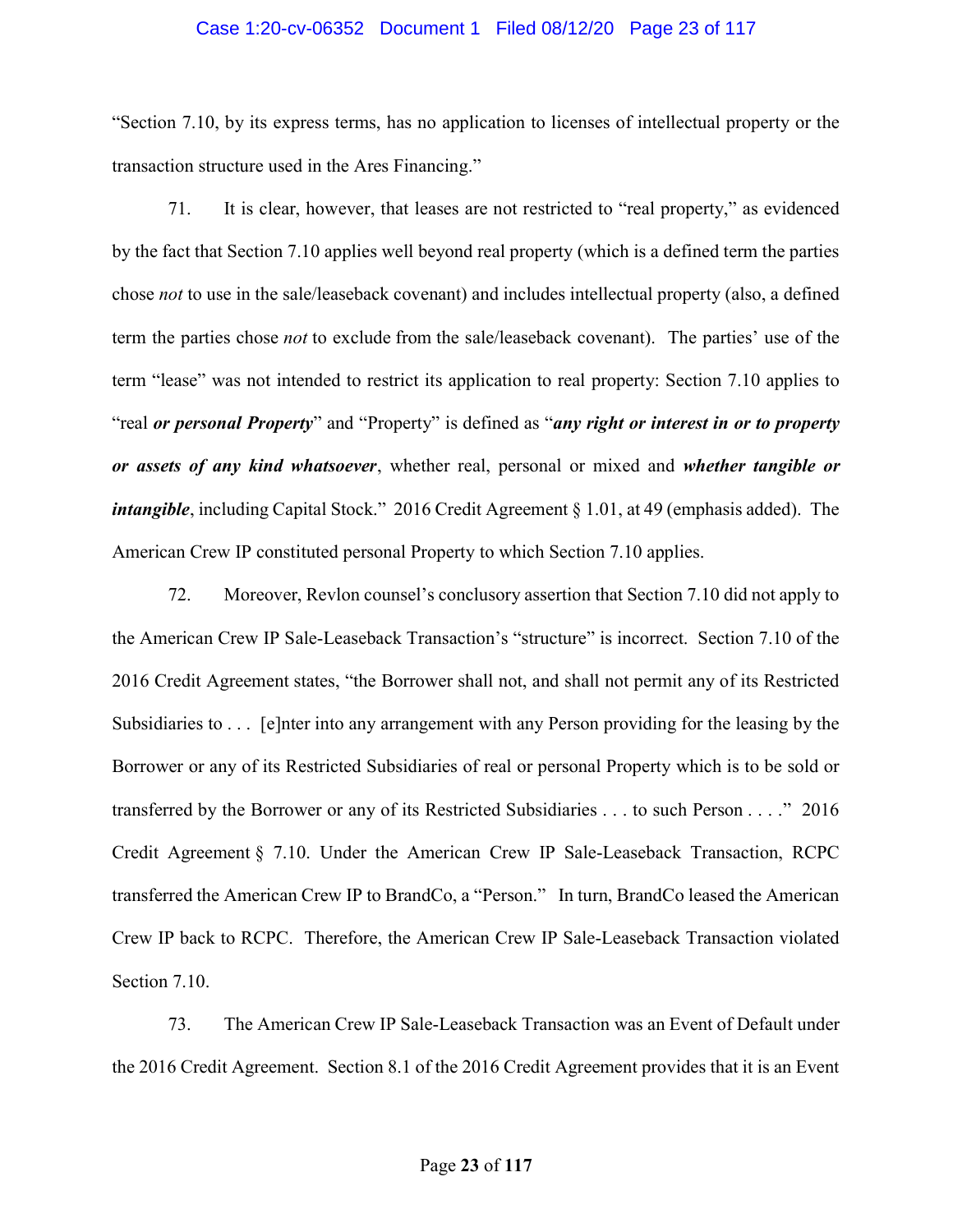"Section 7.10, by its express terms, has no application to licenses of intellectual property or the transaction structure used in the Ares Financing."

71. It is clear, however, that leases are not restricted to "real property," as evidenced by the fact that Section 7.10 applies well beyond real property (which is a defined term the parties chose *not* to use in the sale/leaseback covenant) and includes intellectual property (also, a defined term the parties chose *not* to exclude from the sale/leaseback covenant). The parties' use of the term "lease" was not intended to restrict its application to real property: Section 7.10 applies to "real ***or personal Property***" and "Property" is defined as "***any right or interest in or to property or assets of any kind whatsoever***, whether real, personal or mixed and ***whether tangible or intangible***, including Capital Stock." 2016 Credit Agreement § 1.01, at 49 (emphasis added). The American Crew IP constituted personal Property to which Section 7.10 applies.

72. Moreover, Revlon counsel's conclusory assertion that Section 7.10 did not apply to the American Crew IP Sale-Leaseback Transaction's "structure" is incorrect. Section 7.10 of the 2016 Credit Agreement states, "the Borrower shall not, and shall not permit any of its Restricted Subsidiaries to . . . [e]nter into any arrangement with any Person providing for the leasing by the Borrower or any of its Restricted Subsidiaries of real or personal Property which is to be sold or transferred by the Borrower or any of its Restricted Subsidiaries . . . to such Person . . . ." 2016 Credit Agreement § 7.10. Under the American Crew IP Sale-Leaseback Transaction, RCPC transferred the American Crew IP to BrandCo, a "Person." In turn, BrandCo leased the American Crew IP back to RCPC. Therefore, the American Crew IP Sale-Leaseback Transaction violated Section 7.10.

73. The American Crew IP Sale-Leaseback Transaction was an Event of Default under the 2016 Credit Agreement. Section 8.1 of the 2016 Credit Agreement provides that it is an Event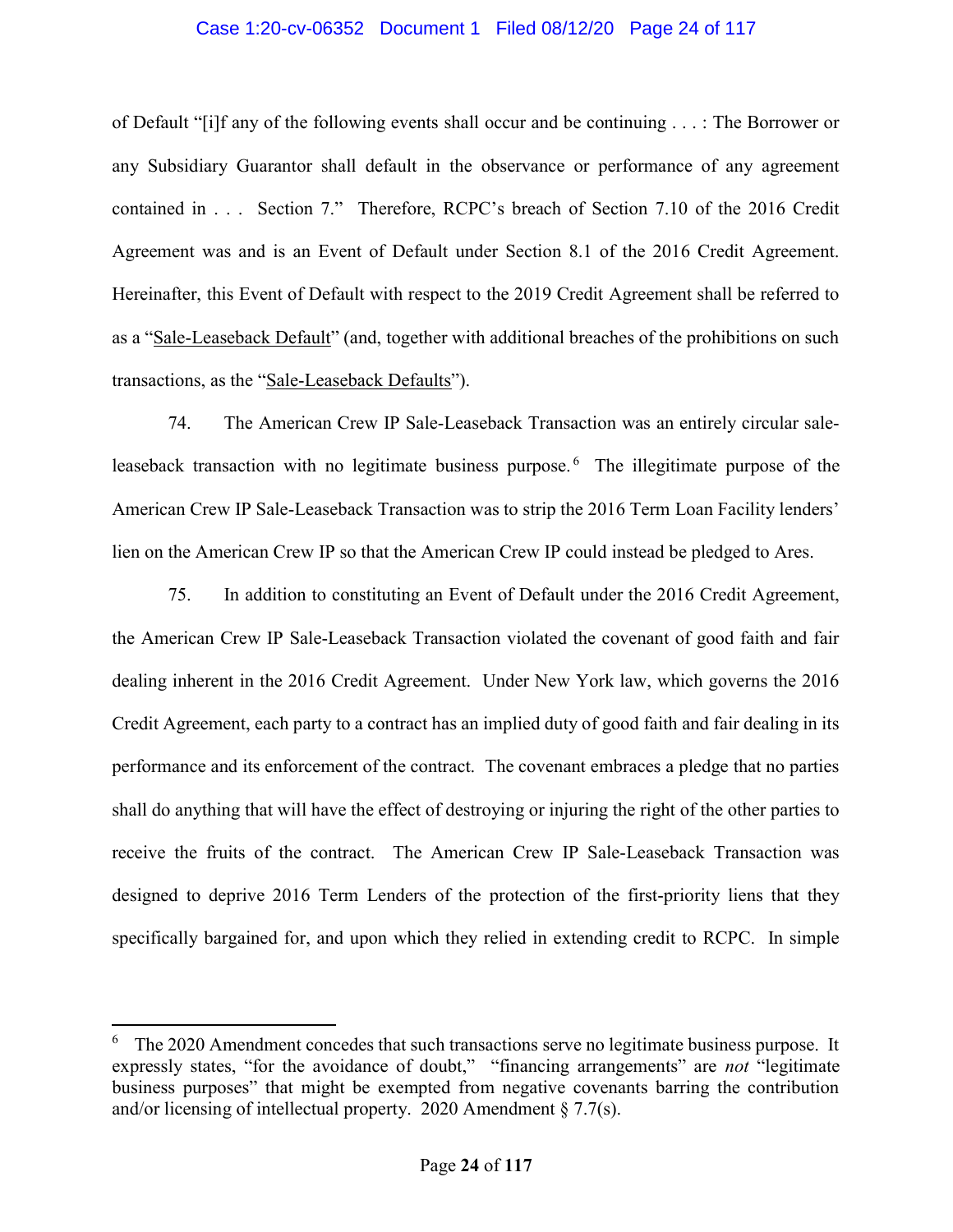of Default "[i]f any of the following events shall occur and be continuing . . . : The Borrower or any Subsidiary Guarantor shall default in the observance or performance of any agreement contained in . . . Section 7." Therefore, RCPC's breach of Section 7.10 of the 2016 Credit Agreement was and is an Event of Default under Section 8.1 of the 2016 Credit Agreement. Hereinafter, this Event of Default with respect to the 2019 Credit Agreement shall be referred to as a "Sale-Leaseback Default" (and, together with additional breaches of the prohibitions on such transactions, as the "Sale-Leaseback Defaults").

74. The American Crew IP Sale-Leaseback Transaction was an entirely circular sale-leaseback transaction with no legitimate business purpose.[6] The illegitimate purpose of the American Crew IP Sale-Leaseback Transaction was to strip the 2016 Term Loan Facility lenders' lien on the American Crew IP so that the American Crew IP could instead be pledged to Ares.

75. In addition to constituting an Event of Default under the 2016 Credit Agreement, the American Crew IP Sale-Leaseback Transaction violated the covenant of good faith and fair dealing inherent in the 2016 Credit Agreement. Under New York law, which governs the 2016 Credit Agreement, each party to a contract has an implied duty of good faith and fair dealing in its performance and its enforcement of the contract. The covenant embraces a pledge that no parties shall do anything that will have the effect of destroying or injuring the right of the other parties to receive the fruits of the contract. The American Crew IP Sale-Leaseback Transaction was designed to deprive 2016 Term Lenders of the protection of the first-priority liens that they specifically bargained for, and upon which they relied in extending credit to RCPC. In simple

---

[6] The 2020 Amendment concedes that such transactions serve no legitimate business purpose. It expressly states, "for the avoidance of doubt," "financing arrangements" are *not* "legitimate business purposes" that might be exempted from negative covenants barring the contribution and/or licensing of intellectual property. 2020 Amendment § 7.7(s).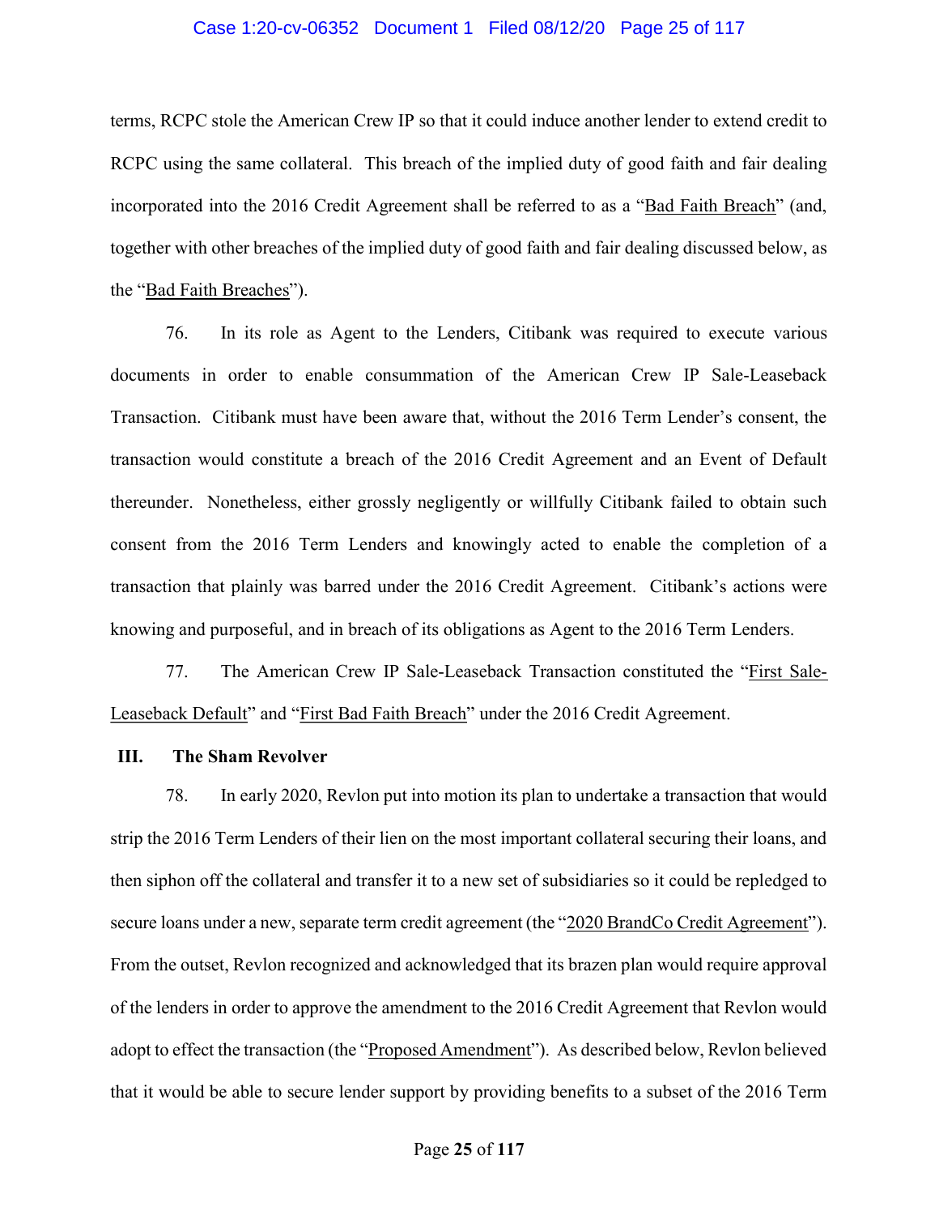terms, RCPC stole the American Crew IP so that it could induce another lender to extend credit to RCPC using the same collateral. This breach of the implied duty of good faith and fair dealing incorporated into the 2016 Credit Agreement shall be referred to as a "Bad Faith Breach" (and, together with other breaches of the implied duty of good faith and fair dealing discussed below, as the "Bad Faith Breaches").

76. In its role as Agent to the Lenders, Citibank was required to execute various documents in order to enable consummation of the American Crew IP Sale-Leaseback Transaction. Citibank must have been aware that, without the 2016 Term Lender's consent, the transaction would constitute a breach of the 2016 Credit Agreement and an Event of Default thereunder. Nonetheless, either grossly negligently or willfully Citibank failed to obtain such consent from the 2016 Term Lenders and knowingly acted to enable the completion of a transaction that plainly was barred under the 2016 Credit Agreement. Citibank's actions were knowing and purposeful, and in breach of its obligations as Agent to the 2016 Term Lenders.

77. The American Crew IP Sale-Leaseback Transaction constituted the "First Sale-Leaseback Default" and "First Bad Faith Breach" under the 2016 Credit Agreement.

### III. The Sham Revolver

78. In early 2020, Revlon put into motion its plan to undertake a transaction that would strip the 2016 Term Lenders of their lien on the most important collateral securing their loans, and then siphon off the collateral and transfer it to a new set of subsidiaries so it could be repledged to secure loans under a new, separate term credit agreement (the "2020 BrandCo Credit Agreement"). From the outset, Revlon recognized and acknowledged that its brazen plan would require approval of the lenders in order to approve the amendment to the 2016 Credit Agreement that Revlon would adopt to effect the transaction (the "Proposed Amendment"). As described below, Revlon believed that it would be able to secure lender support by providing benefits to a subset of the 2016 Term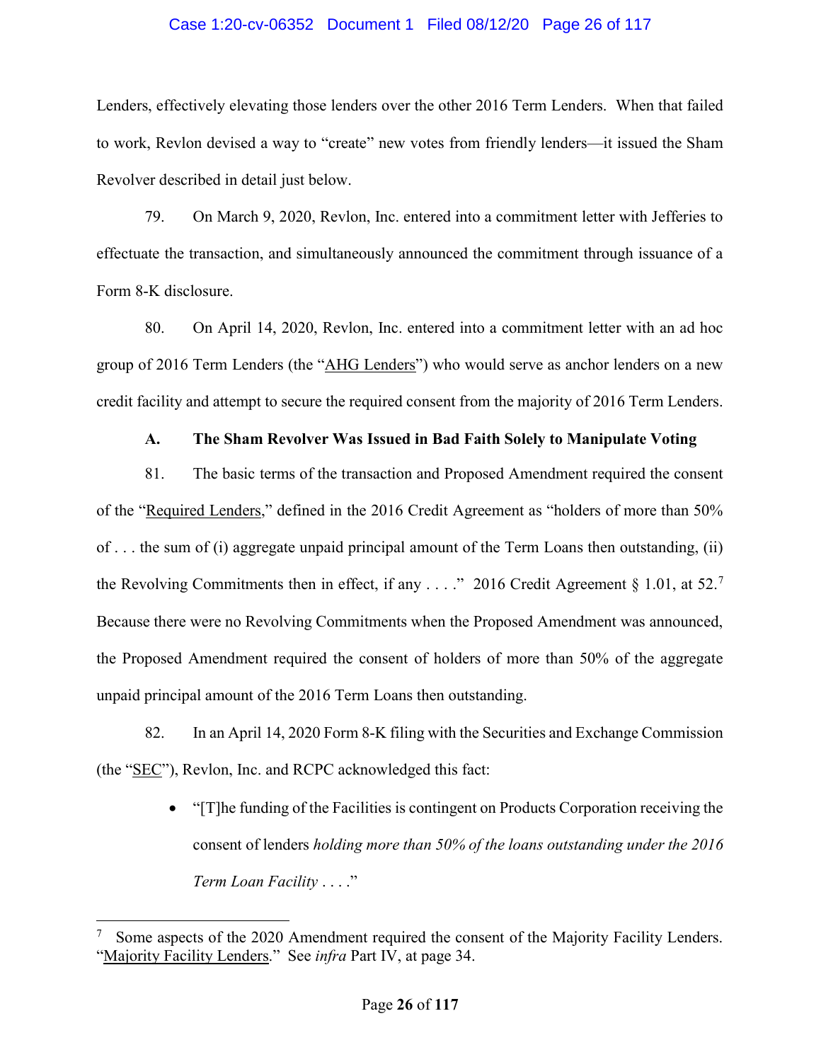Lenders, effectively elevating those lenders over the other 2016 Term Lenders. When that failed to work, Revlon devised a way to "create" new votes from friendly lenders—it issued the Sham Revolver described in detail just below.

79. On March 9, 2020, Revlon, Inc. entered into a commitment letter with Jefferies to effectuate the transaction, and simultaneously announced the commitment through issuance of a Form 8-K disclosure.

80. On April 14, 2020, Revlon, Inc. entered into a commitment letter with an ad hoc group of 2016 Term Lenders (the "AHG Lenders") who would serve as anchor lenders on a new credit facility and attempt to secure the required consent from the majority of 2016 Term Lenders.

### A. The Sham Revolver Was Issued in Bad Faith Solely to Manipulate Voting

81. The basic terms of the transaction and Proposed Amendment required the consent of the "Required Lenders," defined in the 2016 Credit Agreement as "holders of more than 50% of . . . the sum of (i) aggregate unpaid principal amount of the Term Loans then outstanding, (ii) the Revolving Commitments then in effect, if any . . . ." 2016 Credit Agreement § 1.01, at 52.[7] Because there were no Revolving Commitments when the Proposed Amendment was announced, the Proposed Amendment required the consent of holders of more than 50% of the aggregate unpaid principal amount of the 2016 Term Loans then outstanding.

82. In an April 14, 2020 Form 8-K filing with the Securities and Exchange Commission (the "SEC"), Revlon, Inc. and RCPC acknowledged this fact:

- "[T]he funding of the Facilities is contingent on Products Corporation receiving the consent of lenders *holding more than 50% of the loans outstanding under the 2016 Term Loan Facility* . . . ."

[7] Some aspects of the 2020 Amendment required the consent of the Majority Facility Lenders. "Majority Facility Lenders." See *infra* Part IV, at page 34.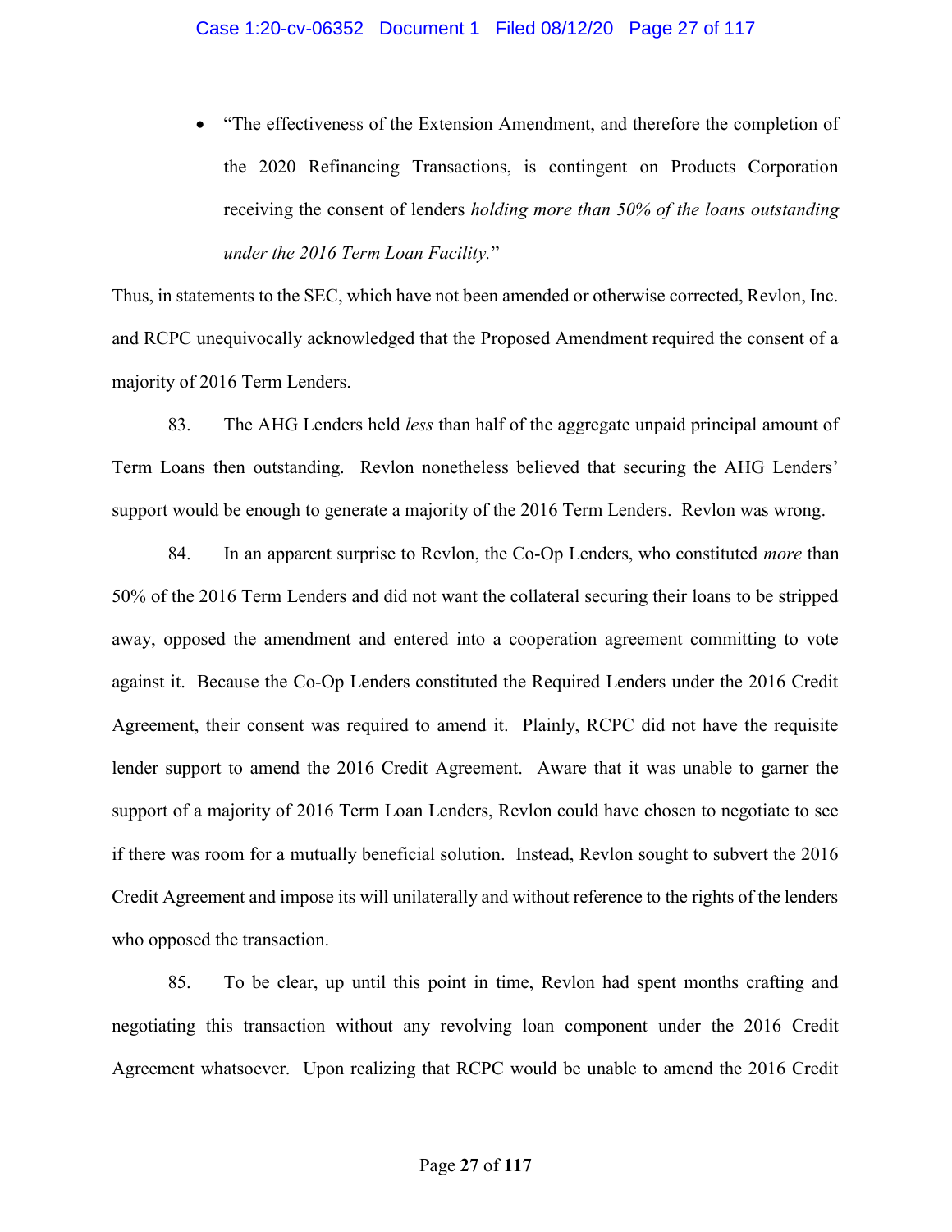- "The effectiveness of the Extension Amendment, and therefore the completion of the 2020 Refinancing Transactions, is contingent on Products Corporation receiving the consent of lenders *holding more than 50% of the loans outstanding under the 2016 Term Loan Facility.*"

Thus, in statements to the SEC, which have not been amended or otherwise corrected, Revlon, Inc. and RCPC unequivocally acknowledged that the Proposed Amendment required the consent of a majority of 2016 Term Lenders.

83. The AHG Lenders held *less* than half of the aggregate unpaid principal amount of Term Loans then outstanding. Revlon nonetheless believed that securing the AHG Lenders' support would be enough to generate a majority of the 2016 Term Lenders. Revlon was wrong.

84. In an apparent surprise to Revlon, the Co-Op Lenders, who constituted *more* than 50% of the 2016 Term Lenders and did not want the collateral securing their loans to be stripped away, opposed the amendment and entered into a cooperation agreement committing to vote against it. Because the Co-Op Lenders constituted the Required Lenders under the 2016 Credit Agreement, their consent was required to amend it. Plainly, RCPC did not have the requisite lender support to amend the 2016 Credit Agreement. Aware that it was unable to garner the support of a majority of 2016 Term Loan Lenders, Revlon could have chosen to negotiate to see if there was room for a mutually beneficial solution. Instead, Revlon sought to subvert the 2016 Credit Agreement and impose its will unilaterally and without reference to the rights of the lenders who opposed the transaction.

85. To be clear, up until this point in time, Revlon had spent months crafting and negotiating this transaction without any revolving loan component under the 2016 Credit Agreement whatsoever. Upon realizing that RCPC would be unable to amend the 2016 Credit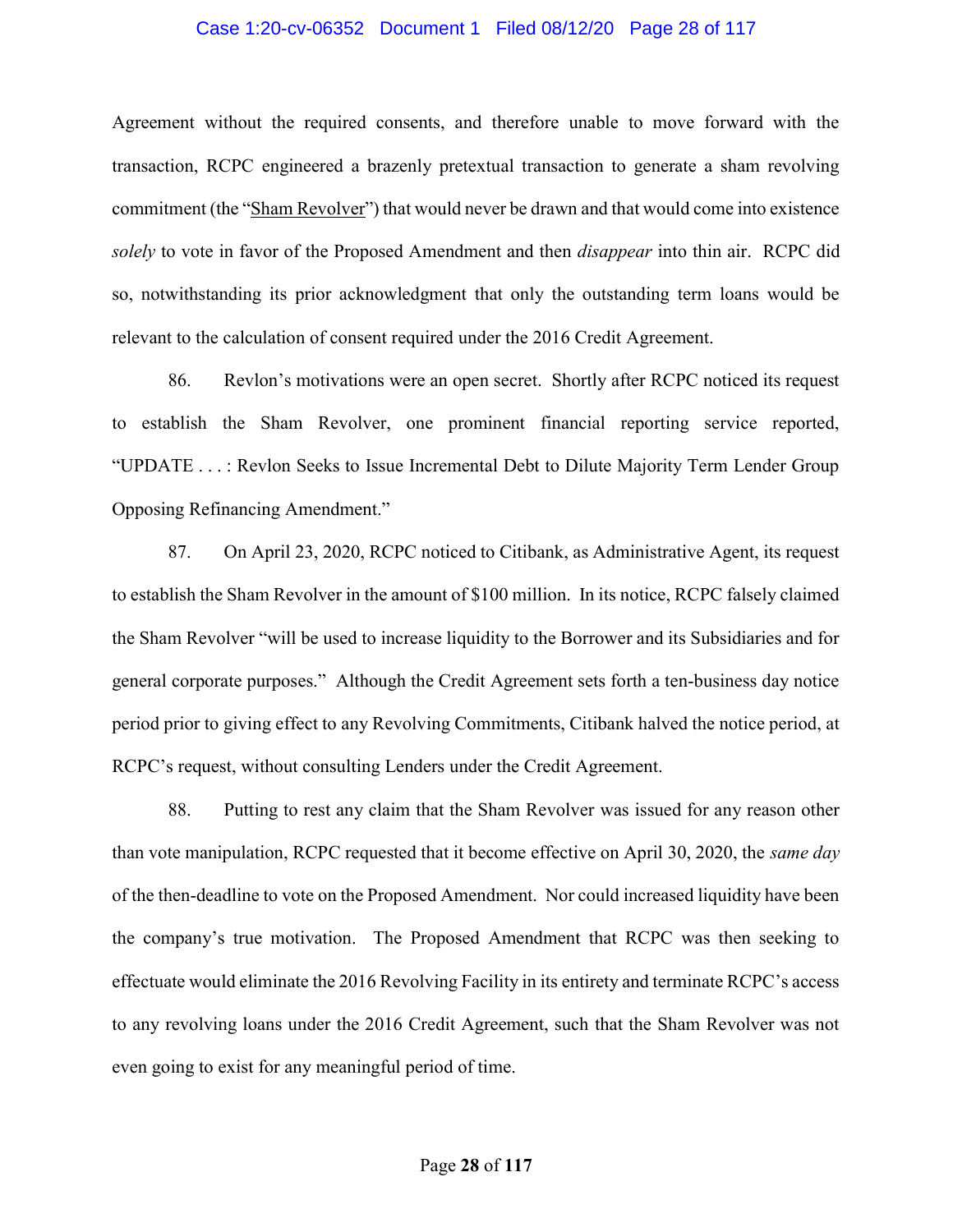Agreement without the required consents, and therefore unable to move forward with the transaction, RCPC engineered a brazenly pretextual transaction to generate a sham revolving commitment (the "<u>Sham Revolver</u>") that would never be drawn and that would come into existence *solely* to vote in favor of the Proposed Amendment and then *disappear* into thin air. RCPC did so, notwithstanding its prior acknowledgment that only the outstanding term loans would be relevant to the calculation of consent required under the 2016 Credit Agreement.

86. Revlon's motivations were an open secret. Shortly after RCPC noticed its request to establish the Sham Revolver, one prominent financial reporting service reported, "UPDATE . . . : Revlon Seeks to Issue Incremental Debt to Dilute Majority Term Lender Group Opposing Refinancing Amendment."

87. On April 23, 2020, RCPC noticed to Citibank, as Administrative Agent, its request to establish the Sham Revolver in the amount of $100 million. In its notice, RCPC falsely claimed the Sham Revolver "will be used to increase liquidity to the Borrower and its Subsidiaries and for general corporate purposes." Although the Credit Agreement sets forth a ten-business day notice period prior to giving effect to any Revolving Commitments, Citibank halved the notice period, at RCPC's request, without consulting Lenders under the Credit Agreement.

88. Putting to rest any claim that the Sham Revolver was issued for any reason other than vote manipulation, RCPC requested that it become effective on April 30, 2020, the *same day* of the then-deadline to vote on the Proposed Amendment. Nor could increased liquidity have been the company's true motivation. The Proposed Amendment that RCPC was then seeking to effectuate would eliminate the 2016 Revolving Facility in its entirety and terminate RCPC's access to any revolving loans under the 2016 Credit Agreement, such that the Sham Revolver was not even going to exist for any meaningful period of time.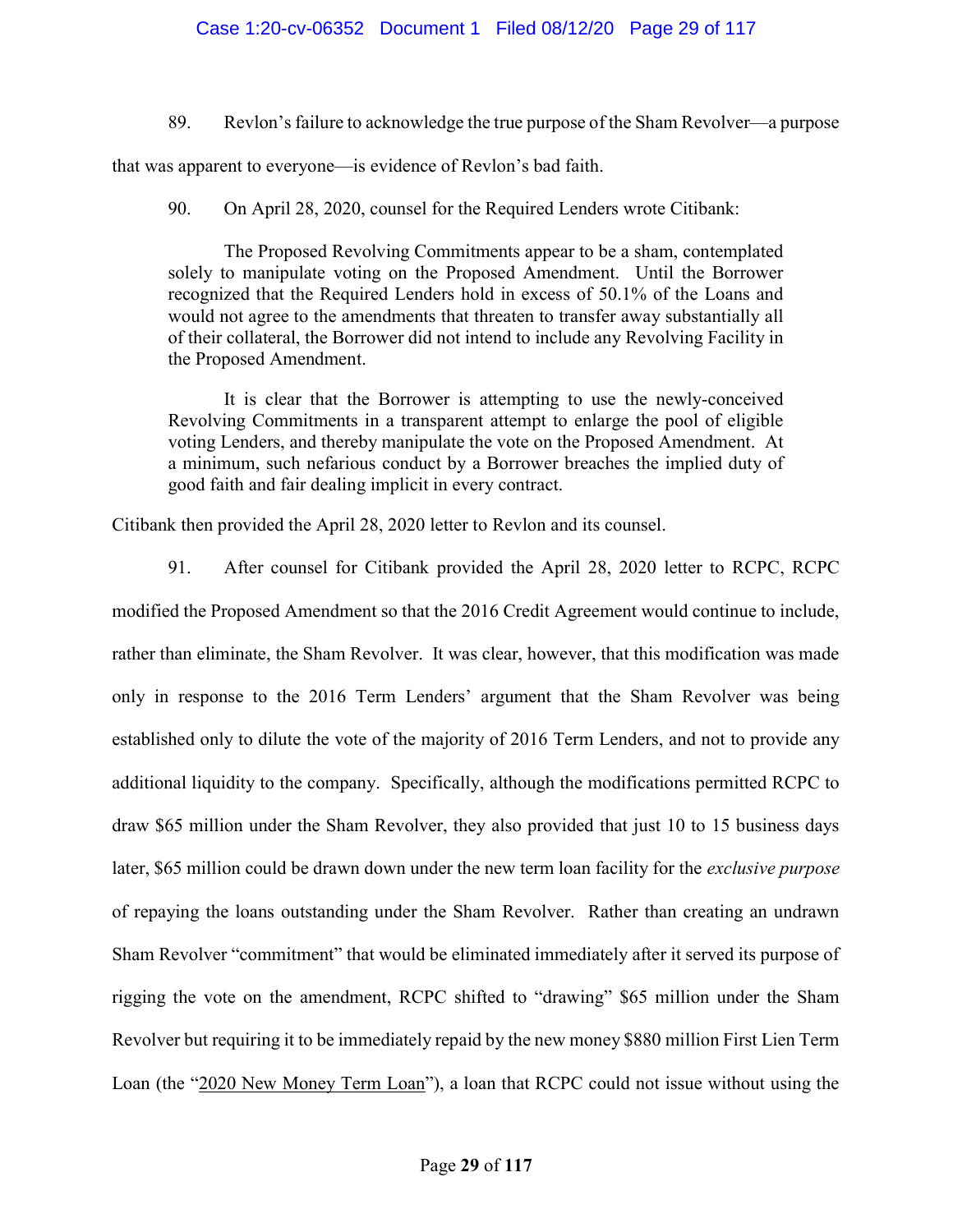89. Revlon's failure to acknowledge the true purpose of the Sham Revolver—a purpose that was apparent to everyone—is evidence of Revlon's bad faith.

90. On April 28, 2020, counsel for the Required Lenders wrote Citibank:

> The Proposed Revolving Commitments appear to be a sham, contemplated solely to manipulate voting on the Proposed Amendment. Until the Borrower recognized that the Required Lenders hold in excess of 50.1% of the Loans and would not agree to the amendments that threaten to transfer away substantially all of their collateral, the Borrower did not intend to include any Revolving Facility in the Proposed Amendment.
>
> It is clear that the Borrower is attempting to use the newly-conceived Revolving Commitments in a transparent attempt to enlarge the pool of eligible voting Lenders, and thereby manipulate the vote on the Proposed Amendment. At a minimum, such nefarious conduct by a Borrower breaches the implied duty of good faith and fair dealing implicit in every contract.

Citibank then provided the April 28, 2020 letter to Revlon and its counsel.

91. After counsel for Citibank provided the April 28, 2020 letter to RCPC, RCPC modified the Proposed Amendment so that the 2016 Credit Agreement would continue to include, rather than eliminate, the Sham Revolver. It was clear, however, that this modification was made only in response to the 2016 Term Lenders' argument that the Sham Revolver was being established only to dilute the vote of the majority of 2016 Term Lenders, and not to provide any additional liquidity to the company. Specifically, although the modifications permitted RCPC to draw $65 million under the Sham Revolver, they also provided that just 10 to 15 business days later, $65 million could be drawn down under the new term loan facility for the *exclusive purpose* of repaying the loans outstanding under the Sham Revolver. Rather than creating an undrawn Sham Revolver "commitment" that would be eliminated immediately after it served its purpose of rigging the vote on the amendment, RCPC shifted to "drawing" $65 million under the Sham Revolver but requiring it to be immediately repaid by the new money $880 million First Lien Term Loan (the "<u>2020 New Money Term Loan</u>"), a loan that RCPC could not issue without using the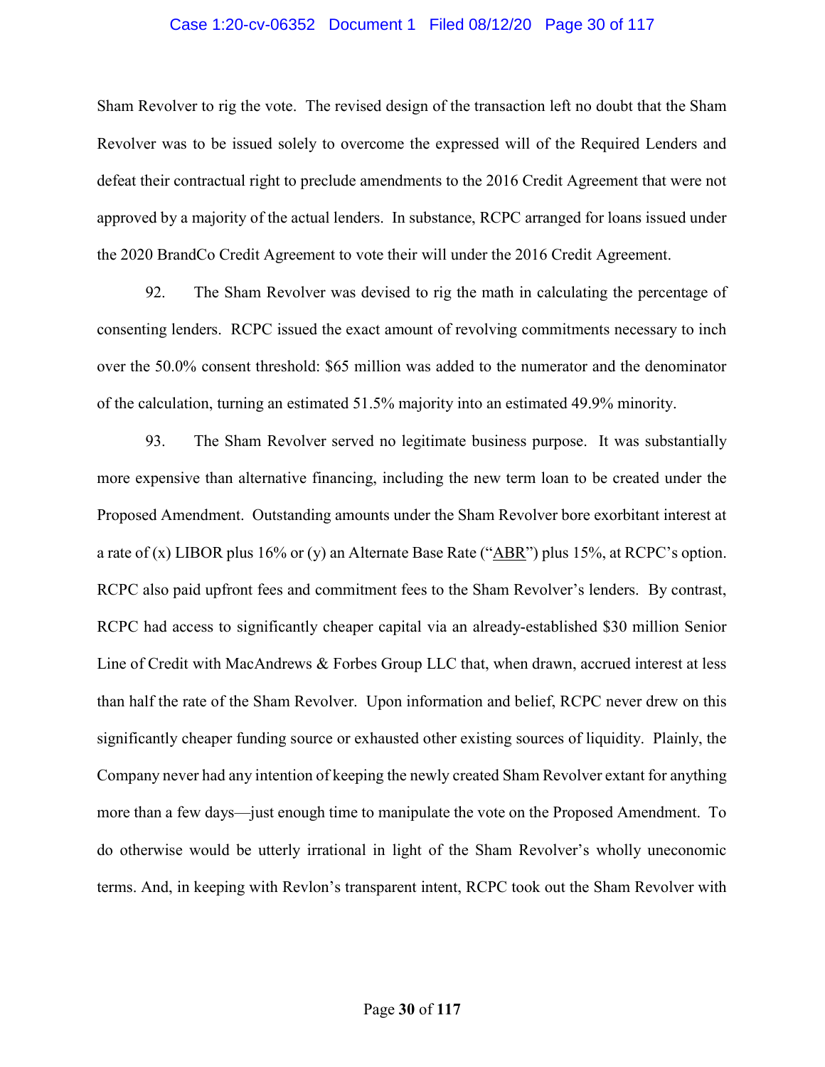Sham Revolver to rig the vote. The revised design of the transaction left no doubt that the Sham Revolver was to be issued solely to overcome the expressed will of the Required Lenders and defeat their contractual right to preclude amendments to the 2016 Credit Agreement that were not approved by a majority of the actual lenders. In substance, RCPC arranged for loans issued under the 2020 BrandCo Credit Agreement to vote their will under the 2016 Credit Agreement.

92. The Sham Revolver was devised to rig the math in calculating the percentage of consenting lenders. RCPC issued the exact amount of revolving commitments necessary to inch over the 50.0% consent threshold: $65 million was added to the numerator and the denominator of the calculation, turning an estimated 51.5% majority into an estimated 49.9% minority.

93. The Sham Revolver served no legitimate business purpose. It was substantially more expensive than alternative financing, including the new term loan to be created under the Proposed Amendment. Outstanding amounts under the Sham Revolver bore exorbitant interest at a rate of (x) LIBOR plus 16% or (y) an Alternate Base Rate ("ABR") plus 15%, at RCPC's option. RCPC also paid upfront fees and commitment fees to the Sham Revolver's lenders. By contrast, RCPC had access to significantly cheaper capital via an already-established $30 million Senior Line of Credit with MacAndrews & Forbes Group LLC that, when drawn, accrued interest at less than half the rate of the Sham Revolver. Upon information and belief, RCPC never drew on this significantly cheaper funding source or exhausted other existing sources of liquidity. Plainly, the Company never had any intention of keeping the newly created Sham Revolver extant for anything more than a few days—just enough time to manipulate the vote on the Proposed Amendment. To do otherwise would be utterly irrational in light of the Sham Revolver's wholly uneconomic terms. And, in keeping with Revlon's transparent intent, RCPC took out the Sham Revolver with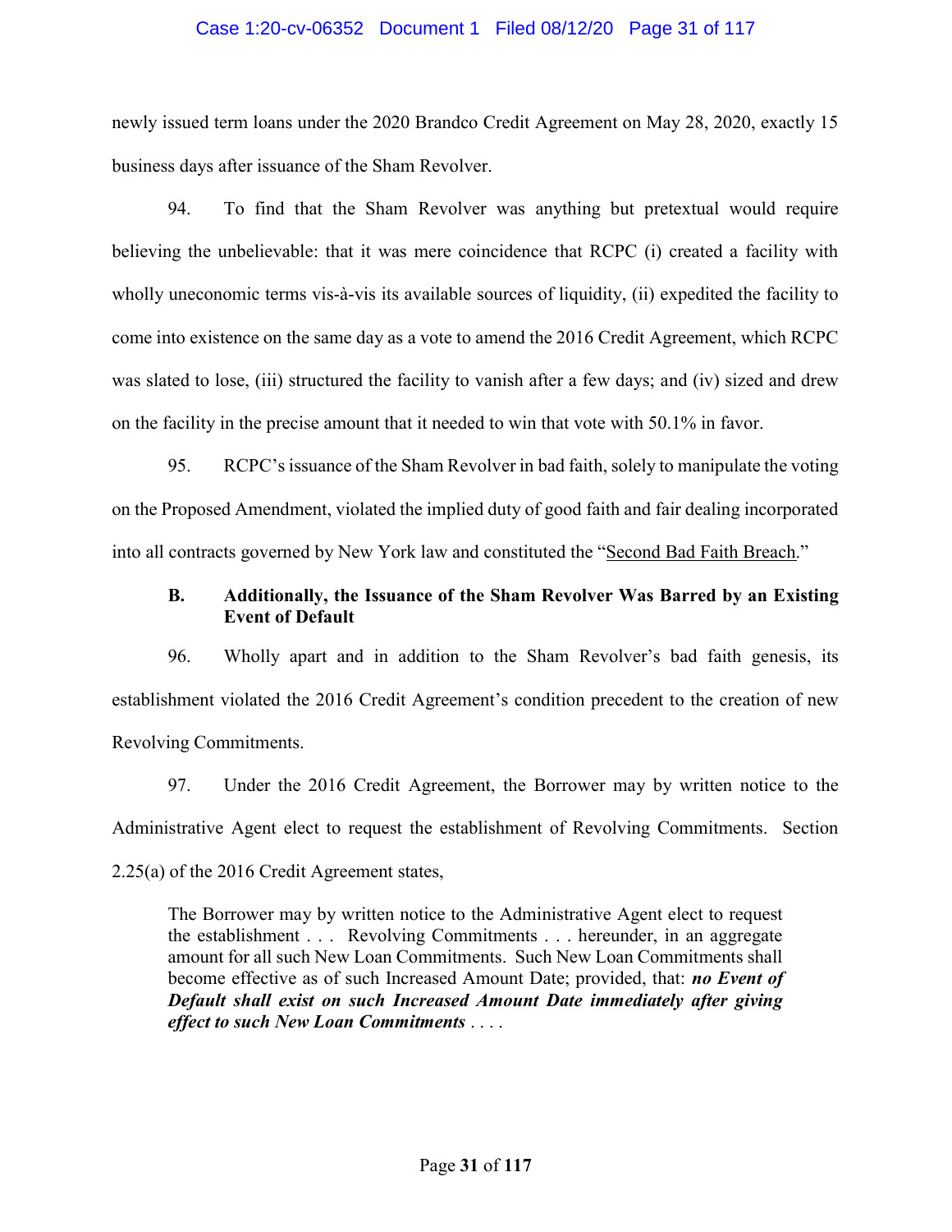newly issued term loans under the 2020 Brandco Credit Agreement on May 28, 2020, exactly 15 business days after issuance of the Sham Revolver.

94. To find that the Sham Revolver was anything but pretextual would require believing the unbelievable: that it was mere coincidence that RCPC (i) created a facility with wholly uneconomic terms vis-à-vis its available sources of liquidity, (ii) expedited the facility to come into existence on the same day as a vote to amend the 2016 Credit Agreement, which RCPC was slated to lose, (iii) structured the facility to vanish after a few days; and (iv) sized and drew on the facility in the precise amount that it needed to win that vote with 50.1% in favor.

95. RCPC's issuance of the Sham Revolver in bad faith, solely to manipulate the voting on the Proposed Amendment, violated the implied duty of good faith and fair dealing incorporated into all contracts governed by New York law and constituted the "<u>Second Bad Faith Breach</u>."

### B. Additionally, the Issuance of the Sham Revolver Was Barred by an Existing Event of Default

96. Wholly apart and in addition to the Sham Revolver's bad faith genesis, its establishment violated the 2016 Credit Agreement's condition precedent to the creation of new Revolving Commitments.

97. Under the 2016 Credit Agreement, the Borrower may by written notice to the Administrative Agent elect to request the establishment of Revolving Commitments. Section 2.25(a) of the 2016 Credit Agreement states,

> The Borrower may by written notice to the Administrative Agent elect to request the establishment . . . Revolving Commitments . . . hereunder, in an aggregate amount for all such New Loan Commitments. Such New Loan Commitments shall become effective as of such Increased Amount Date; provided, that: ***no Event of Default shall exist on such Increased Amount Date immediately after giving effect to such New Loan Commitments*** . . . .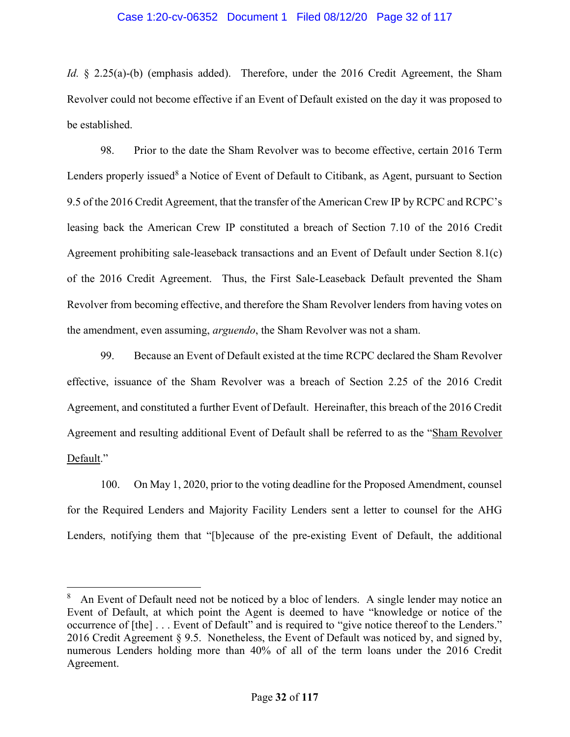*Id.* § 2.25(a)-(b) (emphasis added). Therefore, under the 2016 Credit Agreement, the Sham Revolver could not become effective if an Event of Default existed on the day it was proposed to be established.

98. Prior to the date the Sham Revolver was to become effective, certain 2016 Term Lenders properly issued[8] a Notice of Event of Default to Citibank, as Agent, pursuant to Section 9.5 of the 2016 Credit Agreement, that the transfer of the American Crew IP by RCPC and RCPC's leasing back the American Crew IP constituted a breach of Section 7.10 of the 2016 Credit Agreement prohibiting sale-leaseback transactions and an Event of Default under Section 8.1(c) of the 2016 Credit Agreement. Thus, the First Sale-Leaseback Default prevented the Sham Revolver from becoming effective, and therefore the Sham Revolver lenders from having votes on the amendment, even assuming, *arguendo*, the Sham Revolver was not a sham.

99. Because an Event of Default existed at the time RCPC declared the Sham Revolver effective, issuance of the Sham Revolver was a breach of Section 2.25 of the 2016 Credit Agreement, and constituted a further Event of Default. Hereinafter, this breach of the 2016 Credit Agreement and resulting additional Event of Default shall be referred to as the "Sham Revolver Default."

100. On May 1, 2020, prior to the voting deadline for the Proposed Amendment, counsel for the Required Lenders and Majority Facility Lenders sent a letter to counsel for the AHG Lenders, notifying them that "[b]ecause of the pre-existing Event of Default, the additional

---

[8] An Event of Default need not be noticed by a bloc of lenders. A single lender may notice an Event of Default, at which point the Agent is deemed to have "knowledge or notice of the occurrence of [the] . . . Event of Default" and is required to "give notice thereof to the Lenders." 2016 Credit Agreement § 9.5. Nonetheless, the Event of Default was noticed by, and signed by, numerous Lenders holding more than 40% of all of the term loans under the 2016 Credit Agreement.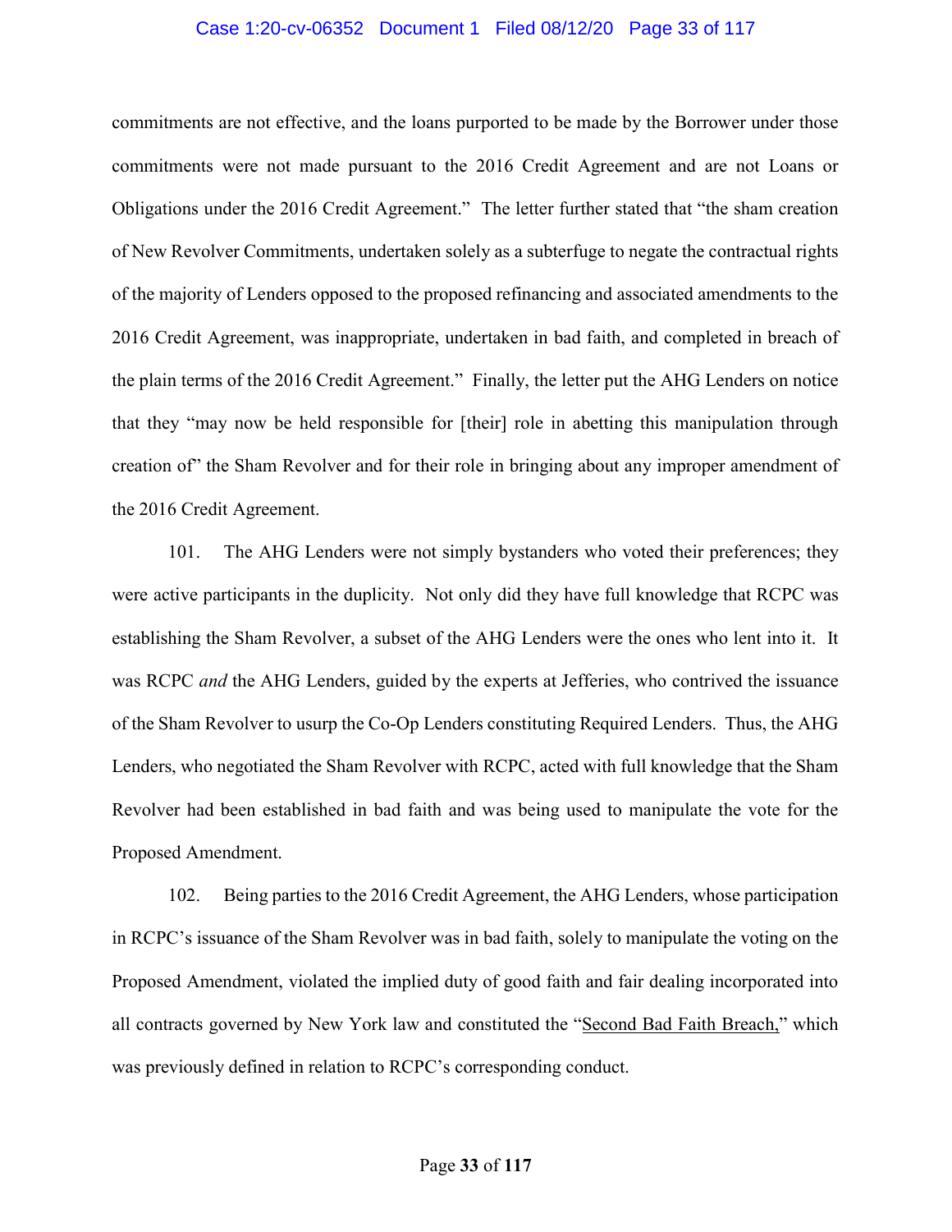commitments are not effective, and the loans purported to be made by the Borrower under those commitments were not made pursuant to the 2016 Credit Agreement and are not Loans or Obligations under the 2016 Credit Agreement." The letter further stated that "the sham creation of New Revolver Commitments, undertaken solely as a subterfuge to negate the contractual rights of the majority of Lenders opposed to the proposed refinancing and associated amendments to the 2016 Credit Agreement, was inappropriate, undertaken in bad faith, and completed in breach of the plain terms of the 2016 Credit Agreement." Finally, the letter put the AHG Lenders on notice that they "may now be held responsible for [their] role in abetting this manipulation through creation of" the Sham Revolver and for their role in bringing about any improper amendment of the 2016 Credit Agreement.

101. The AHG Lenders were not simply bystanders who voted their preferences; they were active participants in the duplicity. Not only did they have full knowledge that RCPC was establishing the Sham Revolver, a subset of the AHG Lenders were the ones who lent into it. It was RCPC *and* the AHG Lenders, guided by the experts at Jefferies, who contrived the issuance of the Sham Revolver to usurp the Co-Op Lenders constituting Required Lenders. Thus, the AHG Lenders, who negotiated the Sham Revolver with RCPC, acted with full knowledge that the Sham Revolver had been established in bad faith and was being used to manipulate the vote for the Proposed Amendment.

102. Being parties to the 2016 Credit Agreement, the AHG Lenders, whose participation in RCPC's issuance of the Sham Revolver was in bad faith, solely to manipulate the voting on the Proposed Amendment, violated the implied duty of good faith and fair dealing incorporated into all contracts governed by New York law and constituted the "<u>Second Bad Faith Breach,</u>" which was previously defined in relation to RCPC's corresponding conduct.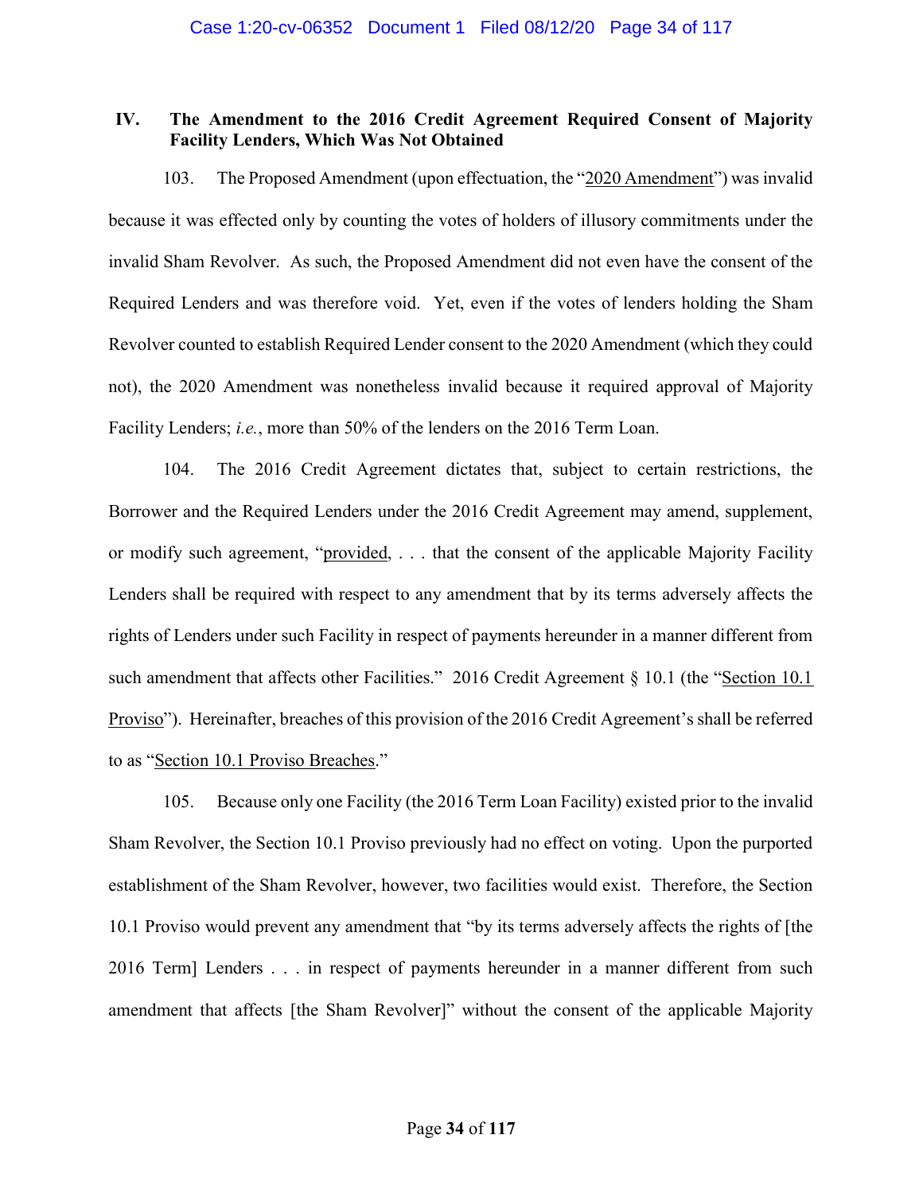## IV. The Amendment to the 2016 Credit Agreement Required Consent of Majority Facility Lenders, Which Was Not Obtained

103. The Proposed Amendment (upon effectuation, the "2020 Amendment") was invalid because it was effected only by counting the votes of holders of illusory commitments under the invalid Sham Revolver. As such, the Proposed Amendment did not even have the consent of the Required Lenders and was therefore void. Yet, even if the votes of lenders holding the Sham Revolver counted to establish Required Lender consent to the 2020 Amendment (which they could not), the 2020 Amendment was nonetheless invalid because it required approval of Majority Facility Lenders; *i.e.*, more than 50% of the lenders on the 2016 Term Loan.

104. The 2016 Credit Agreement dictates that, subject to certain restrictions, the Borrower and the Required Lenders under the 2016 Credit Agreement may amend, supplement, or modify such agreement, "provided, . . . that the consent of the applicable Majority Facility Lenders shall be required with respect to any amendment that by its terms adversely affects the rights of Lenders under such Facility in respect of payments hereunder in a manner different from such amendment that affects other Facilities." 2016 Credit Agreement § 10.1 (the "Section 10.1 Proviso"). Hereinafter, breaches of this provision of the 2016 Credit Agreement's shall be referred to as "Section 10.1 Proviso Breaches."

105. Because only one Facility (the 2016 Term Loan Facility) existed prior to the invalid Sham Revolver, the Section 10.1 Proviso previously had no effect on voting. Upon the purported establishment of the Sham Revolver, however, two facilities would exist. Therefore, the Section 10.1 Proviso would prevent any amendment that "by its terms adversely affects the rights of [the 2016 Term] Lenders . . . in respect of payments hereunder in a manner different from such amendment that affects [the Sham Revolver]" without the consent of the applicable Majority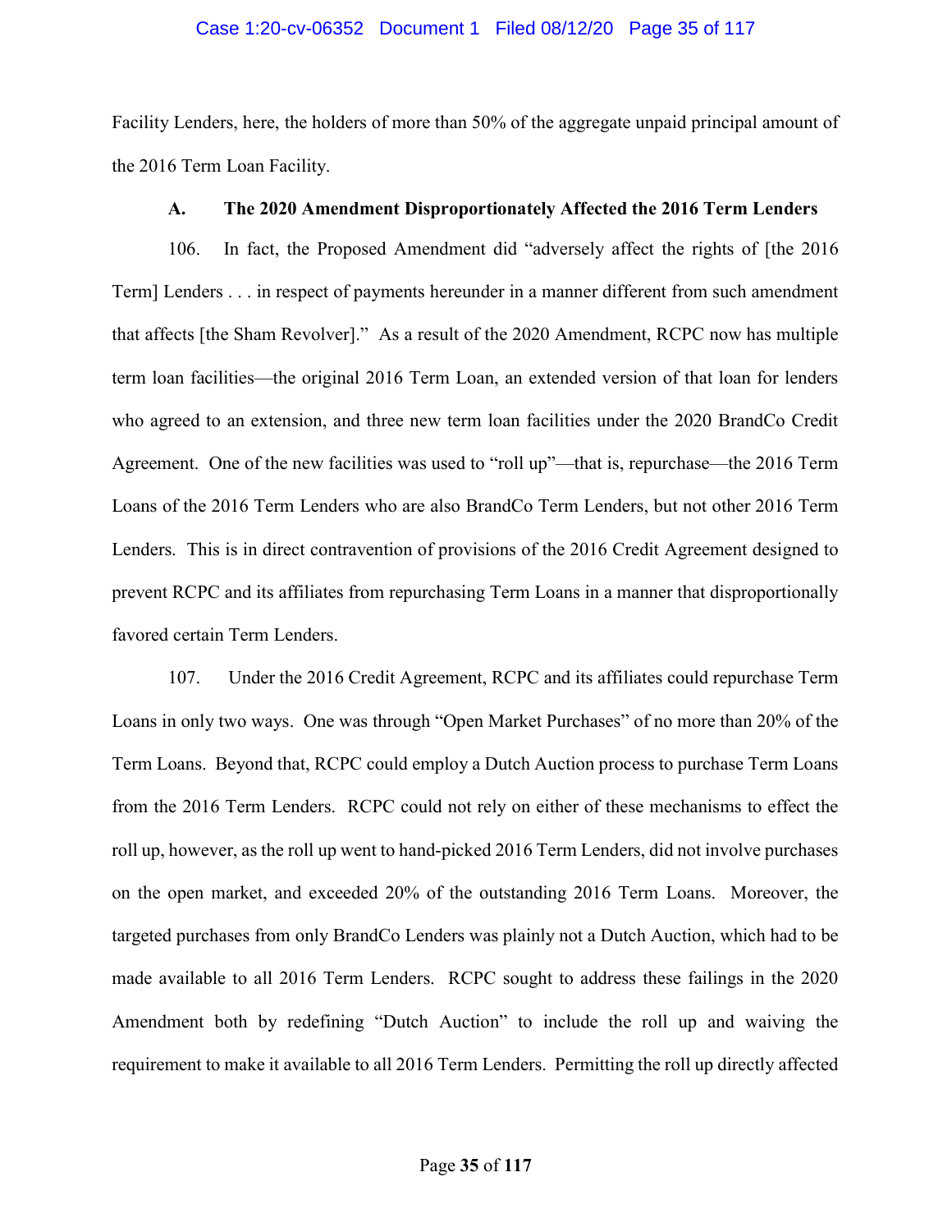Facility Lenders, here, the holders of more than 50% of the aggregate unpaid principal amount of the 2016 Term Loan Facility.

### A. The 2020 Amendment Disproportionately Affected the 2016 Term Lenders

106. In fact, the Proposed Amendment did "adversely affect the rights of [the 2016 Term] Lenders . . . in respect of payments hereunder in a manner different from such amendment that affects [the Sham Revolver]." As a result of the 2020 Amendment, RCPC now has multiple term loan facilities—the original 2016 Term Loan, an extended version of that loan for lenders who agreed to an extension, and three new term loan facilities under the 2020 BrandCo Credit Agreement. One of the new facilities was used to "roll up"—that is, repurchase—the 2016 Term Loans of the 2016 Term Lenders who are also BrandCo Term Lenders, but not other 2016 Term Lenders. This is in direct contravention of provisions of the 2016 Credit Agreement designed to prevent RCPC and its affiliates from repurchasing Term Loans in a manner that disproportionally favored certain Term Lenders.

107. Under the 2016 Credit Agreement, RCPC and its affiliates could repurchase Term Loans in only two ways. One was through "Open Market Purchases" of no more than 20% of the Term Loans. Beyond that, RCPC could employ a Dutch Auction process to purchase Term Loans from the 2016 Term Lenders. RCPC could not rely on either of these mechanisms to effect the roll up, however, as the roll up went to hand-picked 2016 Term Lenders, did not involve purchases on the open market, and exceeded 20% of the outstanding 2016 Term Loans. Moreover, the targeted purchases from only BrandCo Lenders was plainly not a Dutch Auction, which had to be made available to all 2016 Term Lenders. RCPC sought to address these failings in the 2020 Amendment both by redefining "Dutch Auction" to include the roll up and waiving the requirement to make it available to all 2016 Term Lenders. Permitting the roll up directly affected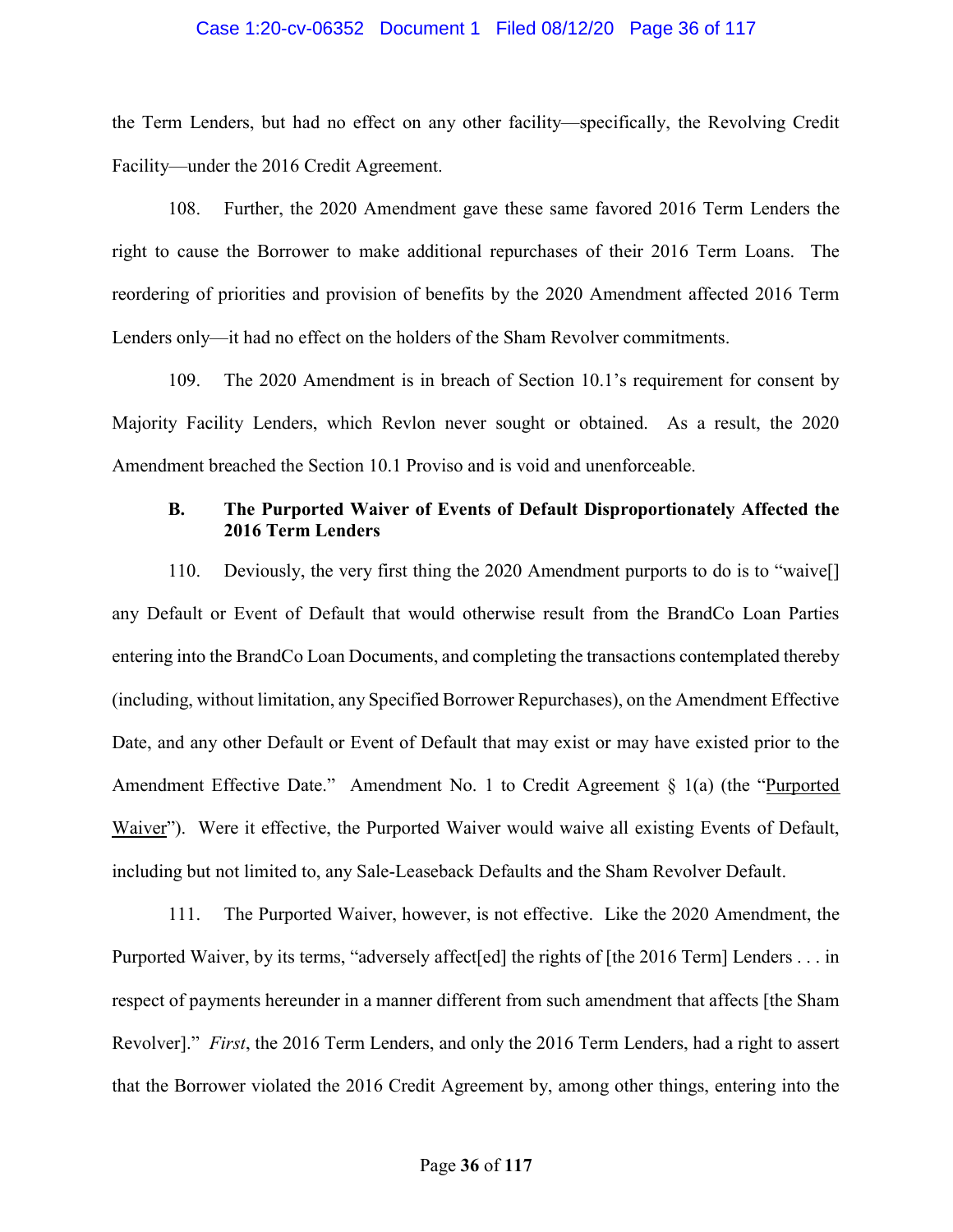the Term Lenders, but had no effect on any other facility—specifically, the Revolving Credit Facility—under the 2016 Credit Agreement.

108. Further, the 2020 Amendment gave these same favored 2016 Term Lenders the right to cause the Borrower to make additional repurchases of their 2016 Term Loans. The reordering of priorities and provision of benefits by the 2020 Amendment affected 2016 Term Lenders only—it had no effect on the holders of the Sham Revolver commitments.

109. The 2020 Amendment is in breach of Section 10.1's requirement for consent by Majority Facility Lenders, which Revlon never sought or obtained. As a result, the 2020 Amendment breached the Section 10.1 Proviso and is void and unenforceable.

### B. The Purported Waiver of Events of Default Disproportionately Affected the 2016 Term Lenders

110. Deviously, the very first thing the 2020 Amendment purports to do is to "waive[] any Default or Event of Default that would otherwise result from the BrandCo Loan Parties entering into the BrandCo Loan Documents, and completing the transactions contemplated thereby (including, without limitation, any Specified Borrower Repurchases), on the Amendment Effective Date, and any other Default or Event of Default that may exist or may have existed prior to the Amendment Effective Date." Amendment No. 1 to Credit Agreement § 1(a) (the "Purported Waiver"). Were it effective, the Purported Waiver would waive all existing Events of Default, including but not limited to, any Sale-Leaseback Defaults and the Sham Revolver Default.

111. The Purported Waiver, however, is not effective. Like the 2020 Amendment, the Purported Waiver, by its terms, "adversely affect[ed] the rights of [the 2016 Term] Lenders . . . in respect of payments hereunder in a manner different from such amendment that affects [the Sham Revolver]." *First*, the 2016 Term Lenders, and only the 2016 Term Lenders, had a right to assert that the Borrower violated the 2016 Credit Agreement by, among other things, entering into the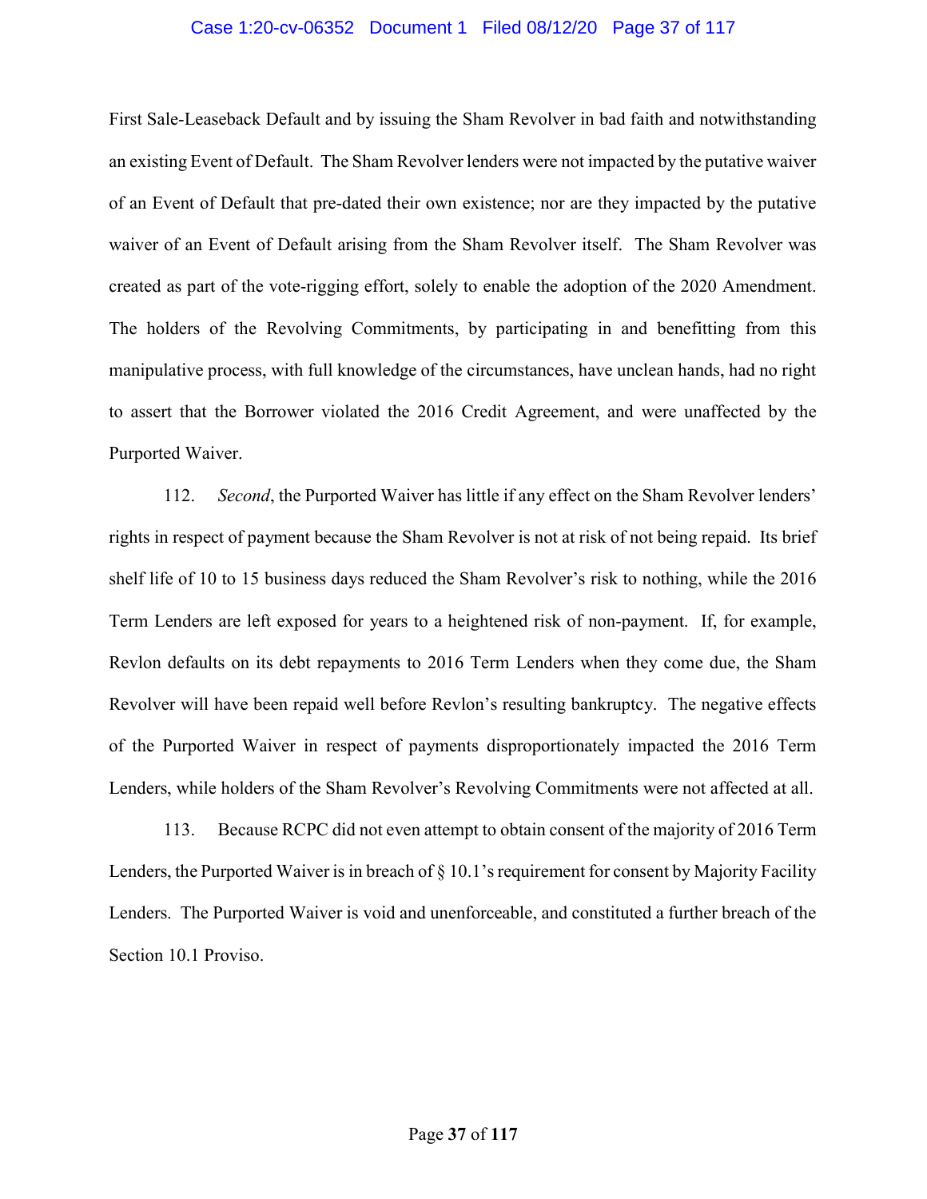First Sale-Leaseback Default and by issuing the Sham Revolver in bad faith and notwithstanding an existing Event of Default. The Sham Revolver lenders were not impacted by the putative waiver of an Event of Default that pre-dated their own existence; nor are they impacted by the putative waiver of an Event of Default arising from the Sham Revolver itself. The Sham Revolver was created as part of the vote-rigging effort, solely to enable the adoption of the 2020 Amendment. The holders of the Revolving Commitments, by participating in and benefitting from this manipulative process, with full knowledge of the circumstances, have unclean hands, had no right to assert that the Borrower violated the 2016 Credit Agreement, and were unaffected by the Purported Waiver.

112. *Second*, the Purported Waiver has little if any effect on the Sham Revolver lenders' rights in respect of payment because the Sham Revolver is not at risk of not being repaid. Its brief shelf life of 10 to 15 business days reduced the Sham Revolver's risk to nothing, while the 2016 Term Lenders are left exposed for years to a heightened risk of non-payment. If, for example, Revlon defaults on its debt repayments to 2016 Term Lenders when they come due, the Sham Revolver will have been repaid well before Revlon's resulting bankruptcy. The negative effects of the Purported Waiver in respect of payments disproportionately impacted the 2016 Term Lenders, while holders of the Sham Revolver's Revolving Commitments were not affected at all.

113. Because RCPC did not even attempt to obtain consent of the majority of 2016 Term Lenders, the Purported Waiver is in breach of § 10.1's requirement for consent by Majority Facility Lenders. The Purported Waiver is void and unenforceable, and constituted a further breach of the Section 10.1 Proviso.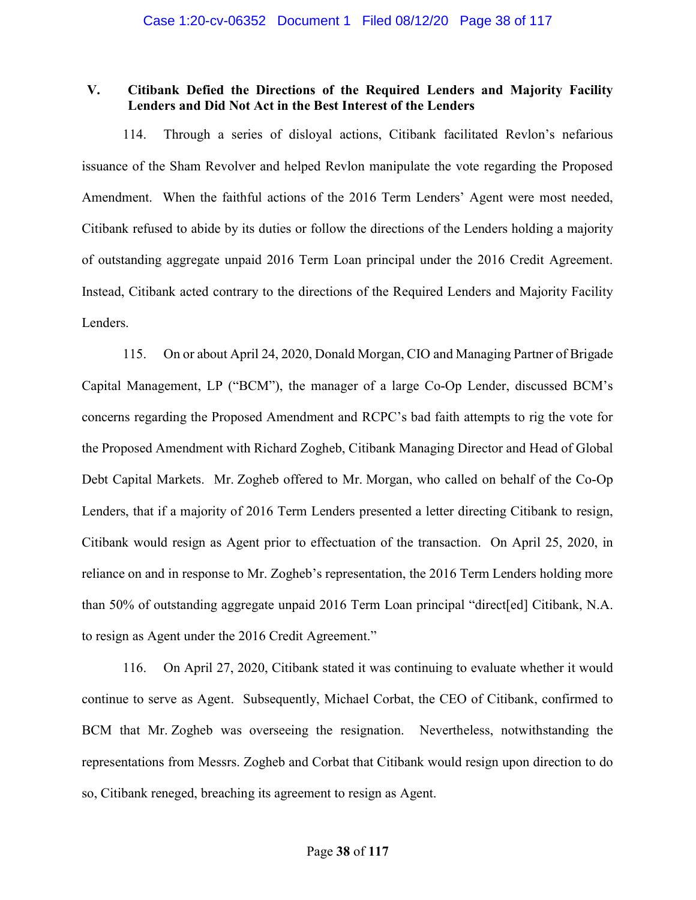## V. Citibank Defied the Directions of the Required Lenders and Majority Facility Lenders and Did Not Act in the Best Interest of the Lenders

114. Through a series of disloyal actions, Citibank facilitated Revlon's nefarious issuance of the Sham Revolver and helped Revlon manipulate the vote regarding the Proposed Amendment. When the faithful actions of the 2016 Term Lenders' Agent were most needed, Citibank refused to abide by its duties or follow the directions of the Lenders holding a majority of outstanding aggregate unpaid 2016 Term Loan principal under the 2016 Credit Agreement. Instead, Citibank acted contrary to the directions of the Required Lenders and Majority Facility Lenders.

115. On or about April 24, 2020, Donald Morgan, CIO and Managing Partner of Brigade Capital Management, LP ("BCM"), the manager of a large Co-Op Lender, discussed BCM's concerns regarding the Proposed Amendment and RCPC's bad faith attempts to rig the vote for the Proposed Amendment with Richard Zogheb, Citibank Managing Director and Head of Global Debt Capital Markets. Mr. Zogheb offered to Mr. Morgan, who called on behalf of the Co-Op Lenders, that if a majority of 2016 Term Lenders presented a letter directing Citibank to resign, Citibank would resign as Agent prior to effectuation of the transaction. On April 25, 2020, in reliance on and in response to Mr. Zogheb's representation, the 2016 Term Lenders holding more than 50% of outstanding aggregate unpaid 2016 Term Loan principal "direct[ed] Citibank, N.A. to resign as Agent under the 2016 Credit Agreement."

116. On April 27, 2020, Citibank stated it was continuing to evaluate whether it would continue to serve as Agent. Subsequently, Michael Corbat, the CEO of Citibank, confirmed to BCM that Mr. Zogheb was overseeing the resignation. Nevertheless, notwithstanding the representations from Messrs. Zogheb and Corbat that Citibank would resign upon direction to do so, Citibank reneged, breaching its agreement to resign as Agent.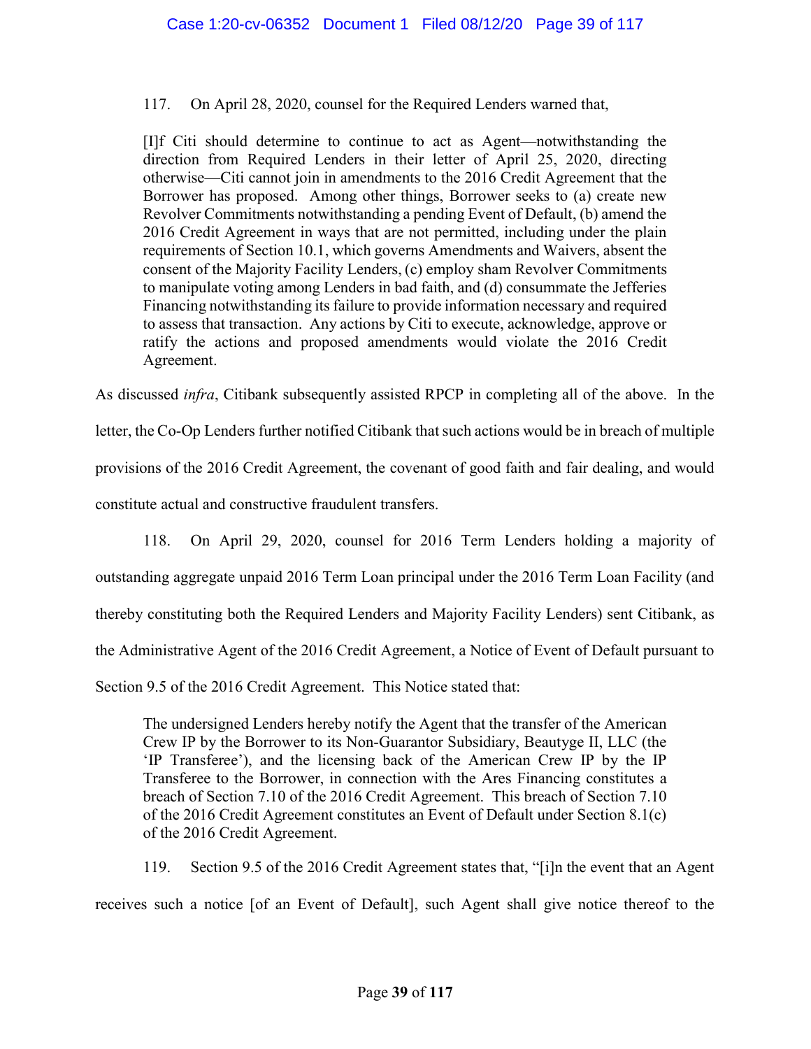117. On April 28, 2020, counsel for the Required Lenders warned that,

> [I]f Citi should determine to continue to act as Agent—notwithstanding the direction from Required Lenders in their letter of April 25, 2020, directing otherwise—Citi cannot join in amendments to the 2016 Credit Agreement that the Borrower has proposed. Among other things, Borrower seeks to (a) create new Revolver Commitments notwithstanding a pending Event of Default, (b) amend the 2016 Credit Agreement in ways that are not permitted, including under the plain requirements of Section 10.1, which governs Amendments and Waivers, absent the consent of the Majority Facility Lenders, (c) employ sham Revolver Commitments to manipulate voting among Lenders in bad faith, and (d) consummate the Jefferies Financing notwithstanding its failure to provide information necessary and required to assess that transaction. Any actions by Citi to execute, acknowledge, approve or ratify the actions and proposed amendments would violate the 2016 Credit Agreement.

As discussed *infra*, Citibank subsequently assisted RPCP in completing all of the above. In the letter, the Co-Op Lenders further notified Citibank that such actions would be in breach of multiple provisions of the 2016 Credit Agreement, the covenant of good faith and fair dealing, and would constitute actual and constructive fraudulent transfers.

118. On April 29, 2020, counsel for 2016 Term Lenders holding a majority of outstanding aggregate unpaid 2016 Term Loan principal under the 2016 Term Loan Facility (and thereby constituting both the Required Lenders and Majority Facility Lenders) sent Citibank, as the Administrative Agent of the 2016 Credit Agreement, a Notice of Event of Default pursuant to Section 9.5 of the 2016 Credit Agreement. This Notice stated that:

> The undersigned Lenders hereby notify the Agent that the transfer of the American Crew IP by the Borrower to its Non-Guarantor Subsidiary, Beautyge II, LLC (the 'IP Transferee'), and the licensing back of the American Crew IP by the IP Transferee to the Borrower, in connection with the Ares Financing constitutes a breach of Section 7.10 of the 2016 Credit Agreement. This breach of Section 7.10 of the 2016 Credit Agreement constitutes an Event of Default under Section 8.1(c) of the 2016 Credit Agreement.

119. Section 9.5 of the 2016 Credit Agreement states that, "[i]n the event that an Agent receives such a notice [of an Event of Default], such Agent shall give notice thereof to the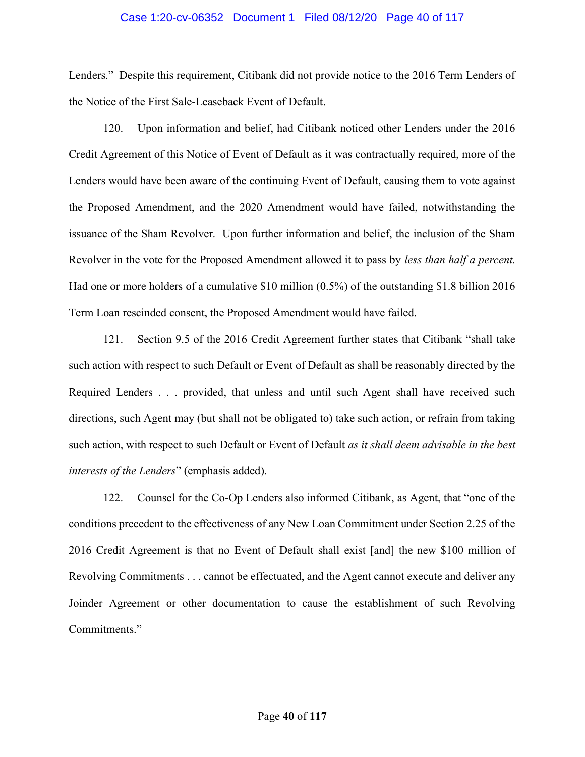Lenders." Despite this requirement, Citibank did not provide notice to the 2016 Term Lenders of the Notice of the First Sale-Leaseback Event of Default.

120. Upon information and belief, had Citibank noticed other Lenders under the 2016 Credit Agreement of this Notice of Event of Default as it was contractually required, more of the Lenders would have been aware of the continuing Event of Default, causing them to vote against the Proposed Amendment, and the 2020 Amendment would have failed, notwithstanding the issuance of the Sham Revolver. Upon further information and belief, the inclusion of the Sham Revolver in the vote for the Proposed Amendment allowed it to pass by *less than half a percent.* Had one or more holders of a cumulative $10 million (0.5%) of the outstanding $1.8 billion 2016 Term Loan rescinded consent, the Proposed Amendment would have failed.

121. Section 9.5 of the 2016 Credit Agreement further states that Citibank "shall take such action with respect to such Default or Event of Default as shall be reasonably directed by the Required Lenders . . . provided, that unless and until such Agent shall have received such directions, such Agent may (but shall not be obligated to) take such action, or refrain from taking such action, with respect to such Default or Event of Default *as it shall deem advisable in the best interests of the Lenders*" (emphasis added).

122. Counsel for the Co-Op Lenders also informed Citibank, as Agent, that "one of the conditions precedent to the effectiveness of any New Loan Commitment under Section 2.25 of the 2016 Credit Agreement is that no Event of Default shall exist [and] the new $100 million of Revolving Commitments . . . cannot be effectuated, and the Agent cannot execute and deliver any Joinder Agreement or other documentation to cause the establishment of such Revolving Commitments."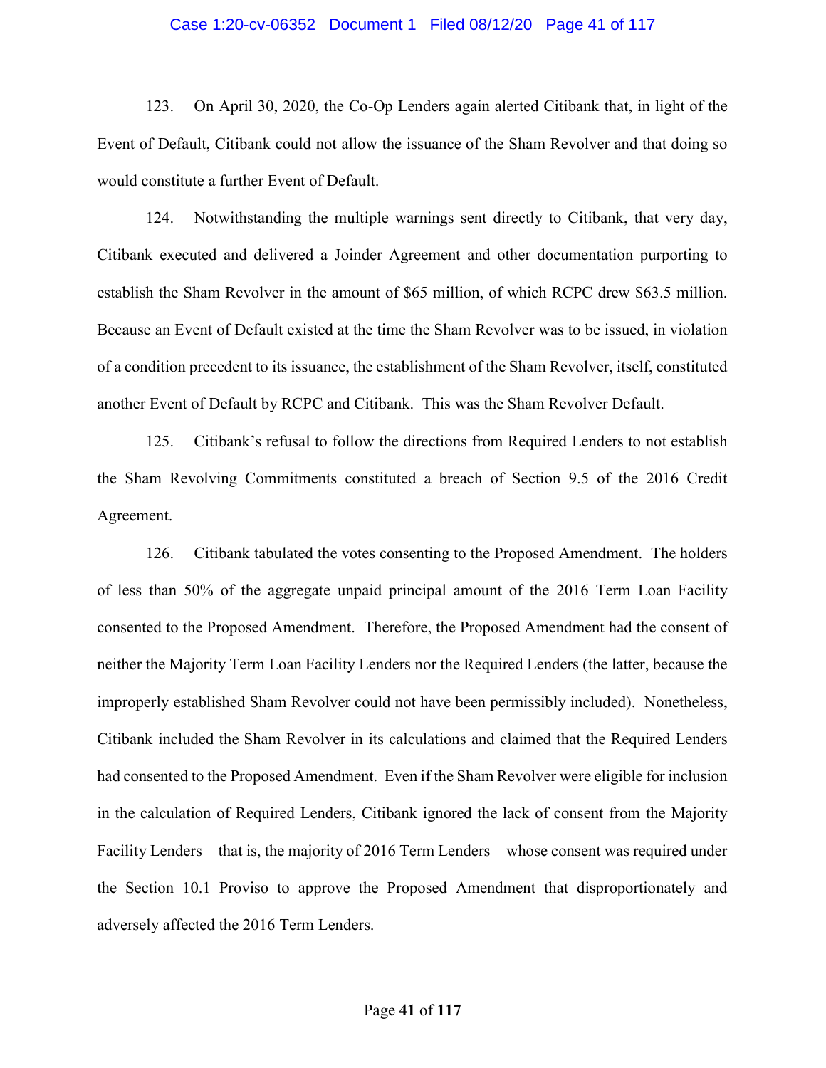123. On April 30, 2020, the Co-Op Lenders again alerted Citibank that, in light of the Event of Default, Citibank could not allow the issuance of the Sham Revolver and that doing so would constitute a further Event of Default.

124. Notwithstanding the multiple warnings sent directly to Citibank, that very day, Citibank executed and delivered a Joinder Agreement and other documentation purporting to establish the Sham Revolver in the amount of $65 million, of which RCPC drew $63.5 million. Because an Event of Default existed at the time the Sham Revolver was to be issued, in violation of a condition precedent to its issuance, the establishment of the Sham Revolver, itself, constituted another Event of Default by RCPC and Citibank. This was the Sham Revolver Default.

125. Citibank's refusal to follow the directions from Required Lenders to not establish the Sham Revolving Commitments constituted a breach of Section 9.5 of the 2016 Credit Agreement.

126. Citibank tabulated the votes consenting to the Proposed Amendment. The holders of less than 50% of the aggregate unpaid principal amount of the 2016 Term Loan Facility consented to the Proposed Amendment. Therefore, the Proposed Amendment had the consent of neither the Majority Term Loan Facility Lenders nor the Required Lenders (the latter, because the improperly established Sham Revolver could not have been permissibly included). Nonetheless, Citibank included the Sham Revolver in its calculations and claimed that the Required Lenders had consented to the Proposed Amendment. Even if the Sham Revolver were eligible for inclusion in the calculation of Required Lenders, Citibank ignored the lack of consent from the Majority Facility Lenders—that is, the majority of 2016 Term Lenders—whose consent was required under the Section 10.1 Proviso to approve the Proposed Amendment that disproportionately and adversely affected the 2016 Term Lenders.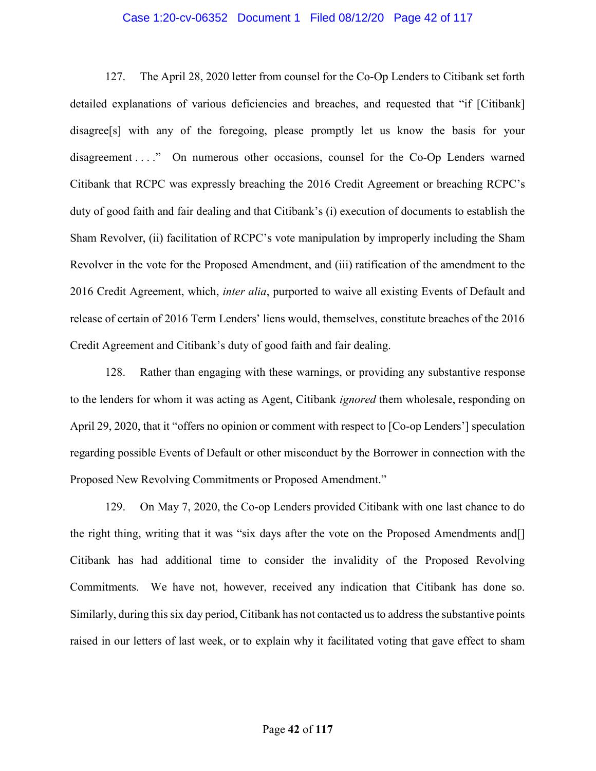127. The April 28, 2020 letter from counsel for the Co-Op Lenders to Citibank set forth detailed explanations of various deficiencies and breaches, and requested that "if [Citibank] disagree[s] with any of the foregoing, please promptly let us know the basis for your disagreement . . . ." On numerous other occasions, counsel for the Co-Op Lenders warned Citibank that RCPC was expressly breaching the 2016 Credit Agreement or breaching RCPC's duty of good faith and fair dealing and that Citibank's (i) execution of documents to establish the Sham Revolver, (ii) facilitation of RCPC's vote manipulation by improperly including the Sham Revolver in the vote for the Proposed Amendment, and (iii) ratification of the amendment to the 2016 Credit Agreement, which, *inter alia*, purported to waive all existing Events of Default and release of certain of 2016 Term Lenders' liens would, themselves, constitute breaches of the 2016 Credit Agreement and Citibank's duty of good faith and fair dealing.

128. Rather than engaging with these warnings, or providing any substantive response to the lenders for whom it was acting as Agent, Citibank *ignored* them wholesale, responding on April 29, 2020, that it "offers no opinion or comment with respect to [Co-op Lenders'] speculation regarding possible Events of Default or other misconduct by the Borrower in connection with the Proposed New Revolving Commitments or Proposed Amendment."

129. On May 7, 2020, the Co-op Lenders provided Citibank with one last chance to do the right thing, writing that it was "six days after the vote on the Proposed Amendments and[] Citibank has had additional time to consider the invalidity of the Proposed Revolving Commitments. We have not, however, received any indication that Citibank has done so. Similarly, during this six day period, Citibank has not contacted us to address the substantive points raised in our letters of last week, or to explain why it facilitated voting that gave effect to sham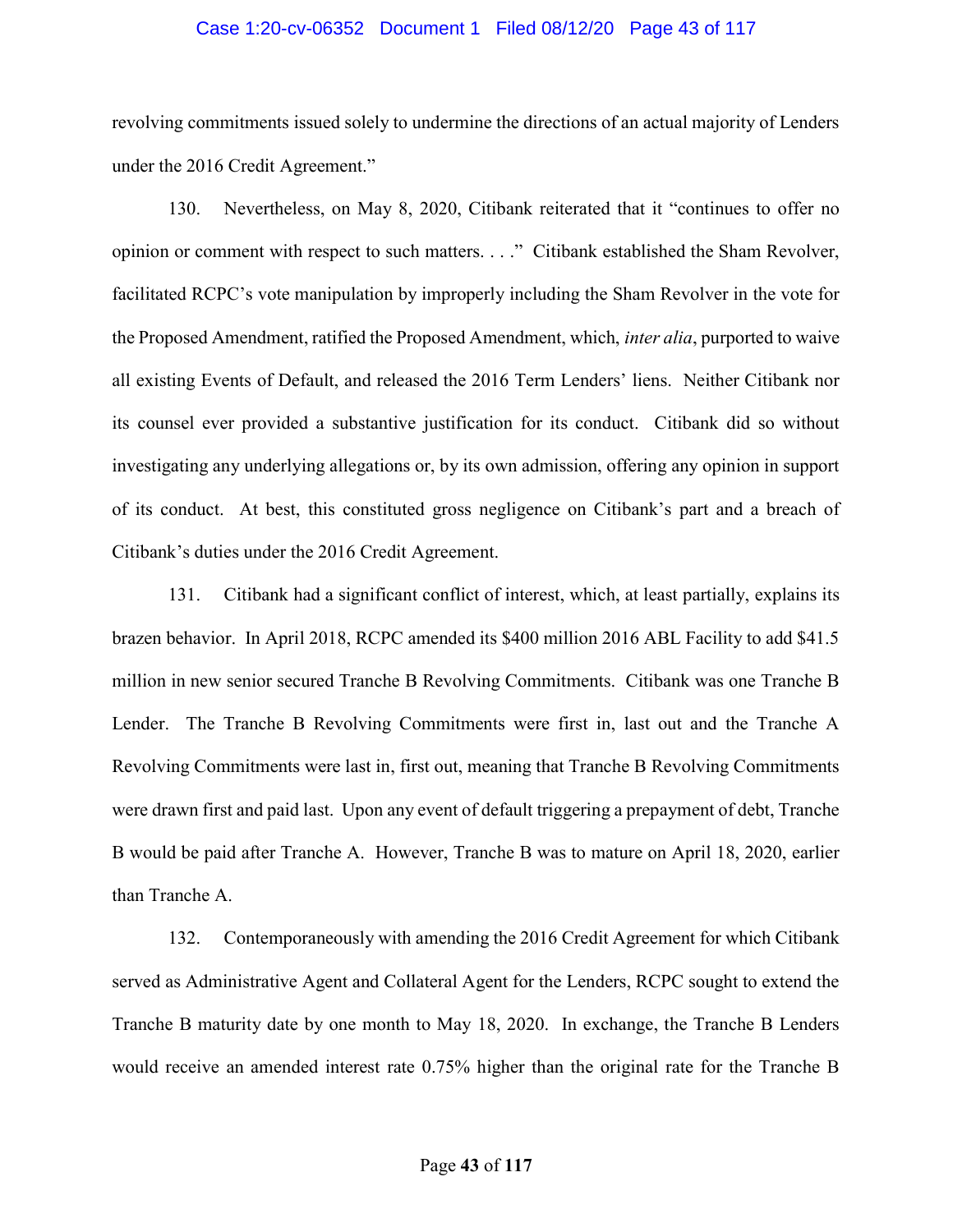revolving commitments issued solely to undermine the directions of an actual majority of Lenders under the 2016 Credit Agreement."

130. Nevertheless, on May 8, 2020, Citibank reiterated that it "continues to offer no opinion or comment with respect to such matters. . . ." Citibank established the Sham Revolver, facilitated RCPC's vote manipulation by improperly including the Sham Revolver in the vote for the Proposed Amendment, ratified the Proposed Amendment, which, *inter alia*, purported to waive all existing Events of Default, and released the 2016 Term Lenders' liens. Neither Citibank nor its counsel ever provided a substantive justification for its conduct. Citibank did so without investigating any underlying allegations or, by its own admission, offering any opinion in support of its conduct. At best, this constituted gross negligence on Citibank's part and a breach of Citibank's duties under the 2016 Credit Agreement.

131. Citibank had a significant conflict of interest, which, at least partially, explains its brazen behavior. In April 2018, RCPC amended its $400 million 2016 ABL Facility to add $41.5 million in new senior secured Tranche B Revolving Commitments. Citibank was one Tranche B Lender. The Tranche B Revolving Commitments were first in, last out and the Tranche A Revolving Commitments were last in, first out, meaning that Tranche B Revolving Commitments were drawn first and paid last. Upon any event of default triggering a prepayment of debt, Tranche B would be paid after Tranche A. However, Tranche B was to mature on April 18, 2020, earlier than Tranche A.

132. Contemporaneously with amending the 2016 Credit Agreement for which Citibank served as Administrative Agent and Collateral Agent for the Lenders, RCPC sought to extend the Tranche B maturity date by one month to May 18, 2020. In exchange, the Tranche B Lenders would receive an amended interest rate 0.75% higher than the original rate for the Tranche B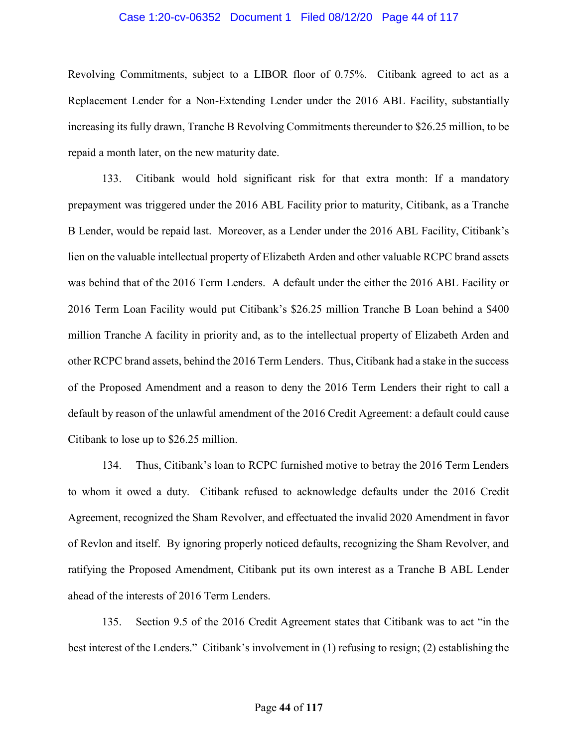Revolving Commitments, subject to a LIBOR floor of 0.75%. Citibank agreed to act as a Replacement Lender for a Non-Extending Lender under the 2016 ABL Facility, substantially increasing its fully drawn, Tranche B Revolving Commitments thereunder to $26.25 million, to be repaid a month later, on the new maturity date.

133. Citibank would hold significant risk for that extra month: If a mandatory prepayment was triggered under the 2016 ABL Facility prior to maturity, Citibank, as a Tranche B Lender, would be repaid last. Moreover, as a Lender under the 2016 ABL Facility, Citibank's lien on the valuable intellectual property of Elizabeth Arden and other valuable RCPC brand assets was behind that of the 2016 Term Lenders. A default under the either the 2016 ABL Facility or 2016 Term Loan Facility would put Citibank's $26.25 million Tranche B Loan behind a $400 million Tranche A facility in priority and, as to the intellectual property of Elizabeth Arden and other RCPC brand assets, behind the 2016 Term Lenders. Thus, Citibank had a stake in the success of the Proposed Amendment and a reason to deny the 2016 Term Lenders their right to call a default by reason of the unlawful amendment of the 2016 Credit Agreement: a default could cause Citibank to lose up to $26.25 million.

134. Thus, Citibank's loan to RCPC furnished motive to betray the 2016 Term Lenders to whom it owed a duty. Citibank refused to acknowledge defaults under the 2016 Credit Agreement, recognized the Sham Revolver, and effectuated the invalid 2020 Amendment in favor of Revlon and itself. By ignoring properly noticed defaults, recognizing the Sham Revolver, and ratifying the Proposed Amendment, Citibank put its own interest as a Tranche B ABL Lender ahead of the interests of 2016 Term Lenders.

135. Section 9.5 of the 2016 Credit Agreement states that Citibank was to act "in the best interest of the Lenders." Citibank's involvement in (1) refusing to resign; (2) establishing the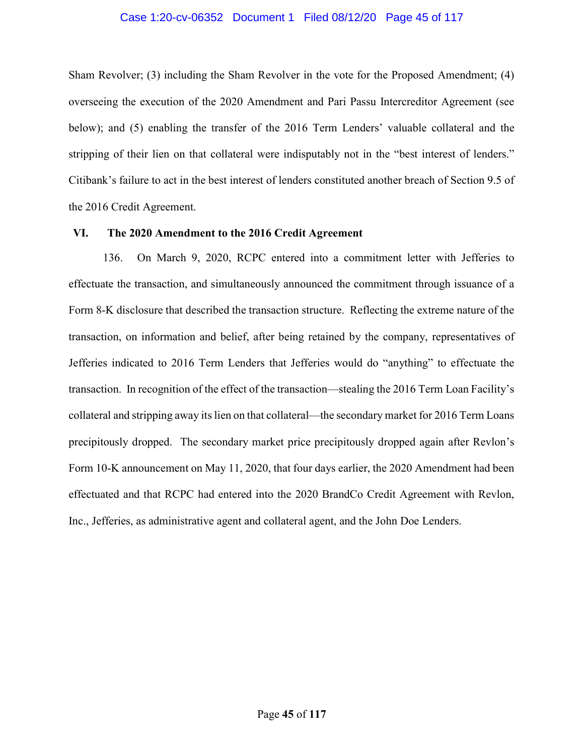Sham Revolver; (3) including the Sham Revolver in the vote for the Proposed Amendment; (4) overseeing the execution of the 2020 Amendment and Pari Passu Intercreditor Agreement (see below); and (5) enabling the transfer of the 2016 Term Lenders' valuable collateral and the stripping of their lien on that collateral were indisputably not in the "best interest of lenders." Citibank's failure to act in the best interest of lenders constituted another breach of Section 9.5 of the 2016 Credit Agreement.

## VI. The 2020 Amendment to the 2016 Credit Agreement

136. On March 9, 2020, RCPC entered into a commitment letter with Jefferies to effectuate the transaction, and simultaneously announced the commitment through issuance of a Form 8-K disclosure that described the transaction structure. Reflecting the extreme nature of the transaction, on information and belief, after being retained by the company, representatives of Jefferies indicated to 2016 Term Lenders that Jefferies would do "anything" to effectuate the transaction. In recognition of the effect of the transaction—stealing the 2016 Term Loan Facility's collateral and stripping away its lien on that collateral—the secondary market for 2016 Term Loans precipitously dropped. The secondary market price precipitously dropped again after Revlon's Form 10-K announcement on May 11, 2020, that four days earlier, the 2020 Amendment had been effectuated and that RCPC had entered into the 2020 BrandCo Credit Agreement with Revlon, Inc., Jefferies, as administrative agent and collateral agent, and the John Doe Lenders.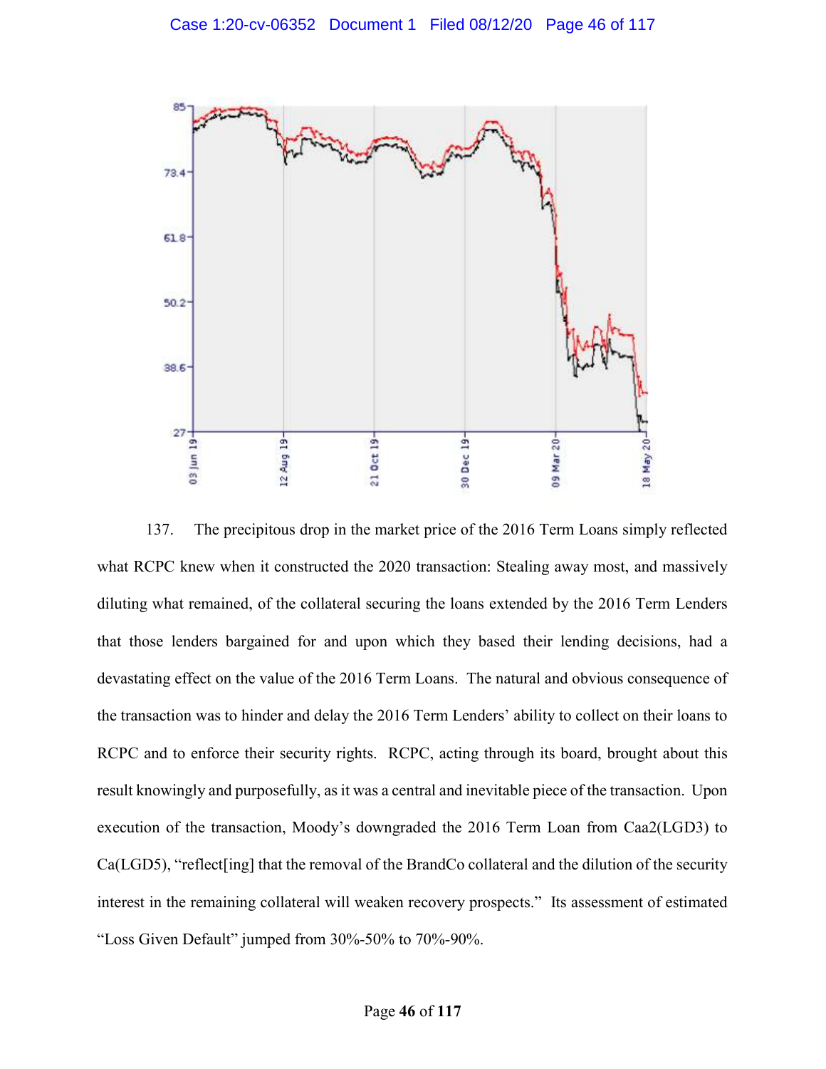137. The precipitous drop in the market price of the 2016 Term Loans simply reflected what RCPC knew when it constructed the 2020 transaction: Stealing away most, and massively diluting what remained, of the collateral securing the loans extended by the 2016 Term Lenders that those lenders bargained for and upon which they based their lending decisions, had a devastating effect on the value of the 2016 Term Loans. The natural and obvious consequence of the transaction was to hinder and delay the 2016 Term Lenders' ability to collect on their loans to RCPC and to enforce their security rights. RCPC, acting through its board, brought about this result knowingly and purposefully, as it was a central and inevitable piece of the transaction. Upon execution of the transaction, Moody's downgraded the 2016 Term Loan from Caa2(LGD3) to Ca(LGD5), "reflect[ing] that the removal of the BrandCo collateral and the dilution of the security interest in the remaining collateral will weaken recovery prospects." Its assessment of estimated "Loss Given Default" jumped from 30%-50% to 70%-90%.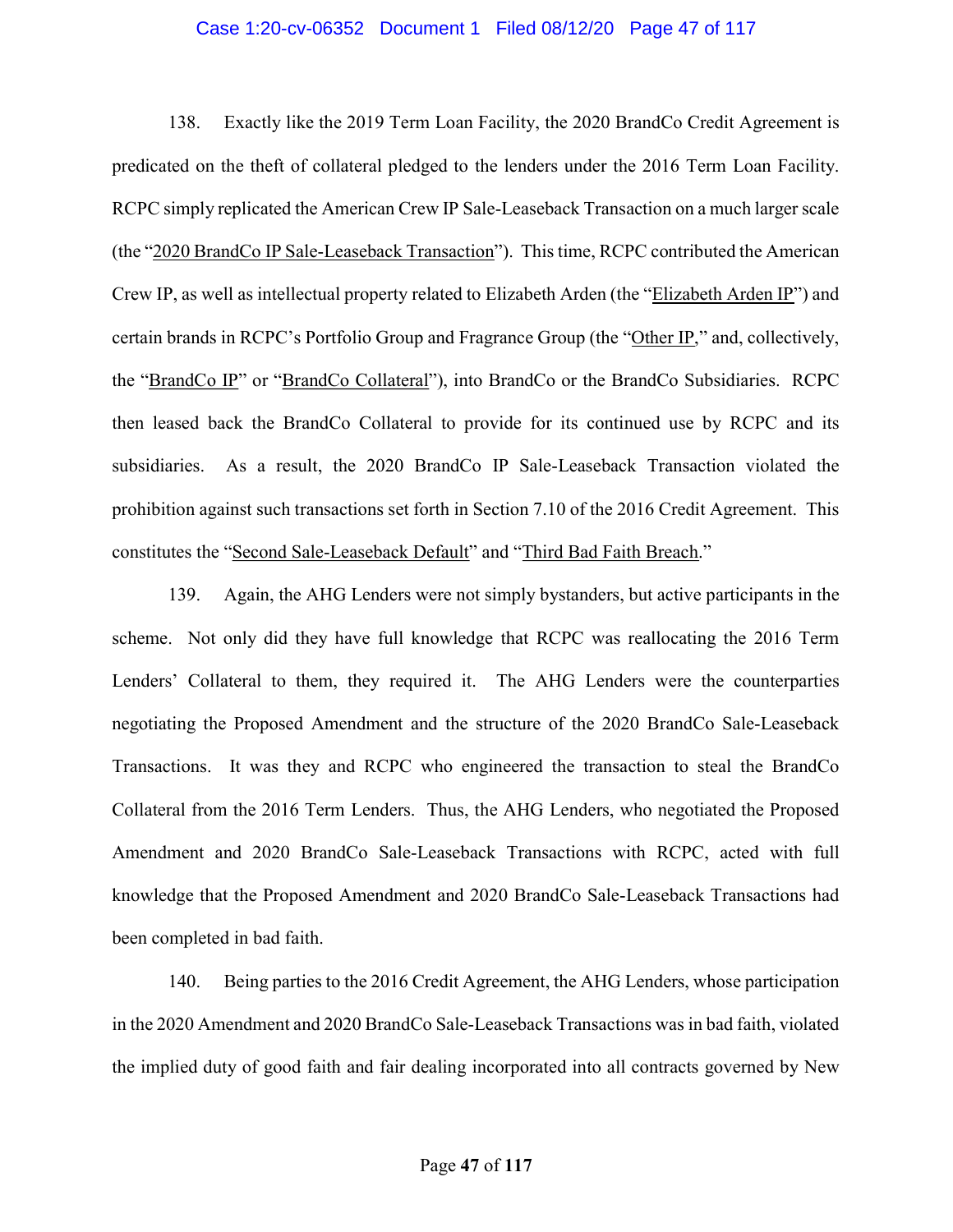138. Exactly like the 2019 Term Loan Facility, the 2020 BrandCo Credit Agreement is predicated on the theft of collateral pledged to the lenders under the 2016 Term Loan Facility. RCPC simply replicated the American Crew IP Sale-Leaseback Transaction on a much larger scale (the "<u>2020 BrandCo IP Sale-Leaseback Transaction</u>"). This time, RCPC contributed the American Crew IP, as well as intellectual property related to Elizabeth Arden (the "<u>Elizabeth Arden IP</u>") and certain brands in RCPC's Portfolio Group and Fragrance Group (the "<u>Other IP</u>," and, collectively, the "<u>BrandCo IP</u>" or "<u>BrandCo Collateral</u>"), into BrandCo or the BrandCo Subsidiaries. RCPC then leased back the BrandCo Collateral to provide for its continued use by RCPC and its subsidiaries. As a result, the 2020 BrandCo IP Sale-Leaseback Transaction violated the prohibition against such transactions set forth in Section 7.10 of the 2016 Credit Agreement. This constitutes the "<u>Second Sale-Leaseback Default</u>" and "<u>Third Bad Faith Breach</u>."

139. Again, the AHG Lenders were not simply bystanders, but active participants in the scheme. Not only did they have full knowledge that RCPC was reallocating the 2016 Term Lenders' Collateral to them, they required it. The AHG Lenders were the counterparties negotiating the Proposed Amendment and the structure of the 2020 BrandCo Sale-Leaseback Transactions. It was they and RCPC who engineered the transaction to steal the BrandCo Collateral from the 2016 Term Lenders. Thus, the AHG Lenders, who negotiated the Proposed Amendment and 2020 BrandCo Sale-Leaseback Transactions with RCPC, acted with full knowledge that the Proposed Amendment and 2020 BrandCo Sale-Leaseback Transactions had been completed in bad faith.

140. Being parties to the 2016 Credit Agreement, the AHG Lenders, whose participation in the 2020 Amendment and 2020 BrandCo Sale-Leaseback Transactions was in bad faith, violated the implied duty of good faith and fair dealing incorporated into all contracts governed by New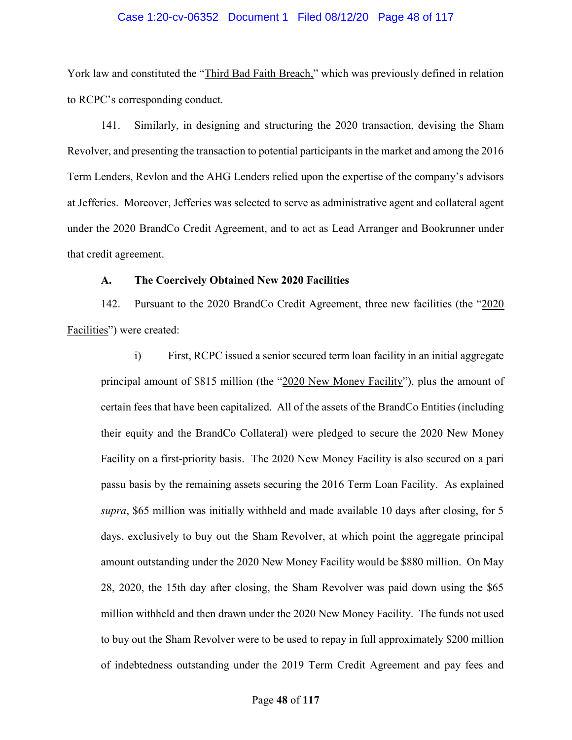York law and constituted the "Third Bad Faith Breach," which was previously defined in relation to RCPC's corresponding conduct.

141. Similarly, in designing and structuring the 2020 transaction, devising the Sham Revolver, and presenting the transaction to potential participants in the market and among the 2016 Term Lenders, Revlon and the AHG Lenders relied upon the expertise of the company's advisors at Jefferies. Moreover, Jefferies was selected to serve as administrative agent and collateral agent under the 2020 BrandCo Credit Agreement, and to act as Lead Arranger and Bookrunner under that credit agreement.

### A. The Coercively Obtained New 2020 Facilities

142. Pursuant to the 2020 BrandCo Credit Agreement, three new facilities (the "2020 Facilities") were created:

> i) First, RCPC issued a senior secured term loan facility in an initial aggregate principal amount of $815 million (the "2020 New Money Facility"), plus the amount of certain fees that have been capitalized. All of the assets of the BrandCo Entities (including their equity and the BrandCo Collateral) were pledged to secure the 2020 New Money Facility on a first-priority basis. The 2020 New Money Facility is also secured on a pari passu basis by the remaining assets securing the 2016 Term Loan Facility. As explained *supra*, $65 million was initially withheld and made available 10 days after closing, for 5 days, exclusively to buy out the Sham Revolver, at which point the aggregate principal amount outstanding under the 2020 New Money Facility would be $880 million. On May 28, 2020, the 15th day after closing, the Sham Revolver was paid down using the $65 million withheld and then drawn under the 2020 New Money Facility. The funds not used to buy out the Sham Revolver were to be used to repay in full approximately $200 million of indebtedness outstanding under the 2019 Term Credit Agreement and pay fees and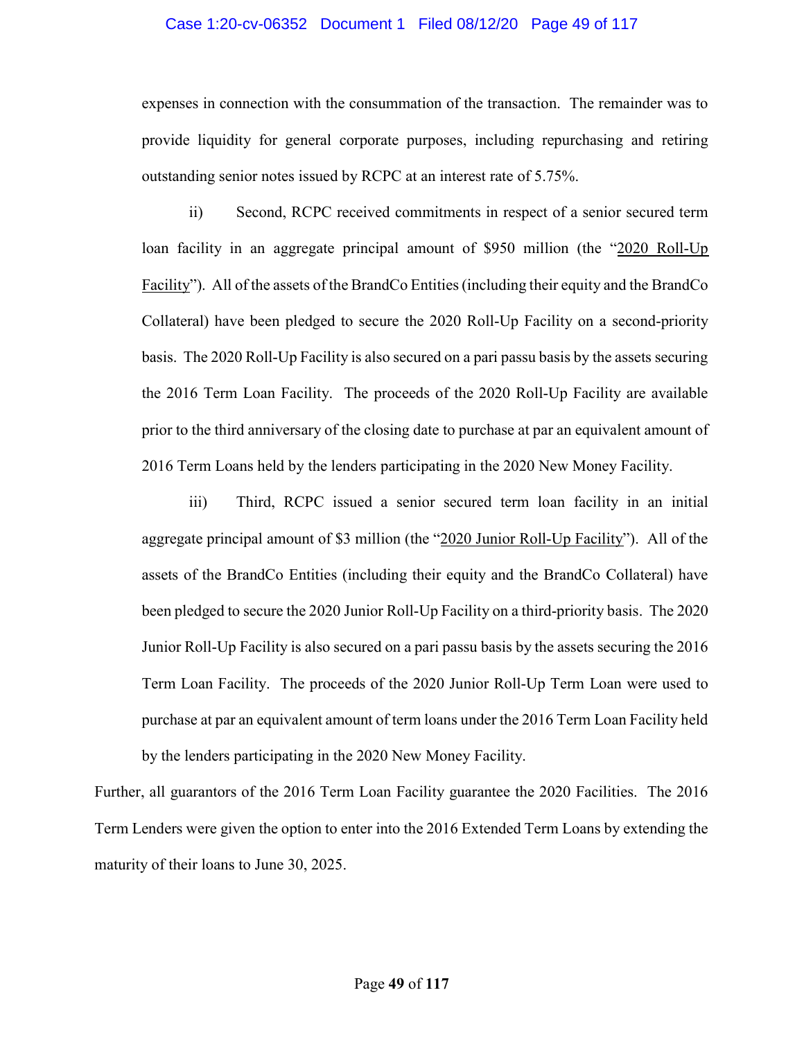expenses in connection with the consummation of the transaction. The remainder was to provide liquidity for general corporate purposes, including repurchasing and retiring outstanding senior notes issued by RCPC at an interest rate of 5.75%.

ii) Second, RCPC received commitments in respect of a senior secured term loan facility in an aggregate principal amount of $950 million (the "2020 Roll-Up Facility"). All of the assets of the BrandCo Entities (including their equity and the BrandCo Collateral) have been pledged to secure the 2020 Roll-Up Facility on a second-priority basis. The 2020 Roll-Up Facility is also secured on a pari passu basis by the assets securing the 2016 Term Loan Facility. The proceeds of the 2020 Roll-Up Facility are available prior to the third anniversary of the closing date to purchase at par an equivalent amount of 2016 Term Loans held by the lenders participating in the 2020 New Money Facility.

iii) Third, RCPC issued a senior secured term loan facility in an initial aggregate principal amount of $3 million (the "2020 Junior Roll-Up Facility"). All of the assets of the BrandCo Entities (including their equity and the BrandCo Collateral) have been pledged to secure the 2020 Junior Roll-Up Facility on a third-priority basis. The 2020 Junior Roll-Up Facility is also secured on a pari passu basis by the assets securing the 2016 Term Loan Facility. The proceeds of the 2020 Junior Roll-Up Term Loan were used to purchase at par an equivalent amount of term loans under the 2016 Term Loan Facility held by the lenders participating in the 2020 New Money Facility.

Further, all guarantors of the 2016 Term Loan Facility guarantee the 2020 Facilities. The 2016 Term Lenders were given the option to enter into the 2016 Extended Term Loans by extending the maturity of their loans to June 30, 2025.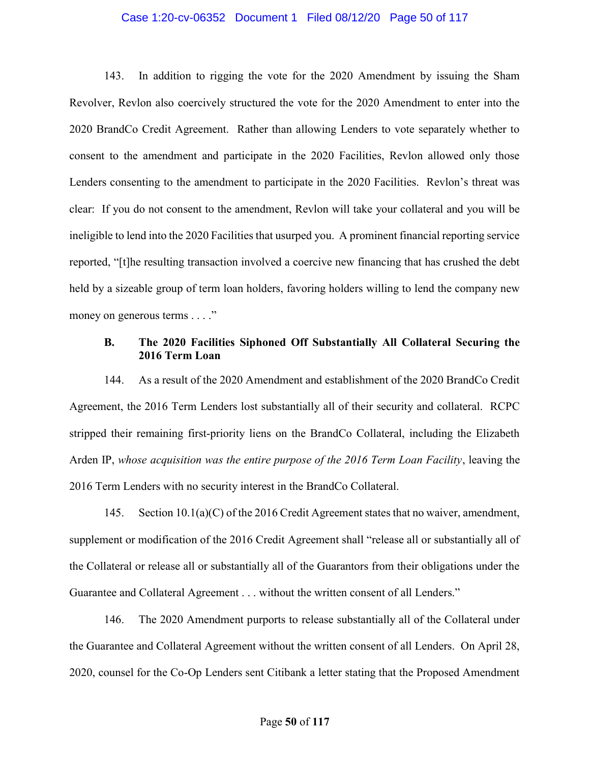143. In addition to rigging the vote for the 2020 Amendment by issuing the Sham Revolver, Revlon also coercively structured the vote for the 2020 Amendment to enter into the 2020 BrandCo Credit Agreement. Rather than allowing Lenders to vote separately whether to consent to the amendment and participate in the 2020 Facilities, Revlon allowed only those Lenders consenting to the amendment to participate in the 2020 Facilities. Revlon's threat was clear: If you do not consent to the amendment, Revlon will take your collateral and you will be ineligible to lend into the 2020 Facilities that usurped you. A prominent financial reporting service reported, "[t]he resulting transaction involved a coercive new financing that has crushed the debt held by a sizeable group of term loan holders, favoring holders willing to lend the company new money on generous terms . . . ."

### B. The 2020 Facilities Siphoned Off Substantially All Collateral Securing the 2016 Term Loan

144. As a result of the 2020 Amendment and establishment of the 2020 BrandCo Credit Agreement, the 2016 Term Lenders lost substantially all of their security and collateral. RCPC stripped their remaining first-priority liens on the BrandCo Collateral, including the Elizabeth Arden IP, *whose acquisition was the entire purpose of the 2016 Term Loan Facility*, leaving the 2016 Term Lenders with no security interest in the BrandCo Collateral.

145. Section 10.1(a)(C) of the 2016 Credit Agreement states that no waiver, amendment, supplement or modification of the 2016 Credit Agreement shall "release all or substantially all of the Collateral or release all or substantially all of the Guarantors from their obligations under the Guarantee and Collateral Agreement . . . without the written consent of all Lenders."

146. The 2020 Amendment purports to release substantially all of the Collateral under the Guarantee and Collateral Agreement without the written consent of all Lenders. On April 28, 2020, counsel for the Co-Op Lenders sent Citibank a letter stating that the Proposed Amendment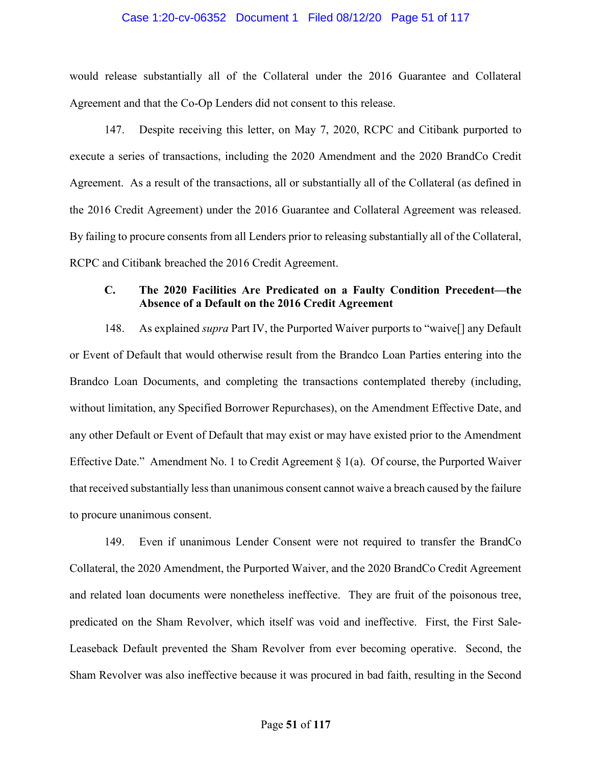would release substantially all of the Collateral under the 2016 Guarantee and Collateral Agreement and that the Co-Op Lenders did not consent to this release.

147. Despite receiving this letter, on May 7, 2020, RCPC and Citibank purported to execute a series of transactions, including the 2020 Amendment and the 2020 BrandCo Credit Agreement. As a result of the transactions, all or substantially all of the Collateral (as defined in the 2016 Credit Agreement) under the 2016 Guarantee and Collateral Agreement was released. By failing to procure consents from all Lenders prior to releasing substantially all of the Collateral, RCPC and Citibank breached the 2016 Credit Agreement.

### C. The 2020 Facilities Are Predicated on a Faulty Condition Precedent—the Absence of a Default on the 2016 Credit Agreement

148. As explained *supra* Part IV, the Purported Waiver purports to "waive[] any Default or Event of Default that would otherwise result from the Brandco Loan Parties entering into the Brandco Loan Documents, and completing the transactions contemplated thereby (including, without limitation, any Specified Borrower Repurchases), on the Amendment Effective Date, and any other Default or Event of Default that may exist or may have existed prior to the Amendment Effective Date." Amendment No. 1 to Credit Agreement § 1(a). Of course, the Purported Waiver that received substantially less than unanimous consent cannot waive a breach caused by the failure to procure unanimous consent.

149. Even if unanimous Lender Consent were not required to transfer the BrandCo Collateral, the 2020 Amendment, the Purported Waiver, and the 2020 BrandCo Credit Agreement and related loan documents were nonetheless ineffective. They are fruit of the poisonous tree, predicated on the Sham Revolver, which itself was void and ineffective. First, the First Sale-Leaseback Default prevented the Sham Revolver from ever becoming operative. Second, the Sham Revolver was also ineffective because it was procured in bad faith, resulting in the Second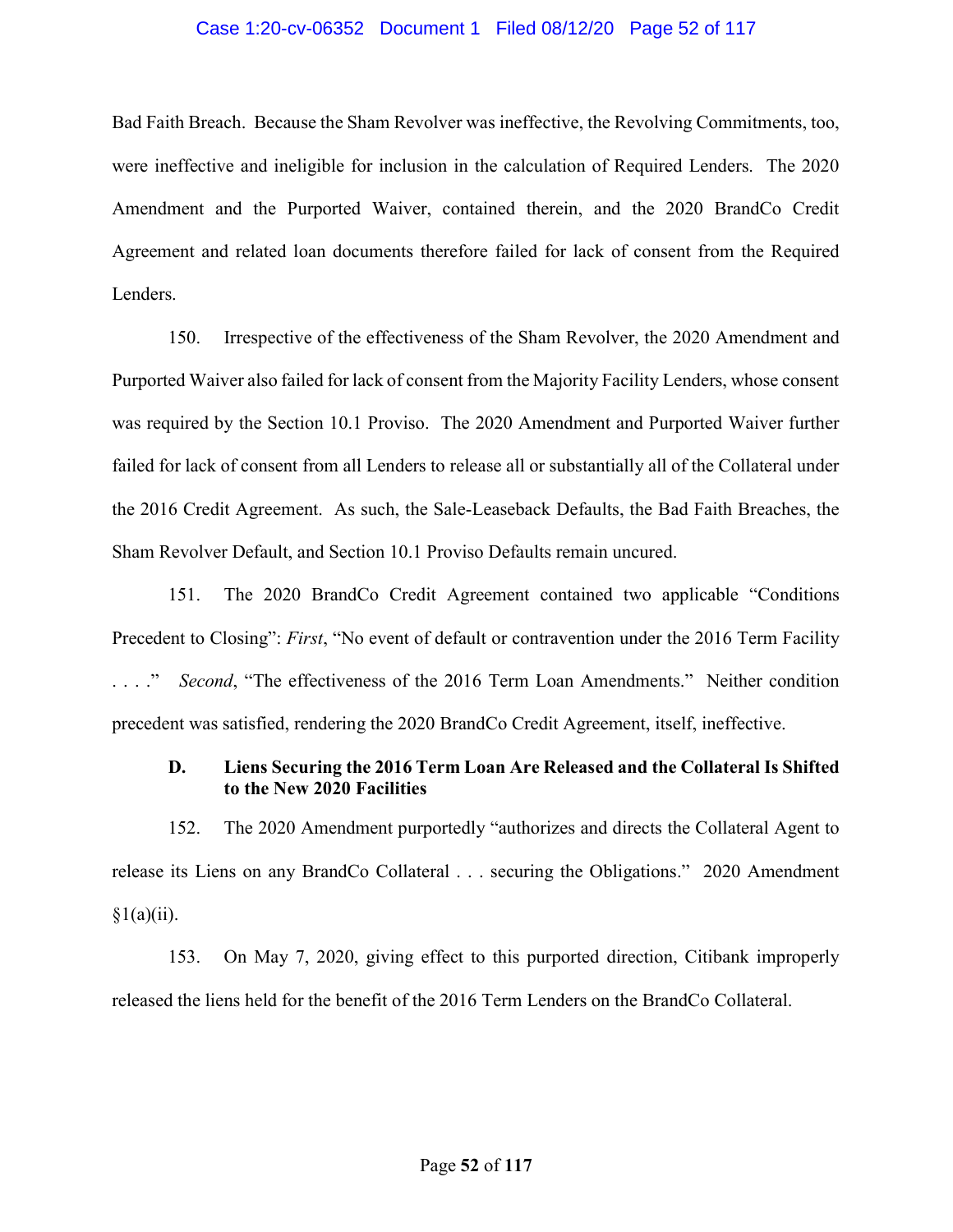Bad Faith Breach. Because the Sham Revolver was ineffective, the Revolving Commitments, too, were ineffective and ineligible for inclusion in the calculation of Required Lenders. The 2020 Amendment and the Purported Waiver, contained therein, and the 2020 BrandCo Credit Agreement and related loan documents therefore failed for lack of consent from the Required Lenders.

150. Irrespective of the effectiveness of the Sham Revolver, the 2020 Amendment and Purported Waiver also failed for lack of consent from the Majority Facility Lenders, whose consent was required by the Section 10.1 Proviso. The 2020 Amendment and Purported Waiver further failed for lack of consent from all Lenders to release all or substantially all of the Collateral under the 2016 Credit Agreement. As such, the Sale-Leaseback Defaults, the Bad Faith Breaches, the Sham Revolver Default, and Section 10.1 Proviso Defaults remain uncured.

151. The 2020 BrandCo Credit Agreement contained two applicable "Conditions Precedent to Closing": *First*, "No event of default or contravention under the 2016 Term Facility . . . ." *Second*, "The effectiveness of the 2016 Term Loan Amendments." Neither condition precedent was satisfied, rendering the 2020 BrandCo Credit Agreement, itself, ineffective.

### D. Liens Securing the 2016 Term Loan Are Released and the Collateral Is Shifted to the New 2020 Facilities

152. The 2020 Amendment purportedly "authorizes and directs the Collateral Agent to release its Liens on any BrandCo Collateral . . . securing the Obligations." 2020 Amendment §1(a)(ii).

153. On May 7, 2020, giving effect to this purported direction, Citibank improperly released the liens held for the benefit of the 2016 Term Lenders on the BrandCo Collateral.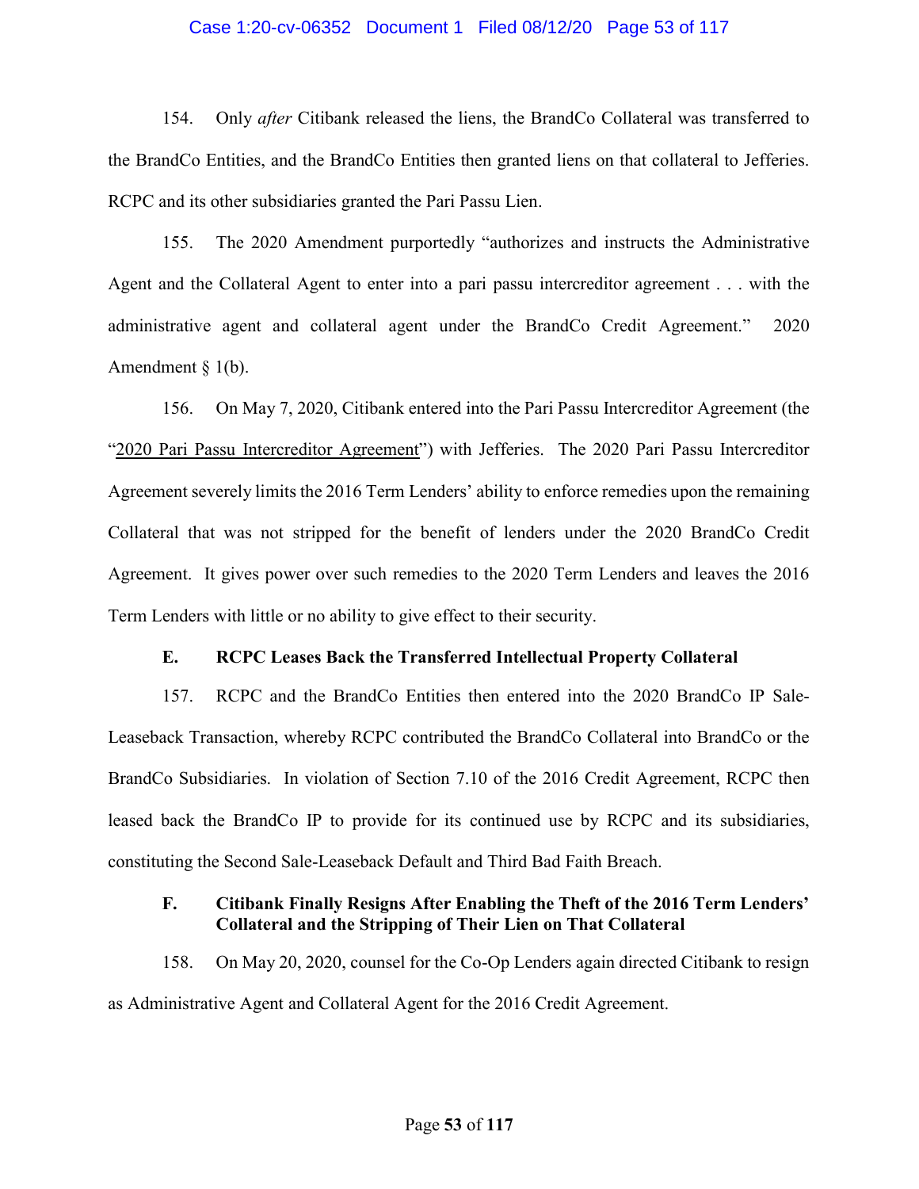154. Only *after* Citibank released the liens, the BrandCo Collateral was transferred to the BrandCo Entities, and the BrandCo Entities then granted liens on that collateral to Jefferies. RCPC and its other subsidiaries granted the Pari Passu Lien.

155. The 2020 Amendment purportedly "authorizes and instructs the Administrative Agent and the Collateral Agent to enter into a pari passu intercreditor agreement . . . with the administrative agent and collateral agent under the BrandCo Credit Agreement." 2020 Amendment § 1(b).

156. On May 7, 2020, Citibank entered into the Pari Passu Intercreditor Agreement (the "<u>2020 Pari Passu Intercreditor Agreement</u>") with Jefferies. The 2020 Pari Passu Intercreditor Agreement severely limits the 2016 Term Lenders' ability to enforce remedies upon the remaining Collateral that was not stripped for the benefit of lenders under the 2020 BrandCo Credit Agreement. It gives power over such remedies to the 2020 Term Lenders and leaves the 2016 Term Lenders with little or no ability to give effect to their security.

### E. RCPC Leases Back the Transferred Intellectual Property Collateral

157. RCPC and the BrandCo Entities then entered into the 2020 BrandCo IP Sale-Leaseback Transaction, whereby RCPC contributed the BrandCo Collateral into BrandCo or the BrandCo Subsidiaries. In violation of Section 7.10 of the 2016 Credit Agreement, RCPC then leased back the BrandCo IP to provide for its continued use by RCPC and its subsidiaries, constituting the Second Sale-Leaseback Default and Third Bad Faith Breach.

### F. Citibank Finally Resigns After Enabling the Theft of the 2016 Term Lenders' Collateral and the Stripping of Their Lien on That Collateral

158. On May 20, 2020, counsel for the Co-Op Lenders again directed Citibank to resign as Administrative Agent and Collateral Agent for the 2016 Credit Agreement.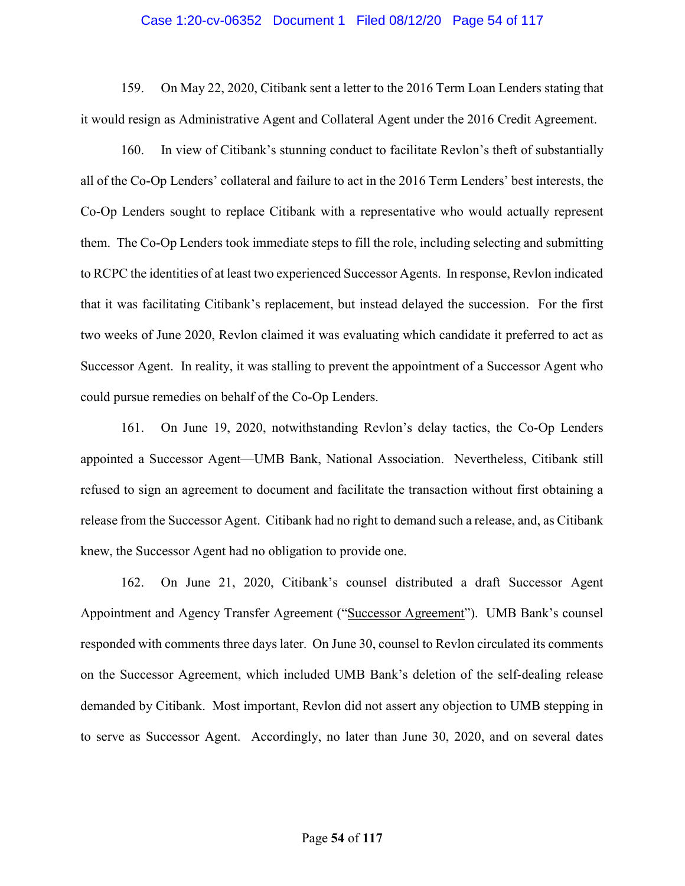159. On May 22, 2020, Citibank sent a letter to the 2016 Term Loan Lenders stating that it would resign as Administrative Agent and Collateral Agent under the 2016 Credit Agreement.

160. In view of Citibank's stunning conduct to facilitate Revlon's theft of substantially all of the Co-Op Lenders' collateral and failure to act in the 2016 Term Lenders' best interests, the Co-Op Lenders sought to replace Citibank with a representative who would actually represent them. The Co-Op Lenders took immediate steps to fill the role, including selecting and submitting to RCPC the identities of at least two experienced Successor Agents. In response, Revlon indicated that it was facilitating Citibank's replacement, but instead delayed the succession. For the first two weeks of June 2020, Revlon claimed it was evaluating which candidate it preferred to act as Successor Agent. In reality, it was stalling to prevent the appointment of a Successor Agent who could pursue remedies on behalf of the Co-Op Lenders.

161. On June 19, 2020, notwithstanding Revlon's delay tactics, the Co-Op Lenders appointed a Successor Agent—UMB Bank, National Association. Nevertheless, Citibank still refused to sign an agreement to document and facilitate the transaction without first obtaining a release from the Successor Agent. Citibank had no right to demand such a release, and, as Citibank knew, the Successor Agent had no obligation to provide one.

162. On June 21, 2020, Citibank's counsel distributed a draft Successor Agent Appointment and Agency Transfer Agreement ("Successor Agreement"). UMB Bank's counsel responded with comments three days later. On June 30, counsel to Revlon circulated its comments on the Successor Agreement, which included UMB Bank's deletion of the self-dealing release demanded by Citibank. Most important, Revlon did not assert any objection to UMB stepping in to serve as Successor Agent. Accordingly, no later than June 30, 2020, and on several dates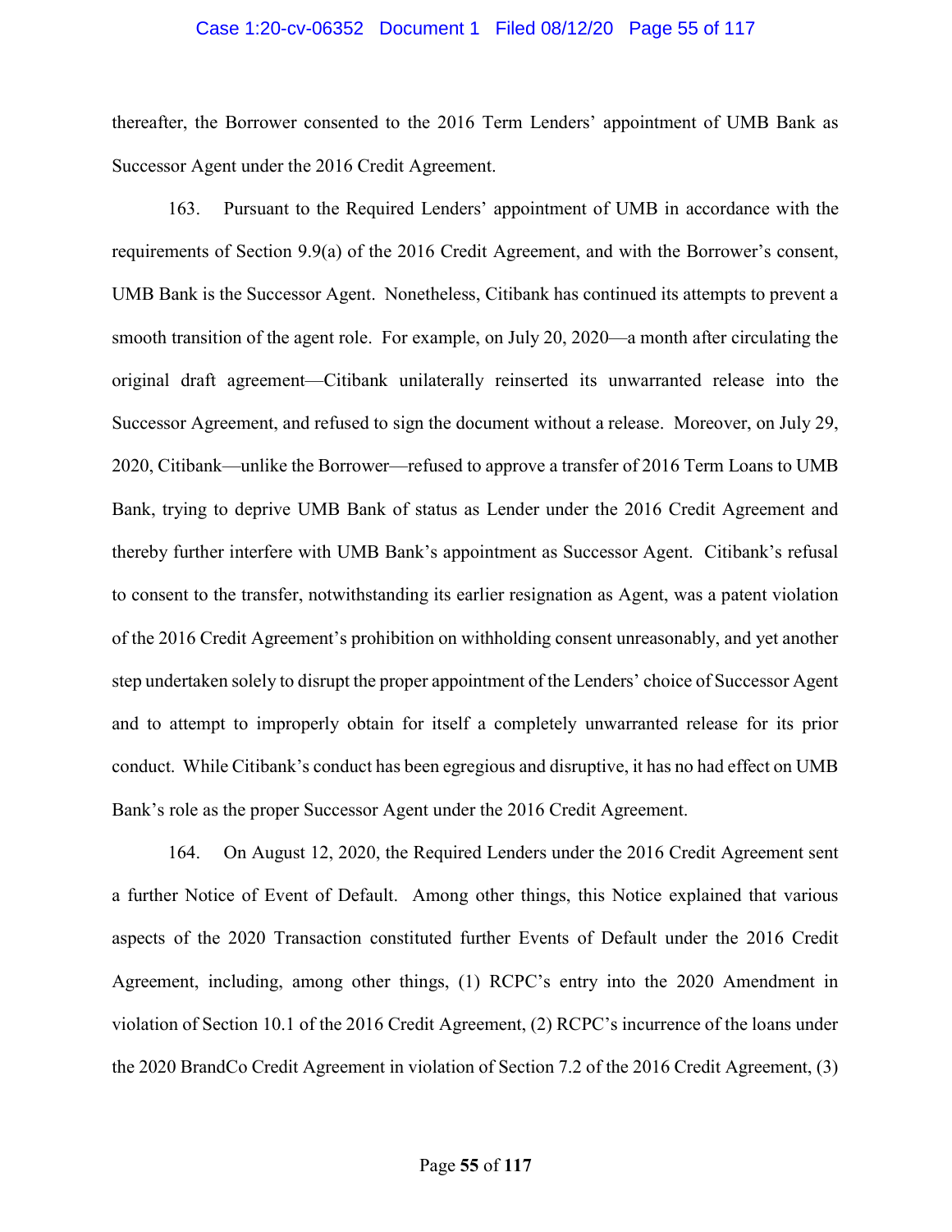thereafter, the Borrower consented to the 2016 Term Lenders' appointment of UMB Bank as Successor Agent under the 2016 Credit Agreement.

163. Pursuant to the Required Lenders' appointment of UMB in accordance with the requirements of Section 9.9(a) of the 2016 Credit Agreement, and with the Borrower's consent, UMB Bank is the Successor Agent. Nonetheless, Citibank has continued its attempts to prevent a smooth transition of the agent role. For example, on July 20, 2020—a month after circulating the original draft agreement—Citibank unilaterally reinserted its unwarranted release into the Successor Agreement, and refused to sign the document without a release. Moreover, on July 29, 2020, Citibank—unlike the Borrower—refused to approve a transfer of 2016 Term Loans to UMB Bank, trying to deprive UMB Bank of status as Lender under the 2016 Credit Agreement and thereby further interfere with UMB Bank's appointment as Successor Agent. Citibank's refusal to consent to the transfer, notwithstanding its earlier resignation as Agent, was a patent violation of the 2016 Credit Agreement's prohibition on withholding consent unreasonably, and yet another step undertaken solely to disrupt the proper appointment of the Lenders' choice of Successor Agent and to attempt to improperly obtain for itself a completely unwarranted release for its prior conduct. While Citibank's conduct has been egregious and disruptive, it has no had effect on UMB Bank's role as the proper Successor Agent under the 2016 Credit Agreement.

164. On August 12, 2020, the Required Lenders under the 2016 Credit Agreement sent a further Notice of Event of Default. Among other things, this Notice explained that various aspects of the 2020 Transaction constituted further Events of Default under the 2016 Credit Agreement, including, among other things, (1) RCPC's entry into the 2020 Amendment in violation of Section 10.1 of the 2016 Credit Agreement, (2) RCPC's incurrence of the loans under the 2020 BrandCo Credit Agreement in violation of Section 7.2 of the 2016 Credit Agreement, (3)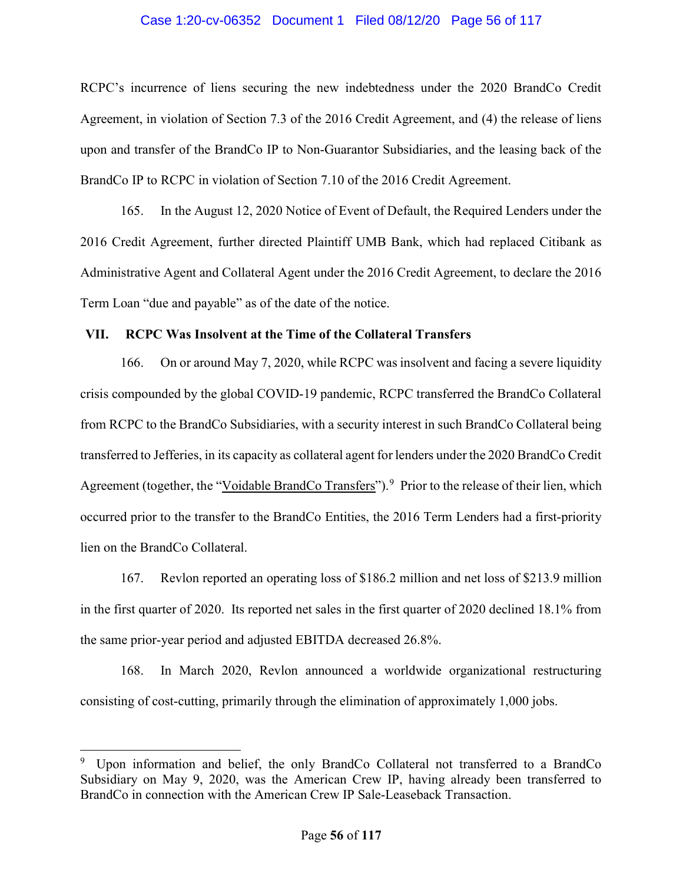RCPC's incurrence of liens securing the new indebtedness under the 2020 BrandCo Credit Agreement, in violation of Section 7.3 of the 2016 Credit Agreement, and (4) the release of liens upon and transfer of the BrandCo IP to Non-Guarantor Subsidiaries, and the leasing back of the BrandCo IP to RCPC in violation of Section 7.10 of the 2016 Credit Agreement.

165. In the August 12, 2020 Notice of Event of Default, the Required Lenders under the 2016 Credit Agreement, further directed Plaintiff UMB Bank, which had replaced Citibank as Administrative Agent and Collateral Agent under the 2016 Credit Agreement, to declare the 2016 Term Loan "due and payable" as of the date of the notice.

## VII. RCPC Was Insolvent at the Time of the Collateral Transfers

166. On or around May 7, 2020, while RCPC was insolvent and facing a severe liquidity crisis compounded by the global COVID-19 pandemic, RCPC transferred the BrandCo Collateral from RCPC to the BrandCo Subsidiaries, with a security interest in such BrandCo Collateral being transferred to Jefferies, in its capacity as collateral agent for lenders under the 2020 BrandCo Credit Agreement (together, the "Voidable BrandCo Transfers").[9] Prior to the release of their lien, which occurred prior to the transfer to the BrandCo Entities, the 2016 Term Lenders had a first-priority lien on the BrandCo Collateral.

167. Revlon reported an operating loss of \$186.2 million and net loss of \$213.9 million in the first quarter of 2020. Its reported net sales in the first quarter of 2020 declined 18.1% from the same prior-year period and adjusted EBITDA decreased 26.8%.

168. In March 2020, Revlon announced a worldwide organizational restructuring consisting of cost-cutting, primarily through the elimination of approximately 1,000 jobs.

---

[9] Upon information and belief, the only BrandCo Collateral not transferred to a BrandCo Subsidiary on May 9, 2020, was the American Crew IP, having already been transferred to BrandCo in connection with the American Crew IP Sale-Leaseback Transaction.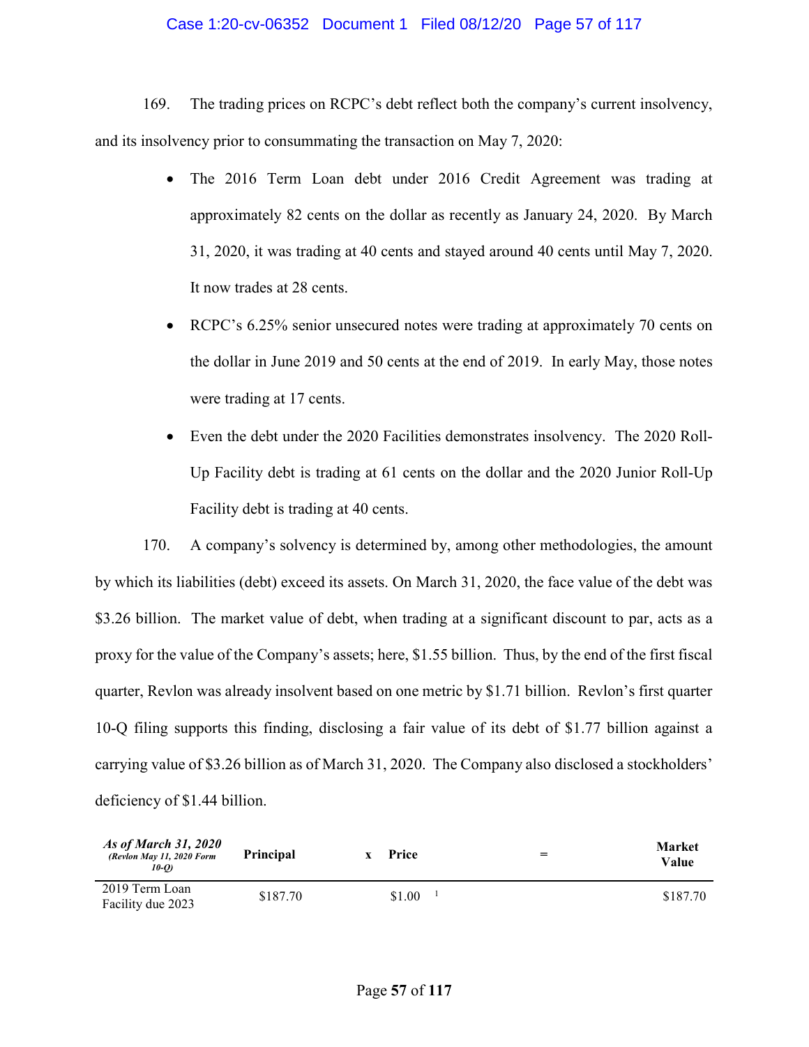169. The trading prices on RCPC's debt reflect both the company's current insolvency, and its insolvency prior to consummating the transaction on May 7, 2020:

- The 2016 Term Loan debt under 2016 Credit Agreement was trading at approximately 82 cents on the dollar as recently as January 24, 2020. By March 31, 2020, it was trading at 40 cents and stayed around 40 cents until May 7, 2020. It now trades at 28 cents.
- RCPC's 6.25% senior unsecured notes were trading at approximately 70 cents on the dollar in June 2019 and 50 cents at the end of 2019. In early May, those notes were trading at 17 cents.
- Even the debt under the 2020 Facilities demonstrates insolvency. The 2020 Roll-Up Facility debt is trading at 61 cents on the dollar and the 2020 Junior Roll-Up Facility debt is trading at 40 cents.

170. A company's solvency is determined by, among other methodologies, the amount by which its liabilities (debt) exceed its assets. On March 31, 2020, the face value of the debt was $3.26 billion. The market value of debt, when trading at a significant discount to par, acts as a proxy for the value of the Company's assets; here, $1.55 billion. Thus, by the end of the first fiscal quarter, Revlon was already insolvent based on one metric by $1.71 billion. Revlon's first quarter 10-Q filing supports this finding, disclosing a fair value of its debt of $1.77 billion against a carrying value of $3.26 billion as of March 31, 2020. The Company also disclosed a stockholders' deficiency of $1.44 billion.

| ***As of March 31, 2020*** *(Revlon May 11, 2020 Form 10-Q)* | **Principal** | **x** | **Price** | **=** | **Market Value** |
|---|---|---|---|---|---|
| 2019 Term Loan Facility due 2023 | $187.70 | | $1.00 [1] | | $187.70 |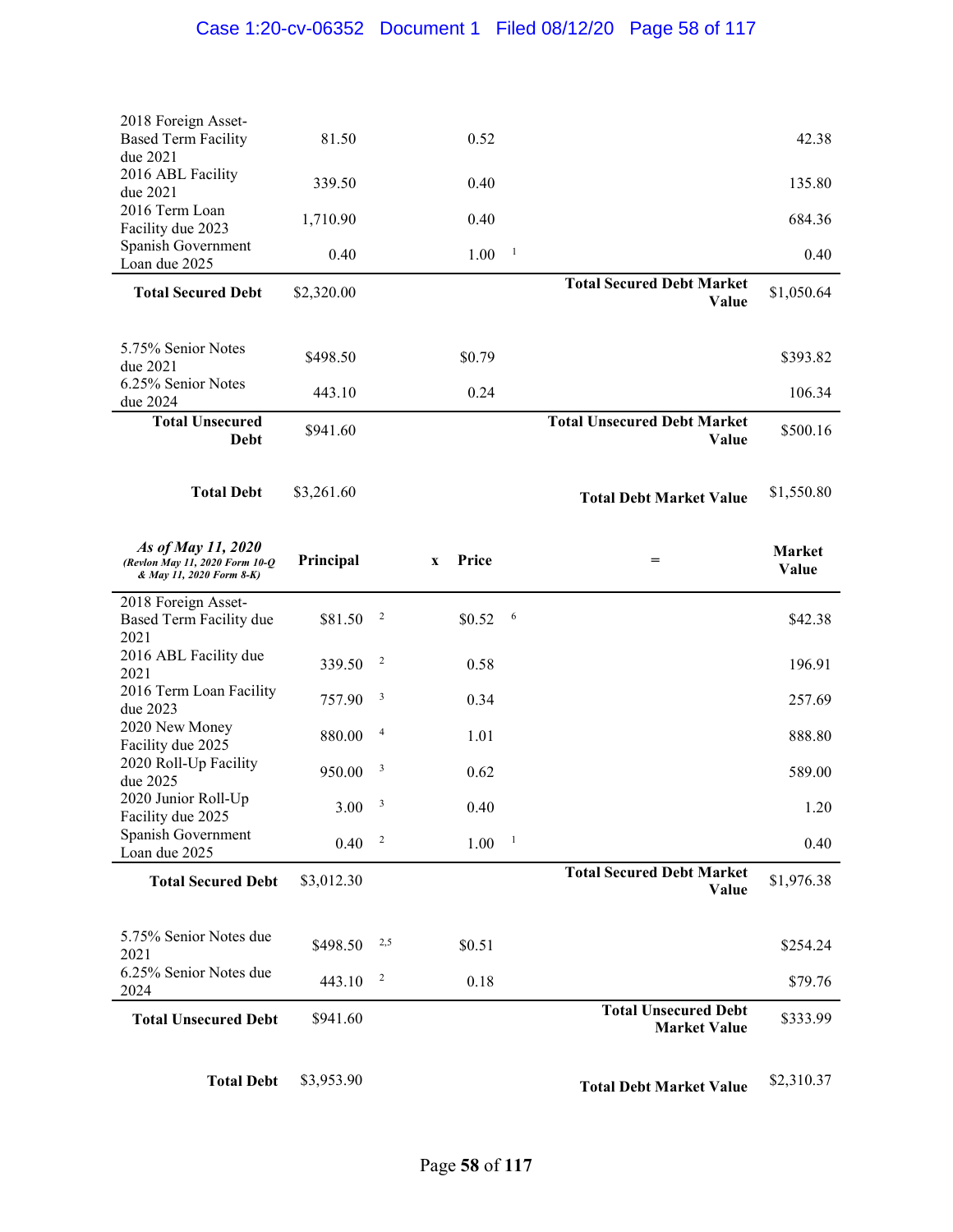| | | | | |
|---|---|---|---|---|
| 2018 Foreign Asset-Based Term Facility due 2021 | 81.50 | 0.52 | | 42.38 |
| 2016 ABL Facility due 2021 | 339.50 | 0.40 | | 135.80 |
| 2016 Term Loan Facility due 2023 | 1,710.90 | 0.40 | | 684.36 |
| Spanish Government Loan due 2025 | 0.40 | 1.00 [1] | | 0.40 |
| **Total Secured Debt** | $2,320.00 | | **Total Secured Debt Market Value** | $1,050.64 |
| | | | | |
| 5.75% Senior Notes due 2021 | $498.50 | $0.79 | | $393.82 |
| 6.25% Senior Notes due 2024 | 443.10 | 0.24 | | 106.34 |
| **Total Unsecured Debt** | $941.60 | | **Total Unsecured Debt Market Value** | $500.16 |
| | | | | |
| **Total Debt** | $3,261.60 | | **Total Debt Market Value** | $1,550.80 |

| ***As of May 11, 2020*** ***(Revlon May 11, 2020 Form 10-Q & May 11, 2020 Form 8-K)*** | **Principal** | **x Price** | **=** | **Market Value** |
|---|---|---|---|---|
| 2018 Foreign Asset-Based Term Facility due 2021 | $81.50 [2] | $0.52 [6] | | $42.38 |
| 2016 ABL Facility due 2021 | 339.50 [2] | 0.58 | | 196.91 |
| 2016 Term Loan Facility due 2023 | 757.90 [3] | 0.34 | | 257.69 |
| 2020 New Money Facility due 2025 | 880.00 [4] | 1.01 | | 888.80 |
| 2020 Roll-Up Facility due 2025 | 950.00 [3] | 0.62 | | 589.00 |
| 2020 Junior Roll-Up Facility due 2025 | 3.00 [3] | 0.40 | | 1.20 |
| Spanish Government Loan due 2025 | 0.40 [2] | 1.00 [1] | | 0.40 |
| **Total Secured Debt** | $3,012.30 | | **Total Secured Debt Market Value** | $1,976.38 |
| | | | | |
| 5.75% Senior Notes due 2021 | $498.50 [2,5] | $0.51 | | $254.24 |
| 6.25% Senior Notes due 2024 | 443.10 [2] | 0.18 | | $79.76 |
| **Total Unsecured Debt** | $941.60 | | **Total Unsecured Debt Market Value** | $333.99 |
| | | | | |
| **Total Debt** | $3,953.90 | | **Total Debt Market Value** | $2,310.37 |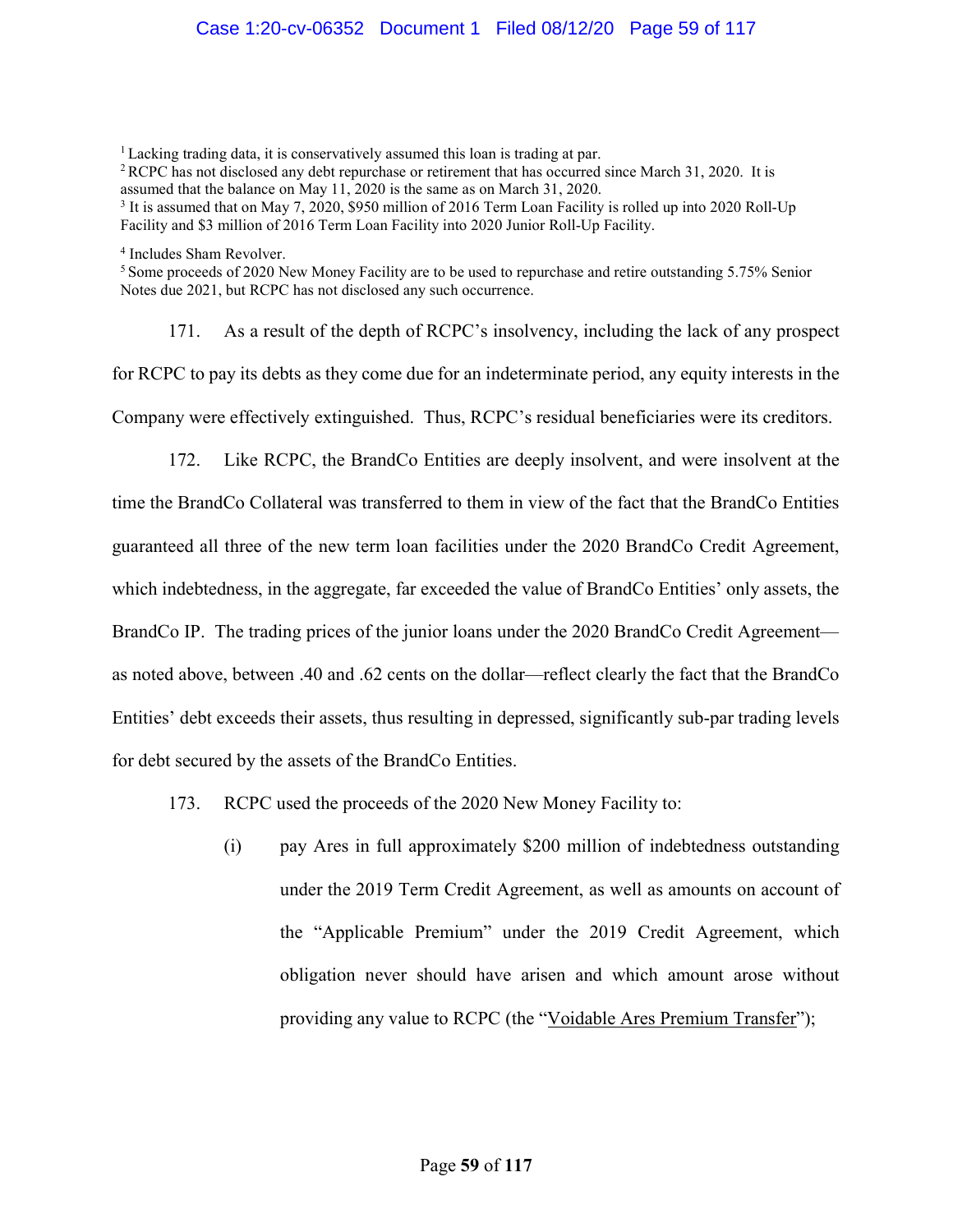[1] Lacking trading data, it is conservatively assumed this loan is trading at par.
[2] RCPC has not disclosed any debt repurchase or retirement that has occurred since March 31, 2020. It is assumed that the balance on May 11, 2020 is the same as on March 31, 2020.
[3] It is assumed that on May 7, 2020, $950 million of 2016 Term Loan Facility is rolled up into 2020 Roll-Up Facility and $3 million of 2016 Term Loan Facility into 2020 Junior Roll-Up Facility.

[4] Includes Sham Revolver.
[5] Some proceeds of 2020 New Money Facility are to be used to repurchase and retire outstanding 5.75% Senior Notes due 2021, but RCPC has not disclosed any such occurrence.

171. As a result of the depth of RCPC's insolvency, including the lack of any prospect for RCPC to pay its debts as they come due for an indeterminate period, any equity interests in the Company were effectively extinguished. Thus, RCPC's residual beneficiaries were its creditors.

172. Like RCPC, the BrandCo Entities are deeply insolvent, and were insolvent at the time the BrandCo Collateral was transferred to them in view of the fact that the BrandCo Entities guaranteed all three of the new term loan facilities under the 2020 BrandCo Credit Agreement, which indebtedness, in the aggregate, far exceeded the value of BrandCo Entities' only assets, the BrandCo IP. The trading prices of the junior loans under the 2020 BrandCo Credit Agreement—as noted above, between .40 and .62 cents on the dollar—reflect clearly the fact that the BrandCo Entities' debt exceeds their assets, thus resulting in depressed, significantly sub-par trading levels for debt secured by the assets of the BrandCo Entities.

173. RCPC used the proceeds of the 2020 New Money Facility to:

(i) pay Ares in full approximately $200 million of indebtedness outstanding under the 2019 Term Credit Agreement, as well as amounts on account of the "Applicable Premium" under the 2019 Credit Agreement, which obligation never should have arisen and which amount arose without providing any value to RCPC (the "Voidable Ares Premium Transfer");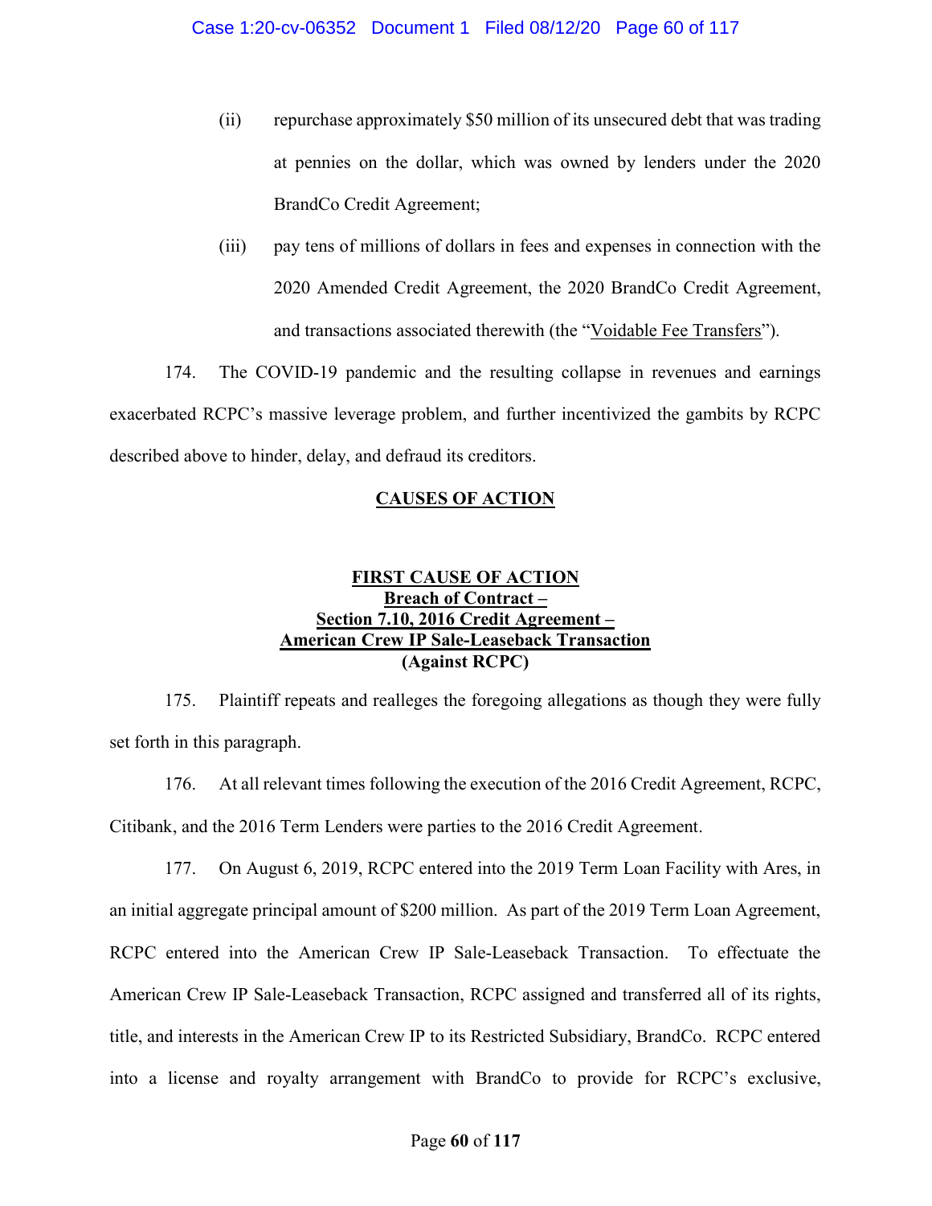(ii) repurchase approximately $50 million of its unsecured debt that was trading at pennies on the dollar, which was owned by lenders under the 2020 BrandCo Credit Agreement;

(iii) pay tens of millions of dollars in fees and expenses in connection with the 2020 Amended Credit Agreement, the 2020 BrandCo Credit Agreement, and transactions associated therewith (the "Voidable Fee Transfers").

174. The COVID-19 pandemic and the resulting collapse in revenues and earnings exacerbated RCPC's massive leverage problem, and further incentivized the gambits by RCPC described above to hinder, delay, and defraud its creditors.

## CAUSES OF ACTION

### FIRST CAUSE OF ACTION
**Breach of Contract –**
**Section 7.10, 2016 Credit Agreement –**
**American Crew IP Sale-Leaseback Transaction**
**(Against RCPC)**

175. Plaintiff repeats and realleges the foregoing allegations as though they were fully set forth in this paragraph.

176. At all relevant times following the execution of the 2016 Credit Agreement, RCPC, Citibank, and the 2016 Term Lenders were parties to the 2016 Credit Agreement.

177. On August 6, 2019, RCPC entered into the 2019 Term Loan Facility with Ares, in an initial aggregate principal amount of $200 million. As part of the 2019 Term Loan Agreement, RCPC entered into the American Crew IP Sale-Leaseback Transaction. To effectuate the American Crew IP Sale-Leaseback Transaction, RCPC assigned and transferred all of its rights, title, and interests in the American Crew IP to its Restricted Subsidiary, BrandCo. RCPC entered into a license and royalty arrangement with BrandCo to provide for RCPC's exclusive,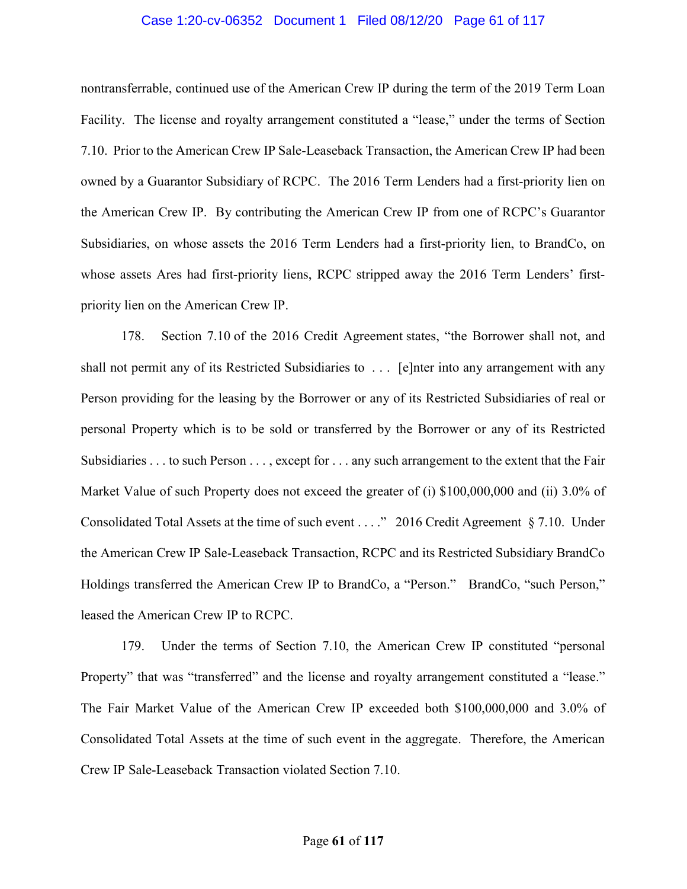nontransferrable, continued use of the American Crew IP during the term of the 2019 Term Loan Facility. The license and royalty arrangement constituted a "lease," under the terms of Section 7.10. Prior to the American Crew IP Sale-Leaseback Transaction, the American Crew IP had been owned by a Guarantor Subsidiary of RCPC. The 2016 Term Lenders had a first-priority lien on the American Crew IP. By contributing the American Crew IP from one of RCPC's Guarantor Subsidiaries, on whose assets the 2016 Term Lenders had a first-priority lien, to BrandCo, on whose assets Ares had first-priority liens, RCPC stripped away the 2016 Term Lenders' first-priority lien on the American Crew IP.

178. Section 7.10 of the 2016 Credit Agreement states, "the Borrower shall not, and shall not permit any of its Restricted Subsidiaries to . . . [e]nter into any arrangement with any Person providing for the leasing by the Borrower or any of its Restricted Subsidiaries of real or personal Property which is to be sold or transferred by the Borrower or any of its Restricted Subsidiaries . . . to such Person . . . , except for . . . any such arrangement to the extent that the Fair Market Value of such Property does not exceed the greater of (i) $100,000,000 and (ii) 3.0% of Consolidated Total Assets at the time of such event . . . ." 2016 Credit Agreement § 7.10. Under the American Crew IP Sale-Leaseback Transaction, RCPC and its Restricted Subsidiary BrandCo Holdings transferred the American Crew IP to BrandCo, a "Person." BrandCo, "such Person," leased the American Crew IP to RCPC.

179. Under the terms of Section 7.10, the American Crew IP constituted "personal Property" that was "transferred" and the license and royalty arrangement constituted a "lease." The Fair Market Value of the American Crew IP exceeded both $100,000,000 and 3.0% of Consolidated Total Assets at the time of such event in the aggregate. Therefore, the American Crew IP Sale-Leaseback Transaction violated Section 7.10.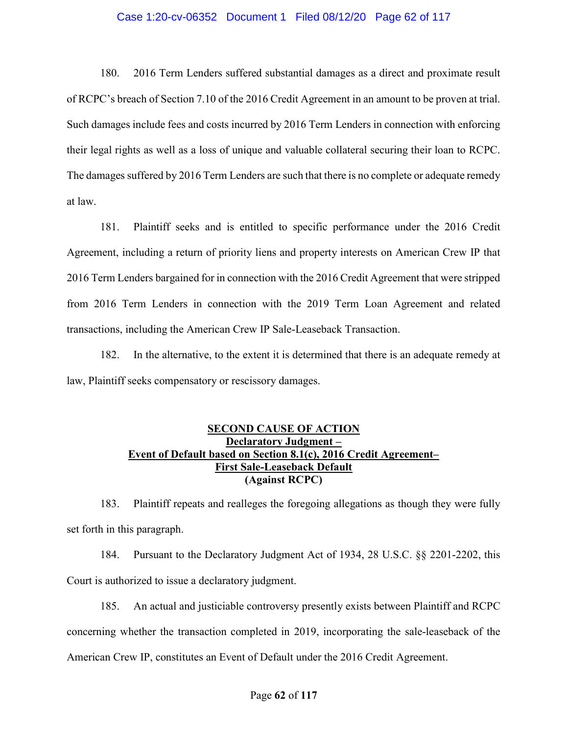180. 2016 Term Lenders suffered substantial damages as a direct and proximate result of RCPC's breach of Section 7.10 of the 2016 Credit Agreement in an amount to be proven at trial. Such damages include fees and costs incurred by 2016 Term Lenders in connection with enforcing their legal rights as well as a loss of unique and valuable collateral securing their loan to RCPC. The damages suffered by 2016 Term Lenders are such that there is no complete or adequate remedy at law.

181. Plaintiff seeks and is entitled to specific performance under the 2016 Credit Agreement, including a return of priority liens and property interests on American Crew IP that 2016 Term Lenders bargained for in connection with the 2016 Credit Agreement that were stripped from 2016 Term Lenders in connection with the 2019 Term Loan Agreement and related transactions, including the American Crew IP Sale-Leaseback Transaction.

182. In the alternative, to the extent it is determined that there is an adequate remedy at law, Plaintiff seeks compensatory or rescissory damages.

## SECOND CAUSE OF ACTION
## Declaratory Judgment – Event of Default based on Section 8.1(c), 2016 Credit Agreement– First Sale-Leaseback Default
## (Against RCPC)

183. Plaintiff repeats and realleges the foregoing allegations as though they were fully set forth in this paragraph.

184. Pursuant to the Declaratory Judgment Act of 1934, 28 U.S.C. §§ 2201-2202, this Court is authorized to issue a declaratory judgment.

185. An actual and justiciable controversy presently exists between Plaintiff and RCPC concerning whether the transaction completed in 2019, incorporating the sale-leaseback of the American Crew IP, constitutes an Event of Default under the 2016 Credit Agreement.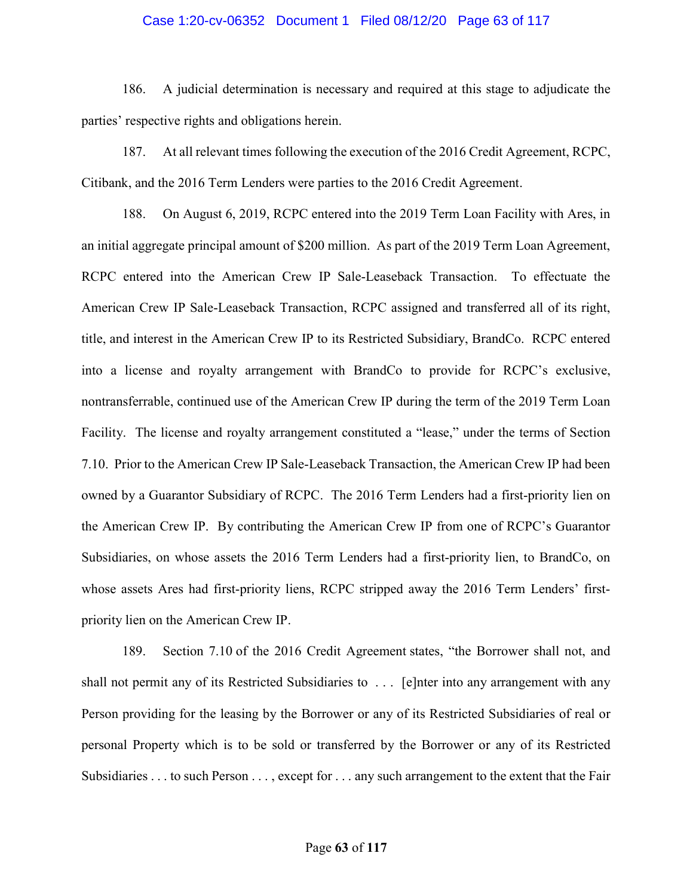186. A judicial determination is necessary and required at this stage to adjudicate the parties' respective rights and obligations herein.

187. At all relevant times following the execution of the 2016 Credit Agreement, RCPC, Citibank, and the 2016 Term Lenders were parties to the 2016 Credit Agreement.

188. On August 6, 2019, RCPC entered into the 2019 Term Loan Facility with Ares, in an initial aggregate principal amount of $200 million. As part of the 2019 Term Loan Agreement, RCPC entered into the American Crew IP Sale-Leaseback Transaction. To effectuate the American Crew IP Sale-Leaseback Transaction, RCPC assigned and transferred all of its right, title, and interest in the American Crew IP to its Restricted Subsidiary, BrandCo. RCPC entered into a license and royalty arrangement with BrandCo to provide for RCPC's exclusive, nontransferrable, continued use of the American Crew IP during the term of the 2019 Term Loan Facility. The license and royalty arrangement constituted a "lease," under the terms of Section 7.10. Prior to the American Crew IP Sale-Leaseback Transaction, the American Crew IP had been owned by a Guarantor Subsidiary of RCPC. The 2016 Term Lenders had a first-priority lien on the American Crew IP. By contributing the American Crew IP from one of RCPC's Guarantor Subsidiaries, on whose assets the 2016 Term Lenders had a first-priority lien, to BrandCo, on whose assets Ares had first-priority liens, RCPC stripped away the 2016 Term Lenders' first-priority lien on the American Crew IP.

189. Section 7.10 of the 2016 Credit Agreement states, "the Borrower shall not, and shall not permit any of its Restricted Subsidiaries to . . . [e]nter into any arrangement with any Person providing for the leasing by the Borrower or any of its Restricted Subsidiaries of real or personal Property which is to be sold or transferred by the Borrower or any of its Restricted Subsidiaries . . . to such Person . . . , except for . . . any such arrangement to the extent that the Fair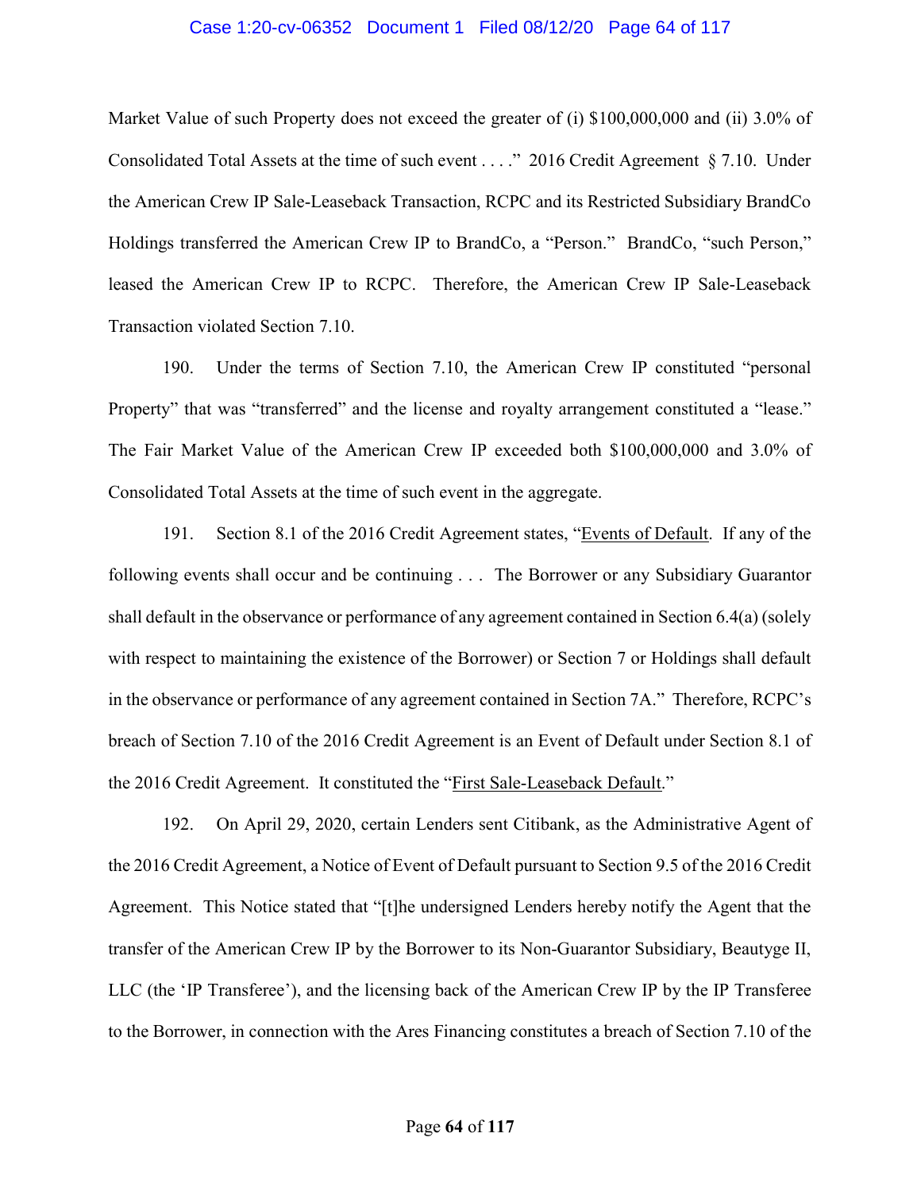Market Value of such Property does not exceed the greater of (i) $100,000,000 and (ii) 3.0% of Consolidated Total Assets at the time of such event . . . ." 2016 Credit Agreement § 7.10. Under the American Crew IP Sale-Leaseback Transaction, RCPC and its Restricted Subsidiary BrandCo Holdings transferred the American Crew IP to BrandCo, a "Person." BrandCo, "such Person," leased the American Crew IP to RCPC. Therefore, the American Crew IP Sale-Leaseback Transaction violated Section 7.10.

190. Under the terms of Section 7.10, the American Crew IP constituted "personal Property" that was "transferred" and the license and royalty arrangement constituted a "lease." The Fair Market Value of the American Crew IP exceeded both $100,000,000 and 3.0% of Consolidated Total Assets at the time of such event in the aggregate.

191. Section 8.1 of the 2016 Credit Agreement states, "<u>Events of Default</u>. If any of the following events shall occur and be continuing . . . The Borrower or any Subsidiary Guarantor shall default in the observance or performance of any agreement contained in Section 6.4(a) (solely with respect to maintaining the existence of the Borrower) or Section 7 or Holdings shall default in the observance or performance of any agreement contained in Section 7A." Therefore, RCPC's breach of Section 7.10 of the 2016 Credit Agreement is an Event of Default under Section 8.1 of the 2016 Credit Agreement. It constituted the "<u>First Sale-Leaseback Default</u>."

192. On April 29, 2020, certain Lenders sent Citibank, as the Administrative Agent of the 2016 Credit Agreement, a Notice of Event of Default pursuant to Section 9.5 of the 2016 Credit Agreement. This Notice stated that "[t]he undersigned Lenders hereby notify the Agent that the transfer of the American Crew IP by the Borrower to its Non-Guarantor Subsidiary, Beautyge II, LLC (the 'IP Transferee'), and the licensing back of the American Crew IP by the IP Transferee to the Borrower, in connection with the Ares Financing constitutes a breach of Section 7.10 of the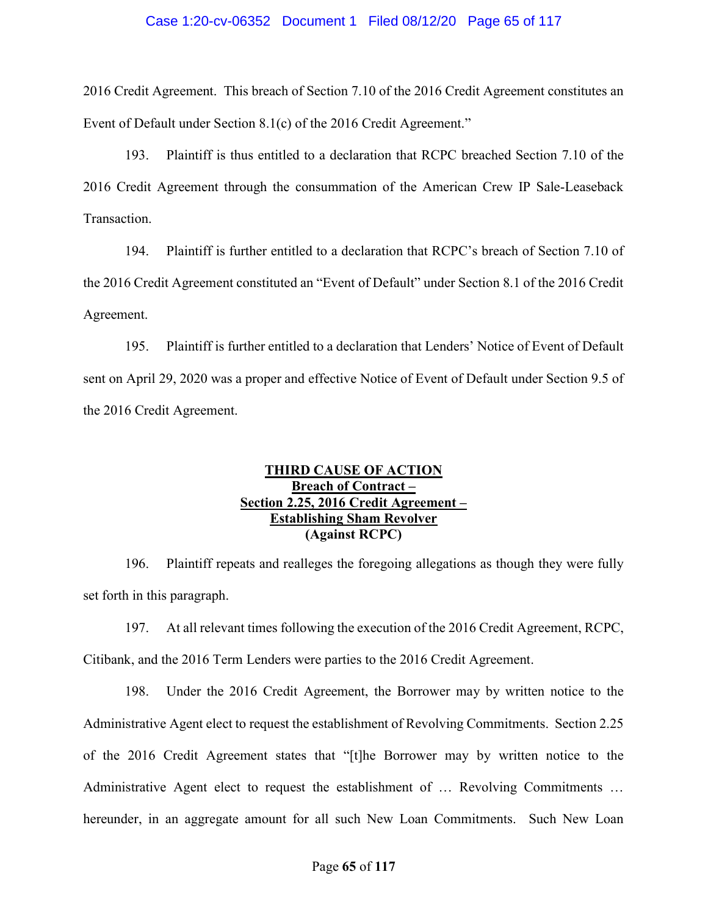2016 Credit Agreement. This breach of Section 7.10 of the 2016 Credit Agreement constitutes an Event of Default under Section 8.1(c) of the 2016 Credit Agreement."

193. Plaintiff is thus entitled to a declaration that RCPC breached Section 7.10 of the 2016 Credit Agreement through the consummation of the American Crew IP Sale-Leaseback Transaction.

194. Plaintiff is further entitled to a declaration that RCPC's breach of Section 7.10 of the 2016 Credit Agreement constituted an "Event of Default" under Section 8.1 of the 2016 Credit Agreement.

195. Plaintiff is further entitled to a declaration that Lenders' Notice of Event of Default sent on April 29, 2020 was a proper and effective Notice of Event of Default under Section 9.5 of the 2016 Credit Agreement.

## THIRD CAUSE OF ACTION
## Breach of Contract – Section 2.25, 2016 Credit Agreement – Establishing Sham Revolver (Against RCPC)

196. Plaintiff repeats and realleges the foregoing allegations as though they were fully set forth in this paragraph.

197. At all relevant times following the execution of the 2016 Credit Agreement, RCPC, Citibank, and the 2016 Term Lenders were parties to the 2016 Credit Agreement.

198. Under the 2016 Credit Agreement, the Borrower may by written notice to the Administrative Agent elect to request the establishment of Revolving Commitments. Section 2.25 of the 2016 Credit Agreement states that "[t]he Borrower may by written notice to the Administrative Agent elect to request the establishment of … Revolving Commitments … hereunder, in an aggregate amount for all such New Loan Commitments. Such New Loan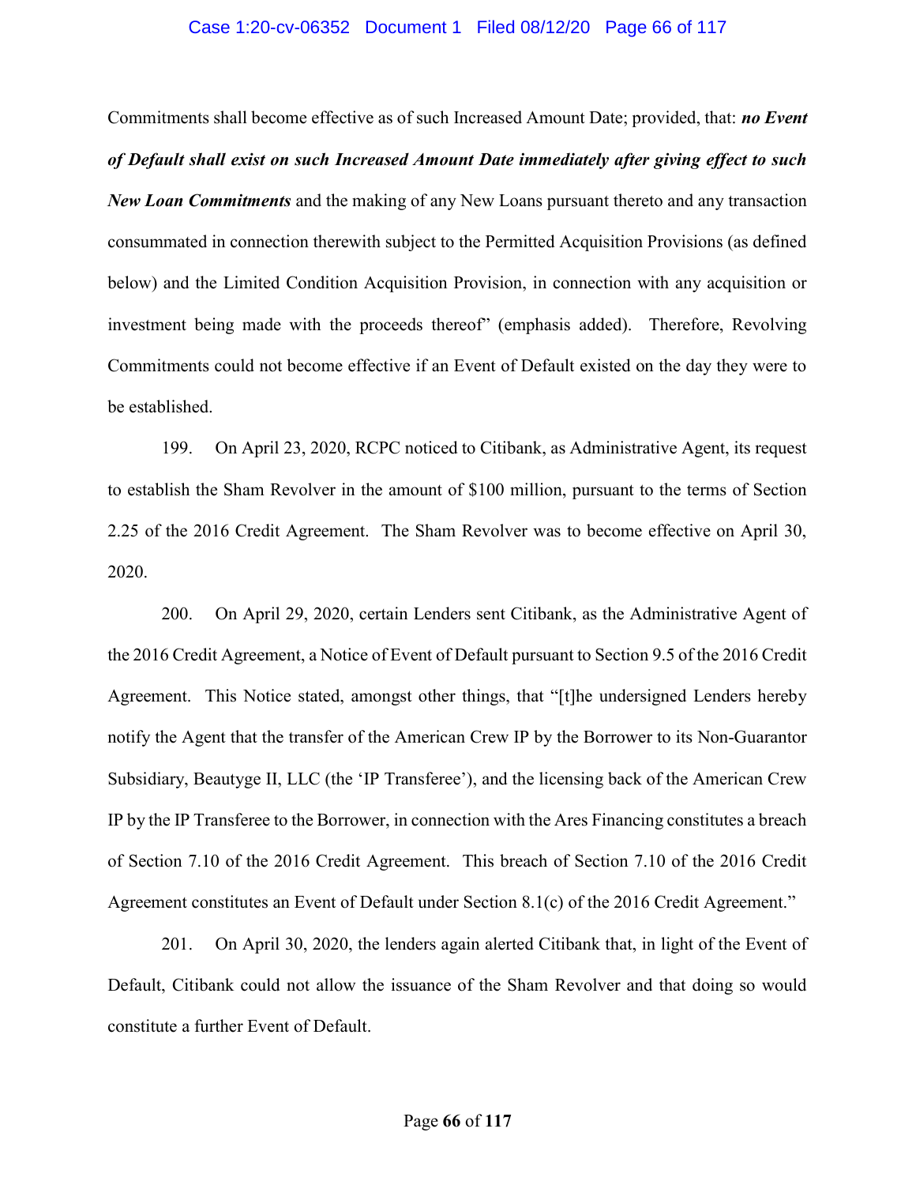Commitments shall become effective as of such Increased Amount Date; provided, that: ***no Event of Default shall exist on such Increased Amount Date immediately after giving effect to such New Loan Commitments*** and the making of any New Loans pursuant thereto and any transaction consummated in connection therewith subject to the Permitted Acquisition Provisions (as defined below) and the Limited Condition Acquisition Provision, in connection with any acquisition or investment being made with the proceeds thereof" (emphasis added). Therefore, Revolving Commitments could not become effective if an Event of Default existed on the day they were to be established.

199. On April 23, 2020, RCPC noticed to Citibank, as Administrative Agent, its request to establish the Sham Revolver in the amount of $100 million, pursuant to the terms of Section 2.25 of the 2016 Credit Agreement. The Sham Revolver was to become effective on April 30, 2020.

200. On April 29, 2020, certain Lenders sent Citibank, as the Administrative Agent of the 2016 Credit Agreement, a Notice of Event of Default pursuant to Section 9.5 of the 2016 Credit Agreement. This Notice stated, amongst other things, that "[t]he undersigned Lenders hereby notify the Agent that the transfer of the American Crew IP by the Borrower to its Non-Guarantor Subsidiary, Beautyge II, LLC (the 'IP Transferee'), and the licensing back of the American Crew IP by the IP Transferee to the Borrower, in connection with the Ares Financing constitutes a breach of Section 7.10 of the 2016 Credit Agreement. This breach of Section 7.10 of the 2016 Credit Agreement constitutes an Event of Default under Section 8.1(c) of the 2016 Credit Agreement."

201. On April 30, 2020, the lenders again alerted Citibank that, in light of the Event of Default, Citibank could not allow the issuance of the Sham Revolver and that doing so would constitute a further Event of Default.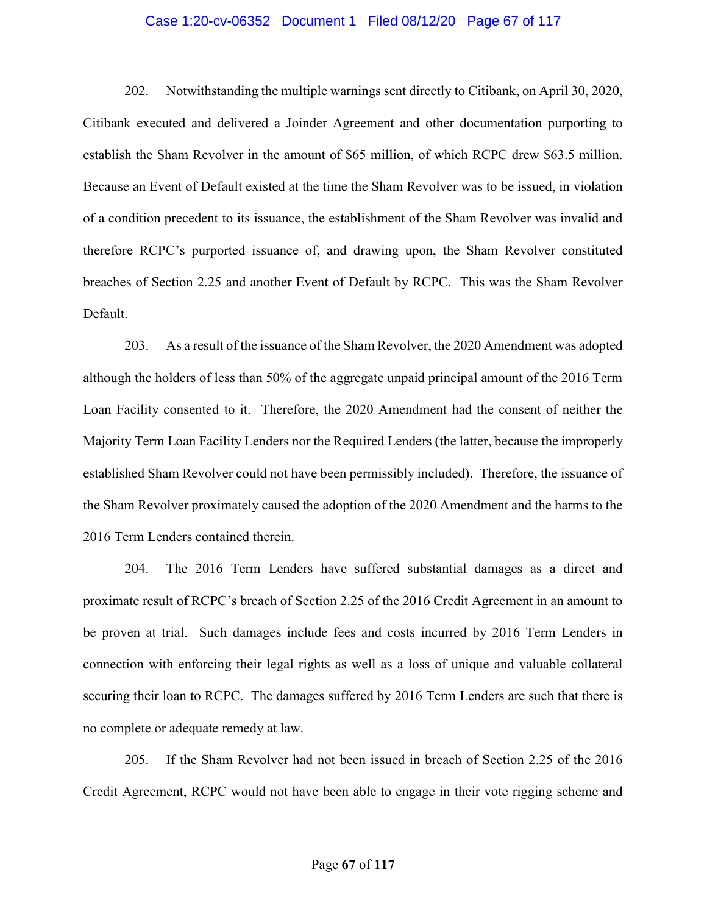202. Notwithstanding the multiple warnings sent directly to Citibank, on April 30, 2020, Citibank executed and delivered a Joinder Agreement and other documentation purporting to establish the Sham Revolver in the amount of $65 million, of which RCPC drew $63.5 million. Because an Event of Default existed at the time the Sham Revolver was to be issued, in violation of a condition precedent to its issuance, the establishment of the Sham Revolver was invalid and therefore RCPC's purported issuance of, and drawing upon, the Sham Revolver constituted breaches of Section 2.25 and another Event of Default by RCPC. This was the Sham Revolver Default.

203. As a result of the issuance of the Sham Revolver, the 2020 Amendment was adopted although the holders of less than 50% of the aggregate unpaid principal amount of the 2016 Term Loan Facility consented to it. Therefore, the 2020 Amendment had the consent of neither the Majority Term Loan Facility Lenders nor the Required Lenders (the latter, because the improperly established Sham Revolver could not have been permissibly included). Therefore, the issuance of the Sham Revolver proximately caused the adoption of the 2020 Amendment and the harms to the 2016 Term Lenders contained therein.

204. The 2016 Term Lenders have suffered substantial damages as a direct and proximate result of RCPC's breach of Section 2.25 of the 2016 Credit Agreement in an amount to be proven at trial. Such damages include fees and costs incurred by 2016 Term Lenders in connection with enforcing their legal rights as well as a loss of unique and valuable collateral securing their loan to RCPC. The damages suffered by 2016 Term Lenders are such that there is no complete or adequate remedy at law.

205. If the Sham Revolver had not been issued in breach of Section 2.25 of the 2016 Credit Agreement, RCPC would not have been able to engage in their vote rigging scheme and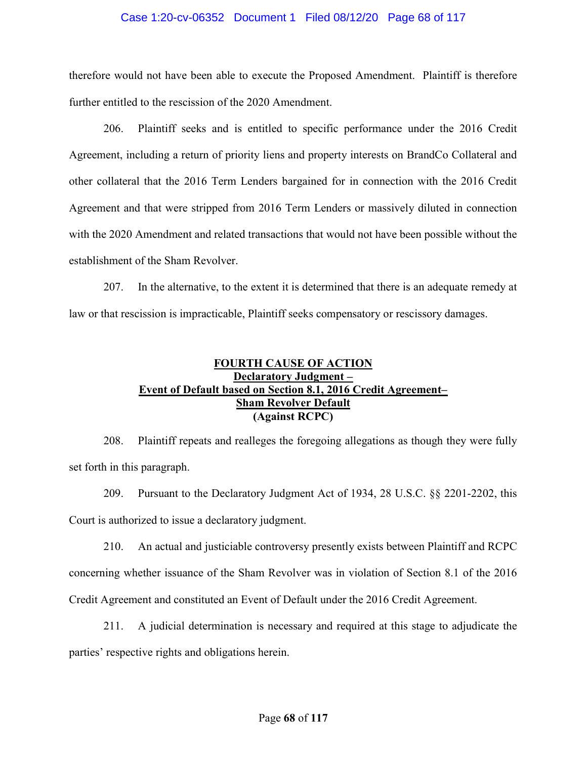therefore would not have been able to execute the Proposed Amendment. Plaintiff is therefore further entitled to the rescission of the 2020 Amendment.

206. Plaintiff seeks and is entitled to specific performance under the 2016 Credit Agreement, including a return of priority liens and property interests on BrandCo Collateral and other collateral that the 2016 Term Lenders bargained for in connection with the 2016 Credit Agreement and that were stripped from 2016 Term Lenders or massively diluted in connection with the 2020 Amendment and related transactions that would not have been possible without the establishment of the Sham Revolver.

207. In the alternative, to the extent it is determined that there is an adequate remedy at law or that rescission is impracticable, Plaintiff seeks compensatory or rescissory damages.

## FOURTH CAUSE OF ACTION
## Declaratory Judgment – Event of Default based on Section 8.1, 2016 Credit Agreement– Sham Revolver Default
## (Against RCPC)

208. Plaintiff repeats and realleges the foregoing allegations as though they were fully set forth in this paragraph.

209. Pursuant to the Declaratory Judgment Act of 1934, 28 U.S.C. §§ 2201-2202, this Court is authorized to issue a declaratory judgment.

210. An actual and justiciable controversy presently exists between Plaintiff and RCPC concerning whether issuance of the Sham Revolver was in violation of Section 8.1 of the 2016 Credit Agreement and constituted an Event of Default under the 2016 Credit Agreement.

211. A judicial determination is necessary and required at this stage to adjudicate the parties' respective rights and obligations herein.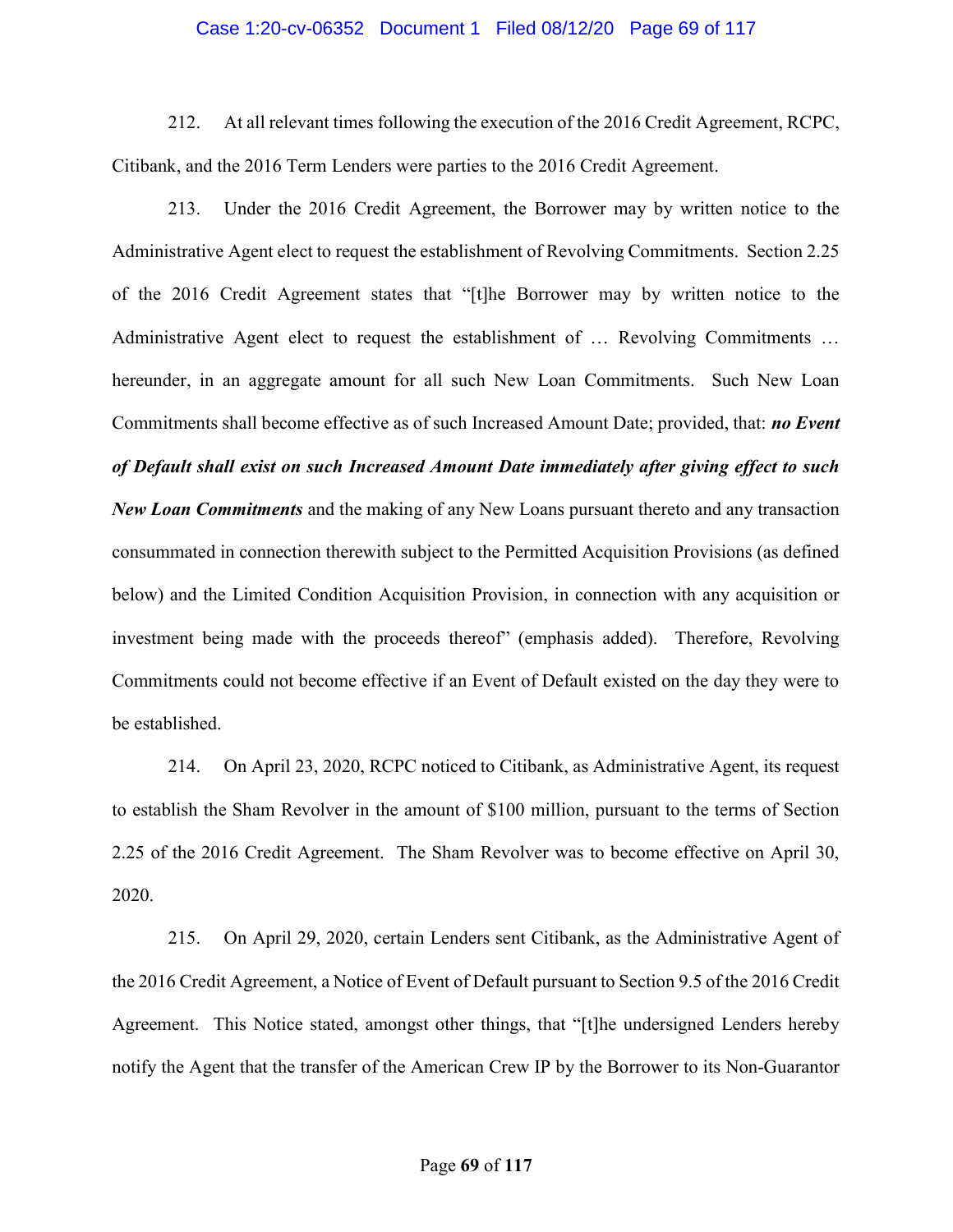212. At all relevant times following the execution of the 2016 Credit Agreement, RCPC, Citibank, and the 2016 Term Lenders were parties to the 2016 Credit Agreement.

213. Under the 2016 Credit Agreement, the Borrower may by written notice to the Administrative Agent elect to request the establishment of Revolving Commitments. Section 2.25 of the 2016 Credit Agreement states that "[t]he Borrower may by written notice to the Administrative Agent elect to request the establishment of … Revolving Commitments … hereunder, in an aggregate amount for all such New Loan Commitments. Such New Loan Commitments shall become effective as of such Increased Amount Date; provided, that: ***no Event of Default shall exist on such Increased Amount Date immediately after giving effect to such New Loan Commitments*** and the making of any New Loans pursuant thereto and any transaction consummated in connection therewith subject to the Permitted Acquisition Provisions (as defined below) and the Limited Condition Acquisition Provision, in connection with any acquisition or investment being made with the proceeds thereof" (emphasis added). Therefore, Revolving Commitments could not become effective if an Event of Default existed on the day they were to be established.

214. On April 23, 2020, RCPC noticed to Citibank, as Administrative Agent, its request to establish the Sham Revolver in the amount of $100 million, pursuant to the terms of Section 2.25 of the 2016 Credit Agreement. The Sham Revolver was to become effective on April 30, 2020.

215. On April 29, 2020, certain Lenders sent Citibank, as the Administrative Agent of the 2016 Credit Agreement, a Notice of Event of Default pursuant to Section 9.5 of the 2016 Credit Agreement. This Notice stated, amongst other things, that "[t]he undersigned Lenders hereby notify the Agent that the transfer of the American Crew IP by the Borrower to its Non-Guarantor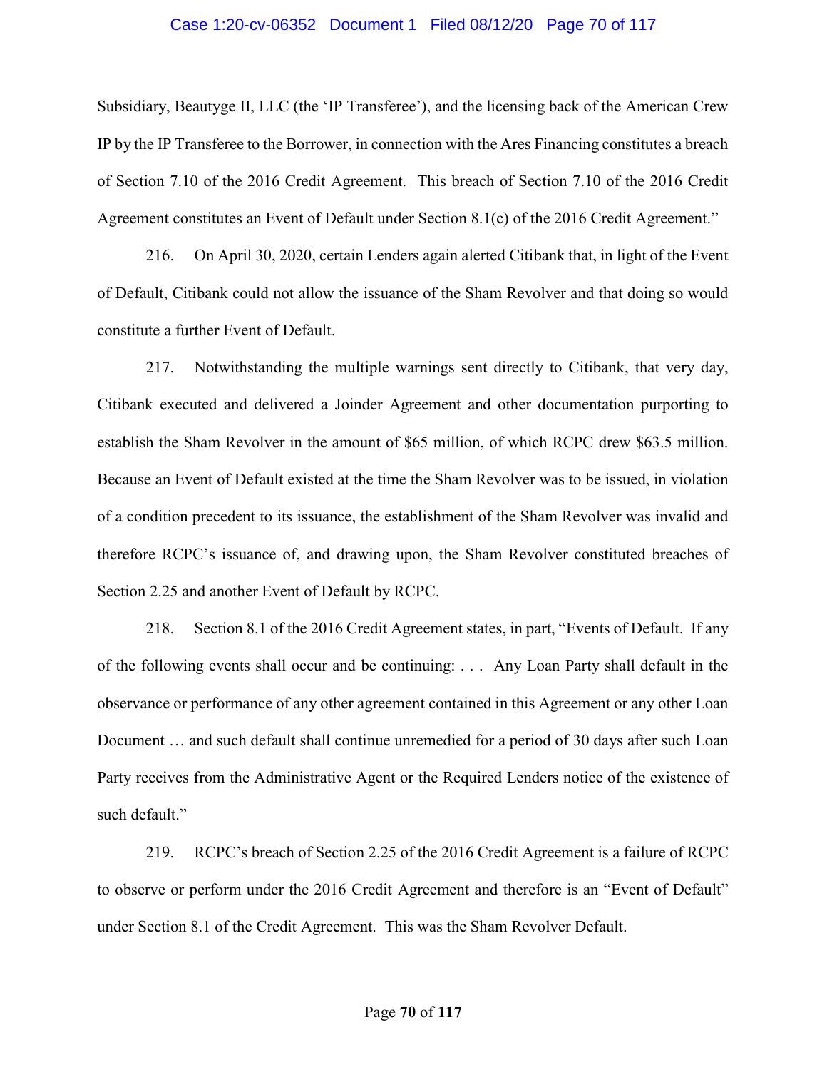Subsidiary, Beautyge II, LLC (the 'IP Transferee'), and the licensing back of the American Crew IP by the IP Transferee to the Borrower, in connection with the Ares Financing constitutes a breach of Section 7.10 of the 2016 Credit Agreement. This breach of Section 7.10 of the 2016 Credit Agreement constitutes an Event of Default under Section 8.1(c) of the 2016 Credit Agreement."

216. On April 30, 2020, certain Lenders again alerted Citibank that, in light of the Event of Default, Citibank could not allow the issuance of the Sham Revolver and that doing so would constitute a further Event of Default.

217. Notwithstanding the multiple warnings sent directly to Citibank, that very day, Citibank executed and delivered a Joinder Agreement and other documentation purporting to establish the Sham Revolver in the amount of $65 million, of which RCPC drew $63.5 million. Because an Event of Default existed at the time the Sham Revolver was to be issued, in violation of a condition precedent to its issuance, the establishment of the Sham Revolver was invalid and therefore RCPC's issuance of, and drawing upon, the Sham Revolver constituted breaches of Section 2.25 and another Event of Default by RCPC.

218. Section 8.1 of the 2016 Credit Agreement states, in part, "Events of Default. If any of the following events shall occur and be continuing: . . . Any Loan Party shall default in the observance or performance of any other agreement contained in this Agreement or any other Loan Document … and such default shall continue unremedied for a period of 30 days after such Loan Party receives from the Administrative Agent or the Required Lenders notice of the existence of such default."

219. RCPC's breach of Section 2.25 of the 2016 Credit Agreement is a failure of RCPC to observe or perform under the 2016 Credit Agreement and therefore is an "Event of Default" under Section 8.1 of the Credit Agreement. This was the Sham Revolver Default.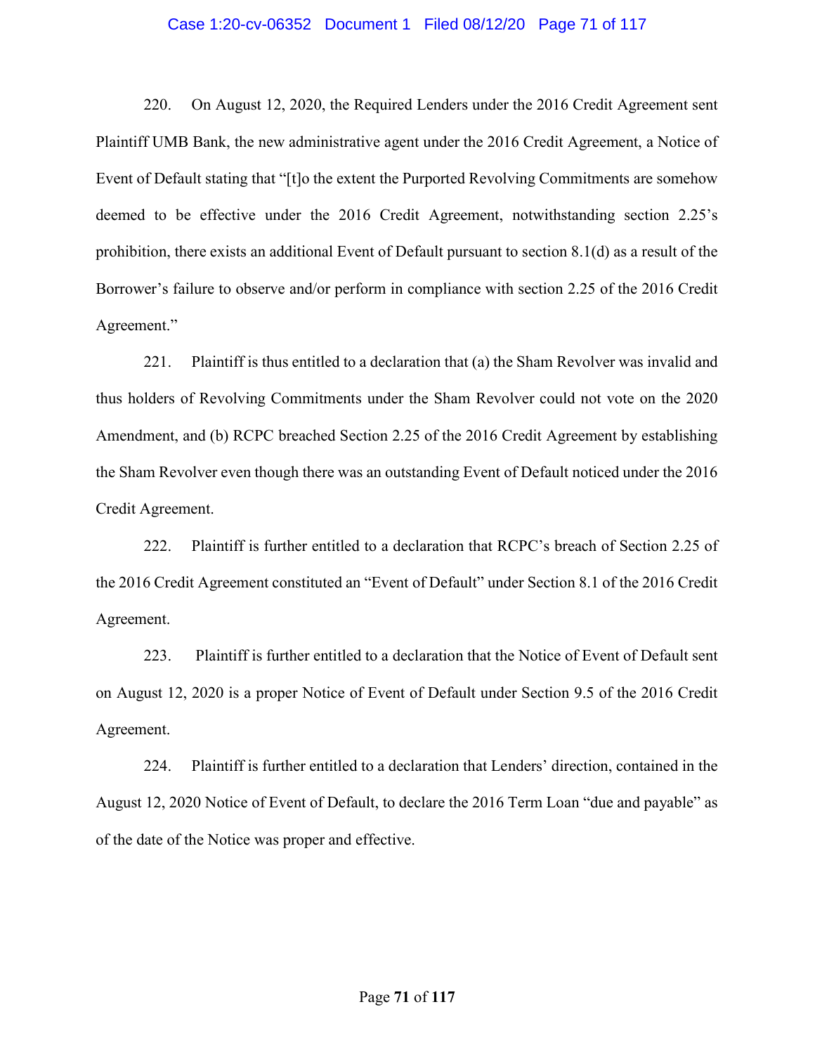220. On August 12, 2020, the Required Lenders under the 2016 Credit Agreement sent Plaintiff UMB Bank, the new administrative agent under the 2016 Credit Agreement, a Notice of Event of Default stating that "[t]o the extent the Purported Revolving Commitments are somehow deemed to be effective under the 2016 Credit Agreement, notwithstanding section 2.25's prohibition, there exists an additional Event of Default pursuant to section 8.1(d) as a result of the Borrower's failure to observe and/or perform in compliance with section 2.25 of the 2016 Credit Agreement."

221. Plaintiff is thus entitled to a declaration that (a) the Sham Revolver was invalid and thus holders of Revolving Commitments under the Sham Revolver could not vote on the 2020 Amendment, and (b) RCPC breached Section 2.25 of the 2016 Credit Agreement by establishing the Sham Revolver even though there was an outstanding Event of Default noticed under the 2016 Credit Agreement.

222. Plaintiff is further entitled to a declaration that RCPC's breach of Section 2.25 of the 2016 Credit Agreement constituted an "Event of Default" under Section 8.1 of the 2016 Credit Agreement.

223. Plaintiff is further entitled to a declaration that the Notice of Event of Default sent on August 12, 2020 is a proper Notice of Event of Default under Section 9.5 of the 2016 Credit Agreement.

224. Plaintiff is further entitled to a declaration that Lenders' direction, contained in the August 12, 2020 Notice of Event of Default, to declare the 2016 Term Loan "due and payable" as of the date of the Notice was proper and effective.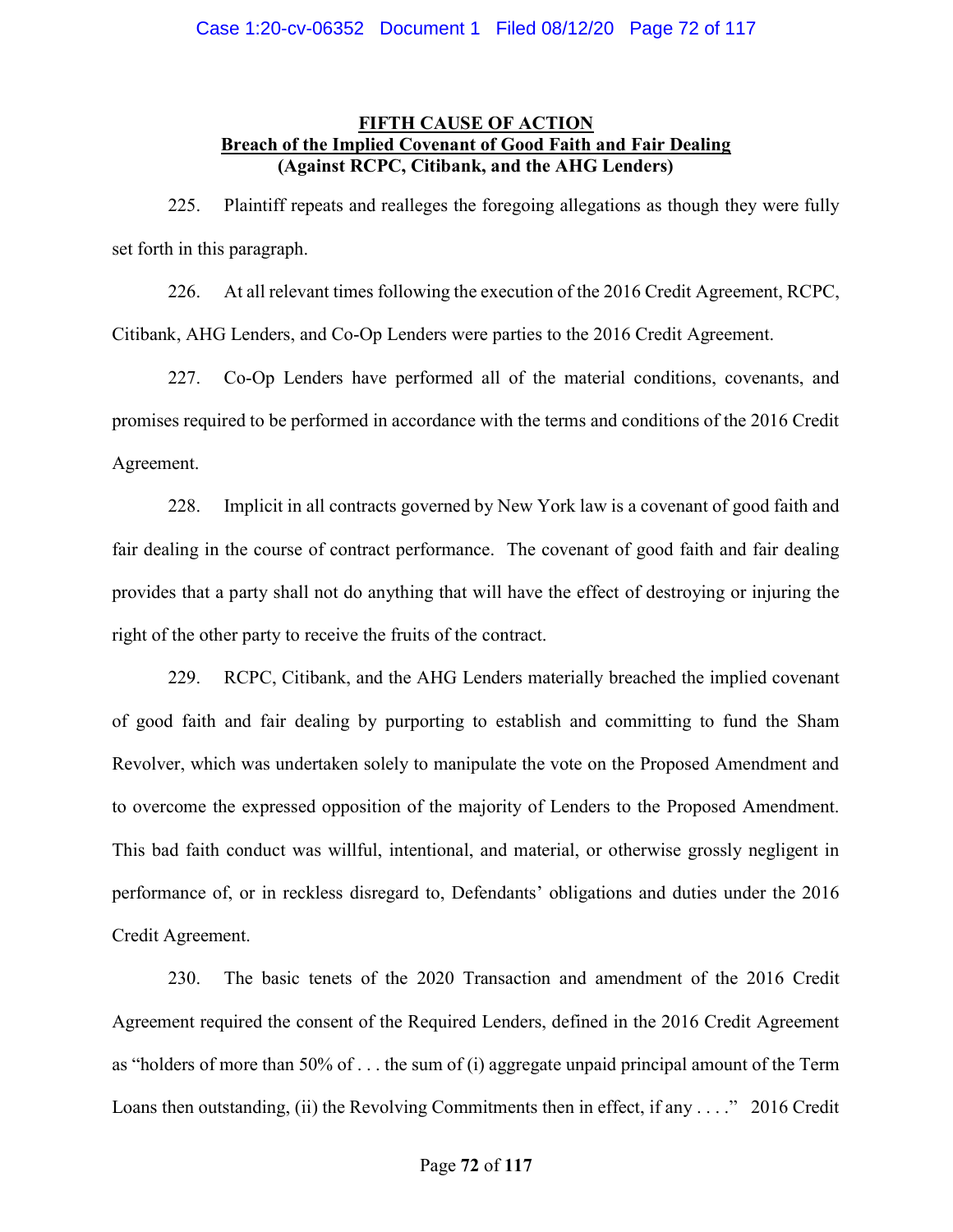## FIFTH CAUSE OF ACTION
## Breach of the Implied Covenant of Good Faith and Fair Dealing
## (Against RCPC, Citibank, and the AHG Lenders)

225. Plaintiff repeats and realleges the foregoing allegations as though they were fully set forth in this paragraph.

226. At all relevant times following the execution of the 2016 Credit Agreement, RCPC, Citibank, AHG Lenders, and Co-Op Lenders were parties to the 2016 Credit Agreement.

227. Co-Op Lenders have performed all of the material conditions, covenants, and promises required to be performed in accordance with the terms and conditions of the 2016 Credit Agreement.

228. Implicit in all contracts governed by New York law is a covenant of good faith and fair dealing in the course of contract performance. The covenant of good faith and fair dealing provides that a party shall not do anything that will have the effect of destroying or injuring the right of the other party to receive the fruits of the contract.

229. RCPC, Citibank, and the AHG Lenders materially breached the implied covenant of good faith and fair dealing by purporting to establish and committing to fund the Sham Revolver, which was undertaken solely to manipulate the vote on the Proposed Amendment and to overcome the expressed opposition of the majority of Lenders to the Proposed Amendment. This bad faith conduct was willful, intentional, and material, or otherwise grossly negligent in performance of, or in reckless disregard to, Defendants' obligations and duties under the 2016 Credit Agreement.

230. The basic tenets of the 2020 Transaction and amendment of the 2016 Credit Agreement required the consent of the Required Lenders, defined in the 2016 Credit Agreement as "holders of more than 50% of . . . the sum of (i) aggregate unpaid principal amount of the Term Loans then outstanding, (ii) the Revolving Commitments then in effect, if any . . . ." 2016 Credit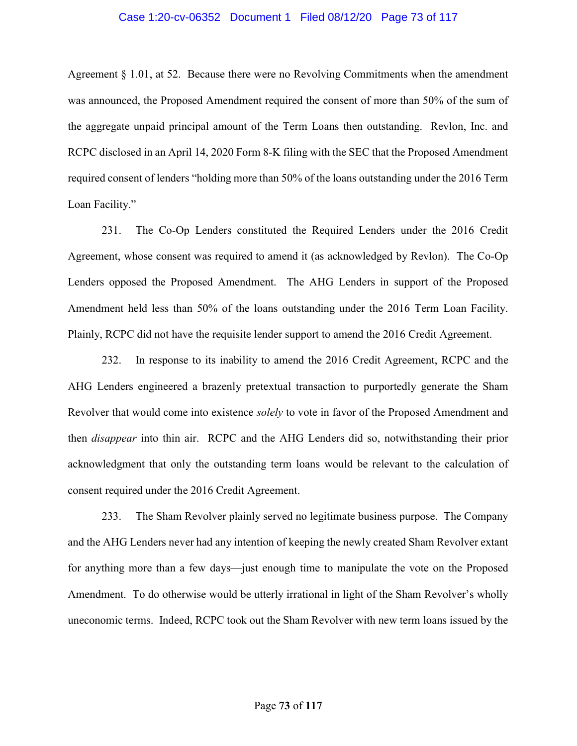Agreement § 1.01, at 52. Because there were no Revolving Commitments when the amendment was announced, the Proposed Amendment required the consent of more than 50% of the sum of the aggregate unpaid principal amount of the Term Loans then outstanding. Revlon, Inc. and RCPC disclosed in an April 14, 2020 Form 8-K filing with the SEC that the Proposed Amendment required consent of lenders "holding more than 50% of the loans outstanding under the 2016 Term Loan Facility."

231. The Co-Op Lenders constituted the Required Lenders under the 2016 Credit Agreement, whose consent was required to amend it (as acknowledged by Revlon). The Co-Op Lenders opposed the Proposed Amendment. The AHG Lenders in support of the Proposed Amendment held less than 50% of the loans outstanding under the 2016 Term Loan Facility. Plainly, RCPC did not have the requisite lender support to amend the 2016 Credit Agreement.

232. In response to its inability to amend the 2016 Credit Agreement, RCPC and the AHG Lenders engineered a brazenly pretextual transaction to purportedly generate the Sham Revolver that would come into existence *solely* to vote in favor of the Proposed Amendment and then *disappear* into thin air. RCPC and the AHG Lenders did so, notwithstanding their prior acknowledgment that only the outstanding term loans would be relevant to the calculation of consent required under the 2016 Credit Agreement.

233. The Sham Revolver plainly served no legitimate business purpose. The Company and the AHG Lenders never had any intention of keeping the newly created Sham Revolver extant for anything more than a few days—just enough time to manipulate the vote on the Proposed Amendment. To do otherwise would be utterly irrational in light of the Sham Revolver's wholly uneconomic terms. Indeed, RCPC took out the Sham Revolver with new term loans issued by the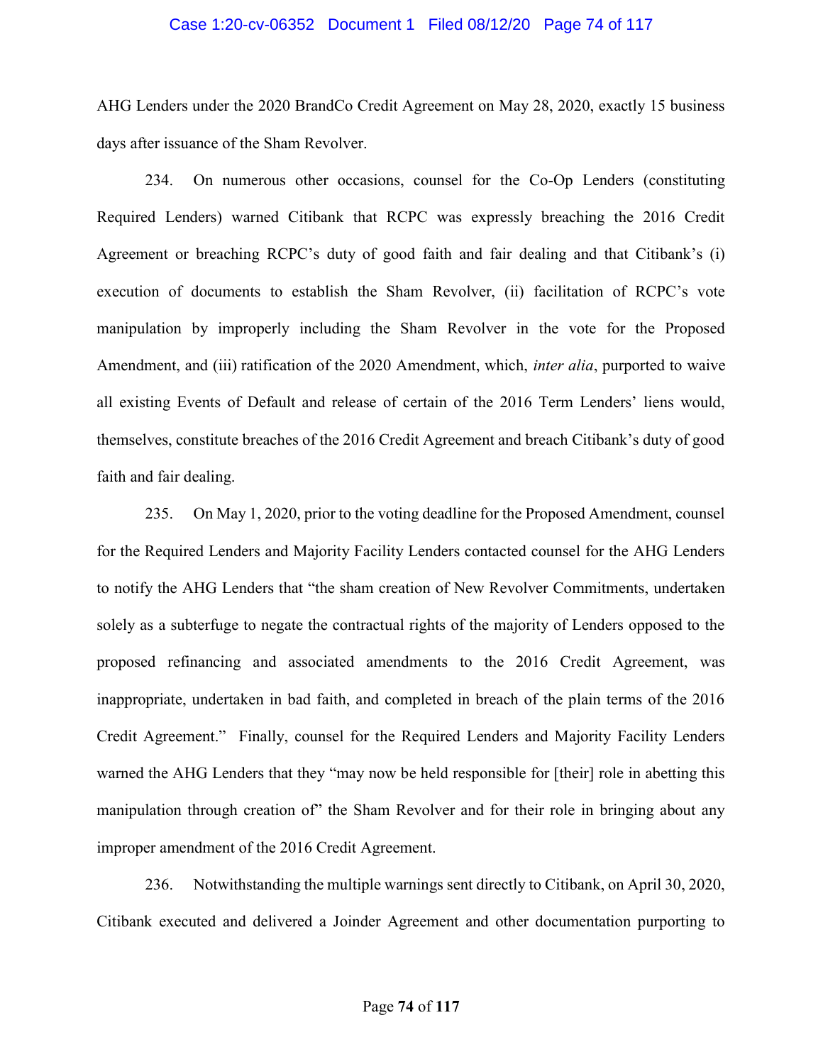AHG Lenders under the 2020 BrandCo Credit Agreement on May 28, 2020, exactly 15 business days after issuance of the Sham Revolver.

234. On numerous other occasions, counsel for the Co-Op Lenders (constituting Required Lenders) warned Citibank that RCPC was expressly breaching the 2016 Credit Agreement or breaching RCPC's duty of good faith and fair dealing and that Citibank's (i) execution of documents to establish the Sham Revolver, (ii) facilitation of RCPC's vote manipulation by improperly including the Sham Revolver in the vote for the Proposed Amendment, and (iii) ratification of the 2020 Amendment, which, *inter alia*, purported to waive all existing Events of Default and release of certain of the 2016 Term Lenders' liens would, themselves, constitute breaches of the 2016 Credit Agreement and breach Citibank's duty of good faith and fair dealing.

235. On May 1, 2020, prior to the voting deadline for the Proposed Amendment, counsel for the Required Lenders and Majority Facility Lenders contacted counsel for the AHG Lenders to notify the AHG Lenders that "the sham creation of New Revolver Commitments, undertaken solely as a subterfuge to negate the contractual rights of the majority of Lenders opposed to the proposed refinancing and associated amendments to the 2016 Credit Agreement, was inappropriate, undertaken in bad faith, and completed in breach of the plain terms of the 2016 Credit Agreement." Finally, counsel for the Required Lenders and Majority Facility Lenders warned the AHG Lenders that they "may now be held responsible for [their] role in abetting this manipulation through creation of" the Sham Revolver and for their role in bringing about any improper amendment of the 2016 Credit Agreement.

236. Notwithstanding the multiple warnings sent directly to Citibank, on April 30, 2020, Citibank executed and delivered a Joinder Agreement and other documentation purporting to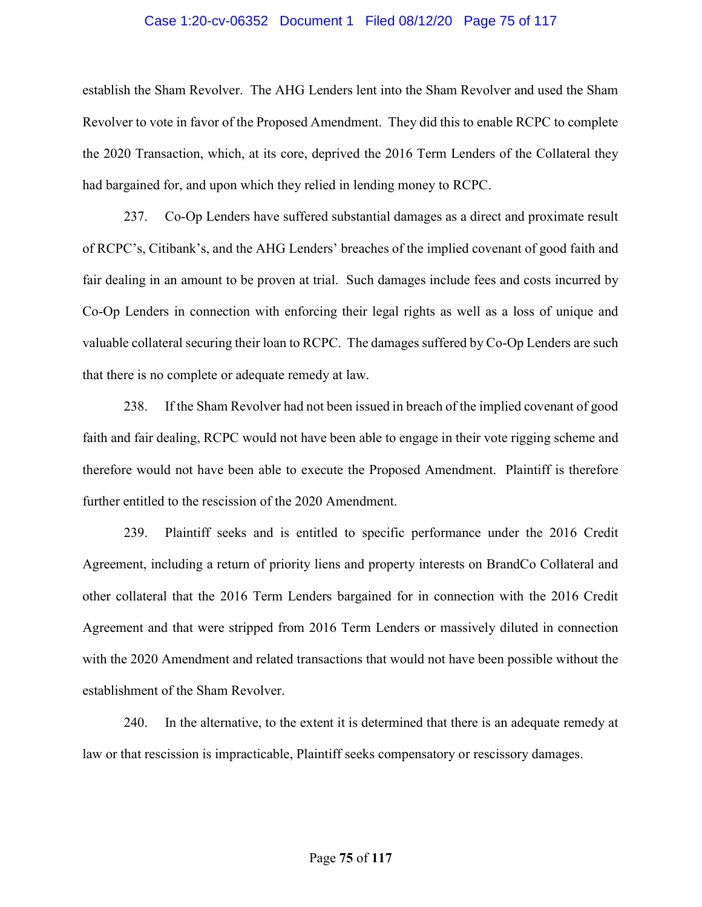establish the Sham Revolver. The AHG Lenders lent into the Sham Revolver and used the Sham Revolver to vote in favor of the Proposed Amendment. They did this to enable RCPC to complete the 2020 Transaction, which, at its core, deprived the 2016 Term Lenders of the Collateral they had bargained for, and upon which they relied in lending money to RCPC.

237. Co-Op Lenders have suffered substantial damages as a direct and proximate result of RCPC's, Citibank's, and the AHG Lenders' breaches of the implied covenant of good faith and fair dealing in an amount to be proven at trial. Such damages include fees and costs incurred by Co-Op Lenders in connection with enforcing their legal rights as well as a loss of unique and valuable collateral securing their loan to RCPC. The damages suffered by Co-Op Lenders are such that there is no complete or adequate remedy at law.

238. If the Sham Revolver had not been issued in breach of the implied covenant of good faith and fair dealing, RCPC would not have been able to engage in their vote rigging scheme and therefore would not have been able to execute the Proposed Amendment. Plaintiff is therefore further entitled to the rescission of the 2020 Amendment.

239. Plaintiff seeks and is entitled to specific performance under the 2016 Credit Agreement, including a return of priority liens and property interests on BrandCo Collateral and other collateral that the 2016 Term Lenders bargained for in connection with the 2016 Credit Agreement and that were stripped from 2016 Term Lenders or massively diluted in connection with the 2020 Amendment and related transactions that would not have been possible without the establishment of the Sham Revolver.

240. In the alternative, to the extent it is determined that there is an adequate remedy at law or that rescission is impracticable, Plaintiff seeks compensatory or rescissory damages.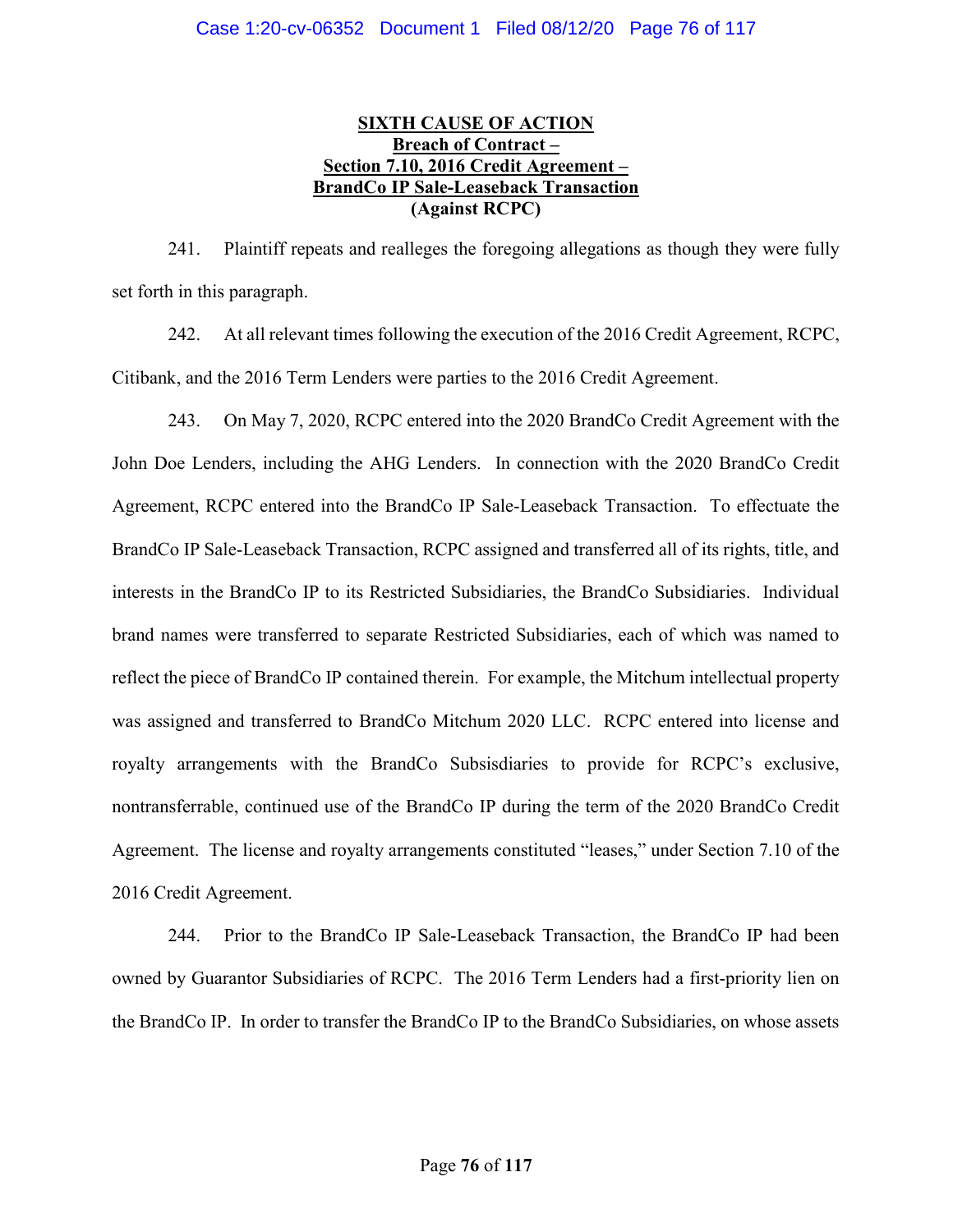**SIXTH CAUSE OF ACTION**
**Breach of Contract –**
**Section 7.10, 2016 Credit Agreement –**
**BrandCo IP Sale-Leaseback Transaction**
**(Against RCPC)**

241. Plaintiff repeats and realleges the foregoing allegations as though they were fully set forth in this paragraph.

242. At all relevant times following the execution of the 2016 Credit Agreement, RCPC, Citibank, and the 2016 Term Lenders were parties to the 2016 Credit Agreement.

243. On May 7, 2020, RCPC entered into the 2020 BrandCo Credit Agreement with the John Doe Lenders, including the AHG Lenders. In connection with the 2020 BrandCo Credit Agreement, RCPC entered into the BrandCo IP Sale-Leaseback Transaction. To effectuate the BrandCo IP Sale-Leaseback Transaction, RCPC assigned and transferred all of its rights, title, and interests in the BrandCo IP to its Restricted Subsidiaries, the BrandCo Subsidiaries. Individual brand names were transferred to separate Restricted Subsidiaries, each of which was named to reflect the piece of BrandCo IP contained therein. For example, the Mitchum intellectual property was assigned and transferred to BrandCo Mitchum 2020 LLC. RCPC entered into license and royalty arrangements with the BrandCo Subsisdiaries to provide for RCPC's exclusive, nontransferrable, continued use of the BrandCo IP during the term of the 2020 BrandCo Credit Agreement. The license and royalty arrangements constituted "leases," under Section 7.10 of the 2016 Credit Agreement.

244. Prior to the BrandCo IP Sale-Leaseback Transaction, the BrandCo IP had been owned by Guarantor Subsidiaries of RCPC. The 2016 Term Lenders had a first-priority lien on the BrandCo IP. In order to transfer the BrandCo IP to the BrandCo Subsidiaries, on whose assets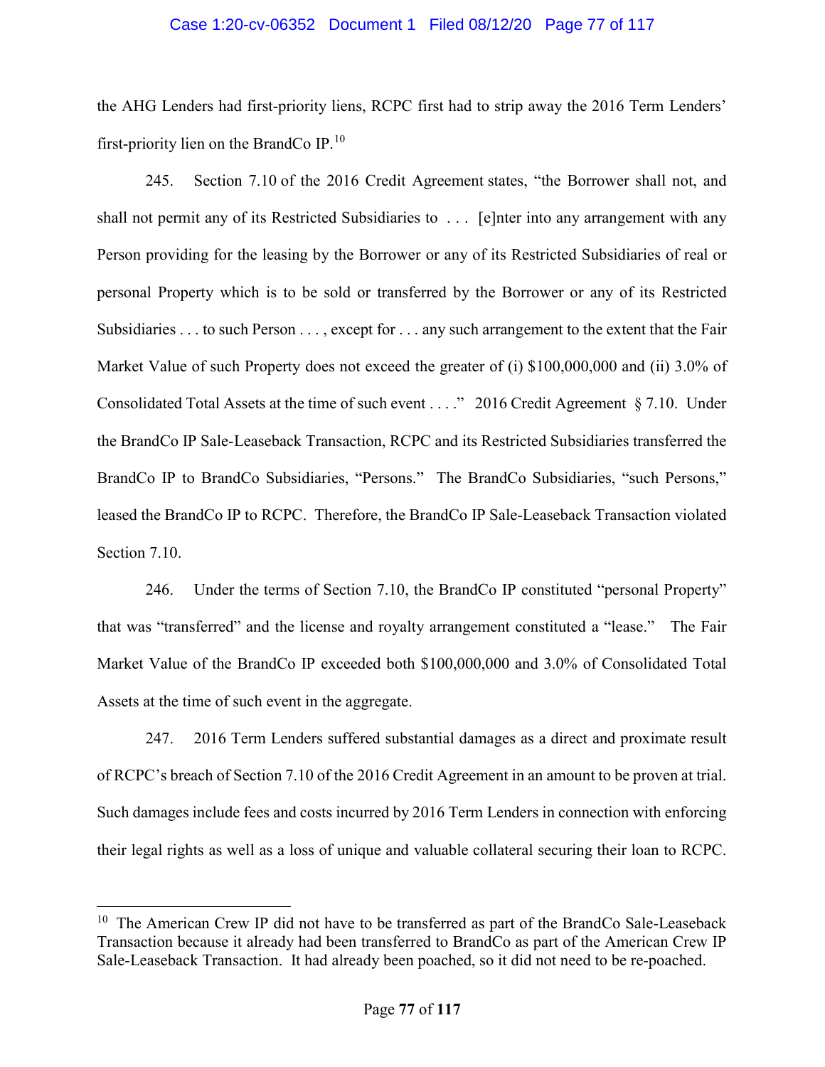the AHG Lenders had first-priority liens, RCPC first had to strip away the 2016 Term Lenders' first-priority lien on the BrandCo IP.[10]

245. Section 7.10 of the 2016 Credit Agreement states, "the Borrower shall not, and shall not permit any of its Restricted Subsidiaries to . . . [e]nter into any arrangement with any Person providing for the leasing by the Borrower or any of its Restricted Subsidiaries of real or personal Property which is to be sold or transferred by the Borrower or any of its Restricted Subsidiaries . . . to such Person . . . , except for . . . any such arrangement to the extent that the Fair Market Value of such Property does not exceed the greater of (i) $100,000,000 and (ii) 3.0% of Consolidated Total Assets at the time of such event . . . ." 2016 Credit Agreement § 7.10. Under the BrandCo IP Sale-Leaseback Transaction, RCPC and its Restricted Subsidiaries transferred the BrandCo IP to BrandCo Subsidiaries, "Persons." The BrandCo Subsidiaries, "such Persons," leased the BrandCo IP to RCPC. Therefore, the BrandCo IP Sale-Leaseback Transaction violated Section 7.10.

246. Under the terms of Section 7.10, the BrandCo IP constituted "personal Property" that was "transferred" and the license and royalty arrangement constituted a "lease." The Fair Market Value of the BrandCo IP exceeded both $100,000,000 and 3.0% of Consolidated Total Assets at the time of such event in the aggregate.

247. 2016 Term Lenders suffered substantial damages as a direct and proximate result of RCPC's breach of Section 7.10 of the 2016 Credit Agreement in an amount to be proven at trial. Such damages include fees and costs incurred by 2016 Term Lenders in connection with enforcing their legal rights as well as a loss of unique and valuable collateral securing their loan to RCPC.

---

[10] The American Crew IP did not have to be transferred as part of the BrandCo Sale-Leaseback Transaction because it already had been transferred to BrandCo as part of the American Crew IP Sale-Leaseback Transaction. It had already been poached, so it did not need to be re-poached.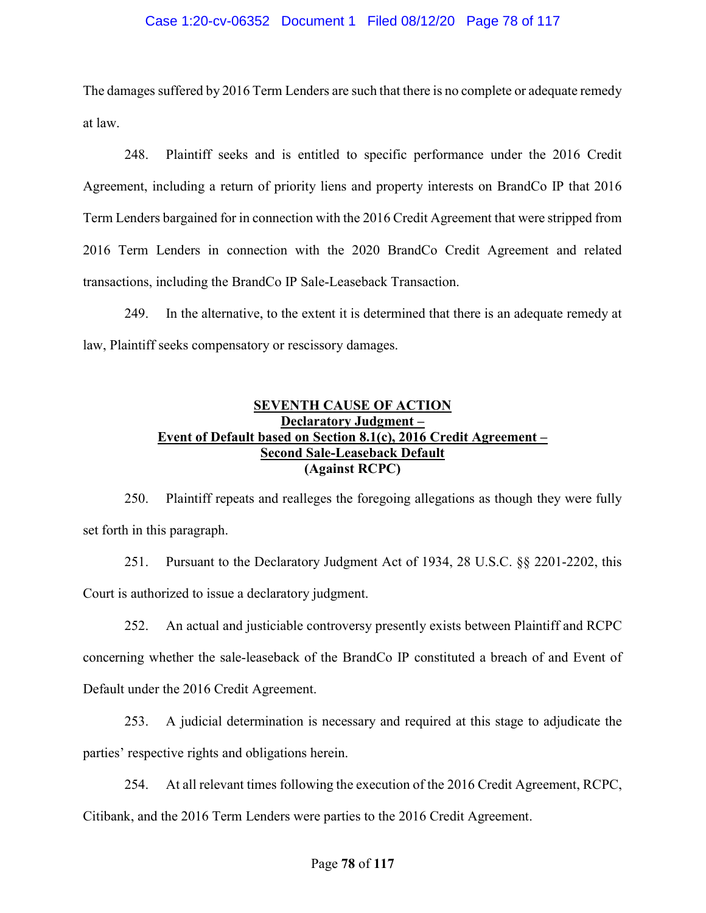The damages suffered by 2016 Term Lenders are such that there is no complete or adequate remedy at law.

248. Plaintiff seeks and is entitled to specific performance under the 2016 Credit Agreement, including a return of priority liens and property interests on BrandCo IP that 2016 Term Lenders bargained for in connection with the 2016 Credit Agreement that were stripped from 2016 Term Lenders in connection with the 2020 BrandCo Credit Agreement and related transactions, including the BrandCo IP Sale-Leaseback Transaction.

249. In the alternative, to the extent it is determined that there is an adequate remedy at law, Plaintiff seeks compensatory or rescissory damages.

## SEVENTH CAUSE OF ACTION
## Declaratory Judgment –
## Event of Default based on Section 8.1(c), 2016 Credit Agreement –
## Second Sale-Leaseback Default
## (Against RCPC)

250. Plaintiff repeats and realleges the foregoing allegations as though they were fully set forth in this paragraph.

251. Pursuant to the Declaratory Judgment Act of 1934, 28 U.S.C. §§ 2201-2202, this Court is authorized to issue a declaratory judgment.

252. An actual and justiciable controversy presently exists between Plaintiff and RCPC concerning whether the sale-leaseback of the BrandCo IP constituted a breach of and Event of Default under the 2016 Credit Agreement.

253. A judicial determination is necessary and required at this stage to adjudicate the parties' respective rights and obligations herein.

254. At all relevant times following the execution of the 2016 Credit Agreement, RCPC, Citibank, and the 2016 Term Lenders were parties to the 2016 Credit Agreement.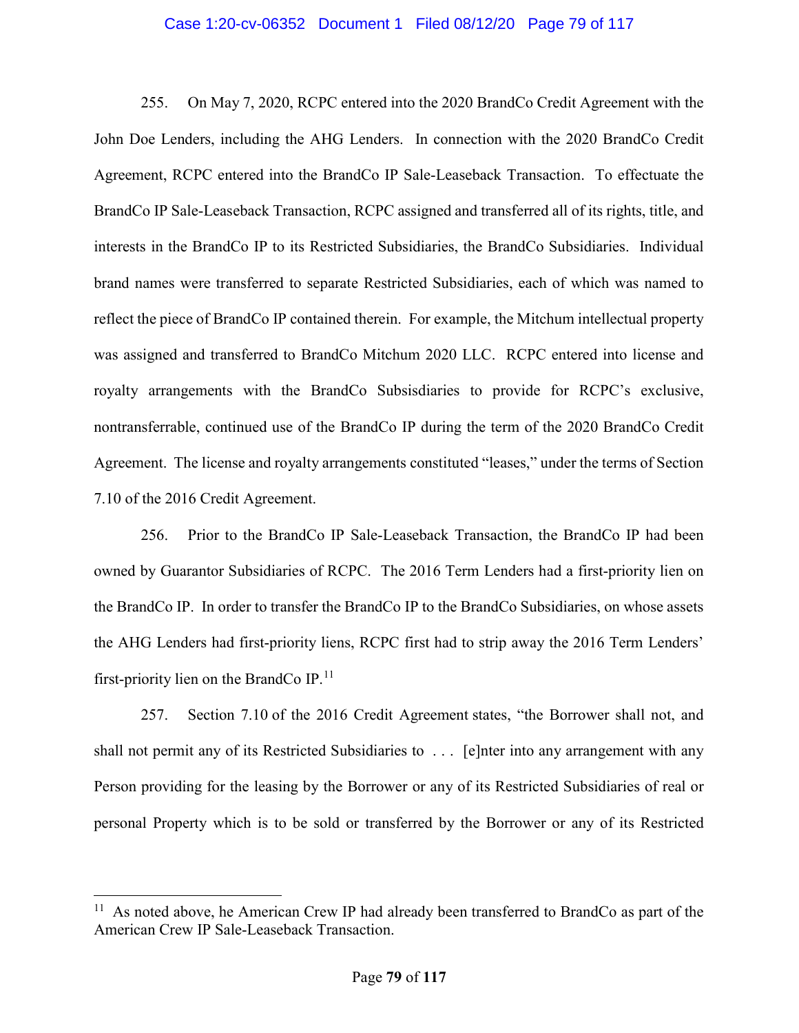255. On May 7, 2020, RCPC entered into the 2020 BrandCo Credit Agreement with the John Doe Lenders, including the AHG Lenders. In connection with the 2020 BrandCo Credit Agreement, RCPC entered into the BrandCo IP Sale-Leaseback Transaction. To effectuate the BrandCo IP Sale-Leaseback Transaction, RCPC assigned and transferred all of its rights, title, and interests in the BrandCo IP to its Restricted Subsidiaries, the BrandCo Subsidiaries. Individual brand names were transferred to separate Restricted Subsidiaries, each of which was named to reflect the piece of BrandCo IP contained therein. For example, the Mitchum intellectual property was assigned and transferred to BrandCo Mitchum 2020 LLC. RCPC entered into license and royalty arrangements with the BrandCo Subsisdiaries to provide for RCPC's exclusive, nontransferrable, continued use of the BrandCo IP during the term of the 2020 BrandCo Credit Agreement. The license and royalty arrangements constituted "leases," under the terms of Section 7.10 of the 2016 Credit Agreement.

256. Prior to the BrandCo IP Sale-Leaseback Transaction, the BrandCo IP had been owned by Guarantor Subsidiaries of RCPC. The 2016 Term Lenders had a first-priority lien on the BrandCo IP. In order to transfer the BrandCo IP to the BrandCo Subsidiaries, on whose assets the AHG Lenders had first-priority liens, RCPC first had to strip away the 2016 Term Lenders' first-priority lien on the BrandCo IP.[11]

257. Section 7.10 of the 2016 Credit Agreement states, "the Borrower shall not, and shall not permit any of its Restricted Subsidiaries to . . . [e]nter into any arrangement with any Person providing for the leasing by the Borrower or any of its Restricted Subsidiaries of real or personal Property which is to be sold or transferred by the Borrower or any of its Restricted

---

[11] As noted above, he American Crew IP had already been transferred to BrandCo as part of the American Crew IP Sale-Leaseback Transaction.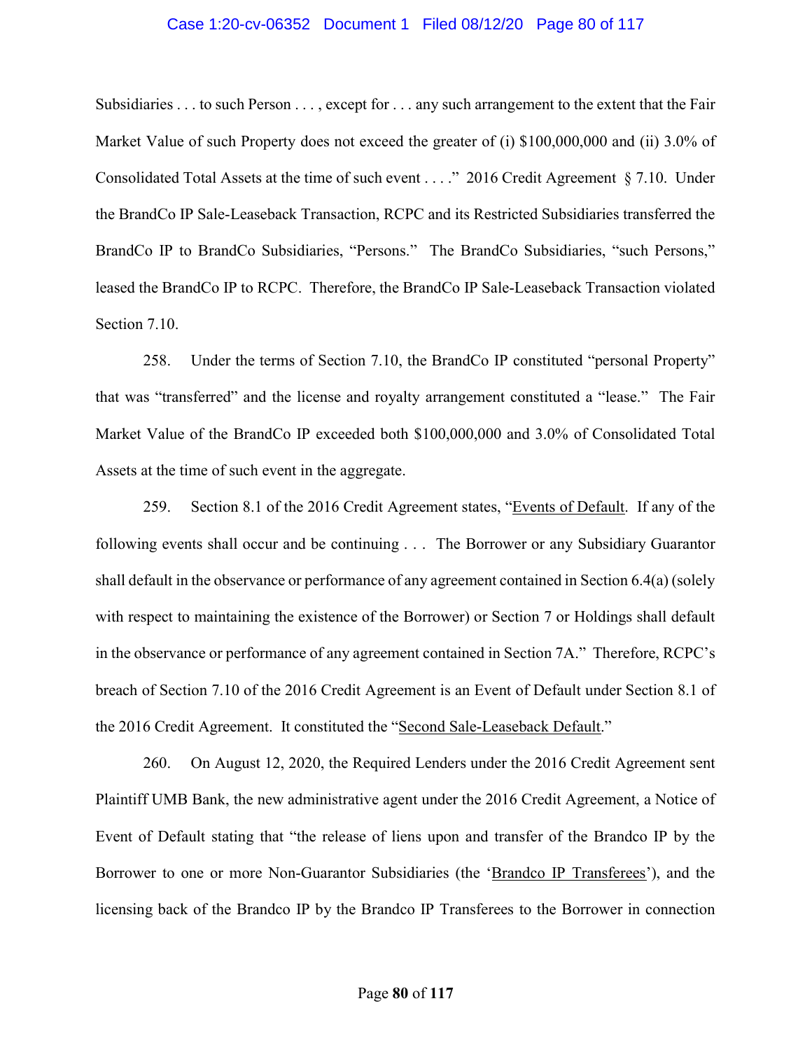Subsidiaries . . . to such Person . . . , except for . . . any such arrangement to the extent that the Fair Market Value of such Property does not exceed the greater of (i) $100,000,000 and (ii) 3.0% of Consolidated Total Assets at the time of such event . . . ." 2016 Credit Agreement § 7.10. Under the BrandCo IP Sale-Leaseback Transaction, RCPC and its Restricted Subsidiaries transferred the BrandCo IP to BrandCo Subsidiaries, "Persons." The BrandCo Subsidiaries, "such Persons," leased the BrandCo IP to RCPC. Therefore, the BrandCo IP Sale-Leaseback Transaction violated Section 7.10.

258. Under the terms of Section 7.10, the BrandCo IP constituted "personal Property" that was "transferred" and the license and royalty arrangement constituted a "lease." The Fair Market Value of the BrandCo IP exceeded both $100,000,000 and 3.0% of Consolidated Total Assets at the time of such event in the aggregate.

259. Section 8.1 of the 2016 Credit Agreement states, "Events of Default. If any of the following events shall occur and be continuing . . . The Borrower or any Subsidiary Guarantor shall default in the observance or performance of any agreement contained in Section 6.4(a) (solely with respect to maintaining the existence of the Borrower) or Section 7 or Holdings shall default in the observance or performance of any agreement contained in Section 7A." Therefore, RCPC's breach of Section 7.10 of the 2016 Credit Agreement is an Event of Default under Section 8.1 of the 2016 Credit Agreement. It constituted the "Second Sale-Leaseback Default."

260. On August 12, 2020, the Required Lenders under the 2016 Credit Agreement sent Plaintiff UMB Bank, the new administrative agent under the 2016 Credit Agreement, a Notice of Event of Default stating that "the release of liens upon and transfer of the Brandco IP by the Borrower to one or more Non-Guarantor Subsidiaries (the 'Brandco IP Transferees'), and the licensing back of the Brandco IP by the Brandco IP Transferees to the Borrower in connection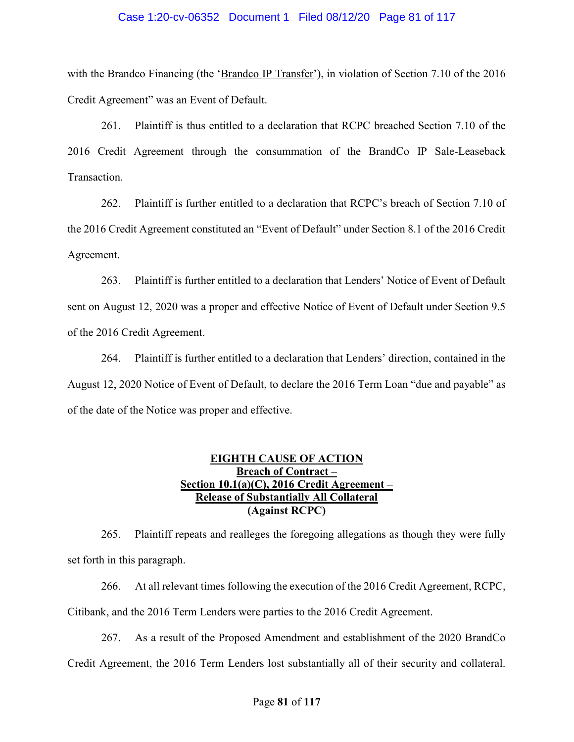with the Brandco Financing (the '<u>Brandco IP Transfer</u>'), in violation of Section 7.10 of the 2016 Credit Agreement" was an Event of Default.

261. Plaintiff is thus entitled to a declaration that RCPC breached Section 7.10 of the 2016 Credit Agreement through the consummation of the BrandCo IP Sale-Leaseback Transaction.

262. Plaintiff is further entitled to a declaration that RCPC's breach of Section 7.10 of the 2016 Credit Agreement constituted an "Event of Default" under Section 8.1 of the 2016 Credit Agreement.

263. Plaintiff is further entitled to a declaration that Lenders' Notice of Event of Default sent on August 12, 2020 was a proper and effective Notice of Event of Default under Section 9.5 of the 2016 Credit Agreement.

264. Plaintiff is further entitled to a declaration that Lenders' direction, contained in the August 12, 2020 Notice of Event of Default, to declare the 2016 Term Loan "due and payable" as of the date of the Notice was proper and effective.

## EIGHTH CAUSE OF ACTION
## Breach of Contract – Section 10.1(a)(C), 2016 Credit Agreement – Release of Substantially All Collateral
## (Against RCPC)

265. Plaintiff repeats and realleges the foregoing allegations as though they were fully set forth in this paragraph.

266. At all relevant times following the execution of the 2016 Credit Agreement, RCPC, Citibank, and the 2016 Term Lenders were parties to the 2016 Credit Agreement.

267. As a result of the Proposed Amendment and establishment of the 2020 BrandCo Credit Agreement, the 2016 Term Lenders lost substantially all of their security and collateral.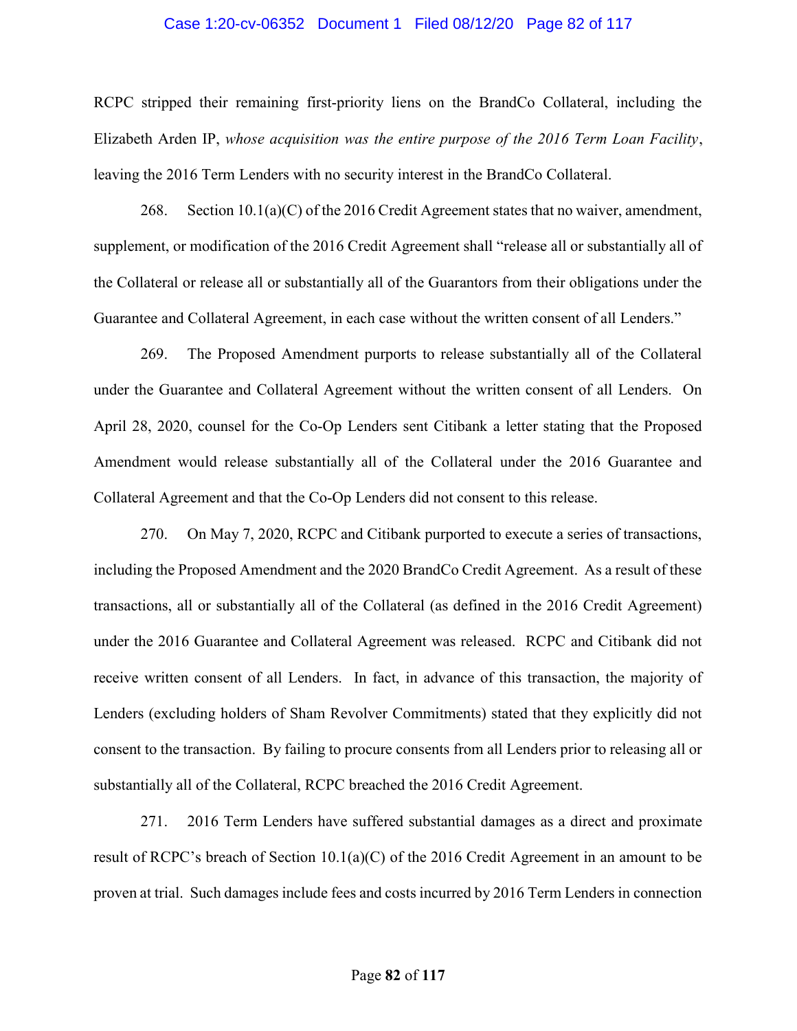RCPC stripped their remaining first-priority liens on the BrandCo Collateral, including the Elizabeth Arden IP, *whose acquisition was the entire purpose of the 2016 Term Loan Facility*, leaving the 2016 Term Lenders with no security interest in the BrandCo Collateral.

268. Section 10.1(a)(C) of the 2016 Credit Agreement states that no waiver, amendment, supplement, or modification of the 2016 Credit Agreement shall "release all or substantially all of the Collateral or release all or substantially all of the Guarantors from their obligations under the Guarantee and Collateral Agreement, in each case without the written consent of all Lenders."

269. The Proposed Amendment purports to release substantially all of the Collateral under the Guarantee and Collateral Agreement without the written consent of all Lenders. On April 28, 2020, counsel for the Co-Op Lenders sent Citibank a letter stating that the Proposed Amendment would release substantially all of the Collateral under the 2016 Guarantee and Collateral Agreement and that the Co-Op Lenders did not consent to this release.

270. On May 7, 2020, RCPC and Citibank purported to execute a series of transactions, including the Proposed Amendment and the 2020 BrandCo Credit Agreement. As a result of these transactions, all or substantially all of the Collateral (as defined in the 2016 Credit Agreement) under the 2016 Guarantee and Collateral Agreement was released. RCPC and Citibank did not receive written consent of all Lenders. In fact, in advance of this transaction, the majority of Lenders (excluding holders of Sham Revolver Commitments) stated that they explicitly did not consent to the transaction. By failing to procure consents from all Lenders prior to releasing all or substantially all of the Collateral, RCPC breached the 2016 Credit Agreement.

271. 2016 Term Lenders have suffered substantial damages as a direct and proximate result of RCPC's breach of Section 10.1(a)(C) of the 2016 Credit Agreement in an amount to be proven at trial. Such damages include fees and costs incurred by 2016 Term Lenders in connection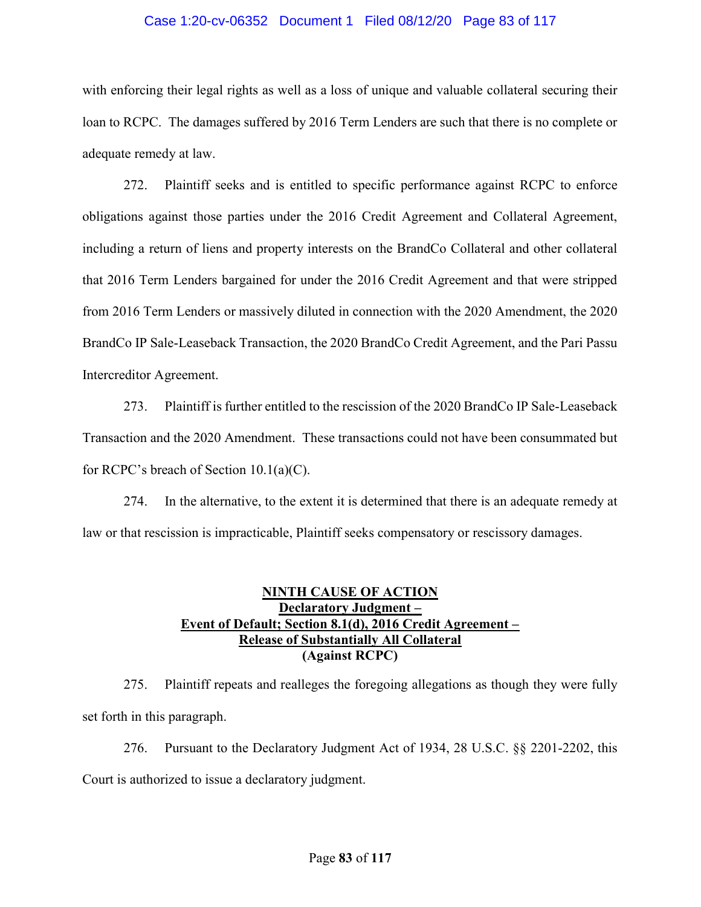with enforcing their legal rights as well as a loss of unique and valuable collateral securing their loan to RCPC. The damages suffered by 2016 Term Lenders are such that there is no complete or adequate remedy at law.

272. Plaintiff seeks and is entitled to specific performance against RCPC to enforce obligations against those parties under the 2016 Credit Agreement and Collateral Agreement, including a return of liens and property interests on the BrandCo Collateral and other collateral that 2016 Term Lenders bargained for under the 2016 Credit Agreement and that were stripped from 2016 Term Lenders or massively diluted in connection with the 2020 Amendment, the 2020 BrandCo IP Sale-Leaseback Transaction, the 2020 BrandCo Credit Agreement, and the Pari Passu Intercreditor Agreement.

273. Plaintiff is further entitled to the rescission of the 2020 BrandCo IP Sale-Leaseback Transaction and the 2020 Amendment. These transactions could not have been consummated but for RCPC's breach of Section 10.1(a)(C).

274. In the alternative, to the extent it is determined that there is an adequate remedy at law or that rescission is impracticable, Plaintiff seeks compensatory or rescissory damages.

## NINTH CAUSE OF ACTION
**Declaratory Judgment –**
**Event of Default; Section 8.1(d), 2016 Credit Agreement –**
**Release of Substantially All Collateral**
**(Against RCPC)**

275. Plaintiff repeats and realleges the foregoing allegations as though they were fully set forth in this paragraph.

276. Pursuant to the Declaratory Judgment Act of 1934, 28 U.S.C. §§ 2201-2202, this Court is authorized to issue a declaratory judgment.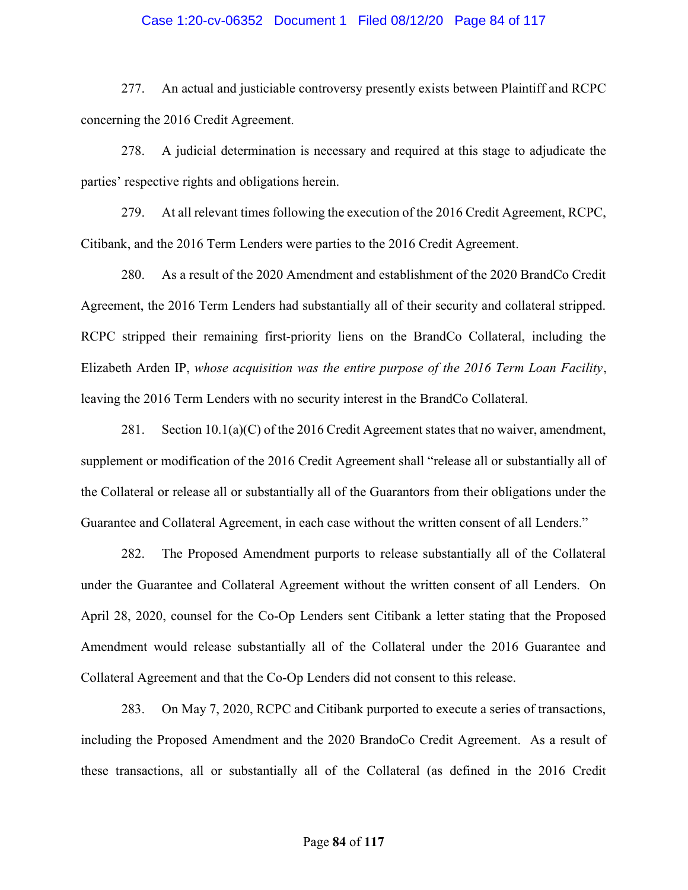277. An actual and justiciable controversy presently exists between Plaintiff and RCPC concerning the 2016 Credit Agreement.

278. A judicial determination is necessary and required at this stage to adjudicate the parties' respective rights and obligations herein.

279. At all relevant times following the execution of the 2016 Credit Agreement, RCPC, Citibank, and the 2016 Term Lenders were parties to the 2016 Credit Agreement.

280. As a result of the 2020 Amendment and establishment of the 2020 BrandCo Credit Agreement, the 2016 Term Lenders had substantially all of their security and collateral stripped. RCPC stripped their remaining first-priority liens on the BrandCo Collateral, including the Elizabeth Arden IP, *whose acquisition was the entire purpose of the 2016 Term Loan Facility*, leaving the 2016 Term Lenders with no security interest in the BrandCo Collateral.

281. Section 10.1(a)(C) of the 2016 Credit Agreement states that no waiver, amendment, supplement or modification of the 2016 Credit Agreement shall "release all or substantially all of the Collateral or release all or substantially all of the Guarantors from their obligations under the Guarantee and Collateral Agreement, in each case without the written consent of all Lenders."

282. The Proposed Amendment purports to release substantially all of the Collateral under the Guarantee and Collateral Agreement without the written consent of all Lenders. On April 28, 2020, counsel for the Co-Op Lenders sent Citibank a letter stating that the Proposed Amendment would release substantially all of the Collateral under the 2016 Guarantee and Collateral Agreement and that the Co-Op Lenders did not consent to this release.

283. On May 7, 2020, RCPC and Citibank purported to execute a series of transactions, including the Proposed Amendment and the 2020 BrandoCo Credit Agreement. As a result of these transactions, all or substantially all of the Collateral (as defined in the 2016 Credit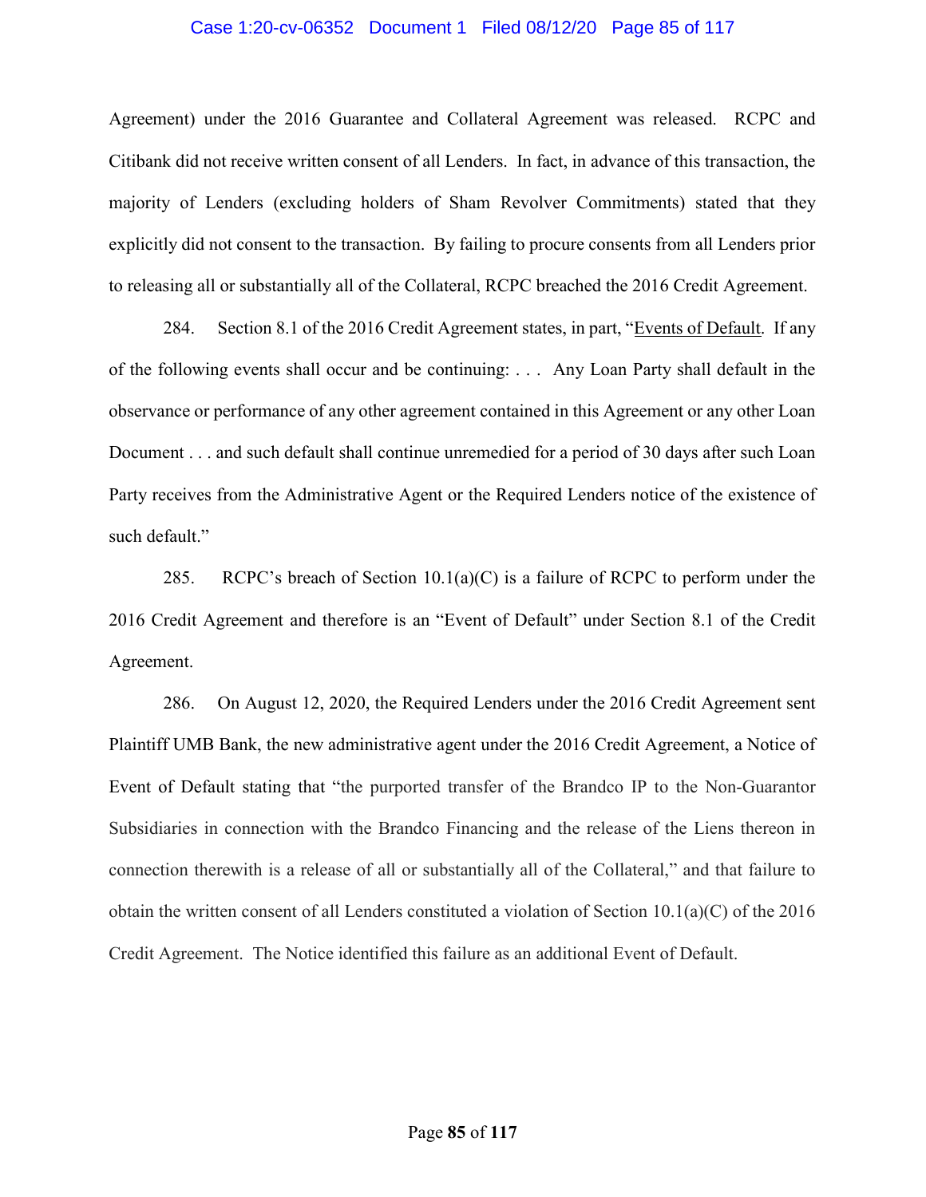Agreement) under the 2016 Guarantee and Collateral Agreement was released. RCPC and Citibank did not receive written consent of all Lenders. In fact, in advance of this transaction, the majority of Lenders (excluding holders of Sham Revolver Commitments) stated that they explicitly did not consent to the transaction. By failing to procure consents from all Lenders prior to releasing all or substantially all of the Collateral, RCPC breached the 2016 Credit Agreement.

284. Section 8.1 of the 2016 Credit Agreement states, in part, "Events of Default. If any of the following events shall occur and be continuing: . . . Any Loan Party shall default in the observance or performance of any other agreement contained in this Agreement or any other Loan Document . . . and such default shall continue unremedied for a period of 30 days after such Loan Party receives from the Administrative Agent or the Required Lenders notice of the existence of such default."

285. RCPC's breach of Section 10.1(a)(C) is a failure of RCPC to perform under the 2016 Credit Agreement and therefore is an "Event of Default" under Section 8.1 of the Credit Agreement.

286. On August 12, 2020, the Required Lenders under the 2016 Credit Agreement sent Plaintiff UMB Bank, the new administrative agent under the 2016 Credit Agreement, a Notice of Event of Default stating that "the purported transfer of the Brandco IP to the Non-Guarantor Subsidiaries in connection with the Brandco Financing and the release of the Liens thereon in connection therewith is a release of all or substantially all of the Collateral," and that failure to obtain the written consent of all Lenders constituted a violation of Section 10.1(a)(C) of the 2016 Credit Agreement. The Notice identified this failure as an additional Event of Default.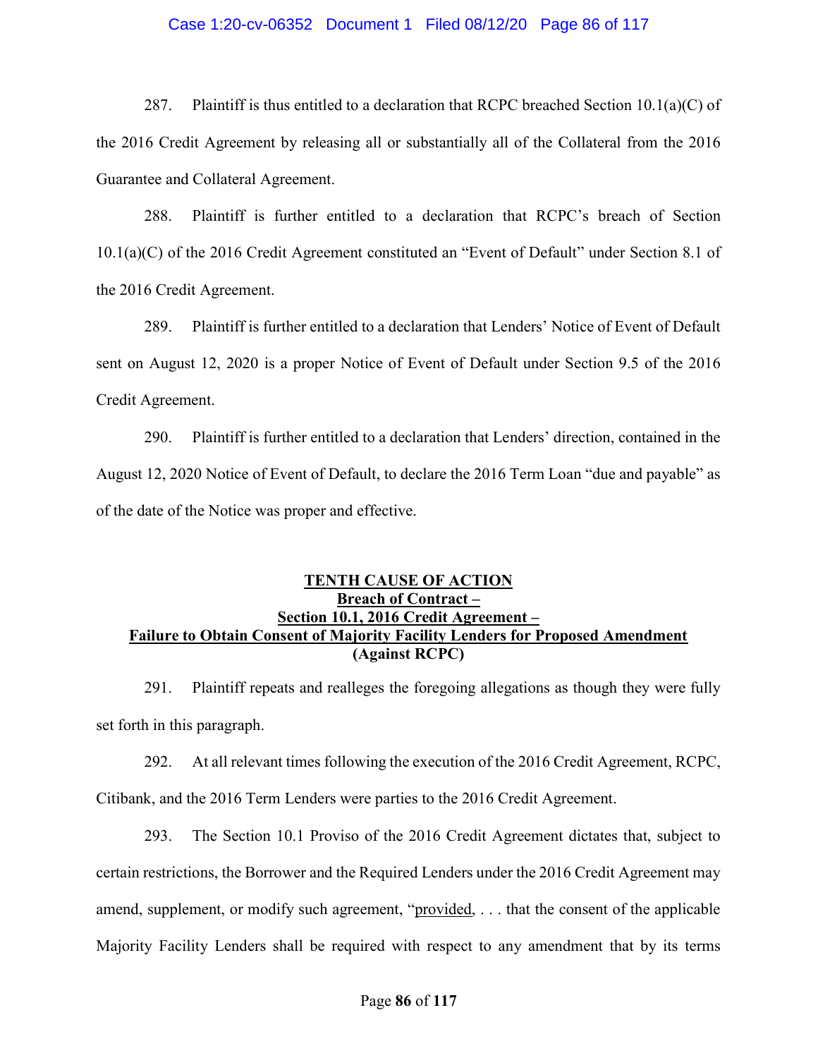287. Plaintiff is thus entitled to a declaration that RCPC breached Section 10.1(a)(C) of the 2016 Credit Agreement by releasing all or substantially all of the Collateral from the 2016 Guarantee and Collateral Agreement.

288. Plaintiff is further entitled to a declaration that RCPC's breach of Section 10.1(a)(C) of the 2016 Credit Agreement constituted an "Event of Default" under Section 8.1 of the 2016 Credit Agreement.

289. Plaintiff is further entitled to a declaration that Lenders' Notice of Event of Default sent on August 12, 2020 is a proper Notice of Event of Default under Section 9.5 of the 2016 Credit Agreement.

290. Plaintiff is further entitled to a declaration that Lenders' direction, contained in the August 12, 2020 Notice of Event of Default, to declare the 2016 Term Loan "due and payable" as of the date of the Notice was proper and effective.

## TENTH CAUSE OF ACTION
## Breach of Contract –
## Section 10.1, 2016 Credit Agreement –
## Failure to Obtain Consent of Majority Facility Lenders for Proposed Amendment
## (Against RCPC)

291. Plaintiff repeats and realleges the foregoing allegations as though they were fully set forth in this paragraph.

292. At all relevant times following the execution of the 2016 Credit Agreement, RCPC, Citibank, and the 2016 Term Lenders were parties to the 2016 Credit Agreement.

293. The Section 10.1 Proviso of the 2016 Credit Agreement dictates that, subject to certain restrictions, the Borrower and the Required Lenders under the 2016 Credit Agreement may amend, supplement, or modify such agreement, "provided, . . . that the consent of the applicable Majority Facility Lenders shall be required with respect to any amendment that by its terms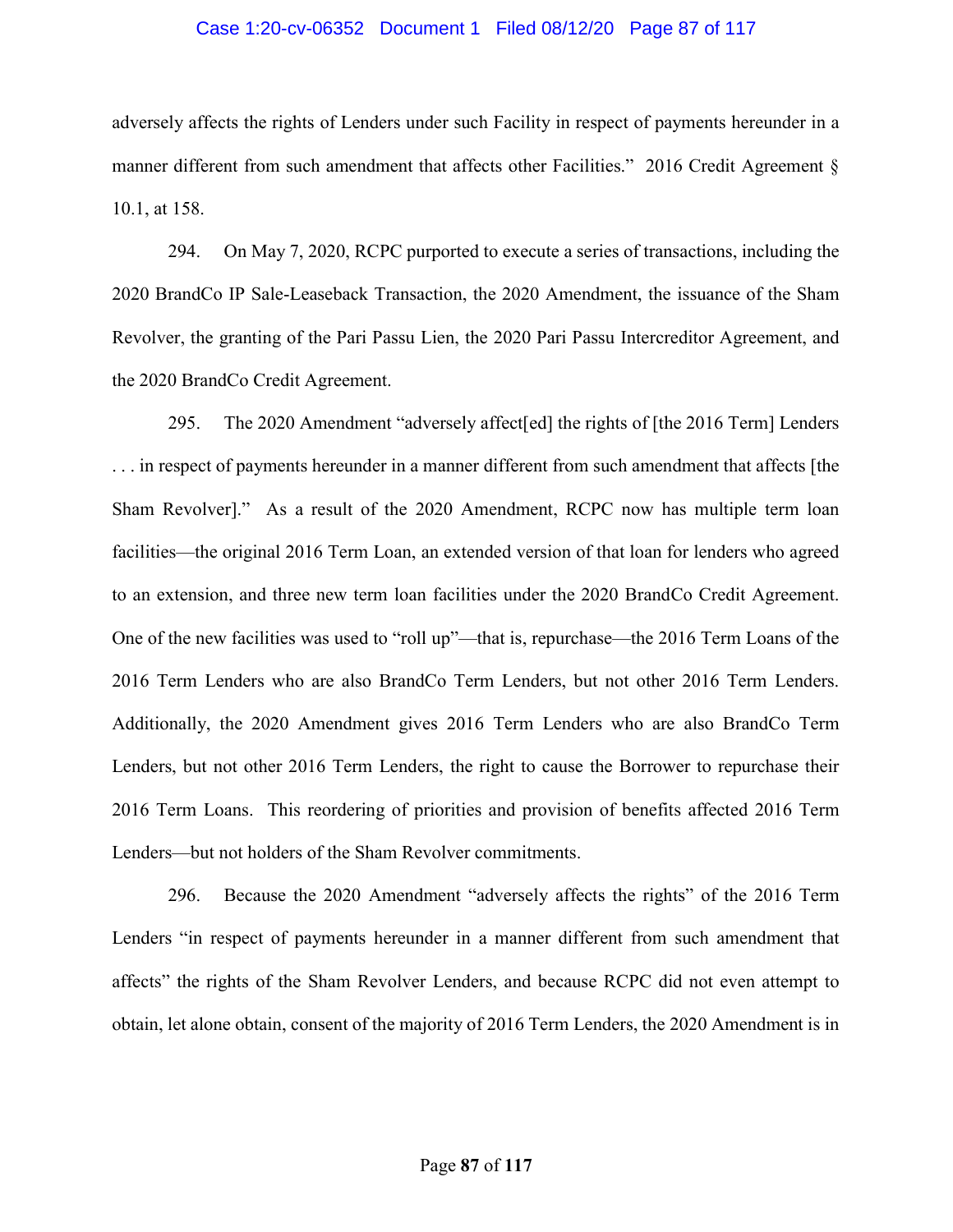adversely affects the rights of Lenders under such Facility in respect of payments hereunder in a manner different from such amendment that affects other Facilities." 2016 Credit Agreement § 10.1, at 158.

294. On May 7, 2020, RCPC purported to execute a series of transactions, including the 2020 BrandCo IP Sale-Leaseback Transaction, the 2020 Amendment, the issuance of the Sham Revolver, the granting of the Pari Passu Lien, the 2020 Pari Passu Intercreditor Agreement, and the 2020 BrandCo Credit Agreement.

295. The 2020 Amendment "adversely affect[ed] the rights of [the 2016 Term] Lenders . . . in respect of payments hereunder in a manner different from such amendment that affects [the Sham Revolver]." As a result of the 2020 Amendment, RCPC now has multiple term loan facilities—the original 2016 Term Loan, an extended version of that loan for lenders who agreed to an extension, and three new term loan facilities under the 2020 BrandCo Credit Agreement. One of the new facilities was used to "roll up"—that is, repurchase—the 2016 Term Loans of the 2016 Term Lenders who are also BrandCo Term Lenders, but not other 2016 Term Lenders. Additionally, the 2020 Amendment gives 2016 Term Lenders who are also BrandCo Term Lenders, but not other 2016 Term Lenders, the right to cause the Borrower to repurchase their 2016 Term Loans. This reordering of priorities and provision of benefits affected 2016 Term Lenders—but not holders of the Sham Revolver commitments.

296. Because the 2020 Amendment "adversely affects the rights" of the 2016 Term Lenders "in respect of payments hereunder in a manner different from such amendment that affects" the rights of the Sham Revolver Lenders, and because RCPC did not even attempt to obtain, let alone obtain, consent of the majority of 2016 Term Lenders, the 2020 Amendment is in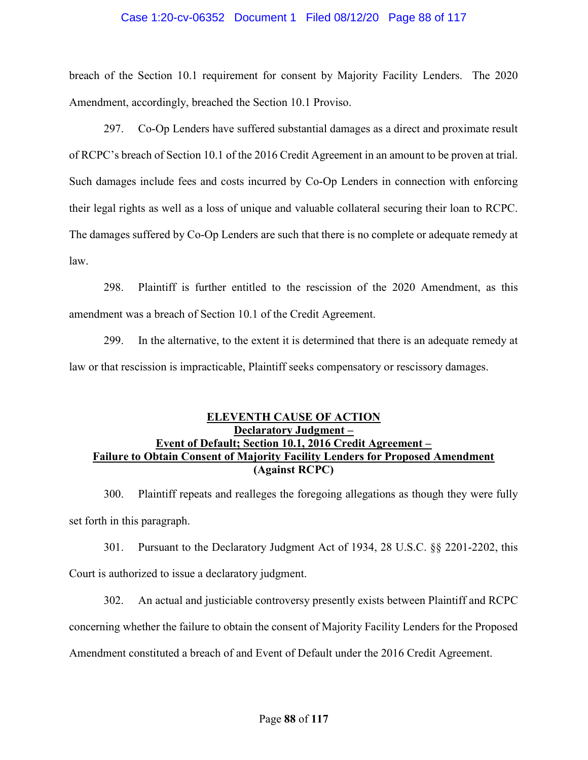breach of the Section 10.1 requirement for consent by Majority Facility Lenders. The 2020 Amendment, accordingly, breached the Section 10.1 Proviso.

297. Co-Op Lenders have suffered substantial damages as a direct and proximate result of RCPC's breach of Section 10.1 of the 2016 Credit Agreement in an amount to be proven at trial. Such damages include fees and costs incurred by Co-Op Lenders in connection with enforcing their legal rights as well as a loss of unique and valuable collateral securing their loan to RCPC. The damages suffered by Co-Op Lenders are such that there is no complete or adequate remedy at law.

298. Plaintiff is further entitled to the rescission of the 2020 Amendment, as this amendment was a breach of Section 10.1 of the Credit Agreement.

299. In the alternative, to the extent it is determined that there is an adequate remedy at law or that rescission is impracticable, Plaintiff seeks compensatory or rescissory damages.

## ELEVENTH CAUSE OF ACTION
## Declaratory Judgment – Event of Default; Section 10.1, 2016 Credit Agreement – Failure to Obtain Consent of Majority Facility Lenders for Proposed Amendment (Against RCPC)

300. Plaintiff repeats and realleges the foregoing allegations as though they were fully set forth in this paragraph.

301. Pursuant to the Declaratory Judgment Act of 1934, 28 U.S.C. §§ 2201-2202, this Court is authorized to issue a declaratory judgment.

302. An actual and justiciable controversy presently exists between Plaintiff and RCPC concerning whether the failure to obtain the consent of Majority Facility Lenders for the Proposed Amendment constituted a breach of and Event of Default under the 2016 Credit Agreement.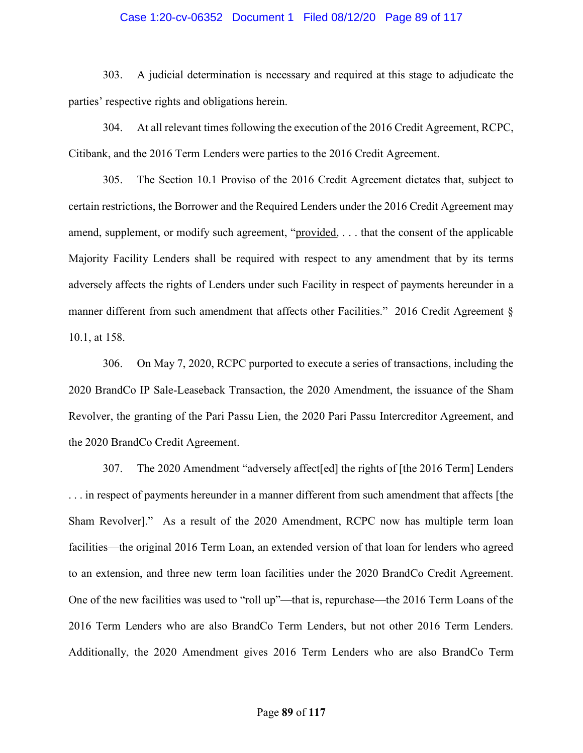303. A judicial determination is necessary and required at this stage to adjudicate the parties' respective rights and obligations herein.

304. At all relevant times following the execution of the 2016 Credit Agreement, RCPC, Citibank, and the 2016 Term Lenders were parties to the 2016 Credit Agreement.

305. The Section 10.1 Proviso of the 2016 Credit Agreement dictates that, subject to certain restrictions, the Borrower and the Required Lenders under the 2016 Credit Agreement may amend, supplement, or modify such agreement, "provided, . . . that the consent of the applicable Majority Facility Lenders shall be required with respect to any amendment that by its terms adversely affects the rights of Lenders under such Facility in respect of payments hereunder in a manner different from such amendment that affects other Facilities." 2016 Credit Agreement § 10.1, at 158.

306. On May 7, 2020, RCPC purported to execute a series of transactions, including the 2020 BrandCo IP Sale-Leaseback Transaction, the 2020 Amendment, the issuance of the Sham Revolver, the granting of the Pari Passu Lien, the 2020 Pari Passu Intercreditor Agreement, and the 2020 BrandCo Credit Agreement.

307. The 2020 Amendment "adversely affect[ed] the rights of [the 2016 Term] Lenders . . . in respect of payments hereunder in a manner different from such amendment that affects [the Sham Revolver]." As a result of the 2020 Amendment, RCPC now has multiple term loan facilities—the original 2016 Term Loan, an extended version of that loan for lenders who agreed to an extension, and three new term loan facilities under the 2020 BrandCo Credit Agreement. One of the new facilities was used to "roll up"—that is, repurchase—the 2016 Term Loans of the 2016 Term Lenders who are also BrandCo Term Lenders, but not other 2016 Term Lenders. Additionally, the 2020 Amendment gives 2016 Term Lenders who are also BrandCo Term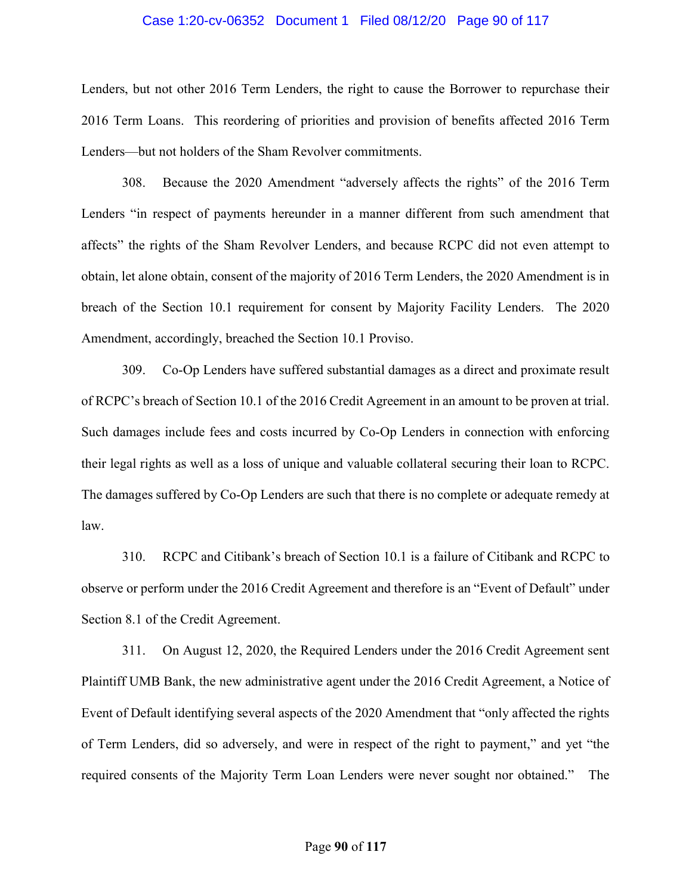Lenders, but not other 2016 Term Lenders, the right to cause the Borrower to repurchase their 2016 Term Loans. This reordering of priorities and provision of benefits affected 2016 Term Lenders—but not holders of the Sham Revolver commitments.

308. Because the 2020 Amendment "adversely affects the rights" of the 2016 Term Lenders "in respect of payments hereunder in a manner different from such amendment that affects" the rights of the Sham Revolver Lenders, and because RCPC did not even attempt to obtain, let alone obtain, consent of the majority of 2016 Term Lenders, the 2020 Amendment is in breach of the Section 10.1 requirement for consent by Majority Facility Lenders. The 2020 Amendment, accordingly, breached the Section 10.1 Proviso.

309. Co-Op Lenders have suffered substantial damages as a direct and proximate result of RCPC's breach of Section 10.1 of the 2016 Credit Agreement in an amount to be proven at trial. Such damages include fees and costs incurred by Co-Op Lenders in connection with enforcing their legal rights as well as a loss of unique and valuable collateral securing their loan to RCPC. The damages suffered by Co-Op Lenders are such that there is no complete or adequate remedy at law.

310. RCPC and Citibank's breach of Section 10.1 is a failure of Citibank and RCPC to observe or perform under the 2016 Credit Agreement and therefore is an "Event of Default" under Section 8.1 of the Credit Agreement.

311. On August 12, 2020, the Required Lenders under the 2016 Credit Agreement sent Plaintiff UMB Bank, the new administrative agent under the 2016 Credit Agreement, a Notice of Event of Default identifying several aspects of the 2020 Amendment that "only affected the rights of Term Lenders, did so adversely, and were in respect of the right to payment," and yet "the required consents of the Majority Term Loan Lenders were never sought nor obtained." The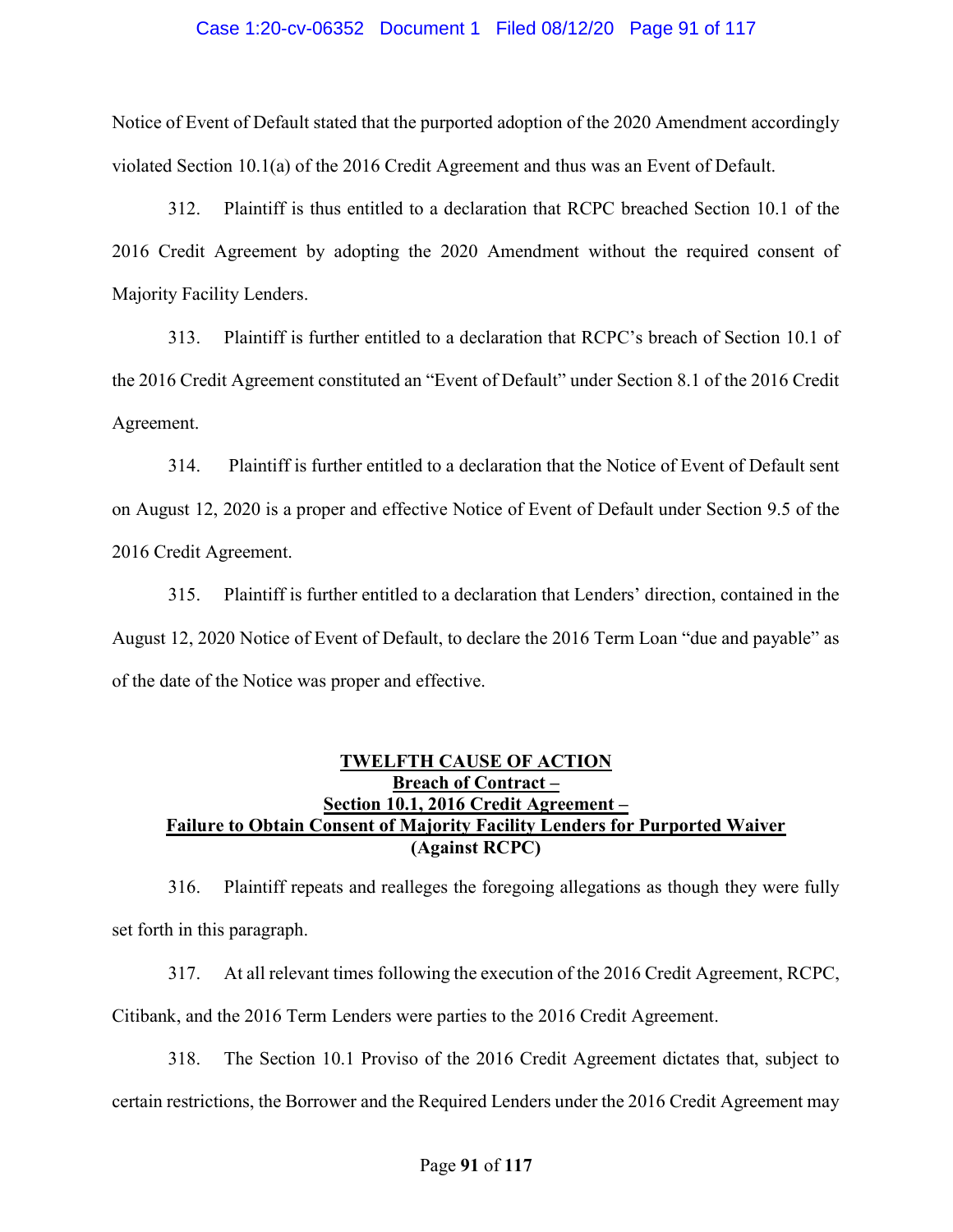Notice of Event of Default stated that the purported adoption of the 2020 Amendment accordingly violated Section 10.1(a) of the 2016 Credit Agreement and thus was an Event of Default.

312. Plaintiff is thus entitled to a declaration that RCPC breached Section 10.1 of the 2016 Credit Agreement by adopting the 2020 Amendment without the required consent of Majority Facility Lenders.

313. Plaintiff is further entitled to a declaration that RCPC's breach of Section 10.1 of the 2016 Credit Agreement constituted an "Event of Default" under Section 8.1 of the 2016 Credit Agreement.

314. Plaintiff is further entitled to a declaration that the Notice of Event of Default sent on August 12, 2020 is a proper and effective Notice of Event of Default under Section 9.5 of the 2016 Credit Agreement.

315. Plaintiff is further entitled to a declaration that Lenders' direction, contained in the August 12, 2020 Notice of Event of Default, to declare the 2016 Term Loan "due and payable" as of the date of the Notice was proper and effective.

## TWELFTH CAUSE OF ACTION
## Breach of Contract – Section 10.1, 2016 Credit Agreement – Failure to Obtain Consent of Majority Facility Lenders for Purported Waiver (Against RCPC)

316. Plaintiff repeats and realleges the foregoing allegations as though they were fully set forth in this paragraph.

317. At all relevant times following the execution of the 2016 Credit Agreement, RCPC, Citibank, and the 2016 Term Lenders were parties to the 2016 Credit Agreement.

318. The Section 10.1 Proviso of the 2016 Credit Agreement dictates that, subject to certain restrictions, the Borrower and the Required Lenders under the 2016 Credit Agreement may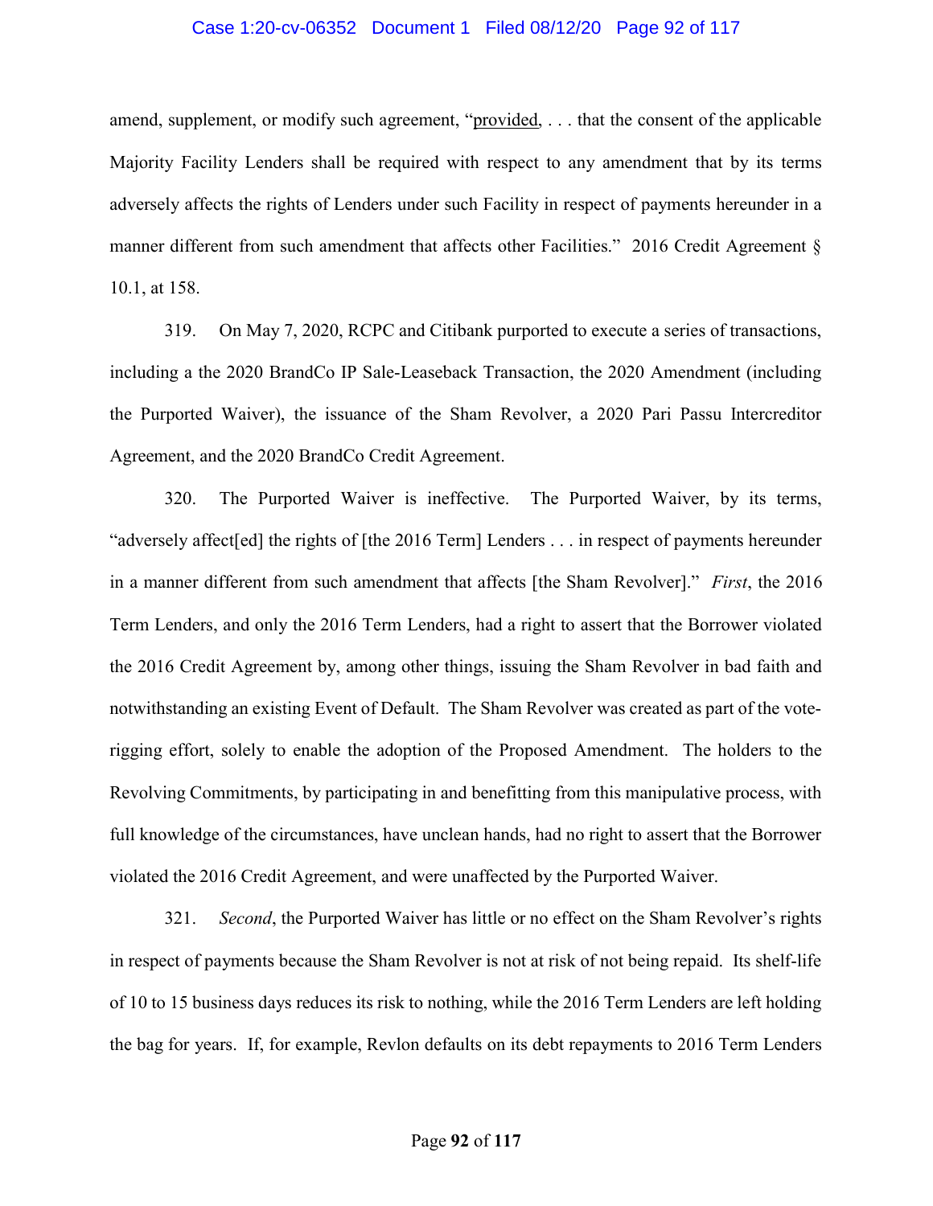amend, supplement, or modify such agreement, "provided, . . . that the consent of the applicable Majority Facility Lenders shall be required with respect to any amendment that by its terms adversely affects the rights of Lenders under such Facility in respect of payments hereunder in a manner different from such amendment that affects other Facilities." 2016 Credit Agreement § 10.1, at 158.

319. On May 7, 2020, RCPC and Citibank purported to execute a series of transactions, including a the 2020 BrandCo IP Sale-Leaseback Transaction, the 2020 Amendment (including the Purported Waiver), the issuance of the Sham Revolver, a 2020 Pari Passu Intercreditor Agreement, and the 2020 BrandCo Credit Agreement.

320. The Purported Waiver is ineffective. The Purported Waiver, by its terms, "adversely affect[ed] the rights of [the 2016 Term] Lenders . . . in respect of payments hereunder in a manner different from such amendment that affects [the Sham Revolver]." *First*, the 2016 Term Lenders, and only the 2016 Term Lenders, had a right to assert that the Borrower violated the 2016 Credit Agreement by, among other things, issuing the Sham Revolver in bad faith and notwithstanding an existing Event of Default. The Sham Revolver was created as part of the vote-rigging effort, solely to enable the adoption of the Proposed Amendment. The holders to the Revolving Commitments, by participating in and benefitting from this manipulative process, with full knowledge of the circumstances, have unclean hands, had no right to assert that the Borrower violated the 2016 Credit Agreement, and were unaffected by the Purported Waiver.

321. *Second*, the Purported Waiver has little or no effect on the Sham Revolver's rights in respect of payments because the Sham Revolver is not at risk of not being repaid. Its shelf-life of 10 to 15 business days reduces its risk to nothing, while the 2016 Term Lenders are left holding the bag for years. If, for example, Revlon defaults on its debt repayments to 2016 Term Lenders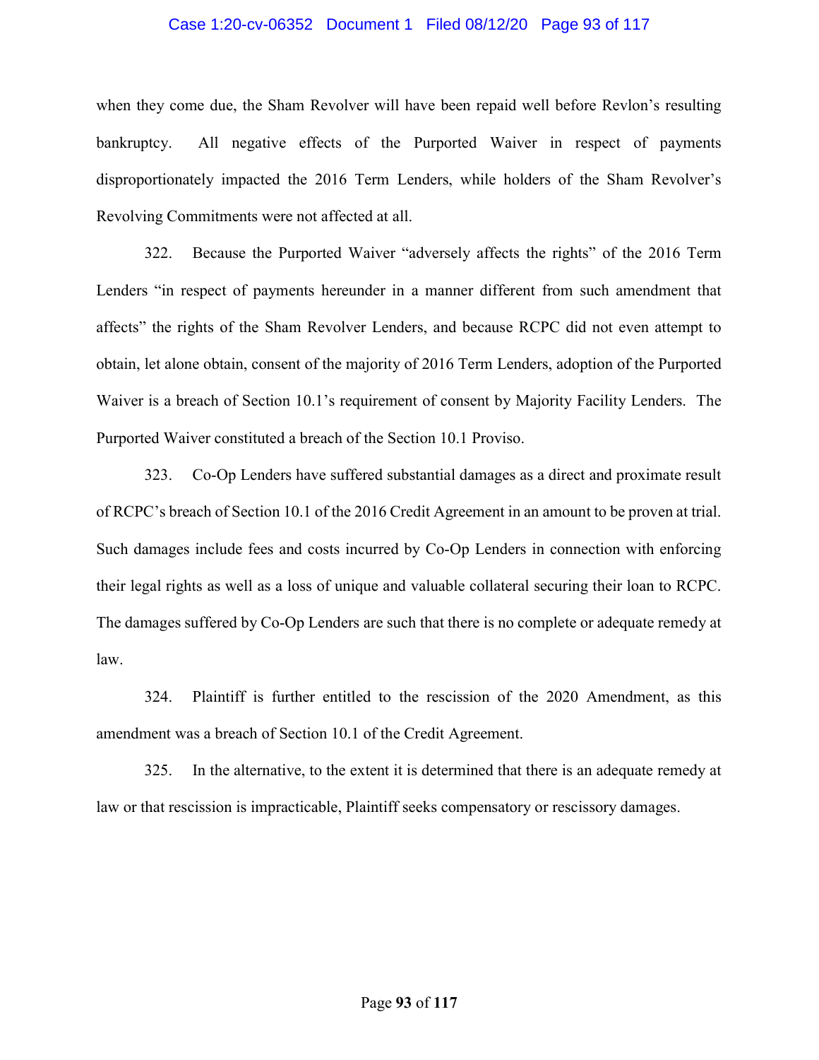when they come due, the Sham Revolver will have been repaid well before Revlon's resulting bankruptcy. All negative effects of the Purported Waiver in respect of payments disproportionately impacted the 2016 Term Lenders, while holders of the Sham Revolver's Revolving Commitments were not affected at all.

322. Because the Purported Waiver "adversely affects the rights" of the 2016 Term Lenders "in respect of payments hereunder in a manner different from such amendment that affects" the rights of the Sham Revolver Lenders, and because RCPC did not even attempt to obtain, let alone obtain, consent of the majority of 2016 Term Lenders, adoption of the Purported Waiver is a breach of Section 10.1's requirement of consent by Majority Facility Lenders. The Purported Waiver constituted a breach of the Section 10.1 Proviso.

323. Co-Op Lenders have suffered substantial damages as a direct and proximate result of RCPC's breach of Section 10.1 of the 2016 Credit Agreement in an amount to be proven at trial. Such damages include fees and costs incurred by Co-Op Lenders in connection with enforcing their legal rights as well as a loss of unique and valuable collateral securing their loan to RCPC. The damages suffered by Co-Op Lenders are such that there is no complete or adequate remedy at law.

324. Plaintiff is further entitled to the rescission of the 2020 Amendment, as this amendment was a breach of Section 10.1 of the Credit Agreement.

325. In the alternative, to the extent it is determined that there is an adequate remedy at law or that rescission is impracticable, Plaintiff seeks compensatory or rescissory damages.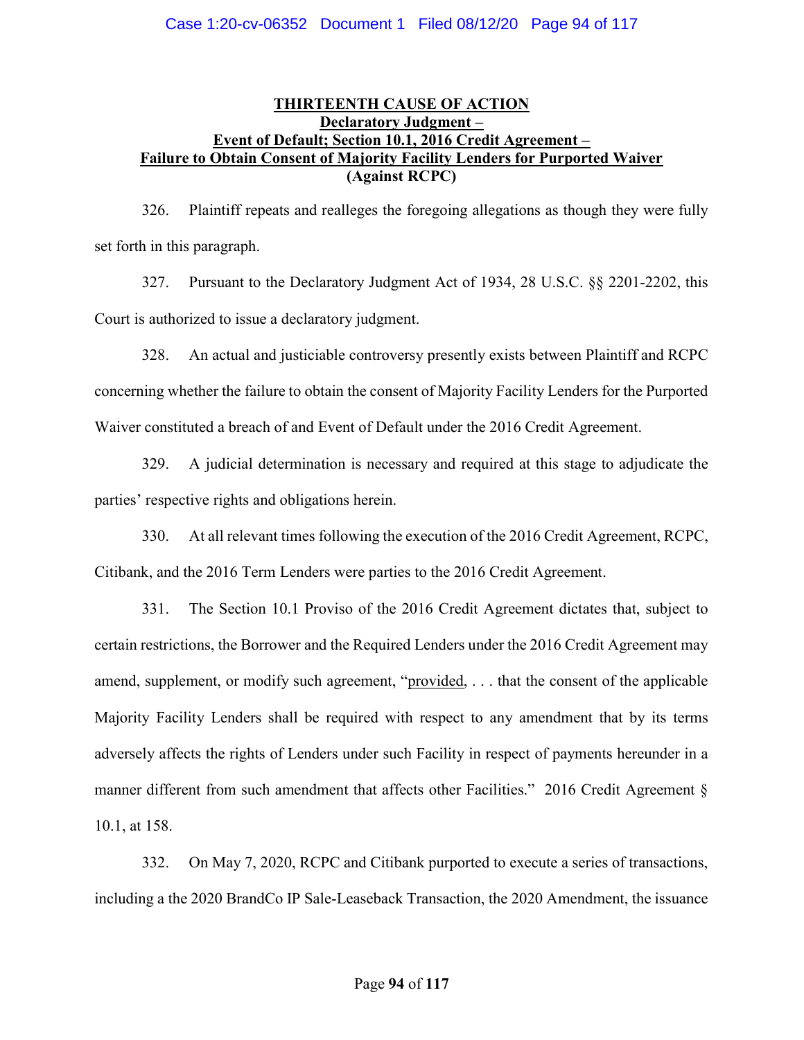## THIRTEENTH CAUSE OF ACTION
## Declaratory Judgment – Event of Default; Section 10.1, 2016 Credit Agreement – Failure to Obtain Consent of Majority Facility Lenders for Purported Waiver (Against RCPC)

326. Plaintiff repeats and realleges the foregoing allegations as though they were fully set forth in this paragraph.

327. Pursuant to the Declaratory Judgment Act of 1934, 28 U.S.C. §§ 2201-2202, this Court is authorized to issue a declaratory judgment.

328. An actual and justiciable controversy presently exists between Plaintiff and RCPC concerning whether the failure to obtain the consent of Majority Facility Lenders for the Purported Waiver constituted a breach of and Event of Default under the 2016 Credit Agreement.

329. A judicial determination is necessary and required at this stage to adjudicate the parties' respective rights and obligations herein.

330. At all relevant times following the execution of the 2016 Credit Agreement, RCPC, Citibank, and the 2016 Term Lenders were parties to the 2016 Credit Agreement.

331. The Section 10.1 Proviso of the 2016 Credit Agreement dictates that, subject to certain restrictions, the Borrower and the Required Lenders under the 2016 Credit Agreement may amend, supplement, or modify such agreement, "provided, . . . that the consent of the applicable Majority Facility Lenders shall be required with respect to any amendment that by its terms adversely affects the rights of Lenders under such Facility in respect of payments hereunder in a manner different from such amendment that affects other Facilities." 2016 Credit Agreement § 10.1, at 158.

332. On May 7, 2020, RCPC and Citibank purported to execute a series of transactions, including a the 2020 BrandCo IP Sale-Leaseback Transaction, the 2020 Amendment, the issuance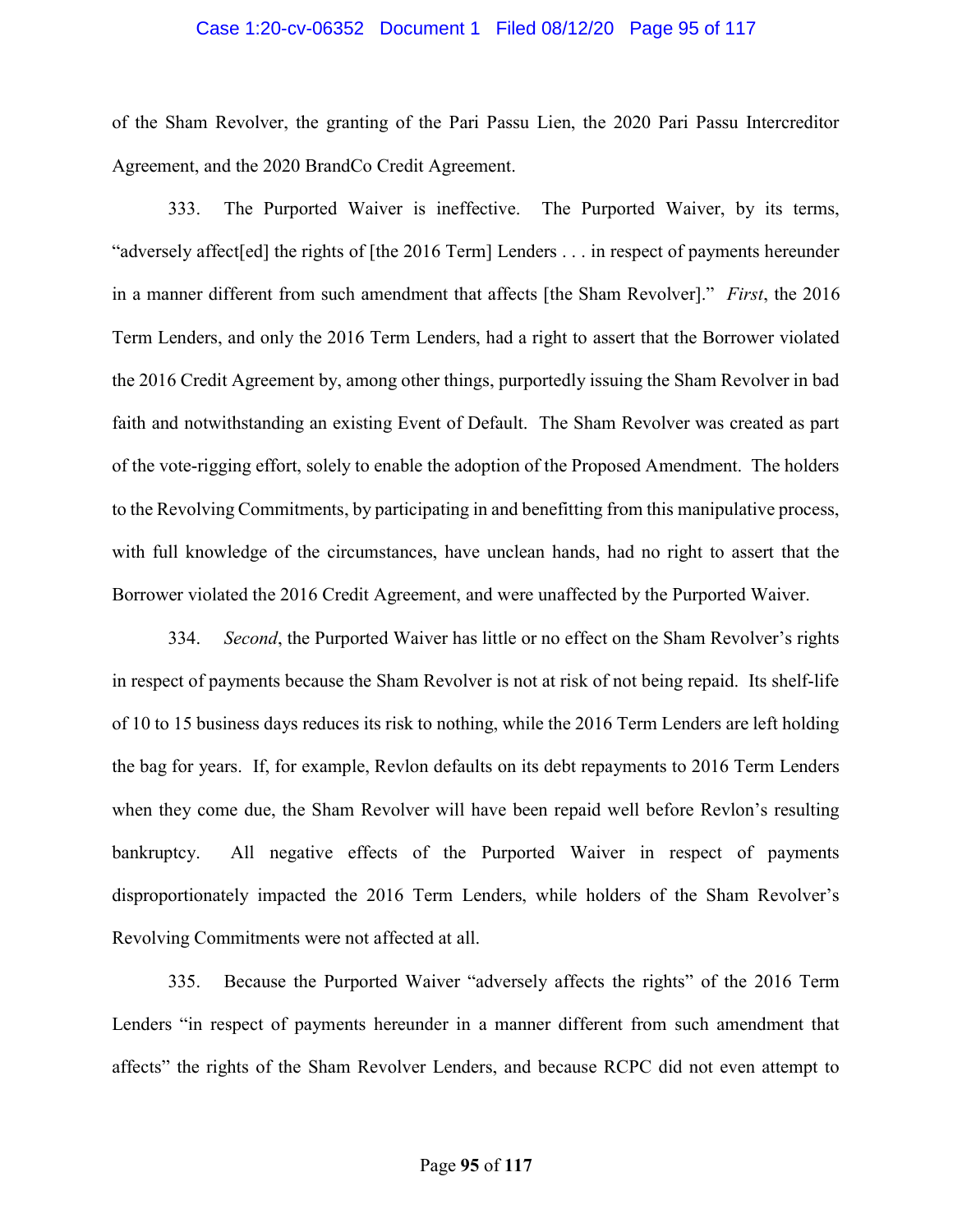of the Sham Revolver, the granting of the Pari Passu Lien, the 2020 Pari Passu Intercreditor Agreement, and the 2020 BrandCo Credit Agreement.

333. The Purported Waiver is ineffective. The Purported Waiver, by its terms, "adversely affect[ed] the rights of [the 2016 Term] Lenders . . . in respect of payments hereunder in a manner different from such amendment that affects [the Sham Revolver]." *First*, the 2016 Term Lenders, and only the 2016 Term Lenders, had a right to assert that the Borrower violated the 2016 Credit Agreement by, among other things, purportedly issuing the Sham Revolver in bad faith and notwithstanding an existing Event of Default. The Sham Revolver was created as part of the vote-rigging effort, solely to enable the adoption of the Proposed Amendment. The holders to the Revolving Commitments, by participating in and benefitting from this manipulative process, with full knowledge of the circumstances, have unclean hands, had no right to assert that the Borrower violated the 2016 Credit Agreement, and were unaffected by the Purported Waiver.

334. *Second*, the Purported Waiver has little or no effect on the Sham Revolver's rights in respect of payments because the Sham Revolver is not at risk of not being repaid. Its shelf-life of 10 to 15 business days reduces its risk to nothing, while the 2016 Term Lenders are left holding the bag for years. If, for example, Revlon defaults on its debt repayments to 2016 Term Lenders when they come due, the Sham Revolver will have been repaid well before Revlon's resulting bankruptcy. All negative effects of the Purported Waiver in respect of payments disproportionately impacted the 2016 Term Lenders, while holders of the Sham Revolver's Revolving Commitments were not affected at all.

335. Because the Purported Waiver "adversely affects the rights" of the 2016 Term Lenders "in respect of payments hereunder in a manner different from such amendment that affects" the rights of the Sham Revolver Lenders, and because RCPC did not even attempt to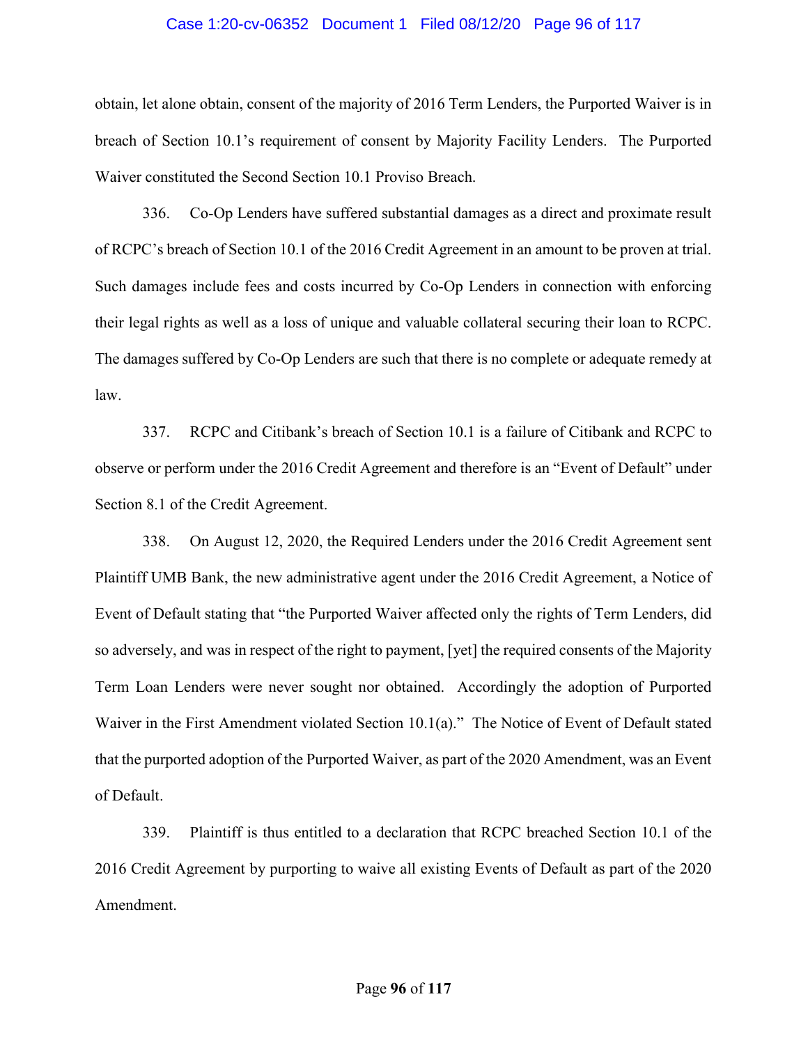obtain, let alone obtain, consent of the majority of 2016 Term Lenders, the Purported Waiver is in breach of Section 10.1's requirement of consent by Majority Facility Lenders. The Purported Waiver constituted the Second Section 10.1 Proviso Breach.

336. Co-Op Lenders have suffered substantial damages as a direct and proximate result of RCPC's breach of Section 10.1 of the 2016 Credit Agreement in an amount to be proven at trial. Such damages include fees and costs incurred by Co-Op Lenders in connection with enforcing their legal rights as well as a loss of unique and valuable collateral securing their loan to RCPC. The damages suffered by Co-Op Lenders are such that there is no complete or adequate remedy at law.

337. RCPC and Citibank's breach of Section 10.1 is a failure of Citibank and RCPC to observe or perform under the 2016 Credit Agreement and therefore is an "Event of Default" under Section 8.1 of the Credit Agreement.

338. On August 12, 2020, the Required Lenders under the 2016 Credit Agreement sent Plaintiff UMB Bank, the new administrative agent under the 2016 Credit Agreement, a Notice of Event of Default stating that "the Purported Waiver affected only the rights of Term Lenders, did so adversely, and was in respect of the right to payment, [yet] the required consents of the Majority Term Loan Lenders were never sought nor obtained. Accordingly the adoption of Purported Waiver in the First Amendment violated Section 10.1(a)." The Notice of Event of Default stated that the purported adoption of the Purported Waiver, as part of the 2020 Amendment, was an Event of Default.

339. Plaintiff is thus entitled to a declaration that RCPC breached Section 10.1 of the 2016 Credit Agreement by purporting to waive all existing Events of Default as part of the 2020 Amendment.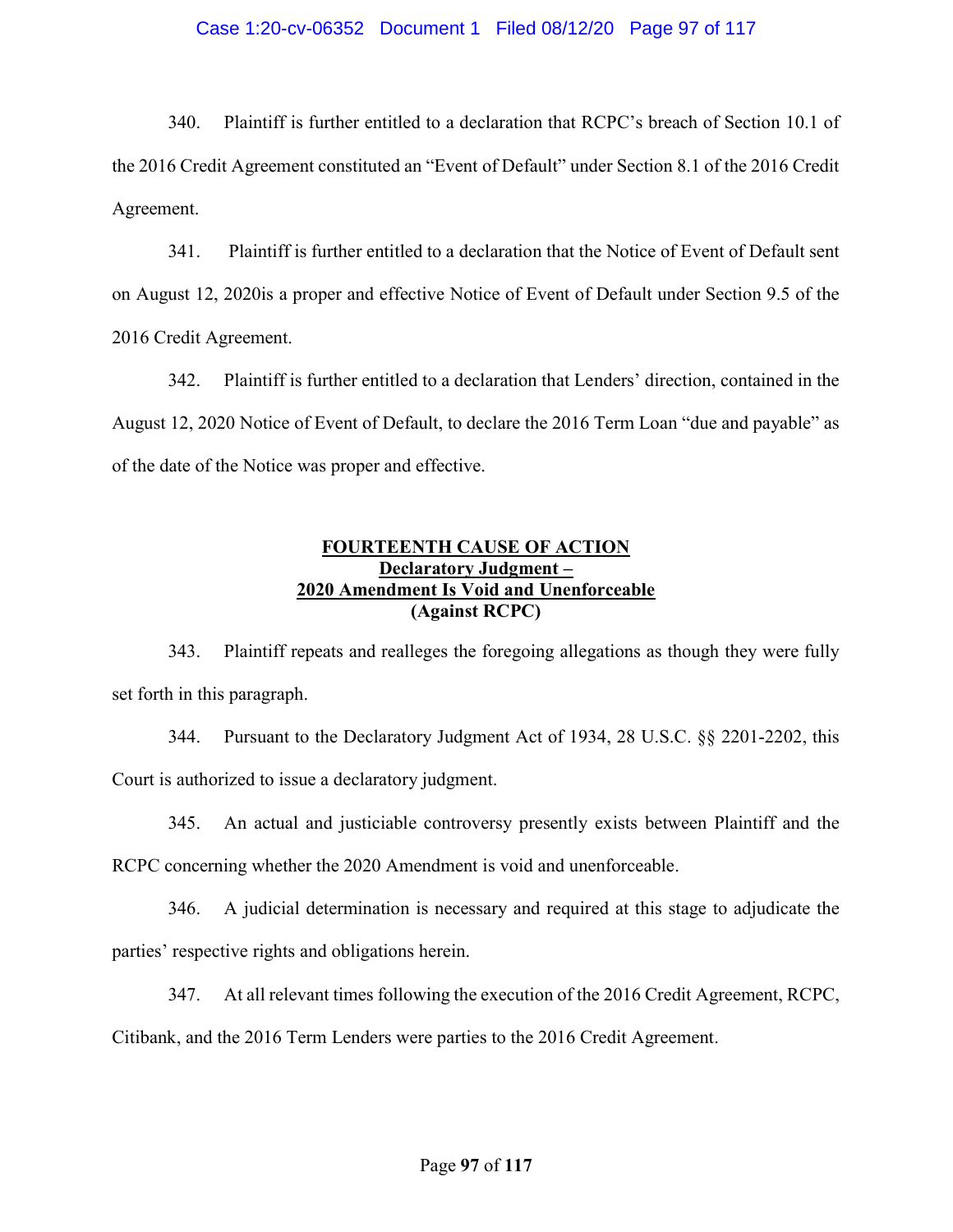340. Plaintiff is further entitled to a declaration that RCPC's breach of Section 10.1 of the 2016 Credit Agreement constituted an "Event of Default" under Section 8.1 of the 2016 Credit Agreement.

341. Plaintiff is further entitled to a declaration that the Notice of Event of Default sent on August 12, 2020is a proper and effective Notice of Event of Default under Section 9.5 of the 2016 Credit Agreement.

342. Plaintiff is further entitled to a declaration that Lenders' direction, contained in the August 12, 2020 Notice of Event of Default, to declare the 2016 Term Loan "due and payable" as of the date of the Notice was proper and effective.

**FOURTEENTH CAUSE OF ACTION**
**Declaratory Judgment –**
**2020 Amendment Is Void and Unenforceable**
**(Against RCPC)**

343. Plaintiff repeats and realleges the foregoing allegations as though they were fully set forth in this paragraph.

344. Pursuant to the Declaratory Judgment Act of 1934, 28 U.S.C. §§ 2201-2202, this Court is authorized to issue a declaratory judgment.

345. An actual and justiciable controversy presently exists between Plaintiff and the RCPC concerning whether the 2020 Amendment is void and unenforceable.

346. A judicial determination is necessary and required at this stage to adjudicate the parties' respective rights and obligations herein.

347. At all relevant times following the execution of the 2016 Credit Agreement, RCPC, Citibank, and the 2016 Term Lenders were parties to the 2016 Credit Agreement.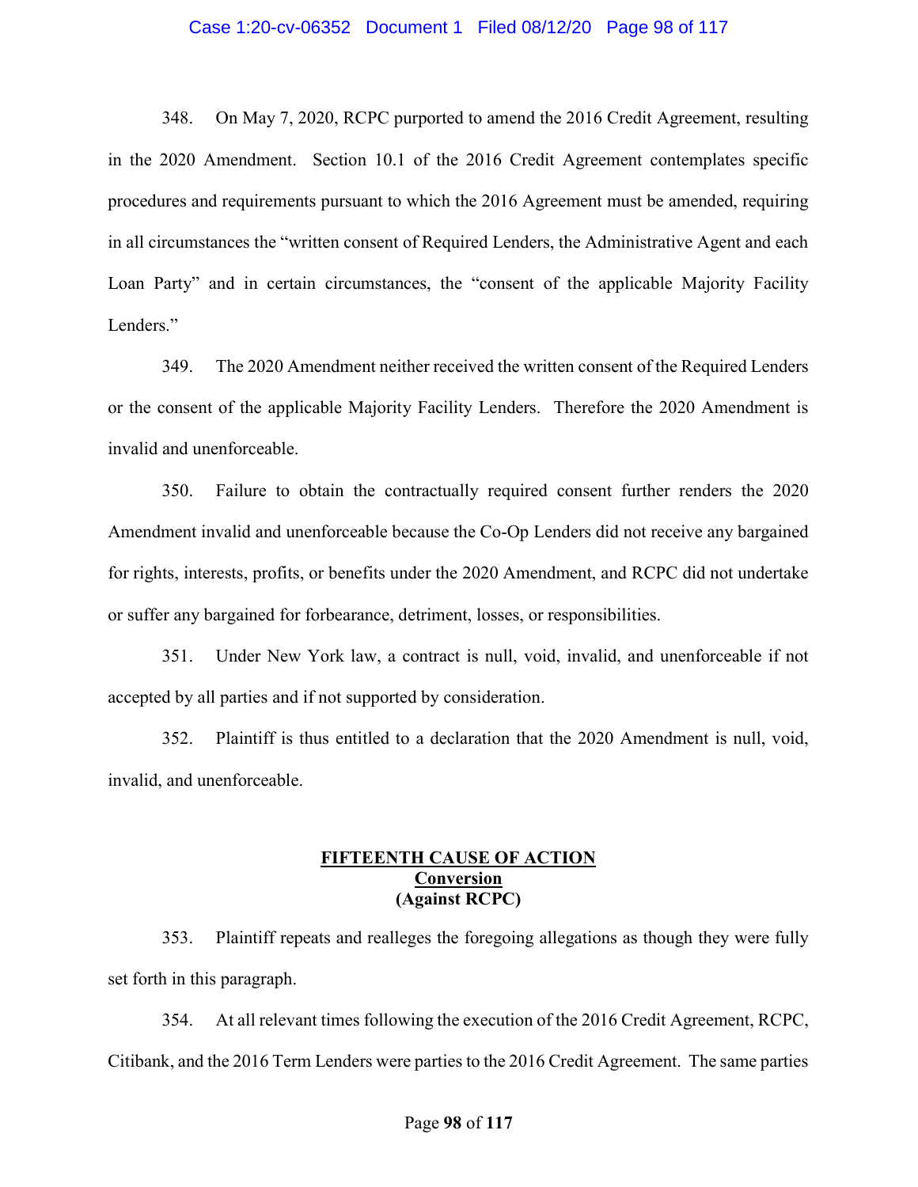348. On May 7, 2020, RCPC purported to amend the 2016 Credit Agreement, resulting in the 2020 Amendment. Section 10.1 of the 2016 Credit Agreement contemplates specific procedures and requirements pursuant to which the 2016 Agreement must be amended, requiring in all circumstances the "written consent of Required Lenders, the Administrative Agent and each Loan Party" and in certain circumstances, the "consent of the applicable Majority Facility Lenders."

349. The 2020 Amendment neither received the written consent of the Required Lenders or the consent of the applicable Majority Facility Lenders. Therefore the 2020 Amendment is invalid and unenforceable.

350. Failure to obtain the contractually required consent further renders the 2020 Amendment invalid and unenforceable because the Co-Op Lenders did not receive any bargained for rights, interests, profits, or benefits under the 2020 Amendment, and RCPC did not undertake or suffer any bargained for forbearance, detriment, losses, or responsibilities.

351. Under New York law, a contract is null, void, invalid, and unenforceable if not accepted by all parties and if not supported by consideration.

352. Plaintiff is thus entitled to a declaration that the 2020 Amendment is null, void, invalid, and unenforceable.

**FIFTEENTH CAUSE OF ACTION**
**Conversion**
**(Against RCPC)**

353. Plaintiff repeats and realleges the foregoing allegations as though they were fully set forth in this paragraph.

354. At all relevant times following the execution of the 2016 Credit Agreement, RCPC, Citibank, and the 2016 Term Lenders were parties to the 2016 Credit Agreement. The same parties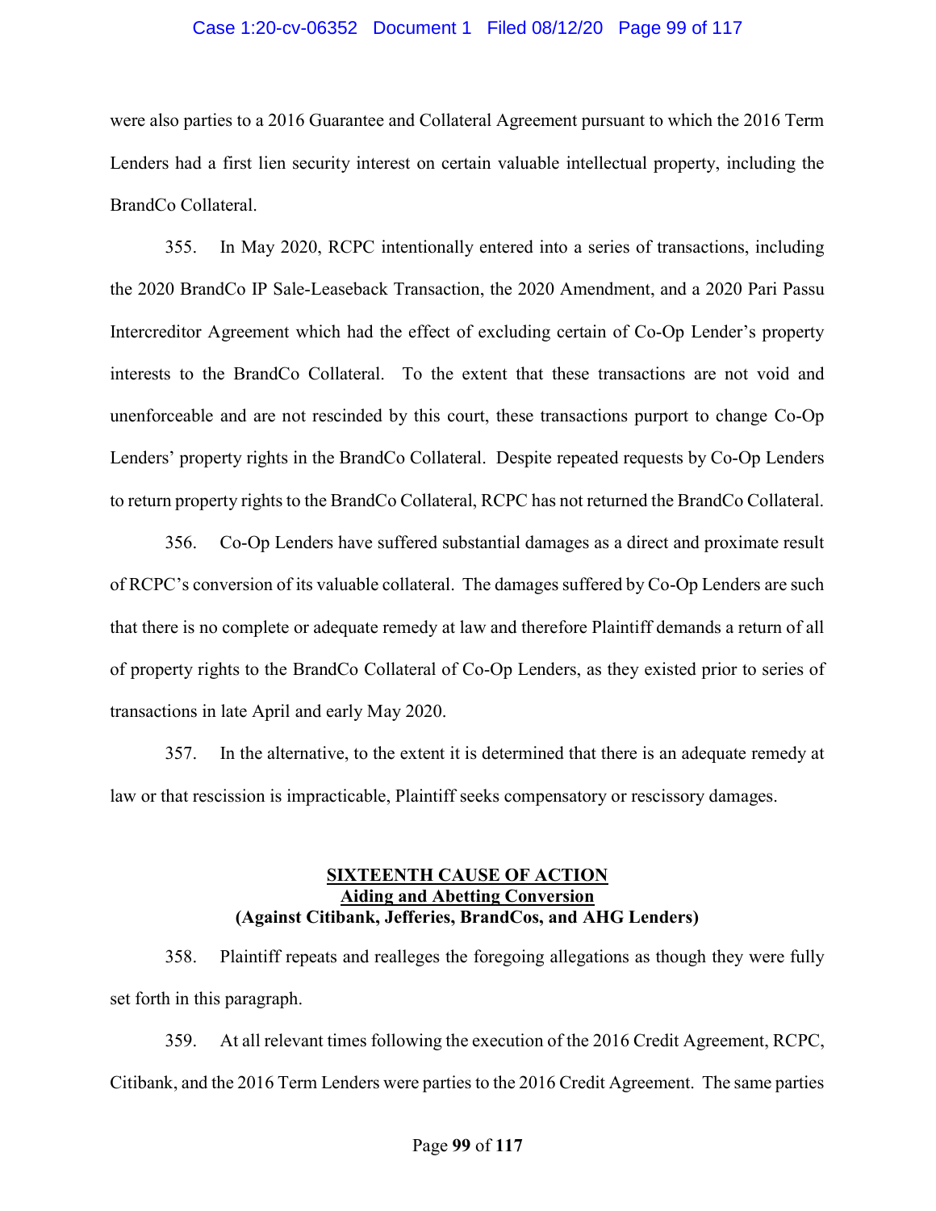were also parties to a 2016 Guarantee and Collateral Agreement pursuant to which the 2016 Term Lenders had a first lien security interest on certain valuable intellectual property, including the BrandCo Collateral.

355. In May 2020, RCPC intentionally entered into a series of transactions, including the 2020 BrandCo IP Sale-Leaseback Transaction, the 2020 Amendment, and a 2020 Pari Passu Intercreditor Agreement which had the effect of excluding certain of Co-Op Lender's property interests to the BrandCo Collateral. To the extent that these transactions are not void and unenforceable and are not rescinded by this court, these transactions purport to change Co-Op Lenders' property rights in the BrandCo Collateral. Despite repeated requests by Co-Op Lenders to return property rights to the BrandCo Collateral, RCPC has not returned the BrandCo Collateral.

356. Co-Op Lenders have suffered substantial damages as a direct and proximate result of RCPC's conversion of its valuable collateral. The damages suffered by Co-Op Lenders are such that there is no complete or adequate remedy at law and therefore Plaintiff demands a return of all of property rights to the BrandCo Collateral of Co-Op Lenders, as they existed prior to series of transactions in late April and early May 2020.

357. In the alternative, to the extent it is determined that there is an adequate remedy at law or that rescission is impracticable, Plaintiff seeks compensatory or rescissory damages.

## SIXTEENTH CAUSE OF ACTION
## Aiding and Abetting Conversion
## (Against Citibank, Jefferies, BrandCos, and AHG Lenders)

358. Plaintiff repeats and realleges the foregoing allegations as though they were fully set forth in this paragraph.

359. At all relevant times following the execution of the 2016 Credit Agreement, RCPC, Citibank, and the 2016 Term Lenders were parties to the 2016 Credit Agreement. The same parties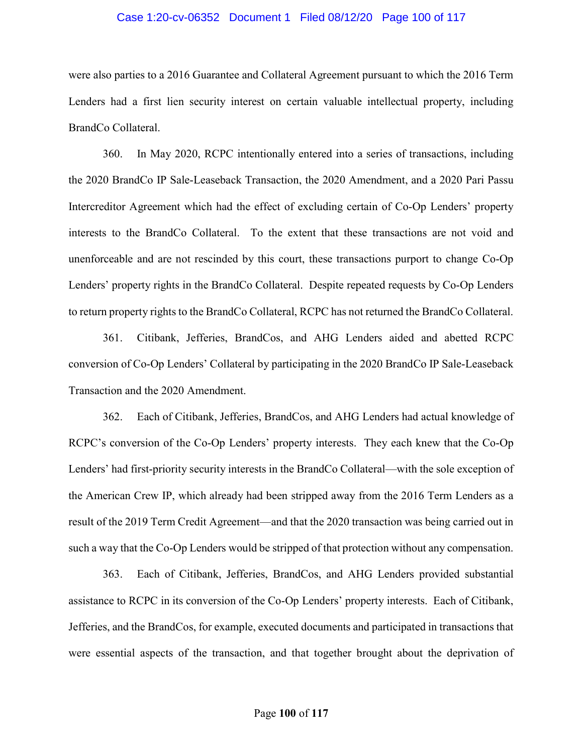were also parties to a 2016 Guarantee and Collateral Agreement pursuant to which the 2016 Term Lenders had a first lien security interest on certain valuable intellectual property, including BrandCo Collateral.

360. In May 2020, RCPC intentionally entered into a series of transactions, including the 2020 BrandCo IP Sale-Leaseback Transaction, the 2020 Amendment, and a 2020 Pari Passu Intercreditor Agreement which had the effect of excluding certain of Co-Op Lenders' property interests to the BrandCo Collateral. To the extent that these transactions are not void and unenforceable and are not rescinded by this court, these transactions purport to change Co-Op Lenders' property rights in the BrandCo Collateral. Despite repeated requests by Co-Op Lenders to return property rights to the BrandCo Collateral, RCPC has not returned the BrandCo Collateral.

361. Citibank, Jefferies, BrandCos, and AHG Lenders aided and abetted RCPC conversion of Co-Op Lenders' Collateral by participating in the 2020 BrandCo IP Sale-Leaseback Transaction and the 2020 Amendment.

362. Each of Citibank, Jefferies, BrandCos, and AHG Lenders had actual knowledge of RCPC's conversion of the Co-Op Lenders' property interests. They each knew that the Co-Op Lenders' had first-priority security interests in the BrandCo Collateral—with the sole exception of the American Crew IP, which already had been stripped away from the 2016 Term Lenders as a result of the 2019 Term Credit Agreement—and that the 2020 transaction was being carried out in such a way that the Co-Op Lenders would be stripped of that protection without any compensation.

363. Each of Citibank, Jefferies, BrandCos, and AHG Lenders provided substantial assistance to RCPC in its conversion of the Co-Op Lenders' property interests. Each of Citibank, Jefferies, and the BrandCos, for example, executed documents and participated in transactions that were essential aspects of the transaction, and that together brought about the deprivation of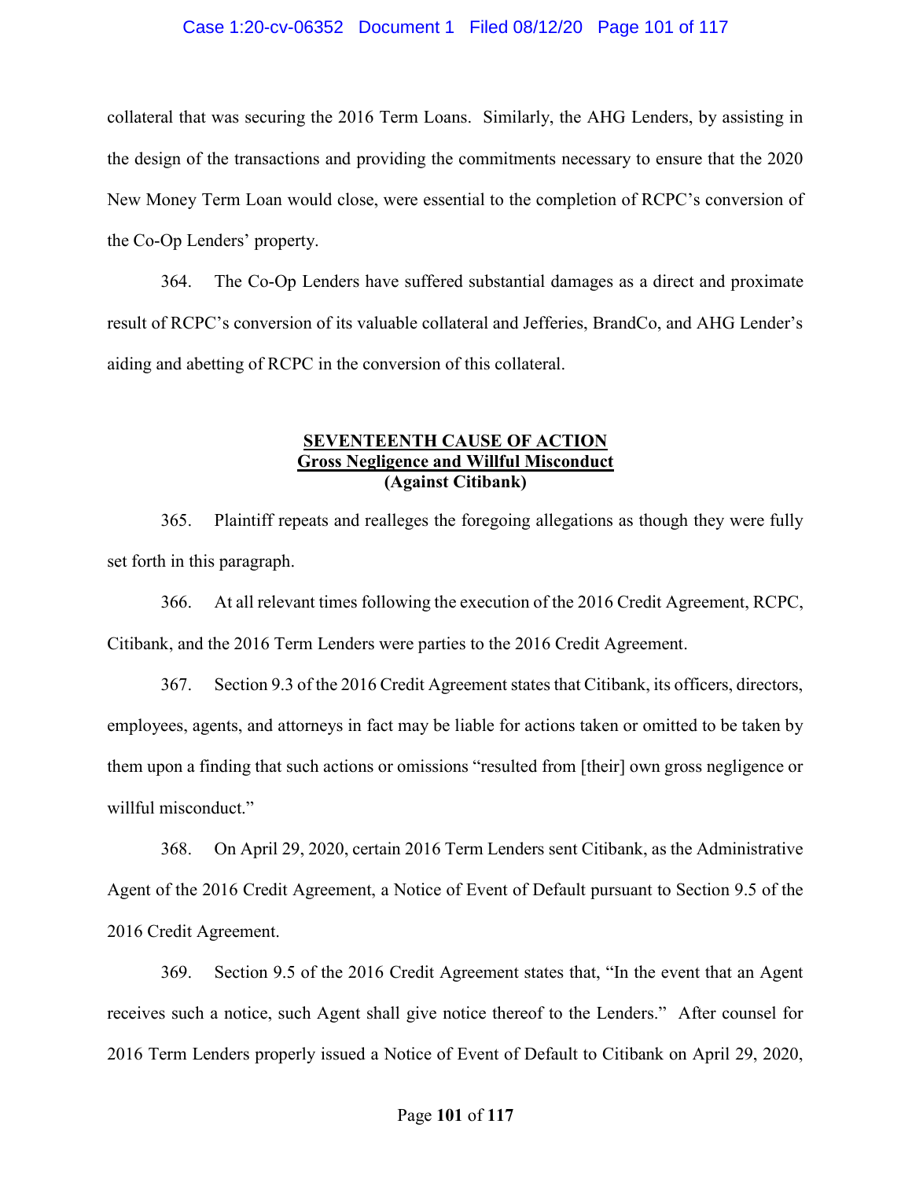collateral that was securing the 2016 Term Loans. Similarly, the AHG Lenders, by assisting in the design of the transactions and providing the commitments necessary to ensure that the 2020 New Money Term Loan would close, were essential to the completion of RCPC's conversion of the Co-Op Lenders' property.

364. The Co-Op Lenders have suffered substantial damages as a direct and proximate result of RCPC's conversion of its valuable collateral and Jefferies, BrandCo, and AHG Lender's aiding and abetting of RCPC in the conversion of this collateral.

## SEVENTEENTH CAUSE OF ACTION
## Gross Negligence and Willful Misconduct
## (Against Citibank)

365. Plaintiff repeats and realleges the foregoing allegations as though they were fully set forth in this paragraph.

366. At all relevant times following the execution of the 2016 Credit Agreement, RCPC, Citibank, and the 2016 Term Lenders were parties to the 2016 Credit Agreement.

367. Section 9.3 of the 2016 Credit Agreement states that Citibank, its officers, directors, employees, agents, and attorneys in fact may be liable for actions taken or omitted to be taken by them upon a finding that such actions or omissions "resulted from [their] own gross negligence or willful misconduct."

368. On April 29, 2020, certain 2016 Term Lenders sent Citibank, as the Administrative Agent of the 2016 Credit Agreement, a Notice of Event of Default pursuant to Section 9.5 of the 2016 Credit Agreement.

369. Section 9.5 of the 2016 Credit Agreement states that, "In the event that an Agent receives such a notice, such Agent shall give notice thereof to the Lenders." After counsel for 2016 Term Lenders properly issued a Notice of Event of Default to Citibank on April 29, 2020,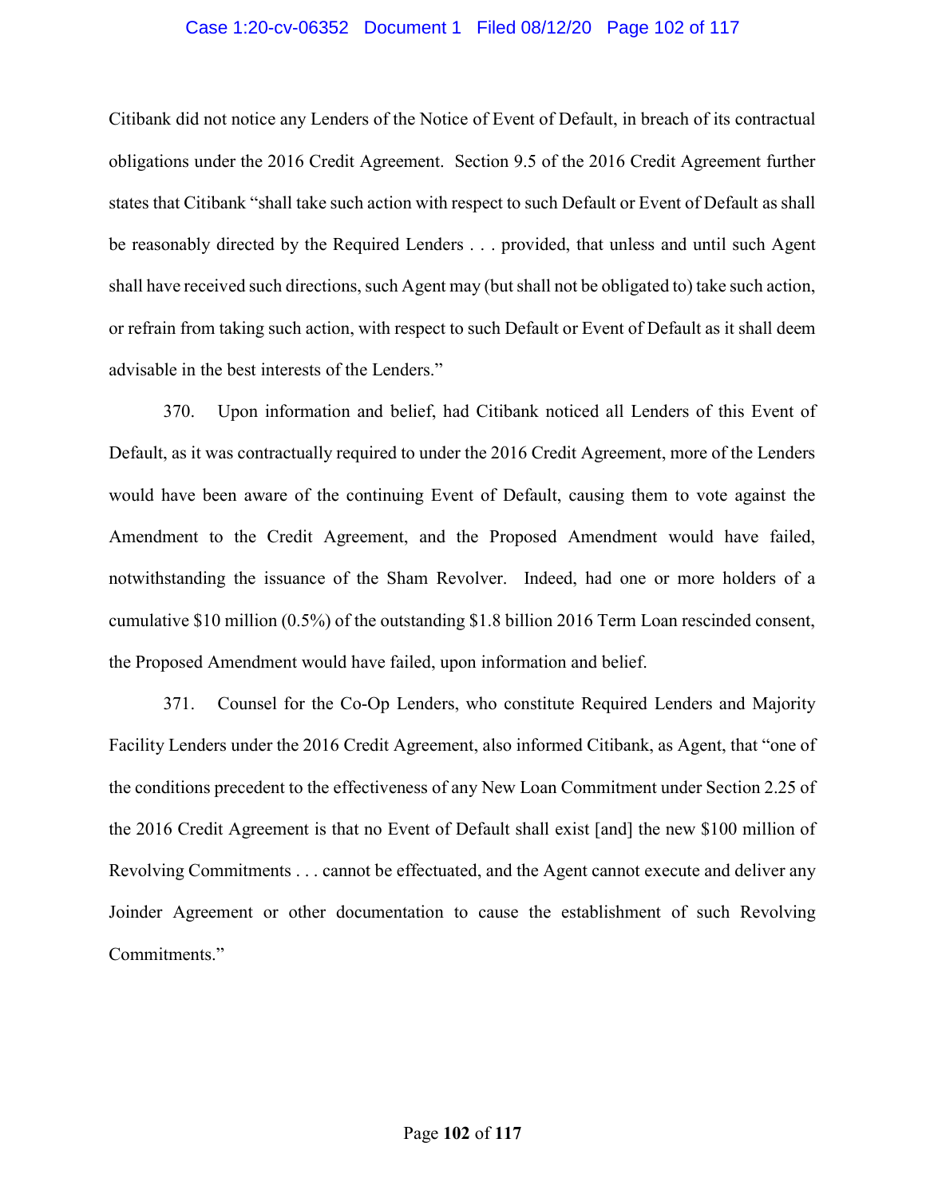Citibank did not notice any Lenders of the Notice of Event of Default, in breach of its contractual obligations under the 2016 Credit Agreement. Section 9.5 of the 2016 Credit Agreement further states that Citibank "shall take such action with respect to such Default or Event of Default as shall be reasonably directed by the Required Lenders . . . provided, that unless and until such Agent shall have received such directions, such Agent may (but shall not be obligated to) take such action, or refrain from taking such action, with respect to such Default or Event of Default as it shall deem advisable in the best interests of the Lenders."

370. Upon information and belief, had Citibank noticed all Lenders of this Event of Default, as it was contractually required to under the 2016 Credit Agreement, more of the Lenders would have been aware of the continuing Event of Default, causing them to vote against the Amendment to the Credit Agreement, and the Proposed Amendment would have failed, notwithstanding the issuance of the Sham Revolver. Indeed, had one or more holders of a cumulative $10 million (0.5%) of the outstanding $1.8 billion 2016 Term Loan rescinded consent, the Proposed Amendment would have failed, upon information and belief.

371. Counsel for the Co-Op Lenders, who constitute Required Lenders and Majority Facility Lenders under the 2016 Credit Agreement, also informed Citibank, as Agent, that "one of the conditions precedent to the effectiveness of any New Loan Commitment under Section 2.25 of the 2016 Credit Agreement is that no Event of Default shall exist [and] the new $100 million of Revolving Commitments . . . cannot be effectuated, and the Agent cannot execute and deliver any Joinder Agreement or other documentation to cause the establishment of such Revolving Commitments."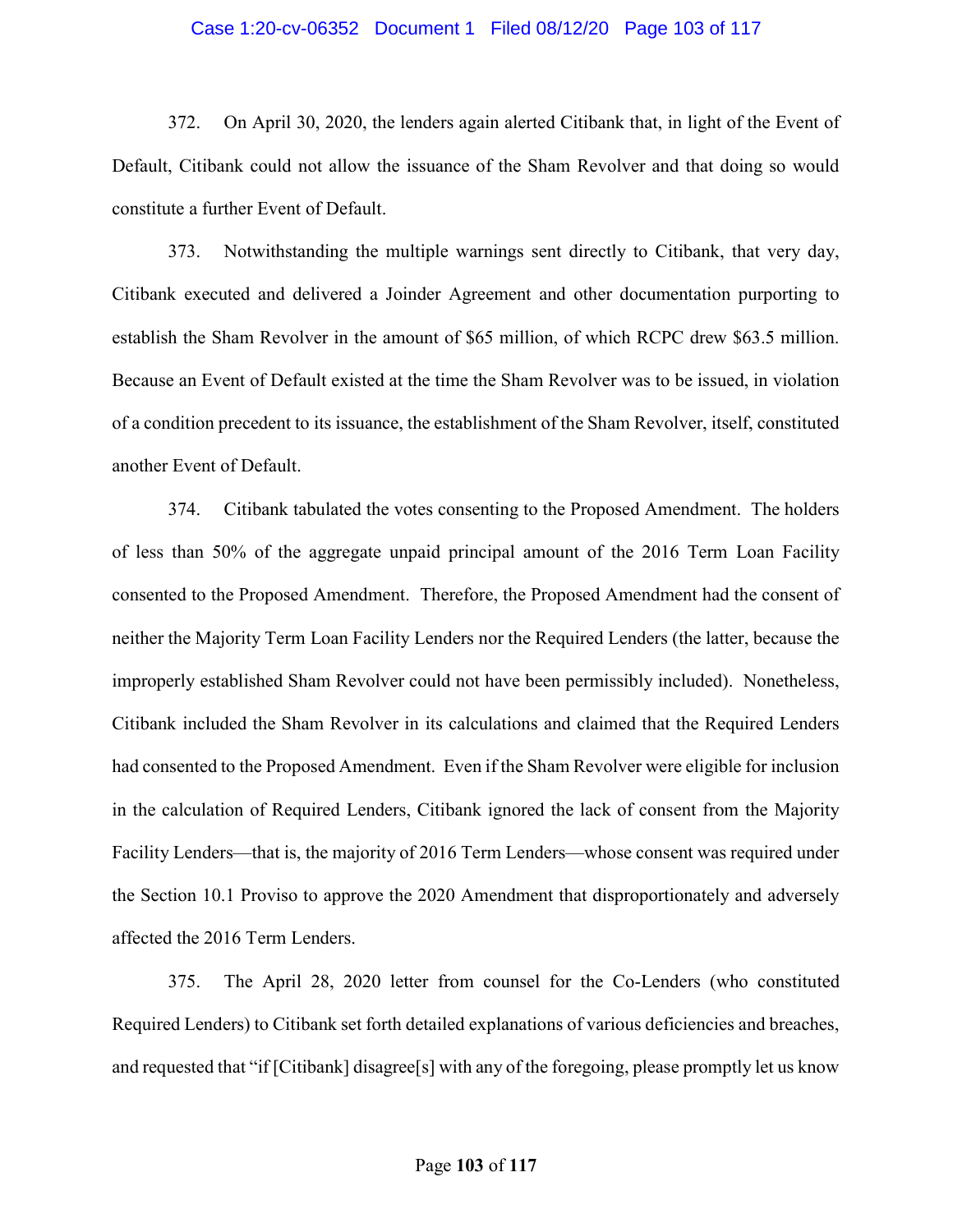372. On April 30, 2020, the lenders again alerted Citibank that, in light of the Event of Default, Citibank could not allow the issuance of the Sham Revolver and that doing so would constitute a further Event of Default.

373. Notwithstanding the multiple warnings sent directly to Citibank, that very day, Citibank executed and delivered a Joinder Agreement and other documentation purporting to establish the Sham Revolver in the amount of $65 million, of which RCPC drew $63.5 million. Because an Event of Default existed at the time the Sham Revolver was to be issued, in violation of a condition precedent to its issuance, the establishment of the Sham Revolver, itself, constituted another Event of Default.

374. Citibank tabulated the votes consenting to the Proposed Amendment. The holders of less than 50% of the aggregate unpaid principal amount of the 2016 Term Loan Facility consented to the Proposed Amendment. Therefore, the Proposed Amendment had the consent of neither the Majority Term Loan Facility Lenders nor the Required Lenders (the latter, because the improperly established Sham Revolver could not have been permissibly included). Nonetheless, Citibank included the Sham Revolver in its calculations and claimed that the Required Lenders had consented to the Proposed Amendment. Even if the Sham Revolver were eligible for inclusion in the calculation of Required Lenders, Citibank ignored the lack of consent from the Majority Facility Lenders—that is, the majority of 2016 Term Lenders—whose consent was required under the Section 10.1 Proviso to approve the 2020 Amendment that disproportionately and adversely affected the 2016 Term Lenders.

375. The April 28, 2020 letter from counsel for the Co-Lenders (who constituted Required Lenders) to Citibank set forth detailed explanations of various deficiencies and breaches, and requested that "if [Citibank] disagree[s] with any of the foregoing, please promptly let us know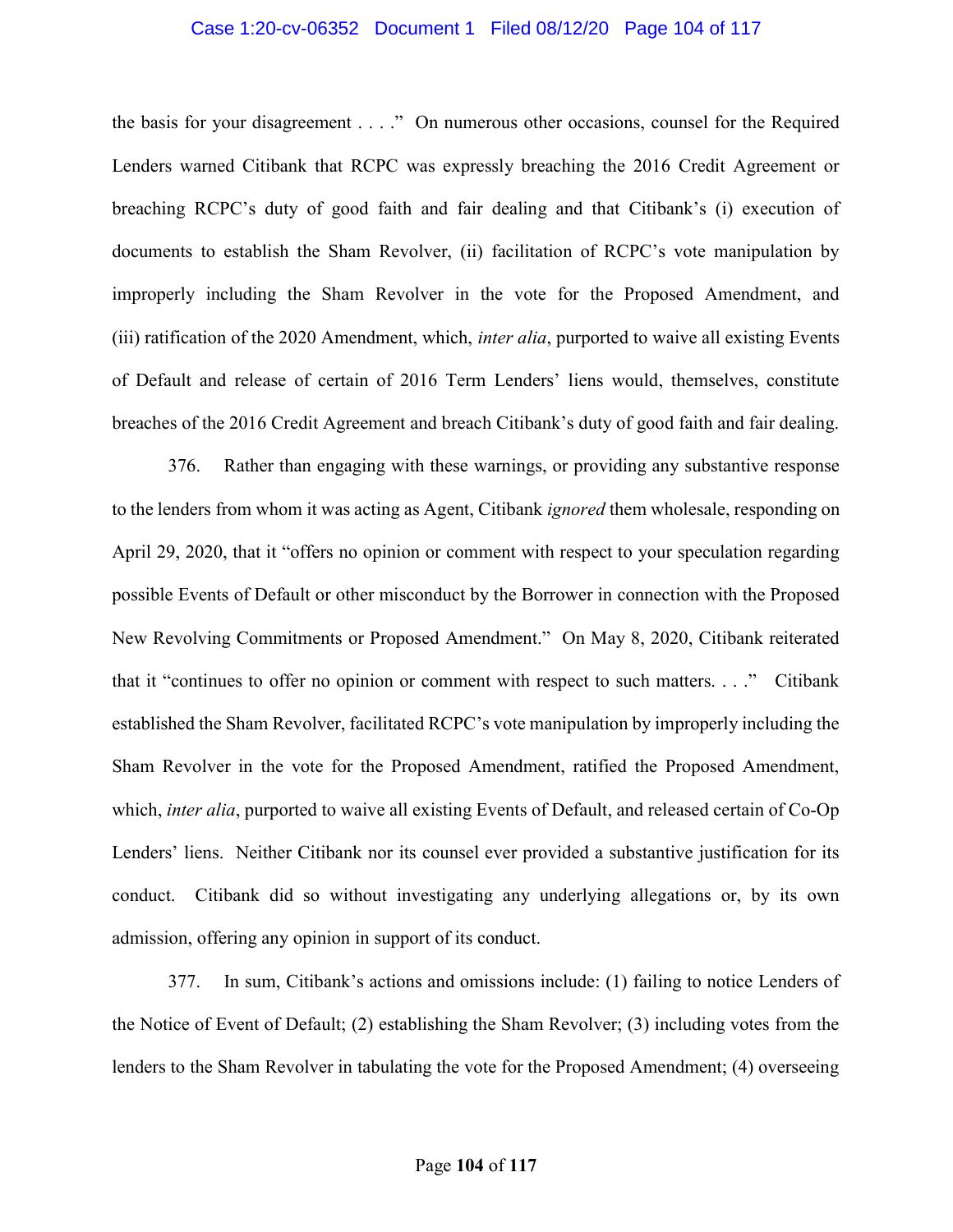the basis for your disagreement . . . ." On numerous other occasions, counsel for the Required Lenders warned Citibank that RCPC was expressly breaching the 2016 Credit Agreement or breaching RCPC's duty of good faith and fair dealing and that Citibank's (i) execution of documents to establish the Sham Revolver, (ii) facilitation of RCPC's vote manipulation by improperly including the Sham Revolver in the vote for the Proposed Amendment, and (iii) ratification of the 2020 Amendment, which, *inter alia*, purported to waive all existing Events of Default and release of certain of 2016 Term Lenders' liens would, themselves, constitute breaches of the 2016 Credit Agreement and breach Citibank's duty of good faith and fair dealing.

376. Rather than engaging with these warnings, or providing any substantive response to the lenders from whom it was acting as Agent, Citibank *ignored* them wholesale, responding on April 29, 2020, that it "offers no opinion or comment with respect to your speculation regarding possible Events of Default or other misconduct by the Borrower in connection with the Proposed New Revolving Commitments or Proposed Amendment." On May 8, 2020, Citibank reiterated that it "continues to offer no opinion or comment with respect to such matters. . . ." Citibank established the Sham Revolver, facilitated RCPC's vote manipulation by improperly including the Sham Revolver in the vote for the Proposed Amendment, ratified the Proposed Amendment, which, *inter alia*, purported to waive all existing Events of Default, and released certain of Co-Op Lenders' liens. Neither Citibank nor its counsel ever provided a substantive justification for its conduct. Citibank did so without investigating any underlying allegations or, by its own admission, offering any opinion in support of its conduct.

377. In sum, Citibank's actions and omissions include: (1) failing to notice Lenders of the Notice of Event of Default; (2) establishing the Sham Revolver; (3) including votes from the lenders to the Sham Revolver in tabulating the vote for the Proposed Amendment; (4) overseeing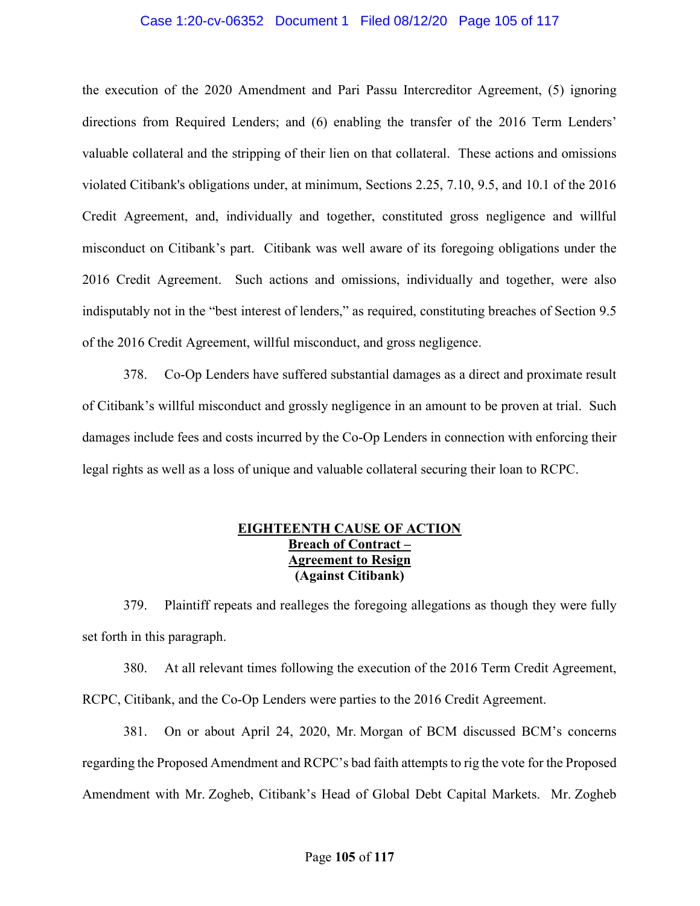the execution of the 2020 Amendment and Pari Passu Intercreditor Agreement, (5) ignoring directions from Required Lenders; and (6) enabling the transfer of the 2016 Term Lenders' valuable collateral and the stripping of their lien on that collateral. These actions and omissions violated Citibank's obligations under, at minimum, Sections 2.25, 7.10, 9.5, and 10.1 of the 2016 Credit Agreement, and, individually and together, constituted gross negligence and willful misconduct on Citibank's part. Citibank was well aware of its foregoing obligations under the 2016 Credit Agreement. Such actions and omissions, individually and together, were also indisputably not in the "best interest of lenders," as required, constituting breaches of Section 9.5 of the 2016 Credit Agreement, willful misconduct, and gross negligence.

378. Co-Op Lenders have suffered substantial damages as a direct and proximate result of Citibank's willful misconduct and grossly negligence in an amount to be proven at trial. Such damages include fees and costs incurred by the Co-Op Lenders in connection with enforcing their legal rights as well as a loss of unique and valuable collateral securing their loan to RCPC.

## EIGHTEENTH CAUSE OF ACTION
**Breach of Contract – Agreement to Resign**
**(Against Citibank)**

379. Plaintiff repeats and realleges the foregoing allegations as though they were fully set forth in this paragraph.

380. At all relevant times following the execution of the 2016 Term Credit Agreement, RCPC, Citibank, and the Co-Op Lenders were parties to the 2016 Credit Agreement.

381. On or about April 24, 2020, Mr. Morgan of BCM discussed BCM's concerns regarding the Proposed Amendment and RCPC's bad faith attempts to rig the vote for the Proposed Amendment with Mr. Zogheb, Citibank's Head of Global Debt Capital Markets. Mr. Zogheb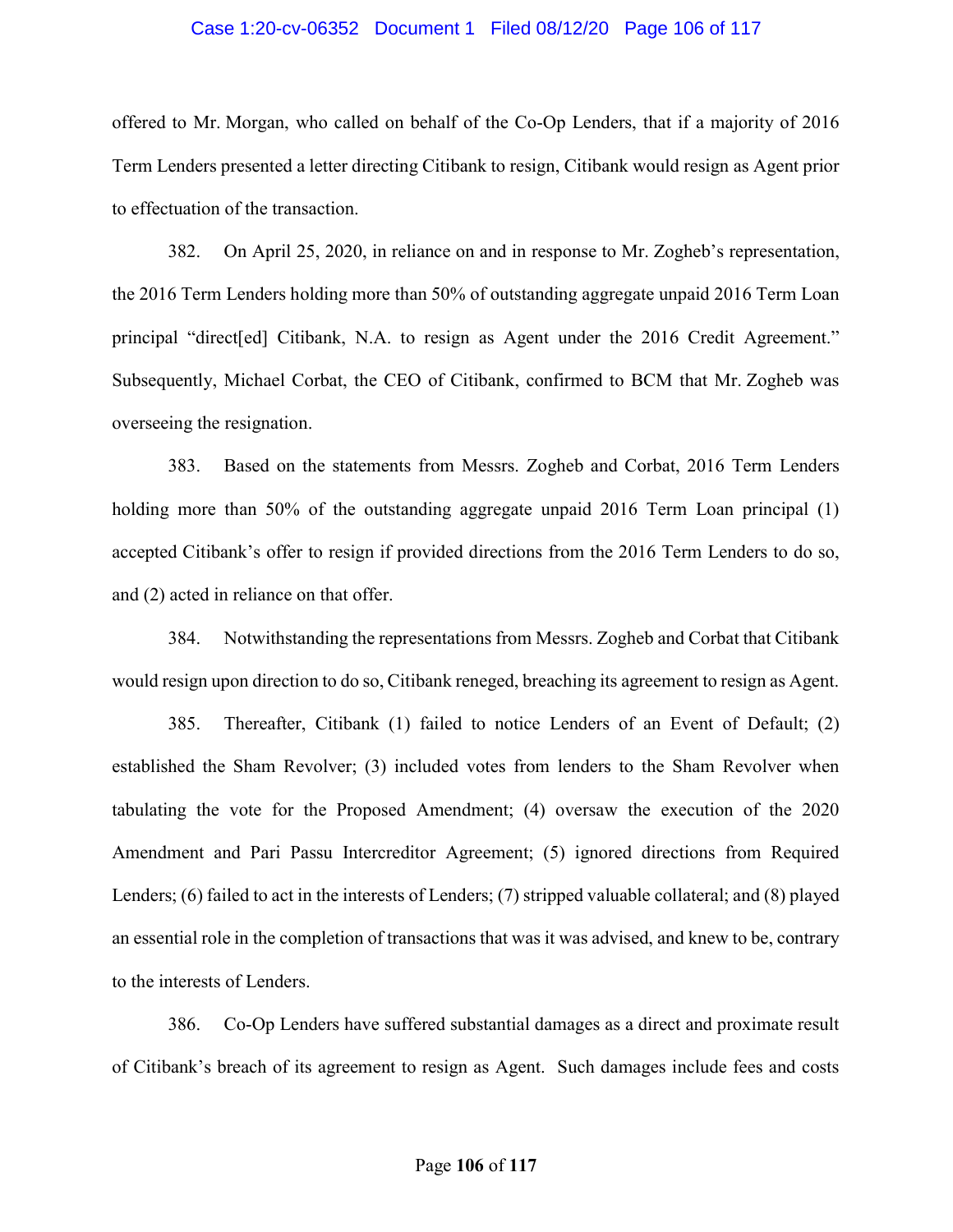offered to Mr. Morgan, who called on behalf of the Co-Op Lenders, that if a majority of 2016 Term Lenders presented a letter directing Citibank to resign, Citibank would resign as Agent prior to effectuation of the transaction.

382. On April 25, 2020, in reliance on and in response to Mr. Zogheb's representation, the 2016 Term Lenders holding more than 50% of outstanding aggregate unpaid 2016 Term Loan principal "direct[ed] Citibank, N.A. to resign as Agent under the 2016 Credit Agreement." Subsequently, Michael Corbat, the CEO of Citibank, confirmed to BCM that Mr. Zogheb was overseeing the resignation.

383. Based on the statements from Messrs. Zogheb and Corbat, 2016 Term Lenders holding more than 50% of the outstanding aggregate unpaid 2016 Term Loan principal (1) accepted Citibank's offer to resign if provided directions from the 2016 Term Lenders to do so, and (2) acted in reliance on that offer.

384. Notwithstanding the representations from Messrs. Zogheb and Corbat that Citibank would resign upon direction to do so, Citibank reneged, breaching its agreement to resign as Agent.

385. Thereafter, Citibank (1) failed to notice Lenders of an Event of Default; (2) established the Sham Revolver; (3) included votes from lenders to the Sham Revolver when tabulating the vote for the Proposed Amendment; (4) oversaw the execution of the 2020 Amendment and Pari Passu Intercreditor Agreement; (5) ignored directions from Required Lenders; (6) failed to act in the interests of Lenders; (7) stripped valuable collateral; and (8) played an essential role in the completion of transactions that was it was advised, and knew to be, contrary to the interests of Lenders.

386. Co-Op Lenders have suffered substantial damages as a direct and proximate result of Citibank's breach of its agreement to resign as Agent. Such damages include fees and costs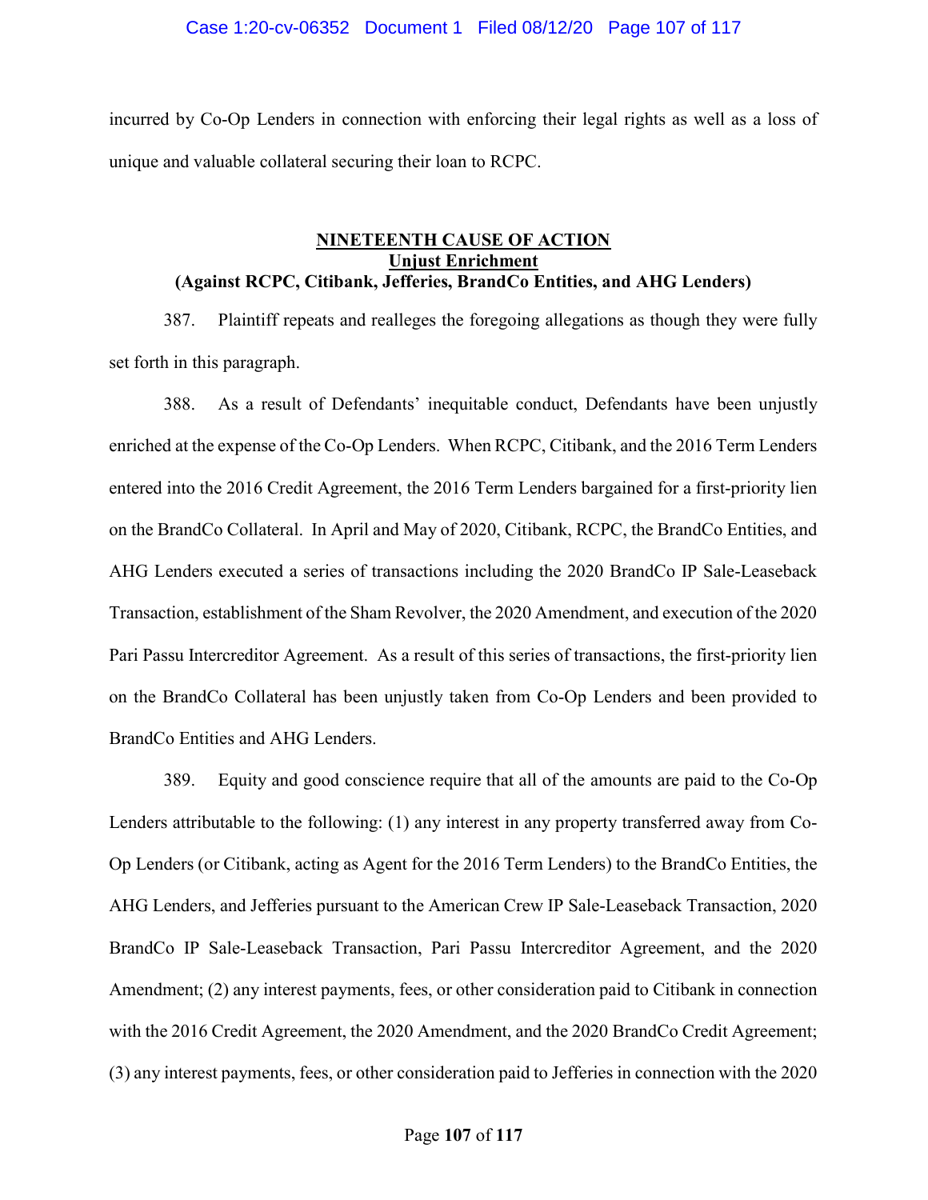incurred by Co-Op Lenders in connection with enforcing their legal rights as well as a loss of unique and valuable collateral securing their loan to RCPC.

**NINETEENTH CAUSE OF ACTION**
**Unjust Enrichment**
**(Against RCPC, Citibank, Jefferies, BrandCo Entities, and AHG Lenders)**

387. Plaintiff repeats and realleges the foregoing allegations as though they were fully set forth in this paragraph.

388. As a result of Defendants' inequitable conduct, Defendants have been unjustly enriched at the expense of the Co-Op Lenders. When RCPC, Citibank, and the 2016 Term Lenders entered into the 2016 Credit Agreement, the 2016 Term Lenders bargained for a first-priority lien on the BrandCo Collateral. In April and May of 2020, Citibank, RCPC, the BrandCo Entities, and AHG Lenders executed a series of transactions including the 2020 BrandCo IP Sale-Leaseback Transaction, establishment of the Sham Revolver, the 2020 Amendment, and execution of the 2020 Pari Passu Intercreditor Agreement. As a result of this series of transactions, the first-priority lien on the BrandCo Collateral has been unjustly taken from Co-Op Lenders and been provided to BrandCo Entities and AHG Lenders.

389. Equity and good conscience require that all of the amounts are paid to the Co-Op Lenders attributable to the following: (1) any interest in any property transferred away from Co-Op Lenders (or Citibank, acting as Agent for the 2016 Term Lenders) to the BrandCo Entities, the AHG Lenders, and Jefferies pursuant to the American Crew IP Sale-Leaseback Transaction, 2020 BrandCo IP Sale-Leaseback Transaction, Pari Passu Intercreditor Agreement, and the 2020 Amendment; (2) any interest payments, fees, or other consideration paid to Citibank in connection with the 2016 Credit Agreement, the 2020 Amendment, and the 2020 BrandCo Credit Agreement; (3) any interest payments, fees, or other consideration paid to Jefferies in connection with the 2020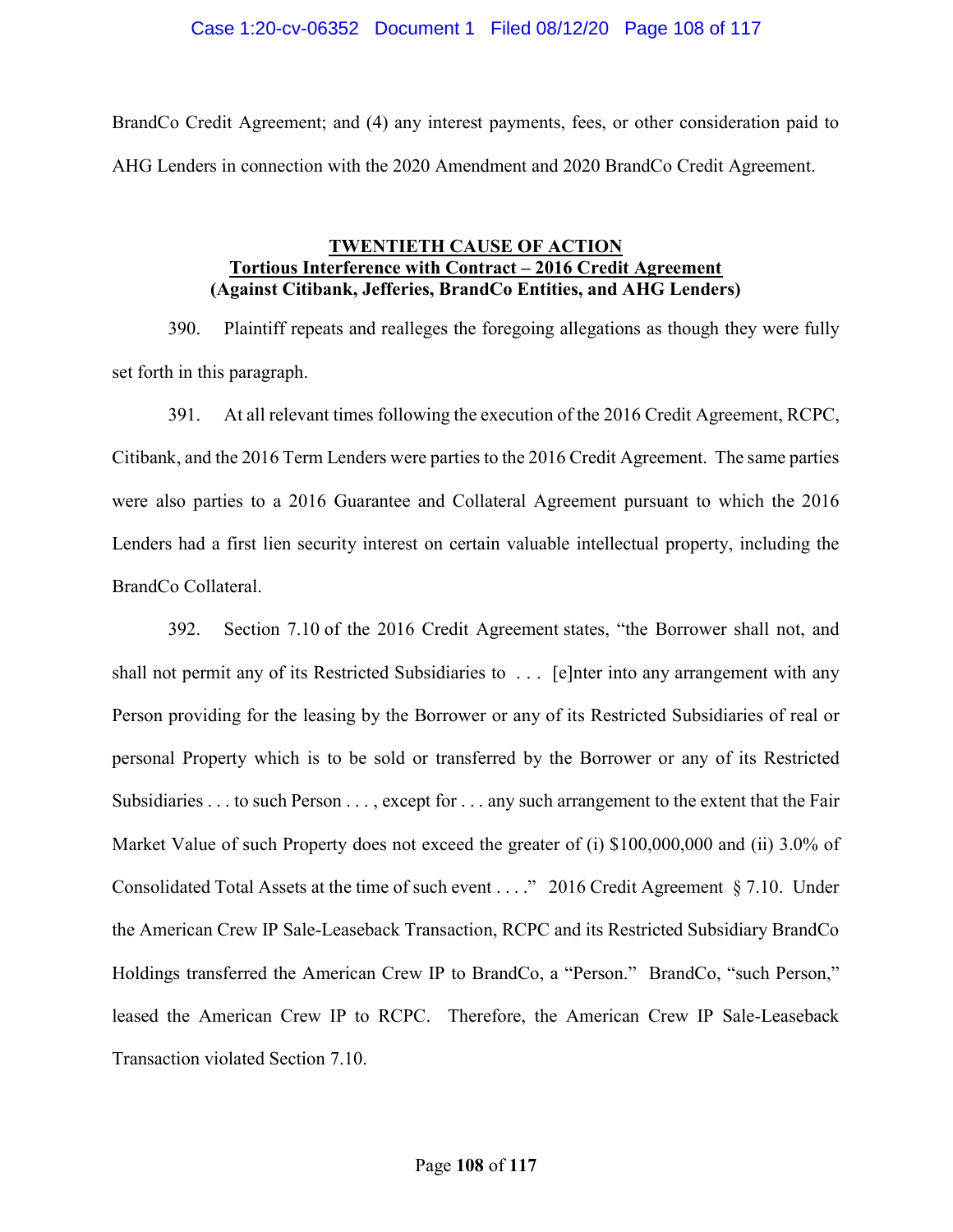BrandCo Credit Agreement; and (4) any interest payments, fees, or other consideration paid to AHG Lenders in connection with the 2020 Amendment and 2020 BrandCo Credit Agreement.

## TWENTIETH CAUSE OF ACTION
**Tortious Interference with Contract – 2016 Credit Agreement**
**(Against Citibank, Jefferies, BrandCo Entities, and AHG Lenders)**

390. Plaintiff repeats and realleges the foregoing allegations as though they were fully set forth in this paragraph.

391. At all relevant times following the execution of the 2016 Credit Agreement, RCPC, Citibank, and the 2016 Term Lenders were parties to the 2016 Credit Agreement. The same parties were also parties to a 2016 Guarantee and Collateral Agreement pursuant to which the 2016 Lenders had a first lien security interest on certain valuable intellectual property, including the BrandCo Collateral.

392. Section 7.10 of the 2016 Credit Agreement states, "the Borrower shall not, and shall not permit any of its Restricted Subsidiaries to . . . [e]nter into any arrangement with any Person providing for the leasing by the Borrower or any of its Restricted Subsidiaries of real or personal Property which is to be sold or transferred by the Borrower or any of its Restricted Subsidiaries . . . to such Person . . . , except for . . . any such arrangement to the extent that the Fair Market Value of such Property does not exceed the greater of (i) $100,000,000 and (ii) 3.0% of Consolidated Total Assets at the time of such event . . . ." 2016 Credit Agreement § 7.10. Under the American Crew IP Sale-Leaseback Transaction, RCPC and its Restricted Subsidiary BrandCo Holdings transferred the American Crew IP to BrandCo, a "Person." BrandCo, "such Person," leased the American Crew IP to RCPC. Therefore, the American Crew IP Sale-Leaseback Transaction violated Section 7.10.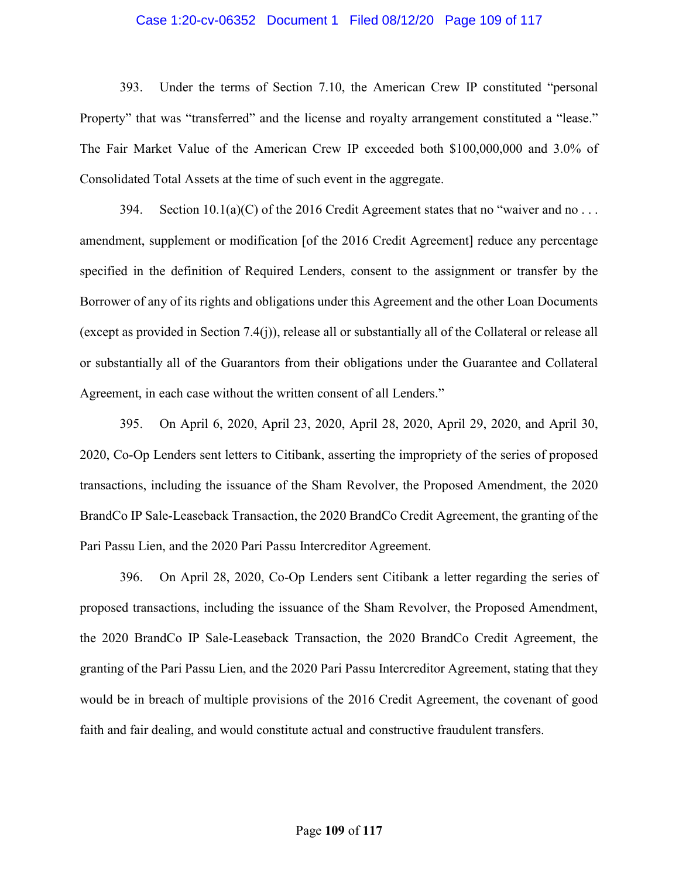393. Under the terms of Section 7.10, the American Crew IP constituted "personal Property" that was "transferred" and the license and royalty arrangement constituted a "lease." The Fair Market Value of the American Crew IP exceeded both $100,000,000 and 3.0% of Consolidated Total Assets at the time of such event in the aggregate.

394. Section 10.1(a)(C) of the 2016 Credit Agreement states that no "waiver and no . . . amendment, supplement or modification [of the 2016 Credit Agreement] reduce any percentage specified in the definition of Required Lenders, consent to the assignment or transfer by the Borrower of any of its rights and obligations under this Agreement and the other Loan Documents (except as provided in Section 7.4(j)), release all or substantially all of the Collateral or release all or substantially all of the Guarantors from their obligations under the Guarantee and Collateral Agreement, in each case without the written consent of all Lenders."

395. On April 6, 2020, April 23, 2020, April 28, 2020, April 29, 2020, and April 30, 2020, Co-Op Lenders sent letters to Citibank, asserting the impropriety of the series of proposed transactions, including the issuance of the Sham Revolver, the Proposed Amendment, the 2020 BrandCo IP Sale-Leaseback Transaction, the 2020 BrandCo Credit Agreement, the granting of the Pari Passu Lien, and the 2020 Pari Passu Intercreditor Agreement.

396. On April 28, 2020, Co-Op Lenders sent Citibank a letter regarding the series of proposed transactions, including the issuance of the Sham Revolver, the Proposed Amendment, the 2020 BrandCo IP Sale-Leaseback Transaction, the 2020 BrandCo Credit Agreement, the granting of the Pari Passu Lien, and the 2020 Pari Passu Intercreditor Agreement, stating that they would be in breach of multiple provisions of the 2016 Credit Agreement, the covenant of good faith and fair dealing, and would constitute actual and constructive fraudulent transfers.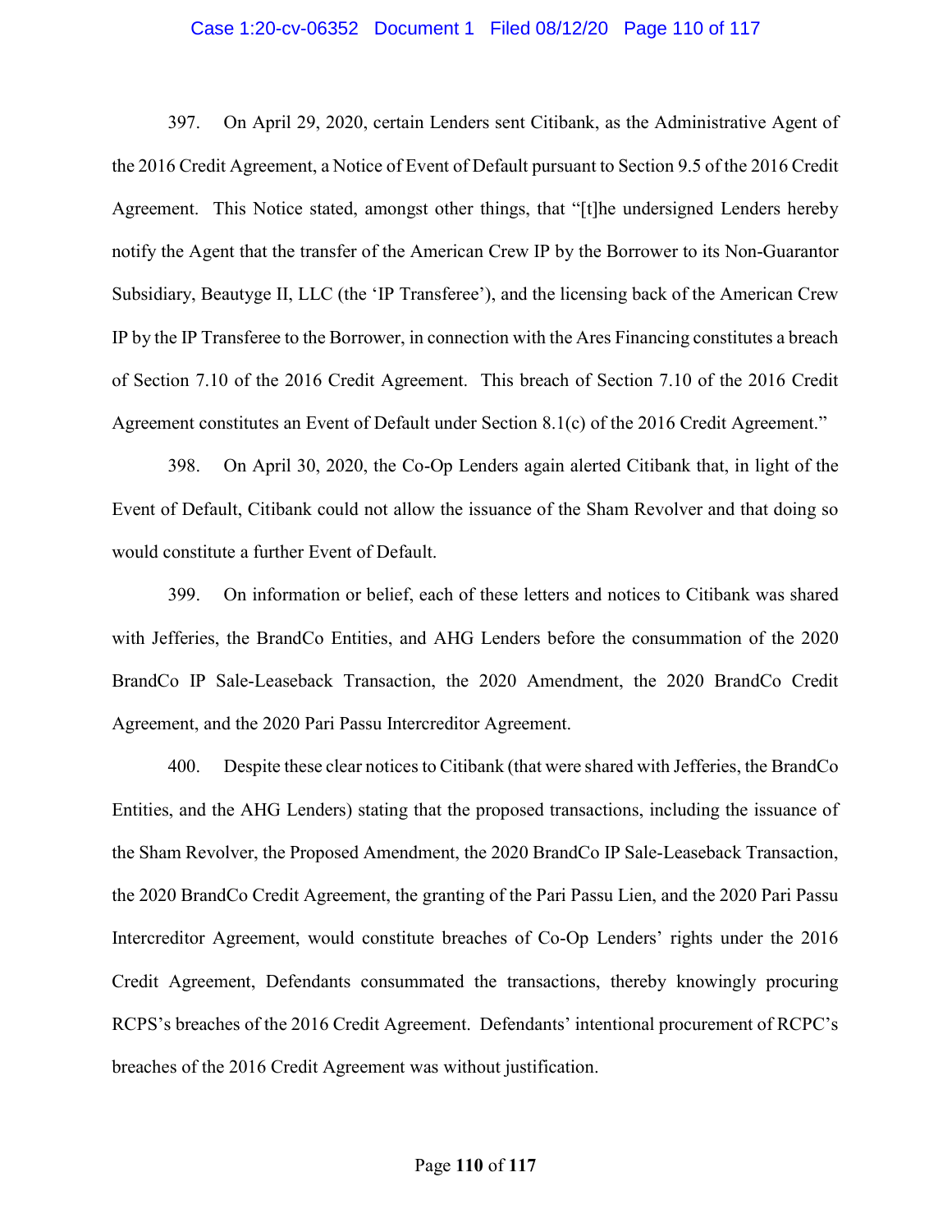397. On April 29, 2020, certain Lenders sent Citibank, as the Administrative Agent of the 2016 Credit Agreement, a Notice of Event of Default pursuant to Section 9.5 of the 2016 Credit Agreement. This Notice stated, amongst other things, that "[t]he undersigned Lenders hereby notify the Agent that the transfer of the American Crew IP by the Borrower to its Non-Guarantor Subsidiary, Beautyge II, LLC (the 'IP Transferee'), and the licensing back of the American Crew IP by the IP Transferee to the Borrower, in connection with the Ares Financing constitutes a breach of Section 7.10 of the 2016 Credit Agreement. This breach of Section 7.10 of the 2016 Credit Agreement constitutes an Event of Default under Section 8.1(c) of the 2016 Credit Agreement."

398. On April 30, 2020, the Co-Op Lenders again alerted Citibank that, in light of the Event of Default, Citibank could not allow the issuance of the Sham Revolver and that doing so would constitute a further Event of Default.

399. On information or belief, each of these letters and notices to Citibank was shared with Jefferies, the BrandCo Entities, and AHG Lenders before the consummation of the 2020 BrandCo IP Sale-Leaseback Transaction, the 2020 Amendment, the 2020 BrandCo Credit Agreement, and the 2020 Pari Passu Intercreditor Agreement.

400. Despite these clear notices to Citibank (that were shared with Jefferies, the BrandCo Entities, and the AHG Lenders) stating that the proposed transactions, including the issuance of the Sham Revolver, the Proposed Amendment, the 2020 BrandCo IP Sale-Leaseback Transaction, the 2020 BrandCo Credit Agreement, the granting of the Pari Passu Lien, and the 2020 Pari Passu Intercreditor Agreement, would constitute breaches of Co-Op Lenders' rights under the 2016 Credit Agreement, Defendants consummated the transactions, thereby knowingly procuring RCPS's breaches of the 2016 Credit Agreement. Defendants' intentional procurement of RCPC's breaches of the 2016 Credit Agreement was without justification.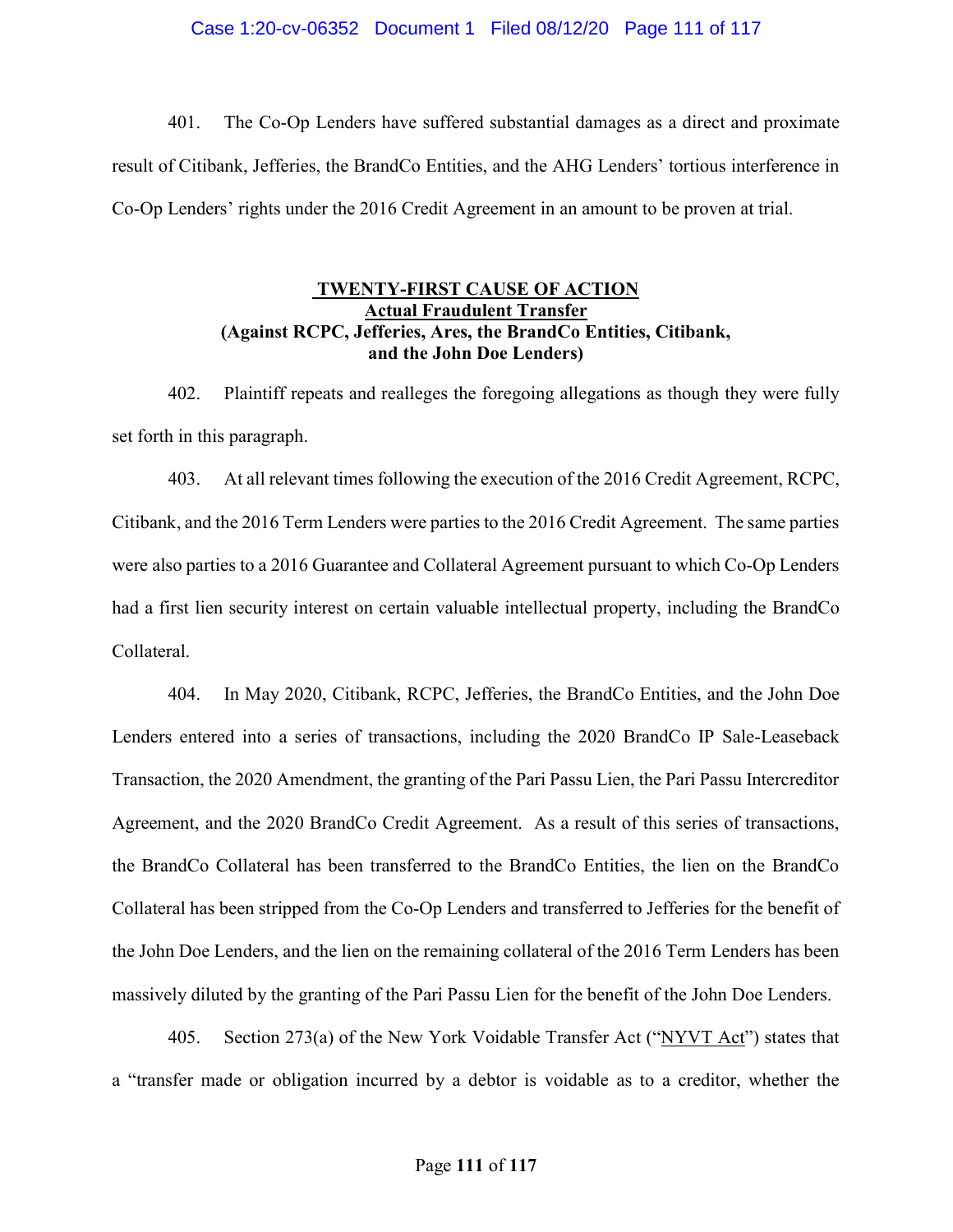401. The Co-Op Lenders have suffered substantial damages as a direct and proximate result of Citibank, Jefferies, the BrandCo Entities, and the AHG Lenders' tortious interference in Co-Op Lenders' rights under the 2016 Credit Agreement in an amount to be proven at trial.

**TWENTY-FIRST CAUSE OF ACTION**
**Actual Fraudulent Transfer**
**(Against RCPC, Jefferies, Ares, the BrandCo Entities, Citibank, and the John Doe Lenders)**

402. Plaintiff repeats and realleges the foregoing allegations as though they were fully set forth in this paragraph.

403. At all relevant times following the execution of the 2016 Credit Agreement, RCPC, Citibank, and the 2016 Term Lenders were parties to the 2016 Credit Agreement. The same parties were also parties to a 2016 Guarantee and Collateral Agreement pursuant to which Co-Op Lenders had a first lien security interest on certain valuable intellectual property, including the BrandCo Collateral.

404. In May 2020, Citibank, RCPC, Jefferies, the BrandCo Entities, and the John Doe Lenders entered into a series of transactions, including the 2020 BrandCo IP Sale-Leaseback Transaction, the 2020 Amendment, the granting of the Pari Passu Lien, the Pari Passu Intercreditor Agreement, and the 2020 BrandCo Credit Agreement. As a result of this series of transactions, the BrandCo Collateral has been transferred to the BrandCo Entities, the lien on the BrandCo Collateral has been stripped from the Co-Op Lenders and transferred to Jefferies for the benefit of the John Doe Lenders, and the lien on the remaining collateral of the 2016 Term Lenders has been massively diluted by the granting of the Pari Passu Lien for the benefit of the John Doe Lenders.

405. Section 273(a) of the New York Voidable Transfer Act ("NYVT Act") states that a "transfer made or obligation incurred by a debtor is voidable as to a creditor, whether the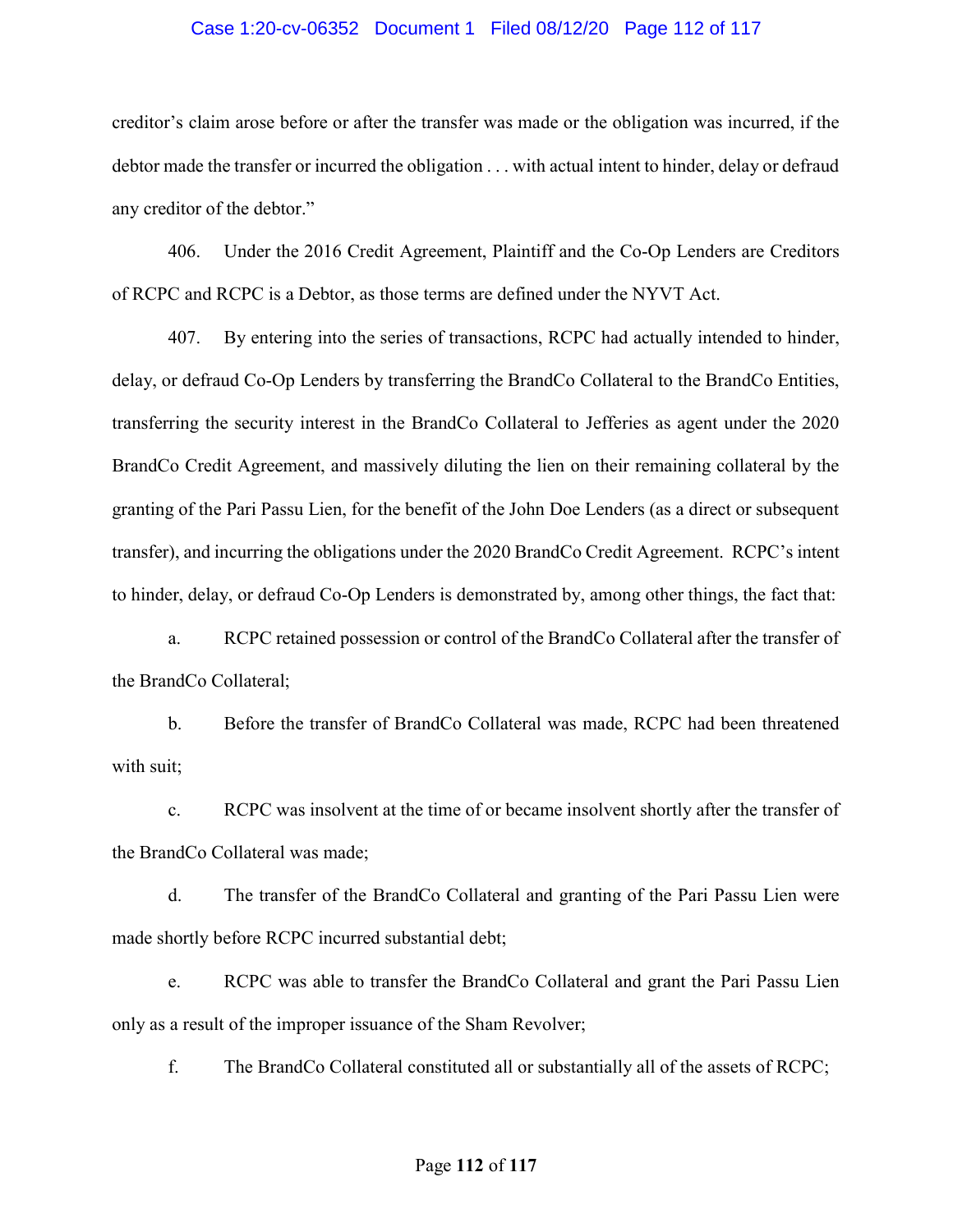creditor's claim arose before or after the transfer was made or the obligation was incurred, if the debtor made the transfer or incurred the obligation . . . with actual intent to hinder, delay or defraud any creditor of the debtor."

406. Under the 2016 Credit Agreement, Plaintiff and the Co-Op Lenders are Creditors of RCPC and RCPC is a Debtor, as those terms are defined under the NYVT Act.

407. By entering into the series of transactions, RCPC had actually intended to hinder, delay, or defraud Co-Op Lenders by transferring the BrandCo Collateral to the BrandCo Entities, transferring the security interest in the BrandCo Collateral to Jefferies as agent under the 2020 BrandCo Credit Agreement, and massively diluting the lien on their remaining collateral by the granting of the Pari Passu Lien, for the benefit of the John Doe Lenders (as a direct or subsequent transfer), and incurring the obligations under the 2020 BrandCo Credit Agreement. RCPC's intent to hinder, delay, or defraud Co-Op Lenders is demonstrated by, among other things, the fact that:

a. RCPC retained possession or control of the BrandCo Collateral after the transfer of the BrandCo Collateral;

b. Before the transfer of BrandCo Collateral was made, RCPC had been threatened with suit;

c. RCPC was insolvent at the time of or became insolvent shortly after the transfer of the BrandCo Collateral was made;

d. The transfer of the BrandCo Collateral and granting of the Pari Passu Lien were made shortly before RCPC incurred substantial debt;

e. RCPC was able to transfer the BrandCo Collateral and grant the Pari Passu Lien only as a result of the improper issuance of the Sham Revolver;

f. The BrandCo Collateral constituted all or substantially all of the assets of RCPC;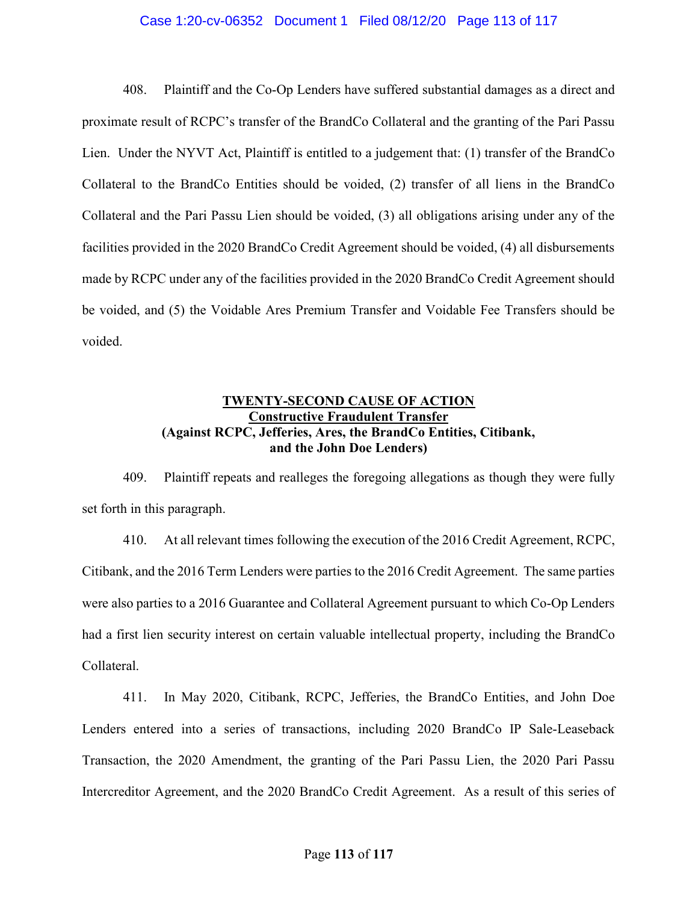408. Plaintiff and the Co-Op Lenders have suffered substantial damages as a direct and proximate result of RCPC's transfer of the BrandCo Collateral and the granting of the Pari Passu Lien. Under the NYVT Act, Plaintiff is entitled to a judgement that: (1) transfer of the BrandCo Collateral to the BrandCo Entities should be voided, (2) transfer of all liens in the BrandCo Collateral and the Pari Passu Lien should be voided, (3) all obligations arising under any of the facilities provided in the 2020 BrandCo Credit Agreement should be voided, (4) all disbursements made by RCPC under any of the facilities provided in the 2020 BrandCo Credit Agreement should be voided, and (5) the Voidable Ares Premium Transfer and Voidable Fee Transfers should be voided.

## <u>TWENTY-SECOND CAUSE OF ACTION</u>
## <u>Constructive Fraudulent Transfer</u>
## (Against RCPC, Jefferies, Ares, the BrandCo Entities, Citibank, and the John Doe Lenders)

409. Plaintiff repeats and realleges the foregoing allegations as though they were fully set forth in this paragraph.

410. At all relevant times following the execution of the 2016 Credit Agreement, RCPC, Citibank, and the 2016 Term Lenders were parties to the 2016 Credit Agreement. The same parties were also parties to a 2016 Guarantee and Collateral Agreement pursuant to which Co-Op Lenders had a first lien security interest on certain valuable intellectual property, including the BrandCo Collateral.

411. In May 2020, Citibank, RCPC, Jefferies, the BrandCo Entities, and John Doe Lenders entered into a series of transactions, including 2020 BrandCo IP Sale-Leaseback Transaction, the 2020 Amendment, the granting of the Pari Passu Lien, the 2020 Pari Passu Intercreditor Agreement, and the 2020 BrandCo Credit Agreement. As a result of this series of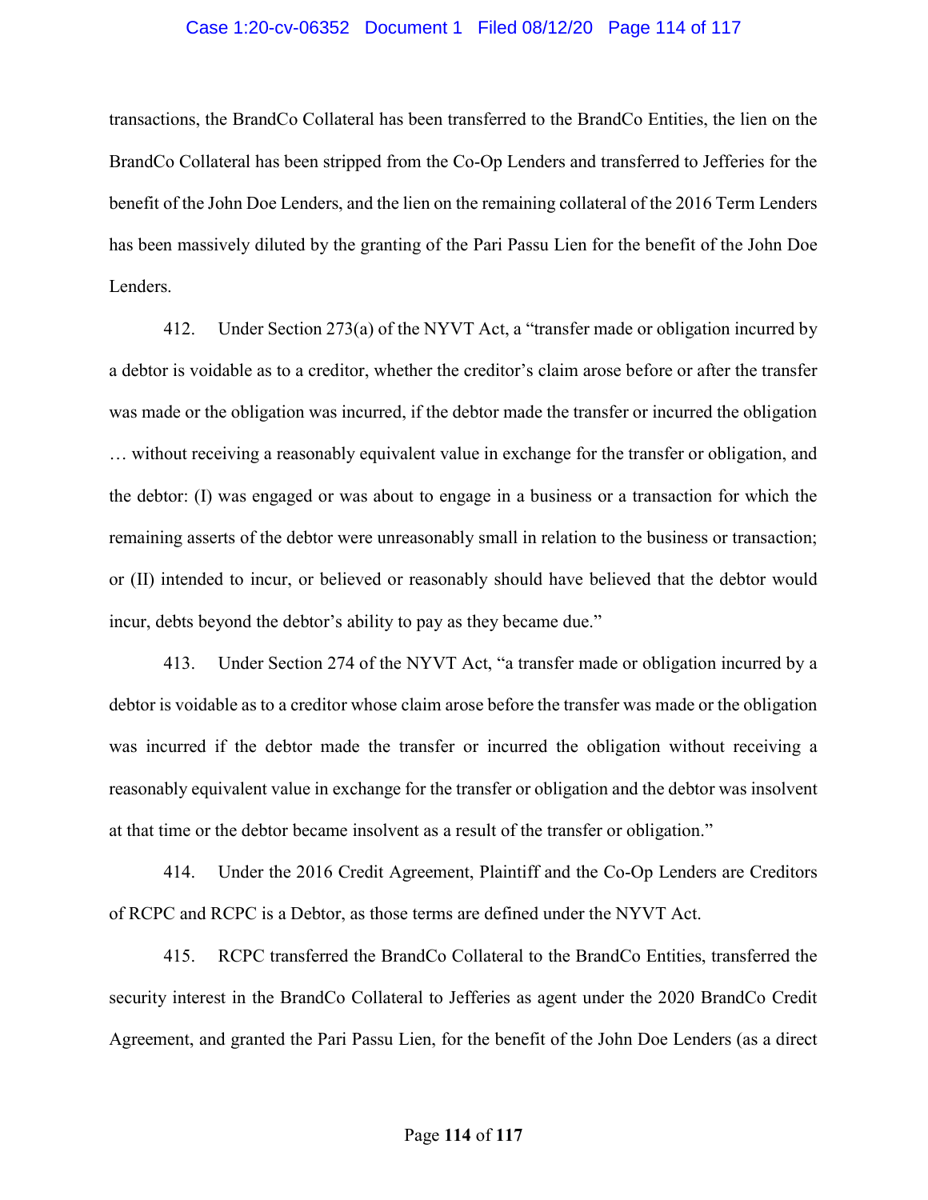transactions, the BrandCo Collateral has been transferred to the BrandCo Entities, the lien on the BrandCo Collateral has been stripped from the Co-Op Lenders and transferred to Jefferies for the benefit of the John Doe Lenders, and the lien on the remaining collateral of the 2016 Term Lenders has been massively diluted by the granting of the Pari Passu Lien for the benefit of the John Doe Lenders.

412. Under Section 273(a) of the NYVT Act, a "transfer made or obligation incurred by a debtor is voidable as to a creditor, whether the creditor's claim arose before or after the transfer was made or the obligation was incurred, if the debtor made the transfer or incurred the obligation … without receiving a reasonably equivalent value in exchange for the transfer or obligation, and the debtor: (I) was engaged or was about to engage in a business or a transaction for which the remaining asserts of the debtor were unreasonably small in relation to the business or transaction; or (II) intended to incur, or believed or reasonably should have believed that the debtor would incur, debts beyond the debtor's ability to pay as they became due."

413. Under Section 274 of the NYVT Act, "a transfer made or obligation incurred by a debtor is voidable as to a creditor whose claim arose before the transfer was made or the obligation was incurred if the debtor made the transfer or incurred the obligation without receiving a reasonably equivalent value in exchange for the transfer or obligation and the debtor was insolvent at that time or the debtor became insolvent as a result of the transfer or obligation."

414. Under the 2016 Credit Agreement, Plaintiff and the Co-Op Lenders are Creditors of RCPC and RCPC is a Debtor, as those terms are defined under the NYVT Act.

415. RCPC transferred the BrandCo Collateral to the BrandCo Entities, transferred the security interest in the BrandCo Collateral to Jefferies as agent under the 2020 BrandCo Credit Agreement, and granted the Pari Passu Lien, for the benefit of the John Doe Lenders (as a direct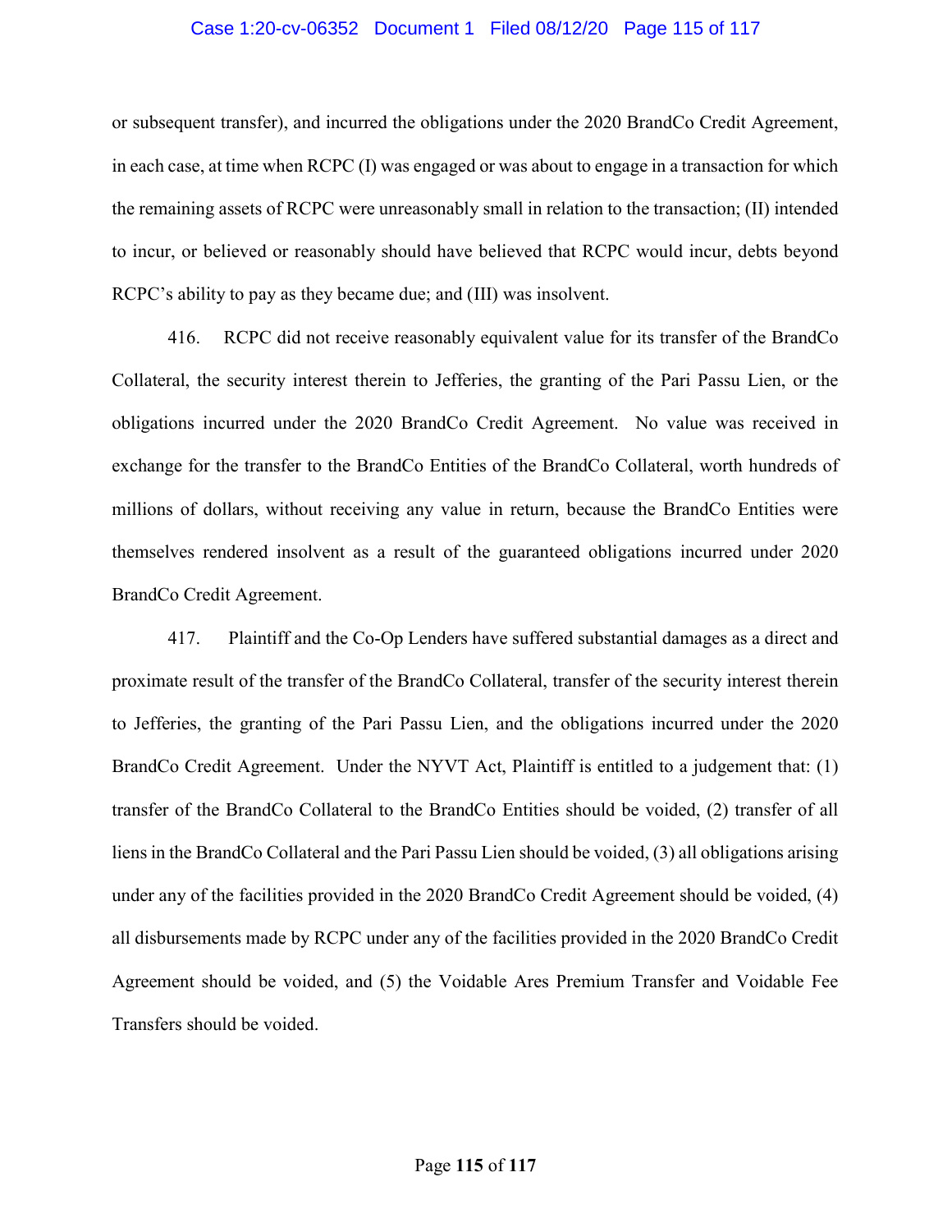or subsequent transfer), and incurred the obligations under the 2020 BrandCo Credit Agreement, in each case, at time when RCPC (I) was engaged or was about to engage in a transaction for which the remaining assets of RCPC were unreasonably small in relation to the transaction; (II) intended to incur, or believed or reasonably should have believed that RCPC would incur, debts beyond RCPC's ability to pay as they became due; and (III) was insolvent.

416. RCPC did not receive reasonably equivalent value for its transfer of the BrandCo Collateral, the security interest therein to Jefferies, the granting of the Pari Passu Lien, or the obligations incurred under the 2020 BrandCo Credit Agreement. No value was received in exchange for the transfer to the BrandCo Entities of the BrandCo Collateral, worth hundreds of millions of dollars, without receiving any value in return, because the BrandCo Entities were themselves rendered insolvent as a result of the guaranteed obligations incurred under 2020 BrandCo Credit Agreement.

417. Plaintiff and the Co-Op Lenders have suffered substantial damages as a direct and proximate result of the transfer of the BrandCo Collateral, transfer of the security interest therein to Jefferies, the granting of the Pari Passu Lien, and the obligations incurred under the 2020 BrandCo Credit Agreement. Under the NYVT Act, Plaintiff is entitled to a judgement that: (1) transfer of the BrandCo Collateral to the BrandCo Entities should be voided, (2) transfer of all liens in the BrandCo Collateral and the Pari Passu Lien should be voided, (3) all obligations arising under any of the facilities provided in the 2020 BrandCo Credit Agreement should be voided, (4) all disbursements made by RCPC under any of the facilities provided in the 2020 BrandCo Credit Agreement should be voided, and (5) the Voidable Ares Premium Transfer and Voidable Fee Transfers should be voided.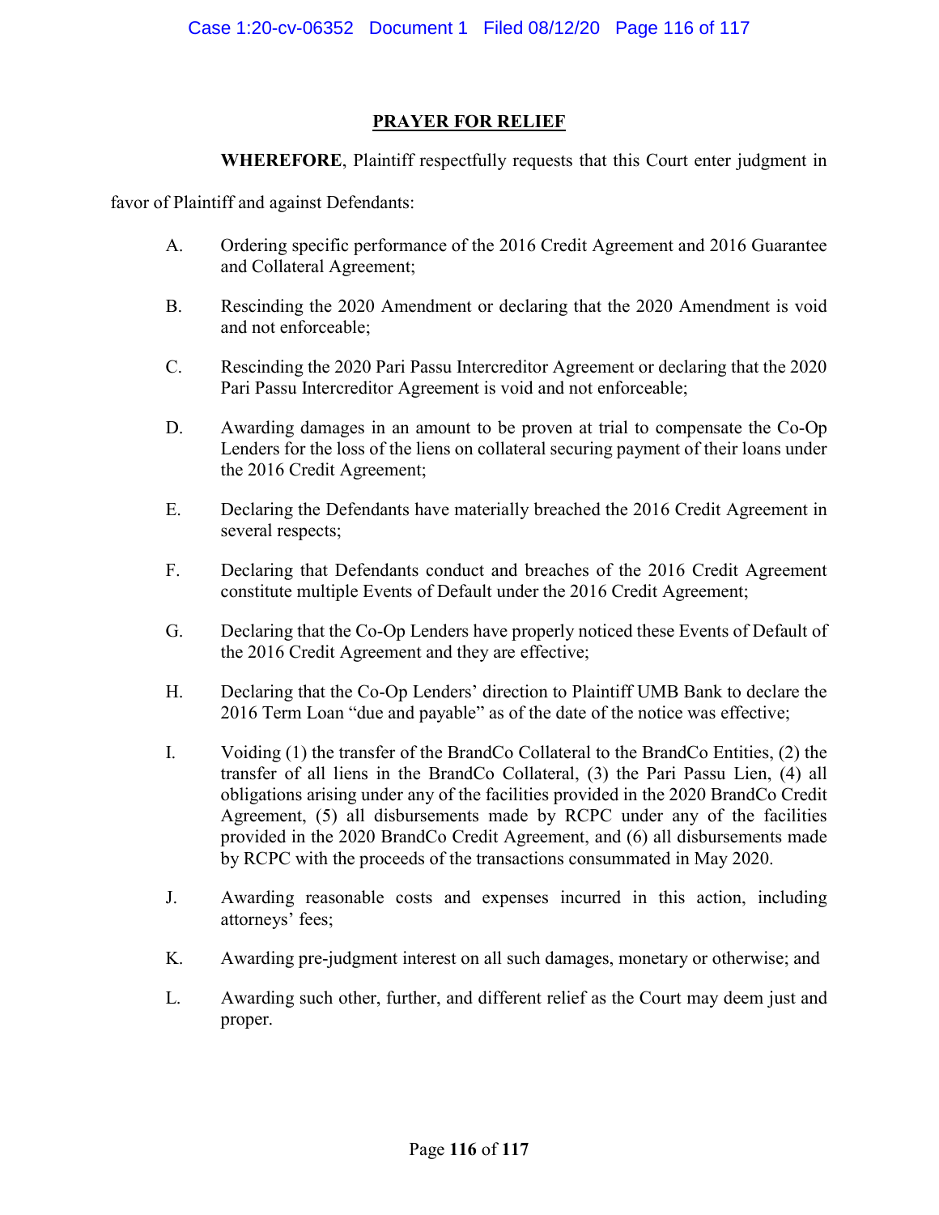## PRAYER FOR RELIEF

**WHEREFORE**, Plaintiff respectfully requests that this Court enter judgment in favor of Plaintiff and against Defendants:

A. Ordering specific performance of the 2016 Credit Agreement and 2016 Guarantee and Collateral Agreement;

B. Rescinding the 2020 Amendment or declaring that the 2020 Amendment is void and not enforceable;

C. Rescinding the 2020 Pari Passu Intercreditor Agreement or declaring that the 2020 Pari Passu Intercreditor Agreement is void and not enforceable;

D. Awarding damages in an amount to be proven at trial to compensate the Co-Op Lenders for the loss of the liens on collateral securing payment of their loans under the 2016 Credit Agreement;

E. Declaring the Defendants have materially breached the 2016 Credit Agreement in several respects;

F. Declaring that Defendants conduct and breaches of the 2016 Credit Agreement constitute multiple Events of Default under the 2016 Credit Agreement;

G. Declaring that the Co-Op Lenders have properly noticed these Events of Default of the 2016 Credit Agreement and they are effective;

H. Declaring that the Co-Op Lenders' direction to Plaintiff UMB Bank to declare the 2016 Term Loan "due and payable" as of the date of the notice was effective;

I. Voiding (1) the transfer of the BrandCo Collateral to the BrandCo Entities, (2) the transfer of all liens in the BrandCo Collateral, (3) the Pari Passu Lien, (4) all obligations arising under any of the facilities provided in the 2020 BrandCo Credit Agreement, (5) all disbursements made by RCPC under any of the facilities provided in the 2020 BrandCo Credit Agreement, and (6) all disbursements made by RCPC with the proceeds of the transactions consummated in May 2020.

J. Awarding reasonable costs and expenses incurred in this action, including attorneys' fees;

K. Awarding pre-judgment interest on all such damages, monetary or otherwise; and

L. Awarding such other, further, and different relief as the Court may deem just and proper.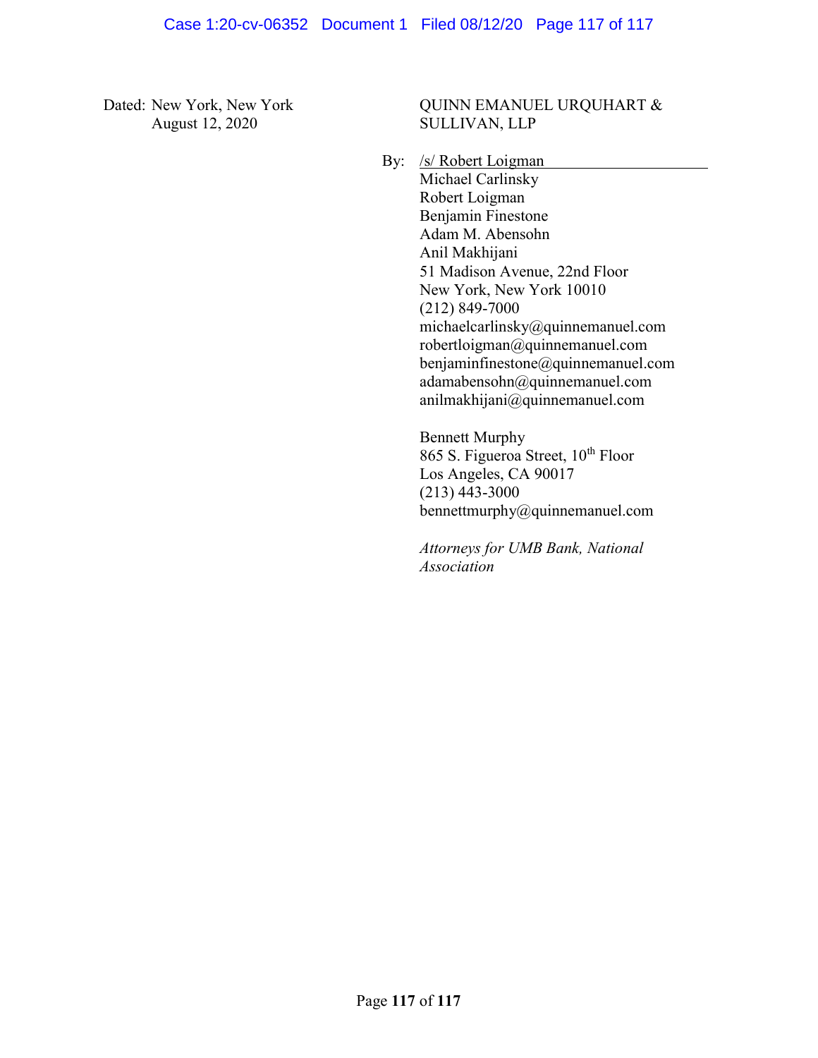Dated: New York, New York
August 12, 2020

QUINN EMANUEL URQUHART & SULLIVAN, LLP

By: /s/ Robert Loigman

Michael Carlinsky
Robert Loigman
Benjamin Finestone
Adam M. Abensohn
Anil Makhijani
51 Madison Avenue, 22nd Floor
New York, New York 10010
(212) 849-7000
michaelcarlinsky@quinnemanuel.com
robertloigman@quinnemanuel.com
benjaminfinestone@quinnemanuel.com
adamabensohn@quinnemanuel.com
anilmakhijani@quinnemanuel.com

Bennett Murphy
865 S. Figueroa Street, 10th Floor
Los Angeles, CA 90017
(213) 443-3000
bennettmurphy@quinnemanuel.com

*Attorneys for UMB Bank, National Association*